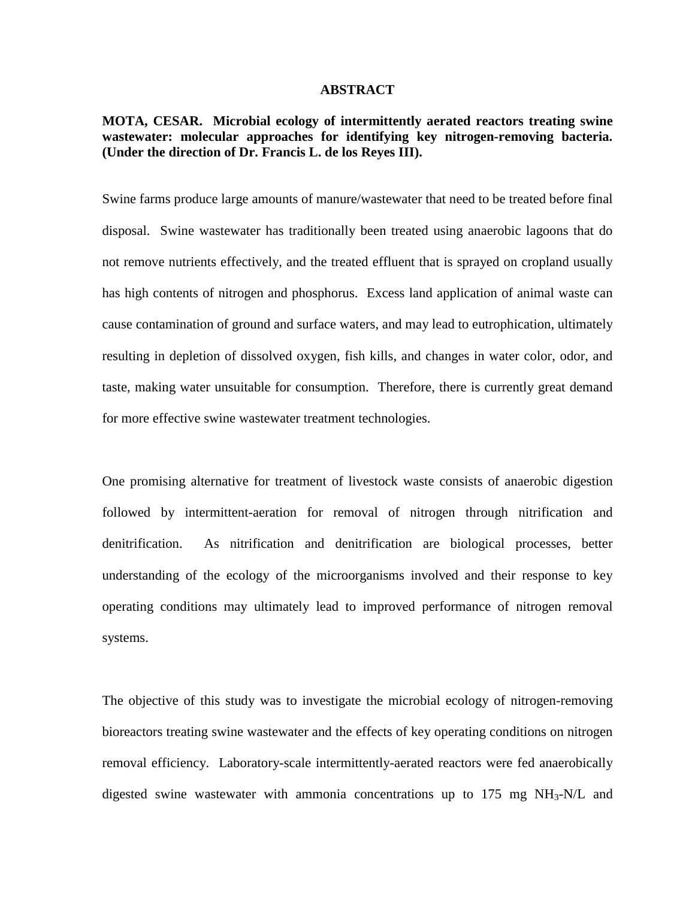# ABSTRACT

**MOTA, CESAR. Microbial ecology of intermittently aerated reactors treating swine wastewater: molecular approaches for identifying key nitrogen-removing bacteria. (Under the direction of Dr. Francis L. de los Reyes III).**

Swine farms produce large amounts of manure/wastewater that need to be treated before final disposal. Swine wastewater has traditionally been treated using anaerobic lagoons that do not remove nutrients effectively, and the treated effluent that is sprayed on cropland usually has high contents of nitrogen and phosphorus. Excess land application of animal waste can cause contamination of ground and surface waters, and may lead to eutrophication, ultimately resulting in depletion of dissolved oxygen, fish kills, and changes in water color, odor, and taste, making water unsuitable for consumption. Therefore, there is currently great demand for more effective swine wastewater treatment technologies.

One promising alternative for treatment of livestock waste consists of anaerobic digestion followed by intermittent-aeration for removal of nitrogen through nitrification and denitrification. As nitrification and denitrification are biological processes, better understanding of the ecology of the microorganisms involved and their response to key operating conditions may ultimately lead to improved performance of nitrogen removal systems.

The objective of this study was to investigate the microbial ecology of nitrogen-removing bioreactors treating swine wastewater and the effects of key operating conditions on nitrogen removal efficiency. Laboratory-scale intermittently-aerated reactors were fed anaerobically digested swine wastewater with ammonia concentrations up to 175 mg $NH_3$-N/L and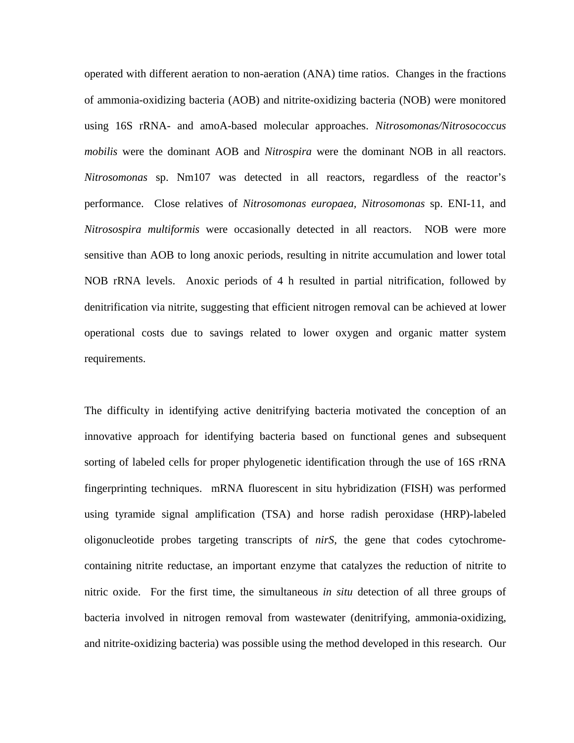operated with different aeration to non-aeration (ANA) time ratios. Changes in the fractions of ammonia-oxidizing bacteria (AOB) and nitrite-oxidizing bacteria (NOB) were monitored using 16S rRNA- and amoA-based molecular approaches. *Nitrosomonas/Nitrosococcus mobilis* were the dominant AOB and *Nitrospira* were the dominant NOB in all reactors. *Nitrosomonas* sp. Nm107 was detected in all reactors, regardless of the reactor's performance. Close relatives of *Nitrosomonas europaea*, *Nitrosomonas* sp. ENI-11, and *Nitrosospira multiformis* were occasionally detected in all reactors. NOB were more sensitive than AOB to long anoxic periods, resulting in nitrite accumulation and lower total NOB rRNA levels. Anoxic periods of 4 h resulted in partial nitrification, followed by denitrification via nitrite, suggesting that efficient nitrogen removal can be achieved at lower operational costs due to savings related to lower oxygen and organic matter system requirements.

The difficulty in identifying active denitrifying bacteria motivated the conception of an innovative approach for identifying bacteria based on functional genes and subsequent sorting of labeled cells for proper phylogenetic identification through the use of 16S rRNA fingerprinting techniques. mRNA fluorescent in situ hybridization (FISH) was performed using tyramide signal amplification (TSA) and horse radish peroxidase (HRP)-labeled oligonucleotide probes targeting transcripts of *nirS*, the gene that codes cytochrome-containing nitrite reductase, an important enzyme that catalyzes the reduction of nitrite to nitric oxide. For the first time, the simultaneous *in situ* detection of all three groups of bacteria involved in nitrogen removal from wastewater (denitrifying, ammonia-oxidizing, and nitrite-oxidizing bacteria) was possible using the method developed in this research. Our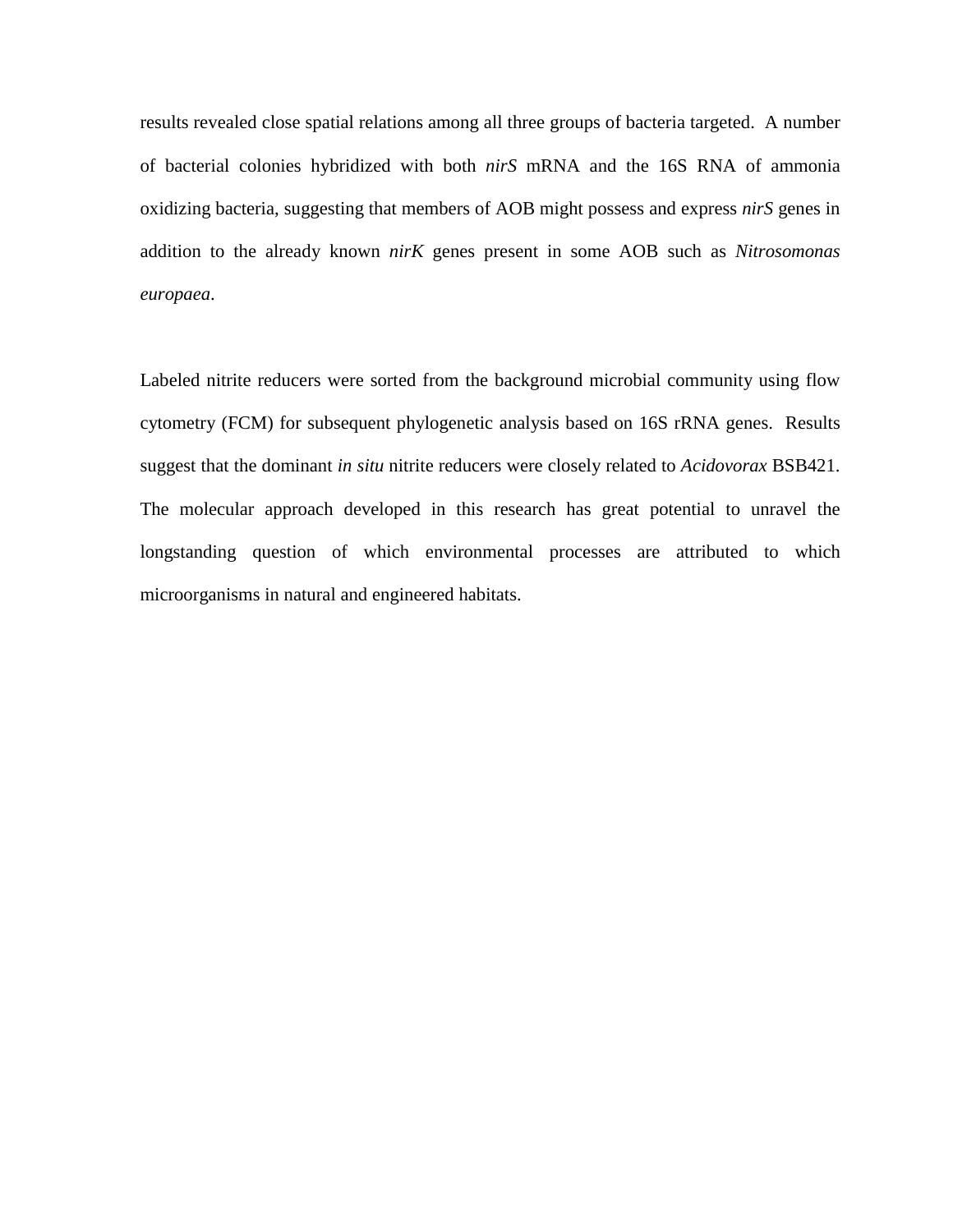results revealed close spatial relations among all three groups of bacteria targeted. A number of bacterial colonies hybridized with both *nirS* mRNA and the 16S RNA of ammonia oxidizing bacteria, suggesting that members of AOB might possess and express *nirS* genes in addition to the already known *nirK* genes present in some AOB such as *Nitrosomonas europaea*.

Labeled nitrite reducers were sorted from the background microbial community using flow cytometry (FCM) for subsequent phylogenetic analysis based on 16S rRNA genes. Results suggest that the dominant *in situ* nitrite reducers were closely related to *Acidovorax* BSB421. The molecular approach developed in this research has great potential to unravel the longstanding question of which environmental processes are attributed to which microorganisms in natural and engineered habitats.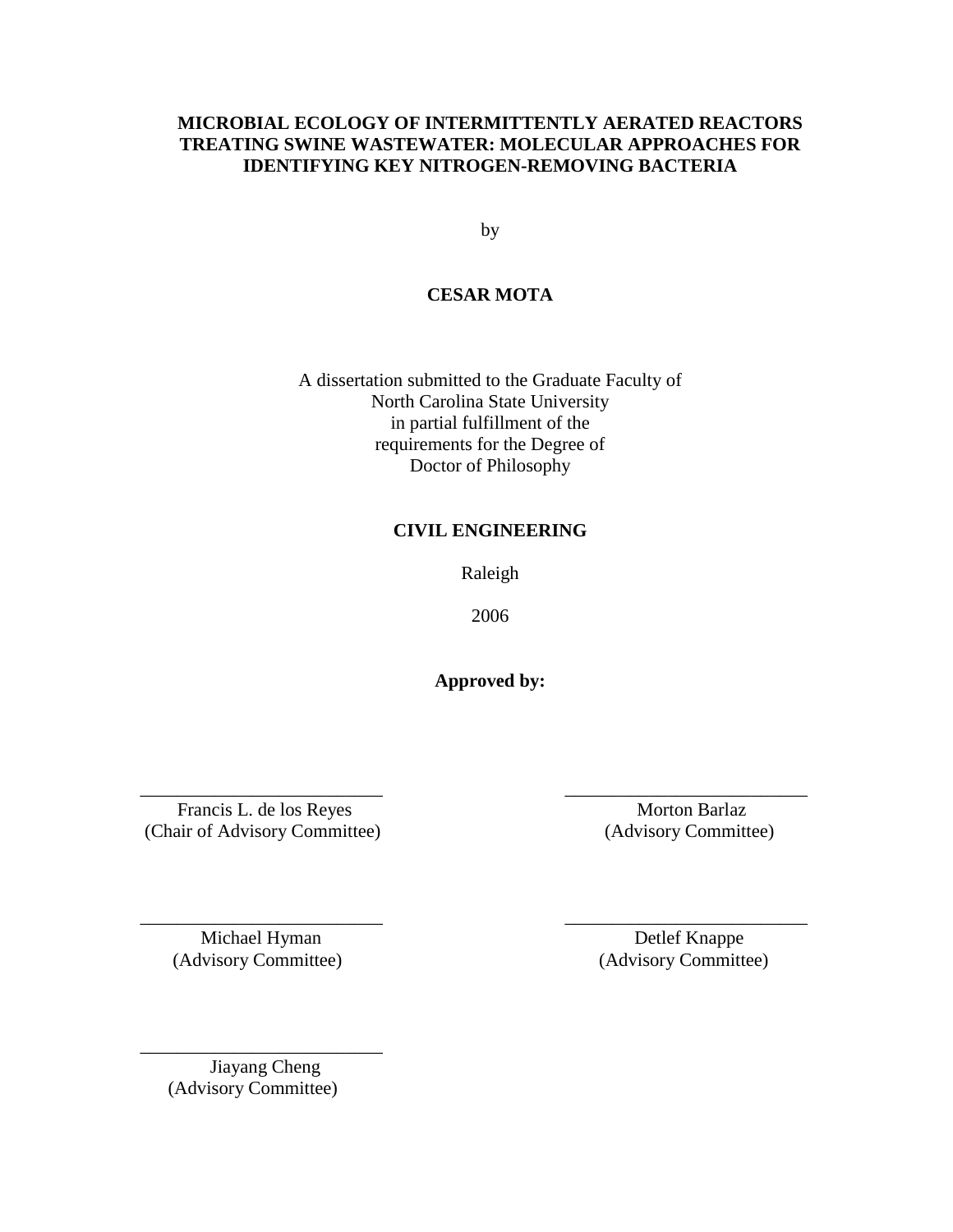# MICROBIAL ECOLOGY OF INTERMITTENTLY AERATED REACTORS TREATING SWINE WASTEWATER: MOLECULAR APPROACHES FOR IDENTIFYING KEY NITROGEN-REMOVING BACTERIA

by

**CESAR MOTA**

A dissertation submitted to the Graduate Faculty of
North Carolina State University
in partial fulfillment of the
requirements for the Degree of
Doctor of Philosophy

**CIVIL ENGINEERING**

Raleigh

2006

**Approved by:**

| | |
|---|---|
| Francis L. de los Reyes<br>(Chair of Advisory Committee) | Morton Barlaz<br>(Advisory Committee) |
| Michael Hyman<br>(Advisory Committee) | Detlef Knappe<br>(Advisory Committee) |
| Jiayang Cheng<br>(Advisory Committee) | |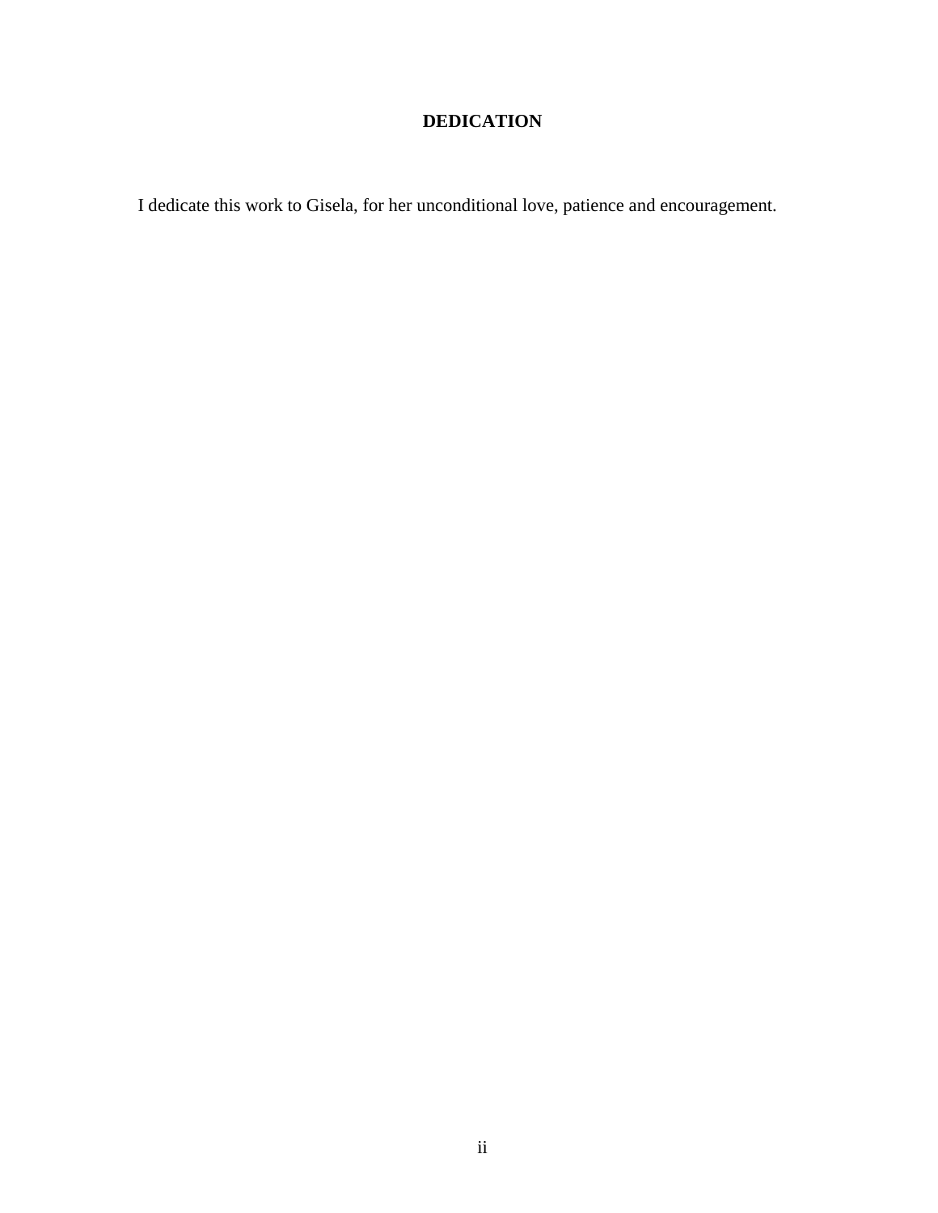# DEDICATION

I dedicate this work to Gisela, for her unconditional love, patience and encouragement.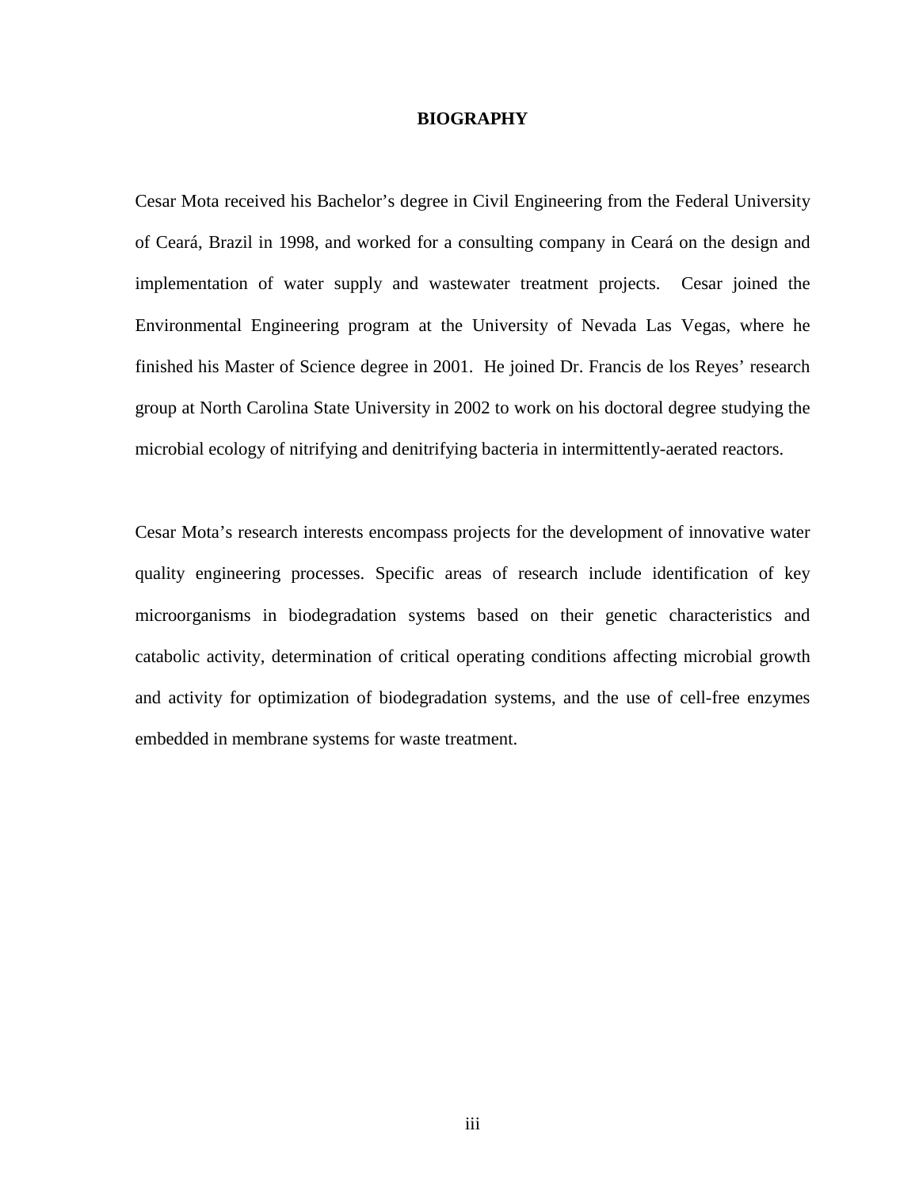# BIOGRAPHY

Cesar Mota received his Bachelor's degree in Civil Engineering from the Federal University of Ceará, Brazil in 1998, and worked for a consulting company in Ceará on the design and implementation of water supply and wastewater treatment projects. Cesar joined the Environmental Engineering program at the University of Nevada Las Vegas, where he finished his Master of Science degree in 2001. He joined Dr. Francis de los Reyes' research group at North Carolina State University in 2002 to work on his doctoral degree studying the microbial ecology of nitrifying and denitrifying bacteria in intermittently-aerated reactors.

Cesar Mota's research interests encompass projects for the development of innovative water quality engineering processes. Specific areas of research include identification of key microorganisms in biodegradation systems based on their genetic characteristics and catabolic activity, determination of critical operating conditions affecting microbial growth and activity for optimization of biodegradation systems, and the use of cell-free enzymes embedded in membrane systems for waste treatment.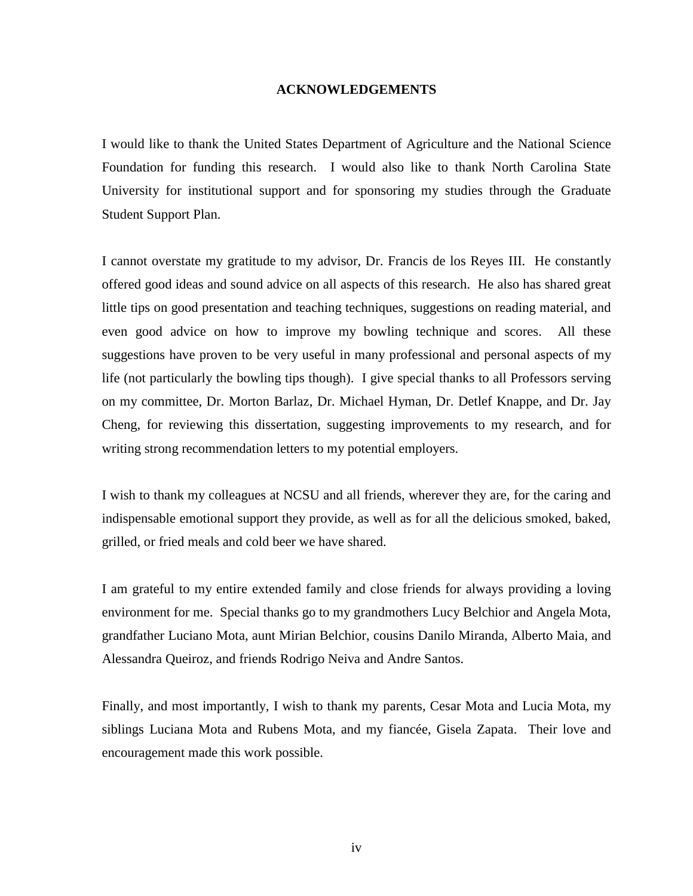# ACKNOWLEDGEMENTS

I would like to thank the United States Department of Agriculture and the National Science Foundation for funding this research. I would also like to thank North Carolina State University for institutional support and for sponsoring my studies through the Graduate Student Support Plan.

I cannot overstate my gratitude to my advisor, Dr. Francis de los Reyes III. He constantly offered good ideas and sound advice on all aspects of this research. He also has shared great little tips on good presentation and teaching techniques, suggestions on reading material, and even good advice on how to improve my bowling technique and scores. All these suggestions have proven to be very useful in many professional and personal aspects of my life (not particularly the bowling tips though). I give special thanks to all Professors serving on my committee, Dr. Morton Barlaz, Dr. Michael Hyman, Dr. Detlef Knappe, and Dr. Jay Cheng, for reviewing this dissertation, suggesting improvements to my research, and for writing strong recommendation letters to my potential employers.

I wish to thank my colleagues at NCSU and all friends, wherever they are, for the caring and indispensable emotional support they provide, as well as for all the delicious smoked, baked, grilled, or fried meals and cold beer we have shared.

I am grateful to my entire extended family and close friends for always providing a loving environment for me. Special thanks go to my grandmothers Lucy Belchior and Angela Mota, grandfather Luciano Mota, aunt Mirian Belchior, cousins Danilo Miranda, Alberto Maia, and Alessandra Queiroz, and friends Rodrigo Neiva and Andre Santos.

Finally, and most importantly, I wish to thank my parents, Cesar Mota and Lucia Mota, my siblings Luciana Mota and Rubens Mota, and my fiancée, Gisela Zapata. Their love and encouragement made this work possible.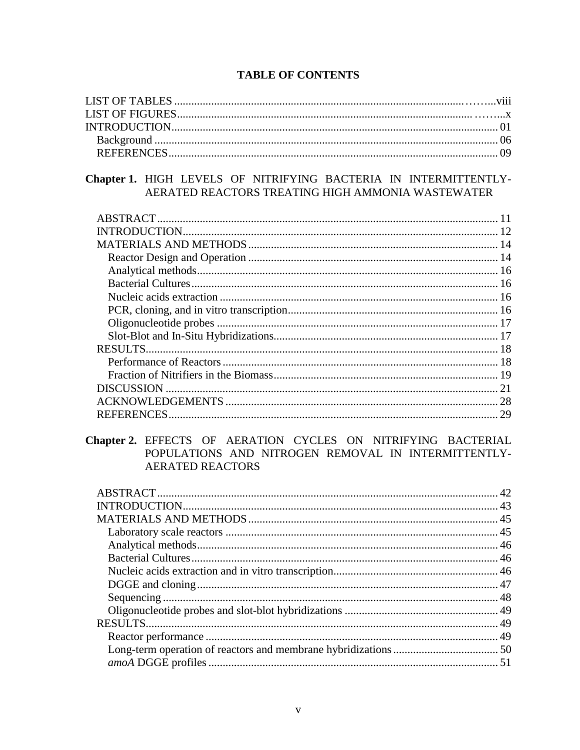# TABLE OF CONTENTS

LIST OF TABLES ........................................................viii
LIST OF FIGURES........................................................x
INTRODUCTION........................................................01
  Background ........................................................06
  REFERENCES........................................................09

**Chapter 1.** HIGH LEVELS OF NITRIFYING BACTERIA IN INTERMITTENTLY-AERATED REACTORS TREATING HIGH AMMONIA WASTEWATER

  ABSTRACT........................................................11
  INTRODUCTION........................................................12
  MATERIALS AND METHODS........................................................14
    Reactor Design and Operation ........................................................14
    Analytical methods........................................................16
    Bacterial Cultures........................................................16
    Nucleic acids extraction ........................................................16
    PCR, cloning, and in vitro transcription........................................................16
    Oligonucleotide probes ........................................................17
    Slot-Blot and In-Situ Hybridizations........................................................17
  RESULTS........................................................18
    Performance of Reactors ........................................................18
    Fraction of Nitrifiers in the Biomass........................................................19
  DISCUSSION ........................................................21
  ACKNOWLEDGEMENTS ........................................................28
  REFERENCES........................................................29

**Chapter 2.** EFFECTS OF AERATION CYCLES ON NITRIFYING BACTERIAL POPULATIONS AND NITROGEN REMOVAL IN INTERMITTENTLY-AERATED REACTORS

  ABSTRACT........................................................42
  INTRODUCTION........................................................43
  MATERIALS AND METHODS........................................................45
    Laboratory scale reactors ........................................................45
    Analytical methods........................................................46
    Bacterial Cultures........................................................46
    Nucleic acids extraction and in vitro transcription........................................................46
    DGGE and cloning........................................................47
    Sequencing ........................................................48
    Oligonucleotide probes and slot-blot hybridizations ........................................................49
  RESULTS........................................................49
    Reactor performance ........................................................49
    Long-term operation of reactors and membrane hybridizations........................................................50
    *amoA* DGGE profiles ........................................................51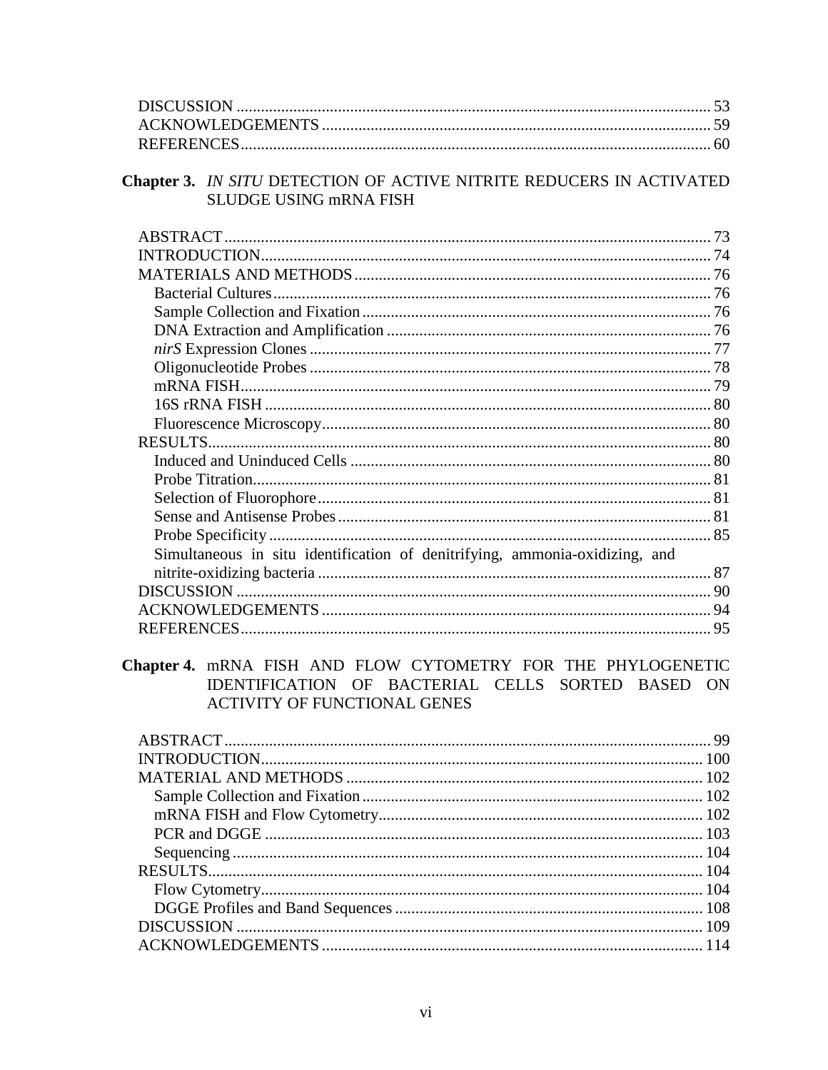DISCUSSION .................................................................................................... 53
ACKNOWLEDGEMENTS ............................................................................... 59
REFERENCES.................................................................................................. 60

**Chapter 3.** *IN SITU* **DETECTION OF ACTIVE NITRITE REDUCERS IN ACTIVATED SLUDGE USING mRNA FISH**

ABSTRACT ....................................................................................................... 73
INTRODUCTION.............................................................................................. 74
MATERIALS AND METHODS ....................................................................... 76
  Bacterial Cultures ........................................................................................... 76
  Sample Collection and Fixation ..................................................................... 76
  DNA Extraction and Amplification ............................................................... 76
  *nirS* Expression Clones .................................................................................. 77
  Oligonucleotide Probes .................................................................................. 78
  mRNA FISH.................................................................................................... 79
  16S rRNA FISH .............................................................................................. 80
  Fluorescence Microscopy................................................................................ 80
RESULTS........................................................................................................... 80
  Induced and Uninduced Cells ........................................................................ 80
  Probe Titration................................................................................................ 81
  Selection of Fluorophore ................................................................................. 81
  Sense and Antisense Probes ............................................................................ 81
  Probe Specificity ............................................................................................. 85
  Simultaneous in situ identification of denitrifying, ammonia-oxidizing, and nitrite-oxidizing bacteria ................................................................................. 87
DISCUSSION .................................................................................................... 90
ACKNOWLEDGEMENTS ............................................................................... 94
REFERENCES.................................................................................................. 95

**Chapter 4. mRNA FISH AND FLOW CYTOMETRY FOR THE PHYLOGENETIC IDENTIFICATION OF BACTERIAL CELLS SORTED BASED ON ACTIVITY OF FUNCTIONAL GENES**

ABSTRACT ....................................................................................................... 99
INTRODUCTION............................................................................................ 100
MATERIAL AND METHODS ....................................................................... 102
  Sample Collection and Fixation .................................................................... 102
  mRNA FISH and Flow Cytometry................................................................ 102
  PCR and DGGE ............................................................................................ 103
  Sequencing .................................................................................................... 104
RESULTS......................................................................................................... 104
  Flow Cytometry............................................................................................. 104
  DGGE Profiles and Band Sequences ............................................................ 108
DISCUSSION .................................................................................................. 109
ACKNOWLEDGEMENTS ............................................................................. 114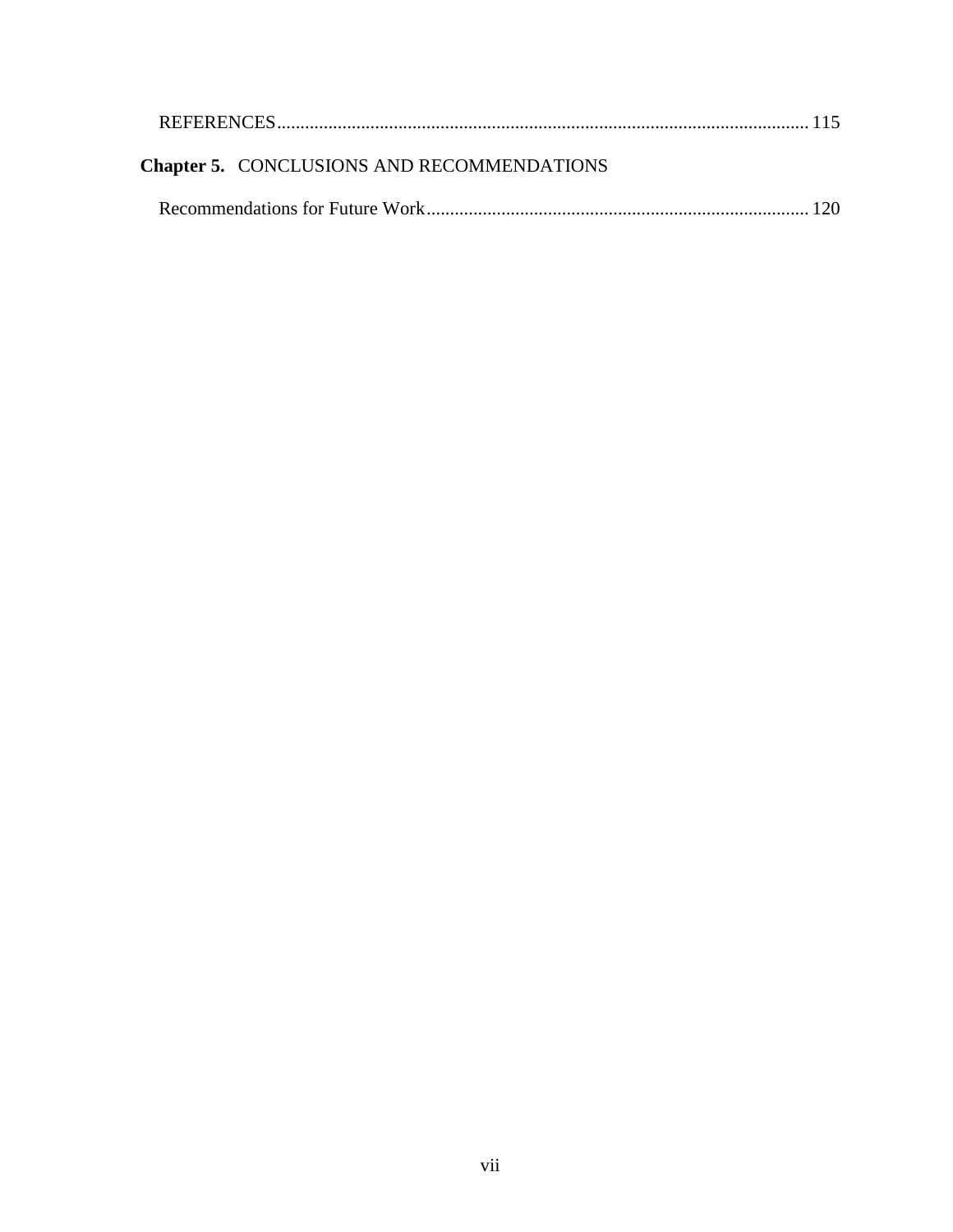REFERENCES .................................................................................................................. 115

**Chapter 5.** CONCLUSIONS AND RECOMMENDATIONS

Recommendations for Future Work .................................................................................. 120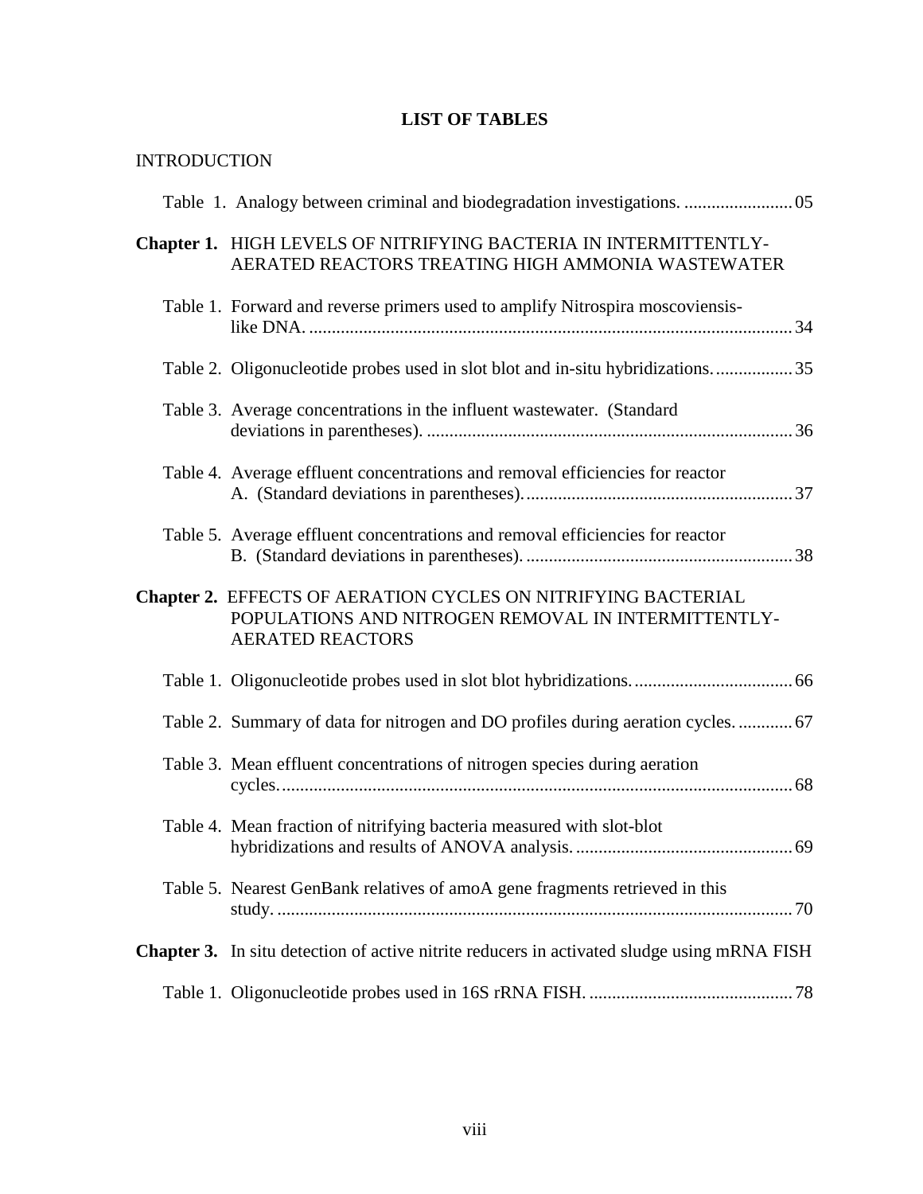# LIST OF TABLES

INTRODUCTION

Table 1. Analogy between criminal and biodegradation investigations. ........................ 05

**Chapter 1.** HIGH LEVELS OF NITRIFYING BACTERIA IN INTERMITTENTLY-AERATED REACTORS TREATING HIGH AMMONIA WASTEWATER

Table 1. Forward and reverse primers used to amplify Nitrospira moscoviensis-like DNA. .......................................................................................................... 34

Table 2. Oligonucleotide probes used in slot blot and in-situ hybridizations. ................ 35

Table 3. Average concentrations in the influent wastewater. (Standard deviations in parentheses). ................................................................................ 36

Table 4. Average effluent concentrations and removal efficiencies for reactor A. (Standard deviations in parentheses). .......................................................... 37

Table 5. Average effluent concentrations and removal efficiencies for reactor B. (Standard deviations in parentheses). .......................................................... 38

**Chapter 2.** EFFECTS OF AERATION CYCLES ON NITRIFYING BACTERIAL POPULATIONS AND NITROGEN REMOVAL IN INTERMITTENTLY-AERATED REACTORS

Table 1. Oligonucleotide probes used in slot blot hybridizations. .................................. 66

Table 2. Summary of data for nitrogen and DO profiles during aeration cycles. ............ 67

Table 3. Mean effluent concentrations of nitrogen species during aeration cycles. ................................................................................................................ 68

Table 4. Mean fraction of nitrifying bacteria measured with slot-blot hybridizations and results of ANOVA analysis. ................................................ 69

Table 5. Nearest GenBank relatives of amoA gene fragments retrieved in this study. .................................................................................................................. 70

**Chapter 3.** In situ detection of active nitrite reducers in activated sludge using mRNA FISH

Table 1. Oligonucleotide probes used in 16S rRNA FISH. ............................................. 78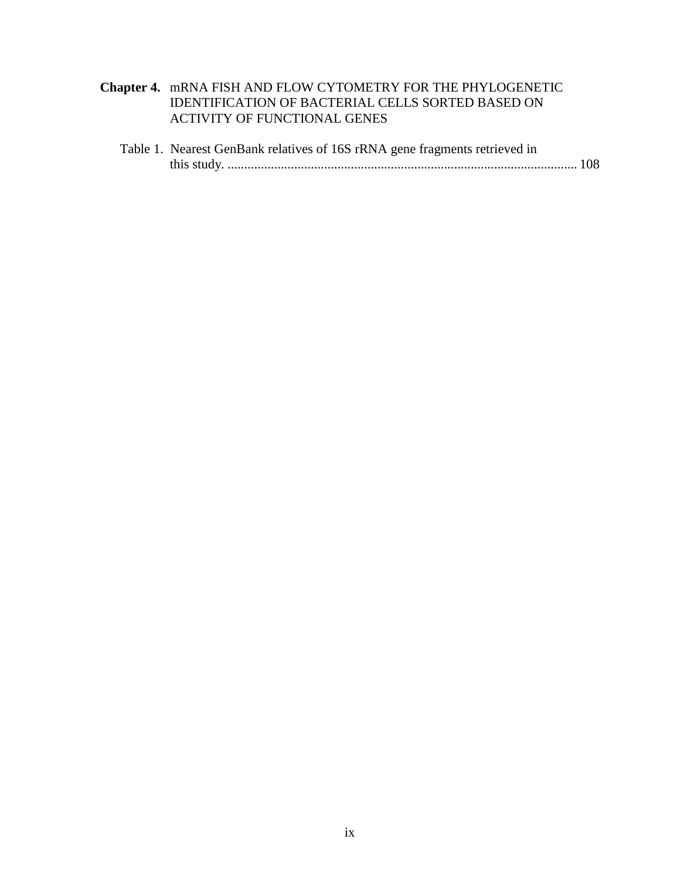**Chapter 4.** mRNA FISH AND FLOW CYTOMETRY FOR THE PHYLOGENETIC IDENTIFICATION OF BACTERIAL CELLS SORTED BASED ON ACTIVITY OF FUNCTIONAL GENES

Table 1. Nearest GenBank relatives of 16S rRNA gene fragments retrieved in this study. ............................................................................................................ 108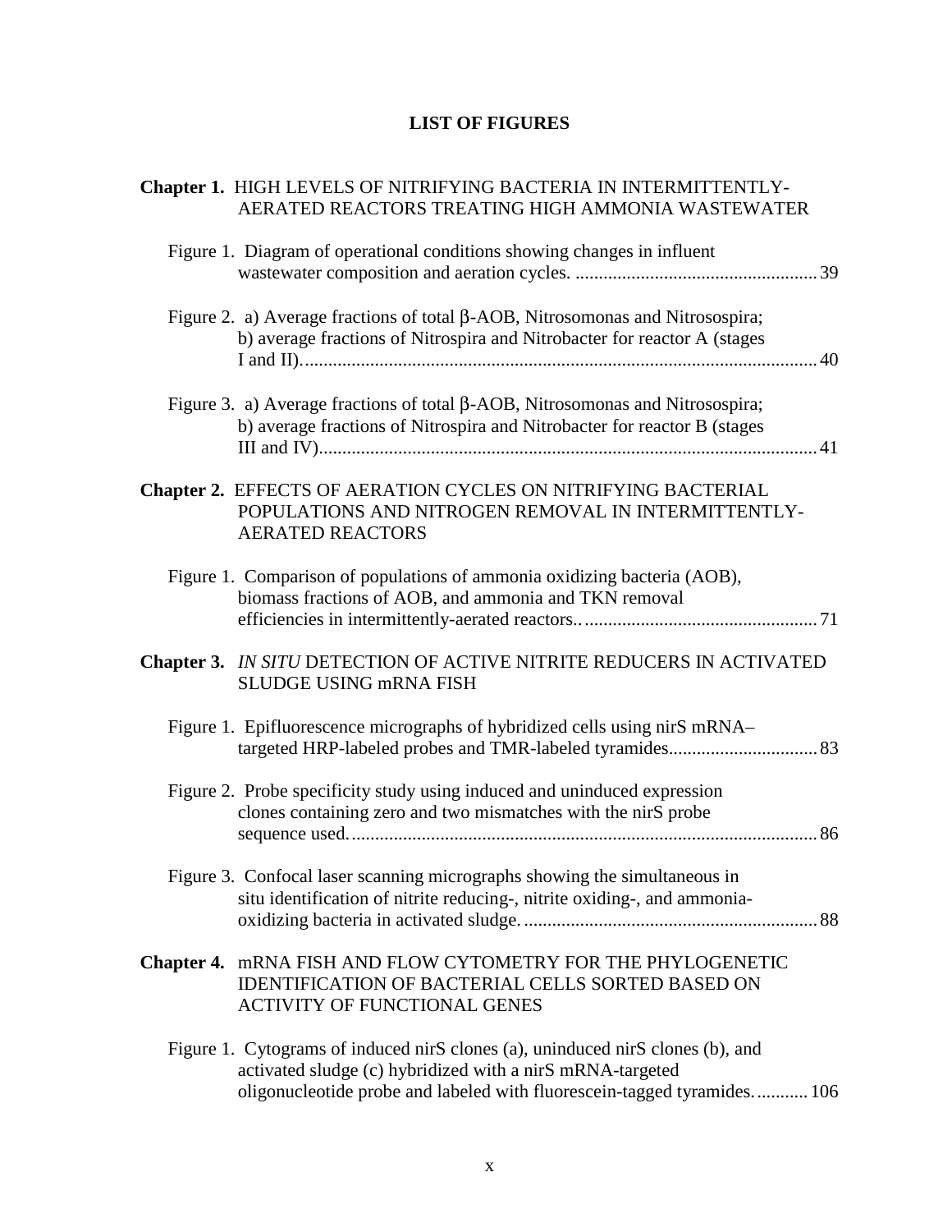# LIST OF FIGURES

**Chapter 1.** HIGH LEVELS OF NITRIFYING BACTERIA IN INTERMITTENTLY-AERATED REACTORS TREATING HIGH AMMONIA WASTEWATER

Figure 1. Diagram of operational conditions showing changes in influent wastewater composition and aeration cycles. .................................................... 39

Figure 2. a) Average fractions of total β-AOB, Nitrosomonas and Nitrosospira; b) average fractions of Nitrospira and Nitrobacter for reactor A (stages I and II)............................................................................................................. 40

Figure 3. a) Average fractions of total β-AOB, Nitrosomonas and Nitrosospira; b) average fractions of Nitrospira and Nitrobacter for reactor B (stages III and IV).......................................................................................................... 41

**Chapter 2.** EFFECTS OF AERATION CYCLES ON NITRIFYING BACTERIAL POPULATIONS AND NITROGEN REMOVAL IN INTERMITTENTLY-AERATED REACTORS

Figure 1. Comparison of populations of ammonia oxidizing bacteria (AOB), biomass fractions of AOB, and ammonia and TKN removal efficiencies in intermittently-aerated reactors.. ................................................ 71

**Chapter 3.** *IN SITU* DETECTION OF ACTIVE NITRITE REDUCERS IN ACTIVATED SLUDGE USING mRNA FISH

Figure 1. Epifluorescence micrographs of hybridized cells using nirS mRNA–targeted HRP-labeled probes and TMR-labeled tyramides................................ 83

Figure 2. Probe specificity study using induced and uninduced expression clones containing zero and two mismatches with the nirS probe sequence used.................................................................................................... 86

Figure 3. Confocal laser scanning micrographs showing the simultaneous in situ identification of nitrite reducing-, nitrite oxiding-, and ammonia-oxidizing bacteria in activated sludge. .............................................................. 88

**Chapter 4.** mRNA FISH AND FLOW CYTOMETRY FOR THE PHYLOGENETIC IDENTIFICATION OF BACTERIAL CELLS SORTED BASED ON ACTIVITY OF FUNCTIONAL GENES

Figure 1. Cytograms of induced nirS clones (a), uninduced nirS clones (b), and activated sludge (c) hybridized with a nirS mRNA-targeted oligonucleotide probe and labeled with fluorescein-tagged tyramides. ........... 106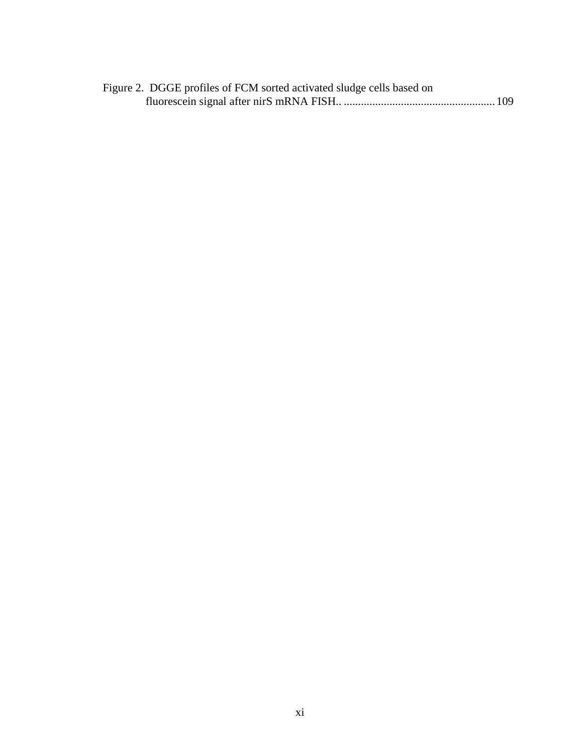Figure 2. DGGE profiles of FCM sorted activated sludge cells based on fluorescein signal after nirS mRNA FISH.. ..................................................... 109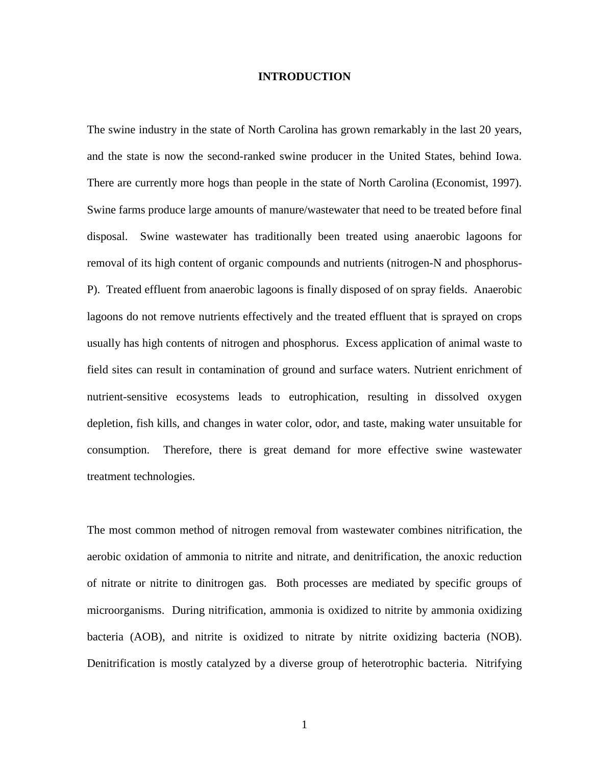# INTRODUCTION

The swine industry in the state of North Carolina has grown remarkably in the last 20 years, and the state is now the second-ranked swine producer in the United States, behind Iowa. There are currently more hogs than people in the state of North Carolina (Economist, 1997). Swine farms produce large amounts of manure/wastewater that need to be treated before final disposal. Swine wastewater has traditionally been treated using anaerobic lagoons for removal of its high content of organic compounds and nutrients (nitrogen-N and phosphorus-P). Treated effluent from anaerobic lagoons is finally disposed of on spray fields. Anaerobic lagoons do not remove nutrients effectively and the treated effluent that is sprayed on crops usually has high contents of nitrogen and phosphorus. Excess application of animal waste to field sites can result in contamination of ground and surface waters. Nutrient enrichment of nutrient-sensitive ecosystems leads to eutrophication, resulting in dissolved oxygen depletion, fish kills, and changes in water color, odor, and taste, making water unsuitable for consumption. Therefore, there is great demand for more effective swine wastewater treatment technologies.

The most common method of nitrogen removal from wastewater combines nitrification, the aerobic oxidation of ammonia to nitrite and nitrate, and denitrification, the anoxic reduction of nitrate or nitrite to dinitrogen gas. Both processes are mediated by specific groups of microorganisms. During nitrification, ammonia is oxidized to nitrite by ammonia oxidizing bacteria (AOB), and nitrite is oxidized to nitrate by nitrite oxidizing bacteria (NOB). Denitrification is mostly catalyzed by a diverse group of heterotrophic bacteria. Nitrifying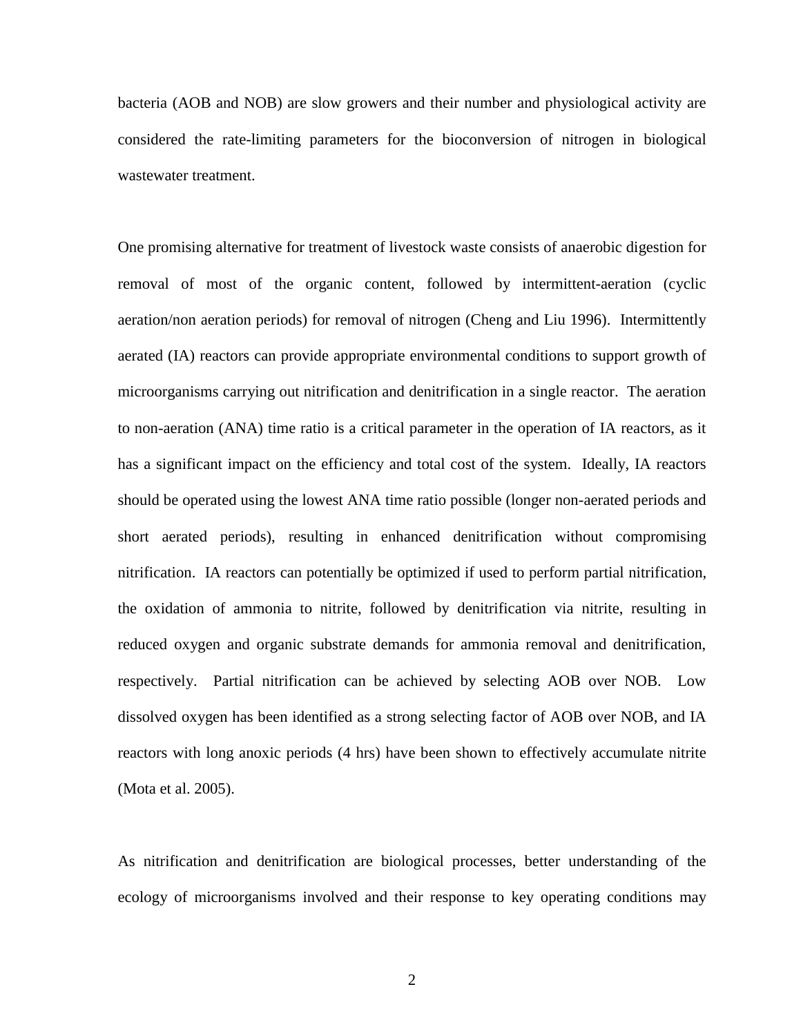bacteria (AOB and NOB) are slow growers and their number and physiological activity are considered the rate-limiting parameters for the bioconversion of nitrogen in biological wastewater treatment.

One promising alternative for treatment of livestock waste consists of anaerobic digestion for removal of most of the organic content, followed by intermittent-aeration (cyclic aeration/non aeration periods) for removal of nitrogen (Cheng and Liu 1996). Intermittently aerated (IA) reactors can provide appropriate environmental conditions to support growth of microorganisms carrying out nitrification and denitrification in a single reactor. The aeration to non-aeration (ANA) time ratio is a critical parameter in the operation of IA reactors, as it has a significant impact on the efficiency and total cost of the system. Ideally, IA reactors should be operated using the lowest ANA time ratio possible (longer non-aerated periods and short aerated periods), resulting in enhanced denitrification without compromising nitrification. IA reactors can potentially be optimized if used to perform partial nitrification, the oxidation of ammonia to nitrite, followed by denitrification via nitrite, resulting in reduced oxygen and organic substrate demands for ammonia removal and denitrification, respectively. Partial nitrification can be achieved by selecting AOB over NOB. Low dissolved oxygen has been identified as a strong selecting factor of AOB over NOB, and IA reactors with long anoxic periods (4 hrs) have been shown to effectively accumulate nitrite (Mota et al. 2005).

As nitrification and denitrification are biological processes, better understanding of the ecology of microorganisms involved and their response to key operating conditions may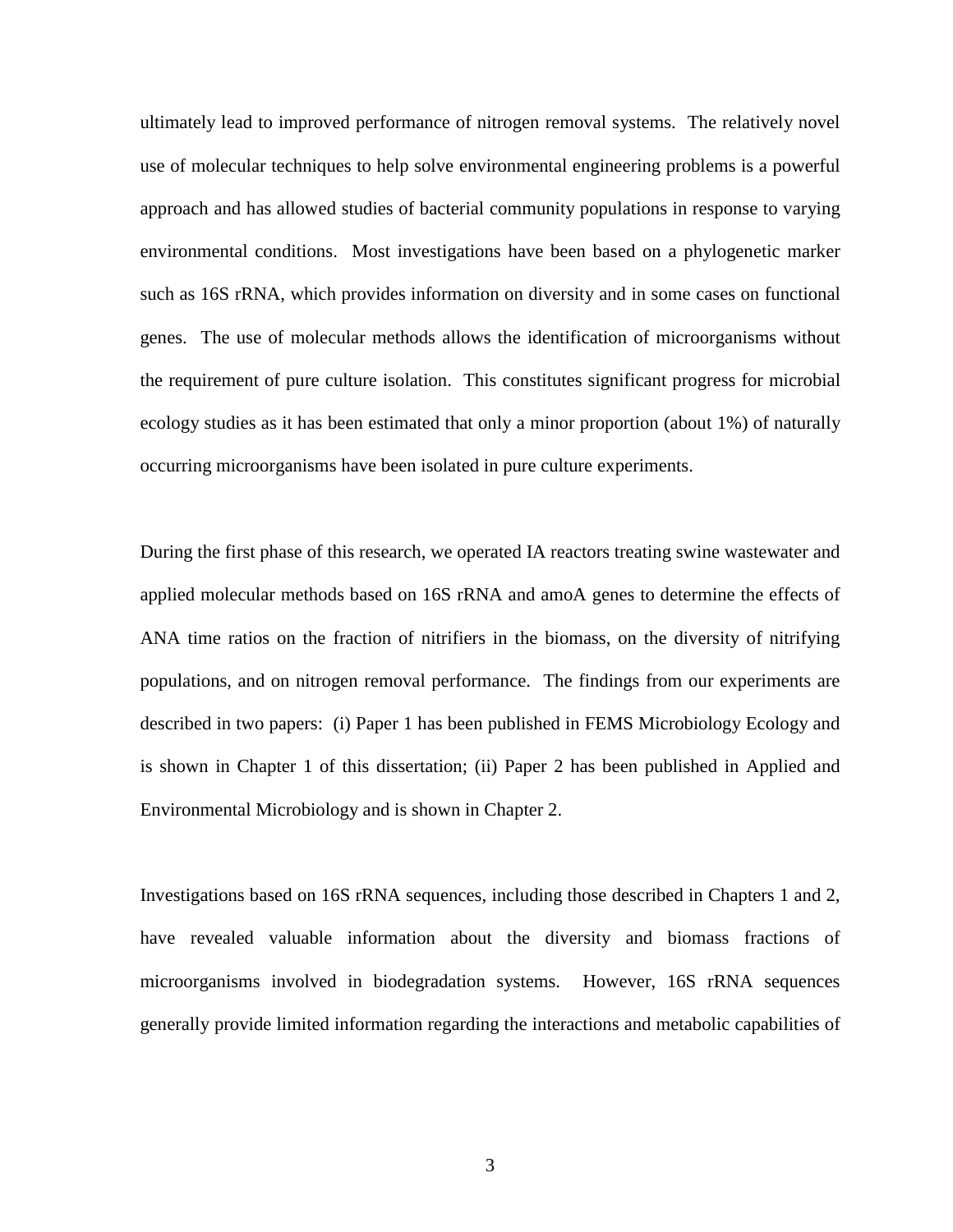ultimately lead to improved performance of nitrogen removal systems. The relatively novel use of molecular techniques to help solve environmental engineering problems is a powerful approach and has allowed studies of bacterial community populations in response to varying environmental conditions. Most investigations have been based on a phylogenetic marker such as 16S rRNA, which provides information on diversity and in some cases on functional genes. The use of molecular methods allows the identification of microorganisms without the requirement of pure culture isolation. This constitutes significant progress for microbial ecology studies as it has been estimated that only a minor proportion (about 1%) of naturally occurring microorganisms have been isolated in pure culture experiments.

During the first phase of this research, we operated IA reactors treating swine wastewater and applied molecular methods based on 16S rRNA and amoA genes to determine the effects of ANA time ratios on the fraction of nitrifiers in the biomass, on the diversity of nitrifying populations, and on nitrogen removal performance. The findings from our experiments are described in two papers: (i) Paper 1 has been published in FEMS Microbiology Ecology and is shown in Chapter 1 of this dissertation; (ii) Paper 2 has been published in Applied and Environmental Microbiology and is shown in Chapter 2.

Investigations based on 16S rRNA sequences, including those described in Chapters 1 and 2, have revealed valuable information about the diversity and biomass fractions of microorganisms involved in biodegradation systems. However, 16S rRNA sequences generally provide limited information regarding the interactions and metabolic capabilities of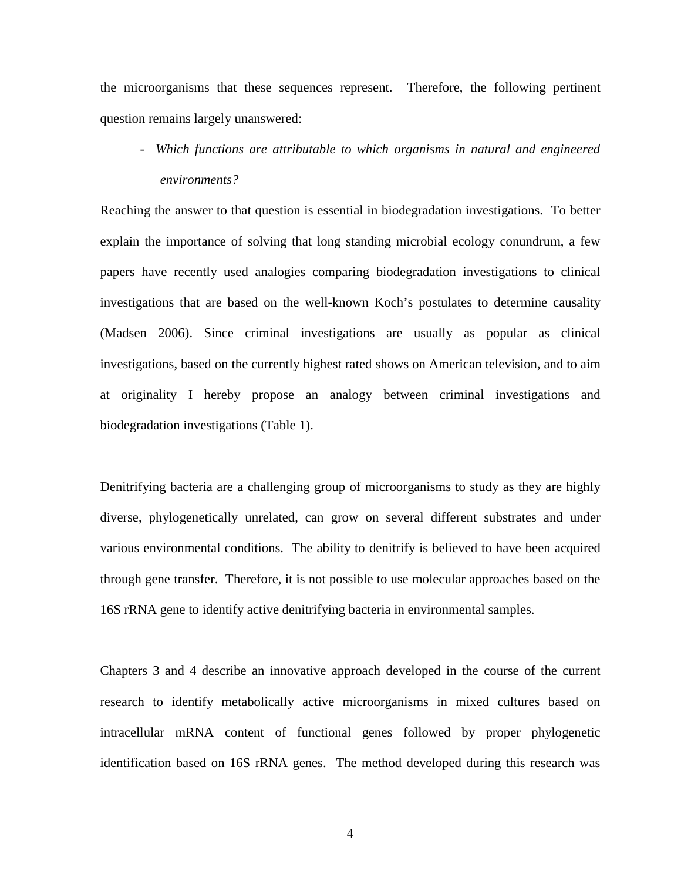the microorganisms that these sequences represent. Therefore, the following pertinent question remains largely unanswered:

- *Which functions are attributable to which organisms in natural and engineered environments?*

Reaching the answer to that question is essential in biodegradation investigations. To better explain the importance of solving that long standing microbial ecology conundrum, a few papers have recently used analogies comparing biodegradation investigations to clinical investigations that are based on the well-known Koch's postulates to determine causality (Madsen 2006). Since criminal investigations are usually as popular as clinical investigations, based on the currently highest rated shows on American television, and to aim at originality I hereby propose an analogy between criminal investigations and biodegradation investigations (Table 1).

Denitrifying bacteria are a challenging group of microorganisms to study as they are highly diverse, phylogenetically unrelated, can grow on several different substrates and under various environmental conditions. The ability to denitrify is believed to have been acquired through gene transfer. Therefore, it is not possible to use molecular approaches based on the 16S rRNA gene to identify active denitrifying bacteria in environmental samples.

Chapters 3 and 4 describe an innovative approach developed in the course of the current research to identify metabolically active microorganisms in mixed cultures based on intracellular mRNA content of functional genes followed by proper phylogenetic identification based on 16S rRNA genes. The method developed during this research was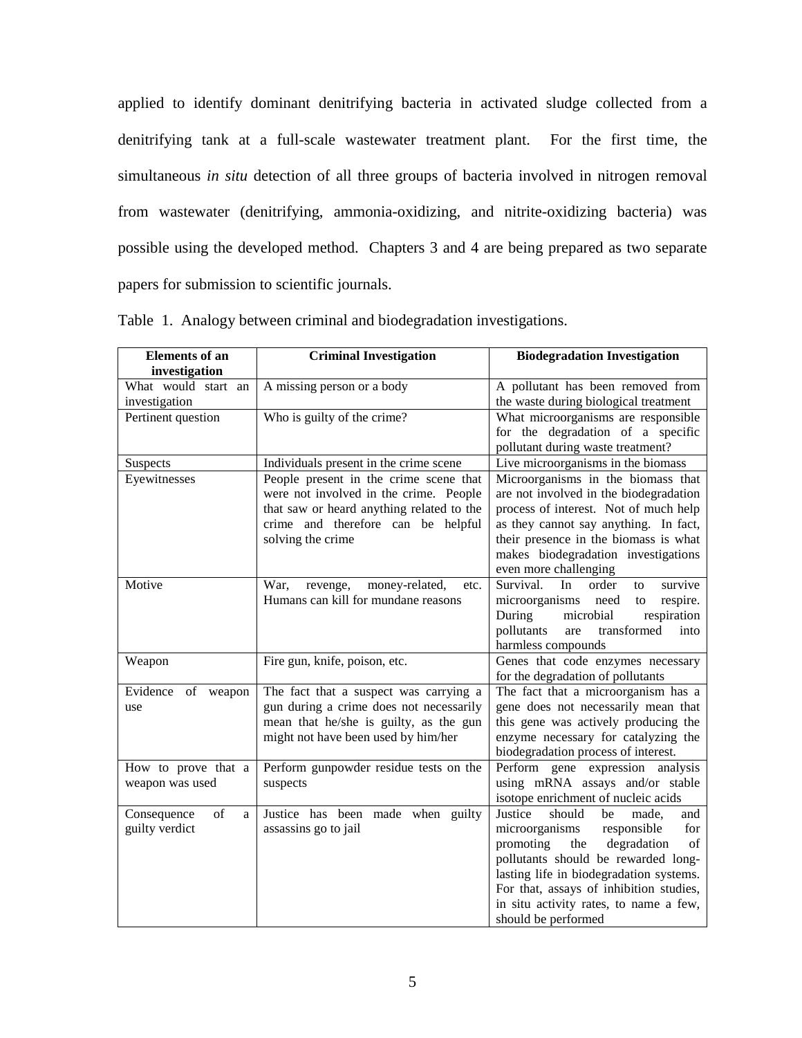applied to identify dominant denitrifying bacteria in activated sludge collected from a denitrifying tank at a full-scale wastewater treatment plant. For the first time, the simultaneous *in situ* detection of all three groups of bacteria involved in nitrogen removal from wastewater (denitrifying, ammonia-oxidizing, and nitrite-oxidizing bacteria) was possible using the developed method. Chapters 3 and 4 are being prepared as two separate papers for submission to scientific journals.

Table 1. Analogy between criminal and biodegradation investigations.

| Elements of an investigation | Criminal Investigation | Biodegradation Investigation |
|---|---|---|
| What would start an investigation | A missing person or a body | A pollutant has been removed from the waste during biological treatment |
| Pertinent question | Who is guilty of the crime? | What microorganisms are responsible for the degradation of a specific pollutant during waste treatment? |
| Suspects | Individuals present in the crime scene | Live microorganisms in the biomass |
| Eyewitnesses | People present in the crime scene that were not involved in the crime. People that saw or heard anything related to the crime and therefore can be helpful solving the crime | Microorganisms in the biomass that are not involved in the biodegradation process of interest. Not of much help as they cannot say anything. In fact, their presence in the biomass is what makes biodegradation investigations even more challenging |
| Motive | War, revenge, money-related, etc. Humans can kill for mundane reasons | Survival. In order to survive microorganisms need to respire. During microbial respiration pollutants are transformed into harmless compounds |
| Weapon | Fire gun, knife, poison, etc. | Genes that code enzymes necessary for the degradation of pollutants |
| Evidence of weapon use | The fact that a suspect was carrying a gun during a crime does not necessarily mean that he/she is guilty, as the gun might not have been used by him/her | The fact that a microorganism has a gene does not necessarily mean that this gene was actively producing the enzyme necessary for catalyzing the biodegradation process of interest. |
| How to prove that a weapon was used | Perform gunpowder residue tests on the suspects | Perform gene expression analysis using mRNA assays and/or stable isotope enrichment of nucleic acids |
| Consequence of a guilty verdict | Justice has been made when guilty assassins go to jail | Justice should be made, and microorganisms responsible for promoting the degradation of pollutants should be rewarded long-lasting life in biodegradation systems. For that, assays of inhibition studies, in situ activity rates, to name a few, should be performed |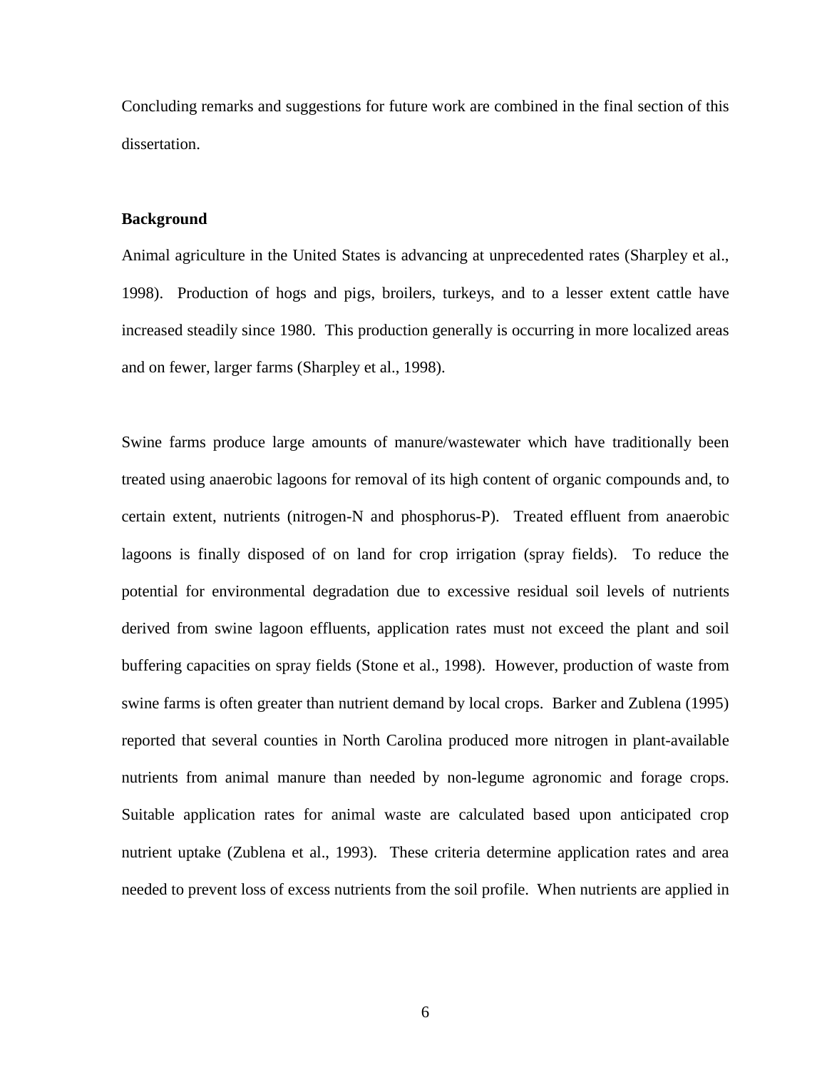Concluding remarks and suggestions for future work are combined in the final section of this dissertation.

## Background

Animal agriculture in the United States is advancing at unprecedented rates (Sharpley et al., 1998). Production of hogs and pigs, broilers, turkeys, and to a lesser extent cattle have increased steadily since 1980. This production generally is occurring in more localized areas and on fewer, larger farms (Sharpley et al., 1998).

Swine farms produce large amounts of manure/wastewater which have traditionally been treated using anaerobic lagoons for removal of its high content of organic compounds and, to certain extent, nutrients (nitrogen-N and phosphorus-P). Treated effluent from anaerobic lagoons is finally disposed of on land for crop irrigation (spray fields). To reduce the potential for environmental degradation due to excessive residual soil levels of nutrients derived from swine lagoon effluents, application rates must not exceed the plant and soil buffering capacities on spray fields (Stone et al., 1998). However, production of waste from swine farms is often greater than nutrient demand by local crops. Barker and Zublena (1995) reported that several counties in North Carolina produced more nitrogen in plant-available nutrients from animal manure than needed by non-legume agronomic and forage crops. Suitable application rates for animal waste are calculated based upon anticipated crop nutrient uptake (Zublena et al., 1993). These criteria determine application rates and area needed to prevent loss of excess nutrients from the soil profile. When nutrients are applied in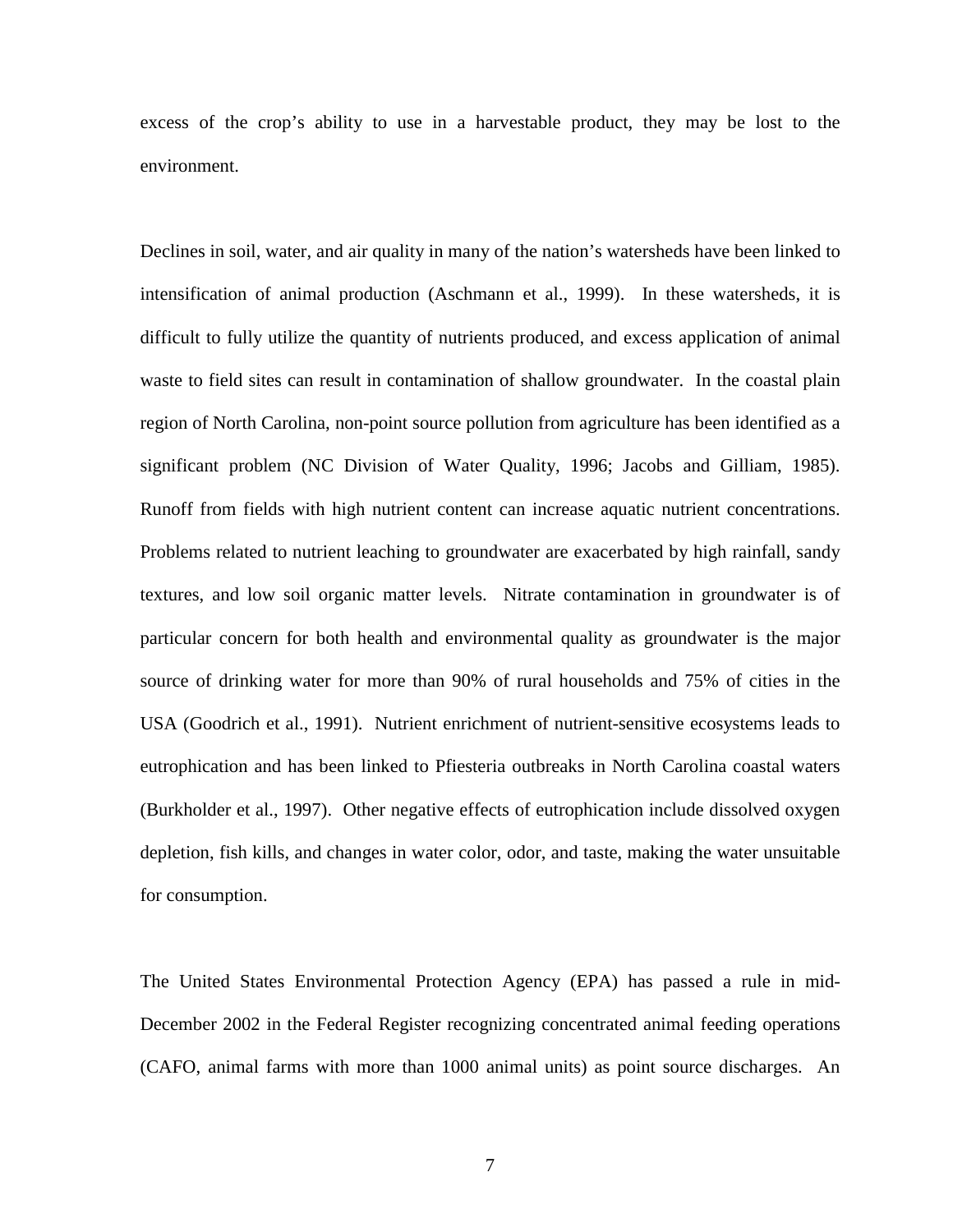excess of the crop's ability to use in a harvestable product, they may be lost to the environment.

Declines in soil, water, and air quality in many of the nation's watersheds have been linked to intensification of animal production (Aschmann et al., 1999). In these watersheds, it is difficult to fully utilize the quantity of nutrients produced, and excess application of animal waste to field sites can result in contamination of shallow groundwater. In the coastal plain region of North Carolina, non-point source pollution from agriculture has been identified as a significant problem (NC Division of Water Quality, 1996; Jacobs and Gilliam, 1985). Runoff from fields with high nutrient content can increase aquatic nutrient concentrations. Problems related to nutrient leaching to groundwater are exacerbated by high rainfall, sandy textures, and low soil organic matter levels. Nitrate contamination in groundwater is of particular concern for both health and environmental quality as groundwater is the major source of drinking water for more than 90% of rural households and 75% of cities in the USA (Goodrich et al., 1991). Nutrient enrichment of nutrient-sensitive ecosystems leads to eutrophication and has been linked to Pfiesteria outbreaks in North Carolina coastal waters (Burkholder et al., 1997). Other negative effects of eutrophication include dissolved oxygen depletion, fish kills, and changes in water color, odor, and taste, making the water unsuitable for consumption.

The United States Environmental Protection Agency (EPA) has passed a rule in mid-December 2002 in the Federal Register recognizing concentrated animal feeding operations (CAFO, animal farms with more than 1000 animal units) as point source discharges. An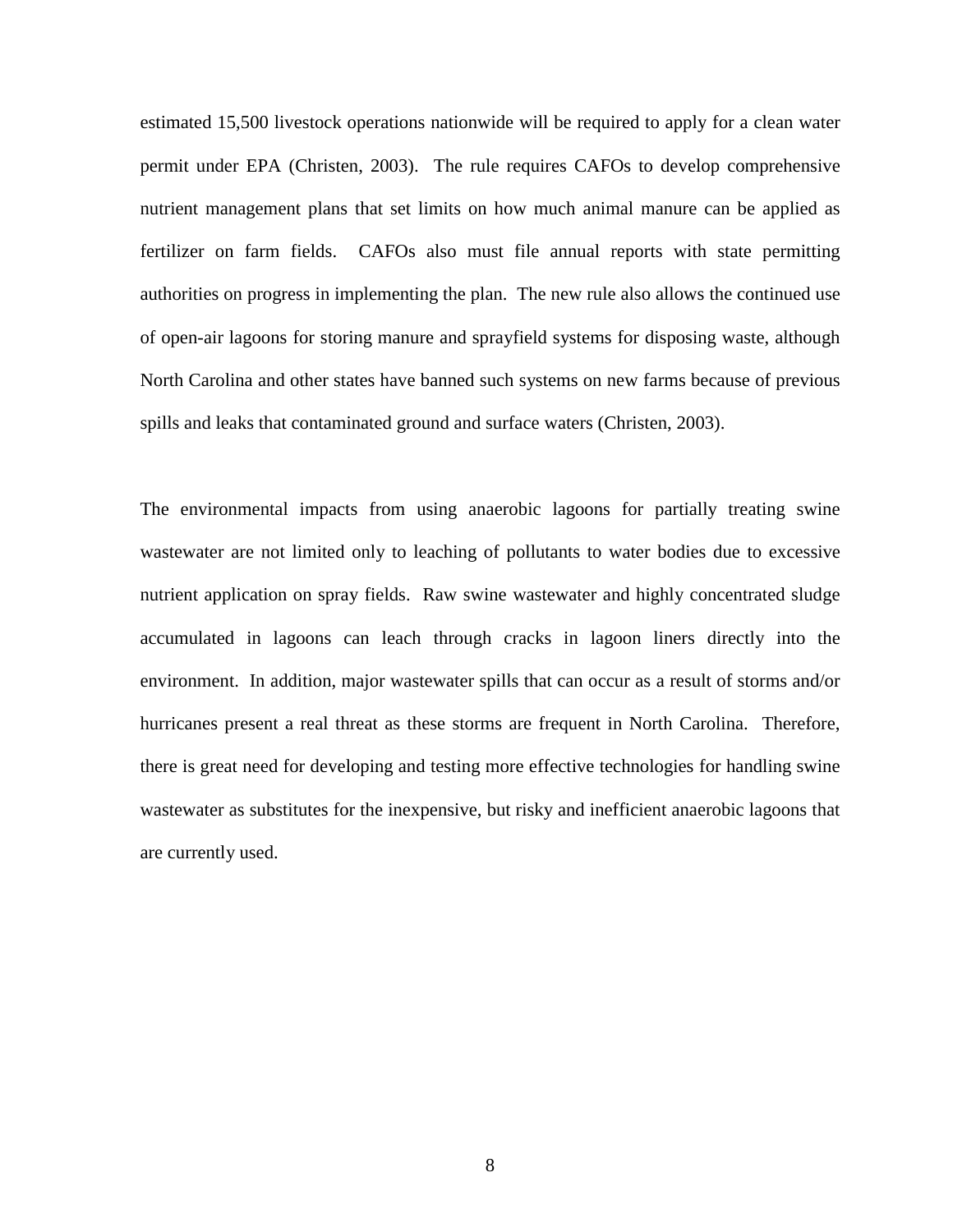estimated 15,500 livestock operations nationwide will be required to apply for a clean water permit under EPA (Christen, 2003). The rule requires CAFOs to develop comprehensive nutrient management plans that set limits on how much animal manure can be applied as fertilizer on farm fields. CAFOs also must file annual reports with state permitting authorities on progress in implementing the plan. The new rule also allows the continued use of open-air lagoons for storing manure and sprayfield systems for disposing waste, although North Carolina and other states have banned such systems on new farms because of previous spills and leaks that contaminated ground and surface waters (Christen, 2003).

The environmental impacts from using anaerobic lagoons for partially treating swine wastewater are not limited only to leaching of pollutants to water bodies due to excessive nutrient application on spray fields. Raw swine wastewater and highly concentrated sludge accumulated in lagoons can leach through cracks in lagoon liners directly into the environment. In addition, major wastewater spills that can occur as a result of storms and/or hurricanes present a real threat as these storms are frequent in North Carolina. Therefore, there is great need for developing and testing more effective technologies for handling swine wastewater as substitutes for the inexpensive, but risky and inefficient anaerobic lagoons that are currently used.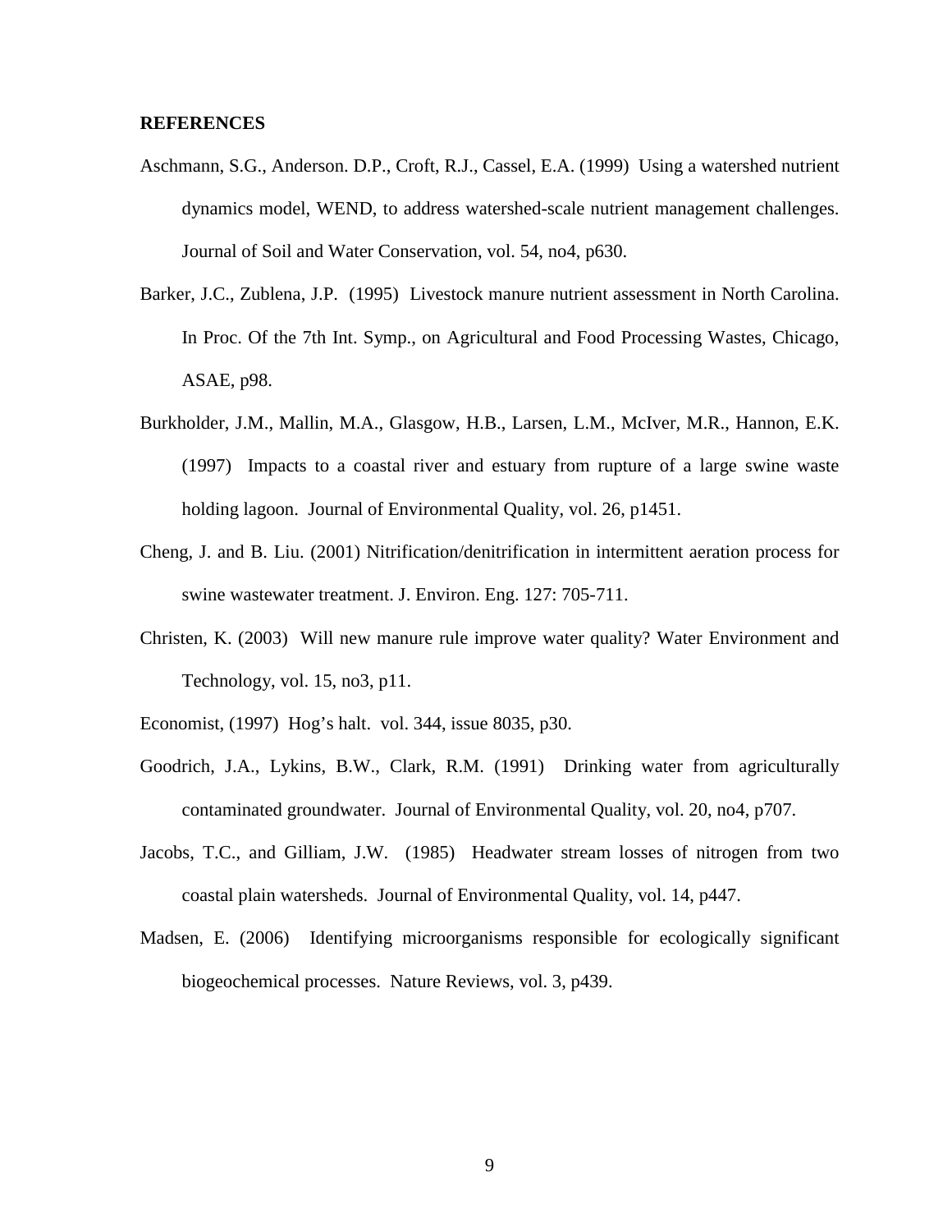**REFERENCES**

Aschmann, S.G., Anderson. D.P., Croft, R.J., Cassel, E.A. (1999) Using a watershed nutrient dynamics model, WEND, to address watershed-scale nutrient management challenges. Journal of Soil and Water Conservation, vol. 54, no4, p630.

Barker, J.C., Zublena, J.P. (1995) Livestock manure nutrient assessment in North Carolina. In Proc. Of the 7th Int. Symp., on Agricultural and Food Processing Wastes, Chicago, ASAE, p98.

Burkholder, J.M., Mallin, M.A., Glasgow, H.B., Larsen, L.M., McIver, M.R., Hannon, E.K. (1997) Impacts to a coastal river and estuary from rupture of a large swine waste holding lagoon. Journal of Environmental Quality, vol. 26, p1451.

Cheng, J. and B. Liu. (2001) Nitrification/denitrification in intermittent aeration process for swine wastewater treatment. J. Environ. Eng. 127: 705-711.

Christen, K. (2003) Will new manure rule improve water quality? Water Environment and Technology, vol. 15, no3, p11.

Economist, (1997) Hog's halt. vol. 344, issue 8035, p30.

Goodrich, J.A., Lykins, B.W., Clark, R.M. (1991) Drinking water from agriculturally contaminated groundwater. Journal of Environmental Quality, vol. 20, no4, p707.

Jacobs, T.C., and Gilliam, J.W. (1985) Headwater stream losses of nitrogen from two coastal plain watersheds. Journal of Environmental Quality, vol. 14, p447.

Madsen, E. (2006) Identifying microorganisms responsible for ecologically significant biogeochemical processes. Nature Reviews, vol. 3, p439.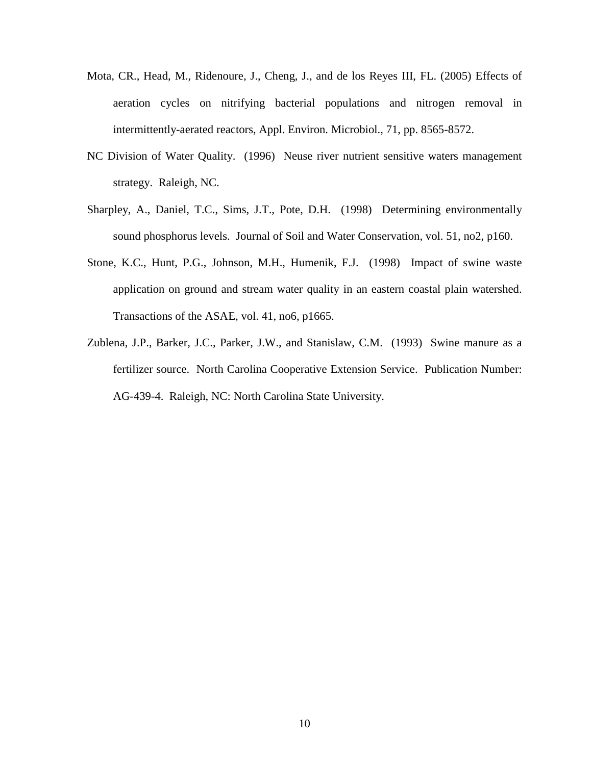Mota, CR., Head, M., Ridenoure, J., Cheng, J., and de los Reyes III, FL. (2005) Effects of aeration cycles on nitrifying bacterial populations and nitrogen removal in intermittently-aerated reactors, Appl. Environ. Microbiol., 71, pp. 8565-8572.

NC Division of Water Quality. (1996) Neuse river nutrient sensitive waters management strategy. Raleigh, NC.

Sharpley, A., Daniel, T.C., Sims, J.T., Pote, D.H. (1998) Determining environmentally sound phosphorus levels. Journal of Soil and Water Conservation, vol. 51, no2, p160.

Stone, K.C., Hunt, P.G., Johnson, M.H., Humenik, F.J. (1998) Impact of swine waste application on ground and stream water quality in an eastern coastal plain watershed. Transactions of the ASAE, vol. 41, no6, p1665.

Zublena, J.P., Barker, J.C., Parker, J.W., and Stanislaw, C.M. (1993) Swine manure as a fertilizer source. North Carolina Cooperative Extension Service. Publication Number: AG-439-4. Raleigh, NC: North Carolina State University.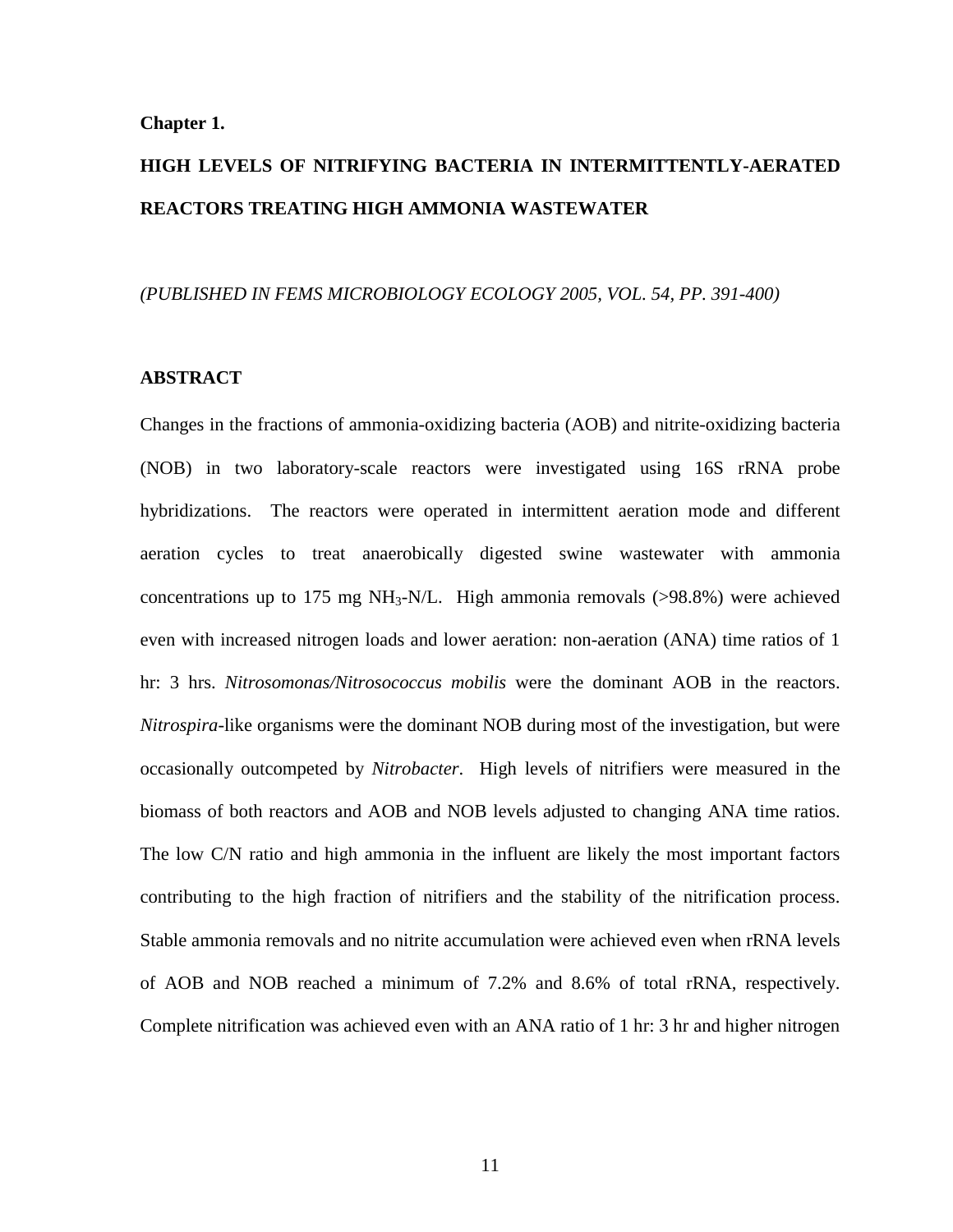**Chapter 1.**

# HIGH LEVELS OF NITRIFYING BACTERIA IN INTERMITTENTLY-AERATED REACTORS TREATING HIGH AMMONIA WASTEWATER

*(PUBLISHED IN FEMS MICROBIOLOGY ECOLOGY 2005, VOL. 54, PP. 391-400)*

## ABSTRACT

Changes in the fractions of ammonia-oxidizing bacteria (AOB) and nitrite-oxidizing bacteria (NOB) in two laboratory-scale reactors were investigated using 16S rRNA probe hybridizations. The reactors were operated in intermittent aeration mode and different aeration cycles to treat anaerobically digested swine wastewater with ammonia concentrations up to 175 mg $NH_3$-N/L. High ammonia removals (>98.8%) were achieved even with increased nitrogen loads and lower aeration: non-aeration (ANA) time ratios of 1 hr: 3 hrs. *Nitrosomonas/Nitrosococcus mobilis* were the dominant AOB in the reactors. *Nitrospira*-like organisms were the dominant NOB during most of the investigation, but were occasionally outcompeted by *Nitrobacter*. High levels of nitrifiers were measured in the biomass of both reactors and AOB and NOB levels adjusted to changing ANA time ratios. The low C/N ratio and high ammonia in the influent are likely the most important factors contributing to the high fraction of nitrifiers and the stability of the nitrification process. Stable ammonia removals and no nitrite accumulation were achieved even when rRNA levels of AOB and NOB reached a minimum of 7.2% and 8.6% of total rRNA, respectively. Complete nitrification was achieved even with an ANA ratio of 1 hr: 3 hr and higher nitrogen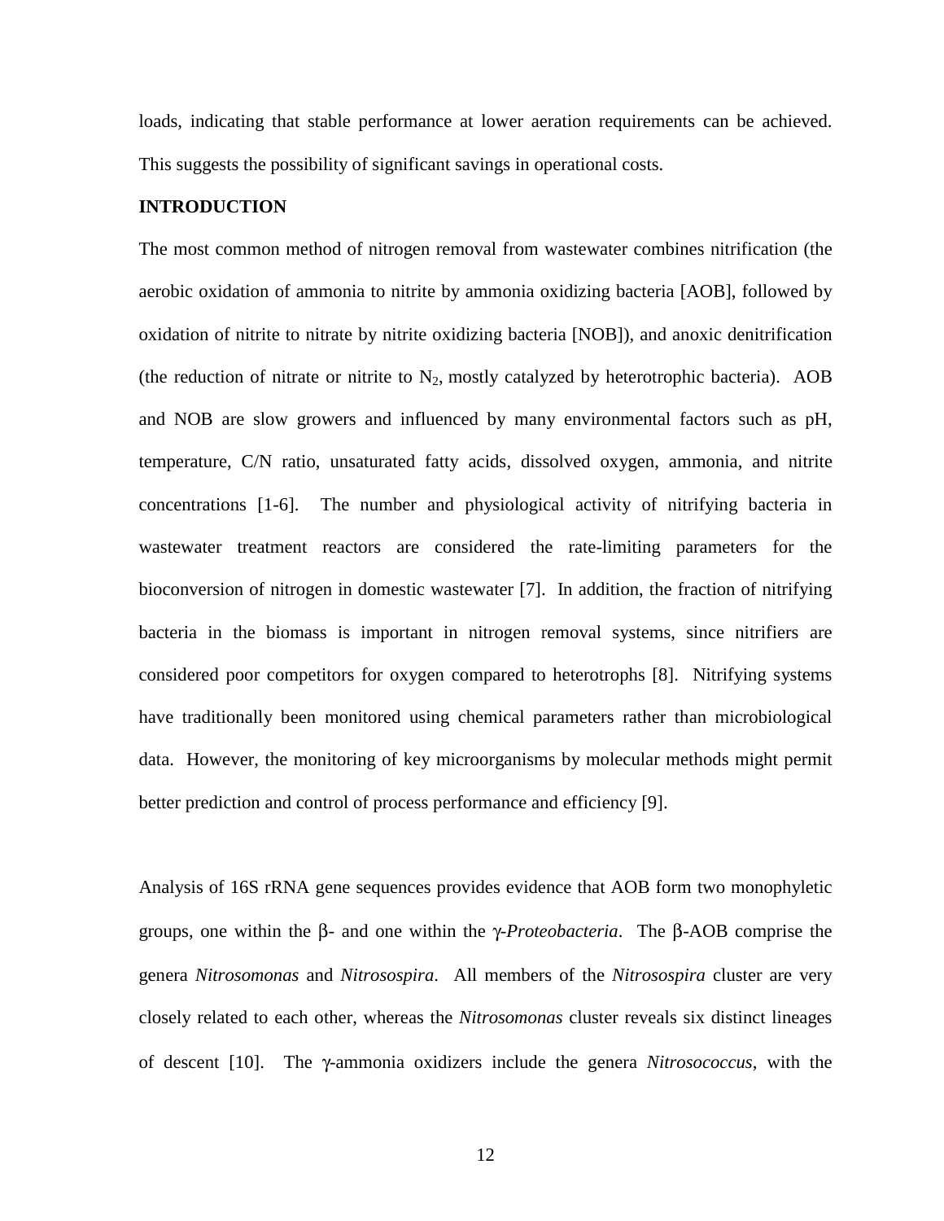loads, indicating that stable performance at lower aeration requirements can be achieved. This suggests the possibility of significant savings in operational costs.

## INTRODUCTION

The most common method of nitrogen removal from wastewater combines nitrification (the aerobic oxidation of ammonia to nitrite by ammonia oxidizing bacteria [AOB], followed by oxidation of nitrite to nitrate by nitrite oxidizing bacteria [NOB]), and anoxic denitrification (the reduction of nitrate or nitrite to $N_2$, mostly catalyzed by heterotrophic bacteria). AOB and NOB are slow growers and influenced by many environmental factors such as pH, temperature, C/N ratio, unsaturated fatty acids, dissolved oxygen, ammonia, and nitrite concentrations [1-6]. The number and physiological activity of nitrifying bacteria in wastewater treatment reactors are considered the rate-limiting parameters for the bioconversion of nitrogen in domestic wastewater [7]. In addition, the fraction of nitrifying bacteria in the biomass is important in nitrogen removal systems, since nitrifiers are considered poor competitors for oxygen compared to heterotrophs [8]. Nitrifying systems have traditionally been monitored using chemical parameters rather than microbiological data. However, the monitoring of key microorganisms by molecular methods might permit better prediction and control of process performance and efficiency [9].

Analysis of 16S rRNA gene sequences provides evidence that AOB form two monophyletic groups, one within the β- and one within the γ-*Proteobacteria*. The β-AOB comprise the genera *Nitrosomonas* and *Nitrosospira*. All members of the *Nitrosospira* cluster are very closely related to each other, whereas the *Nitrosomonas* cluster reveals six distinct lineages of descent [10]. The γ-ammonia oxidizers include the genera *Nitrosococcus*, with the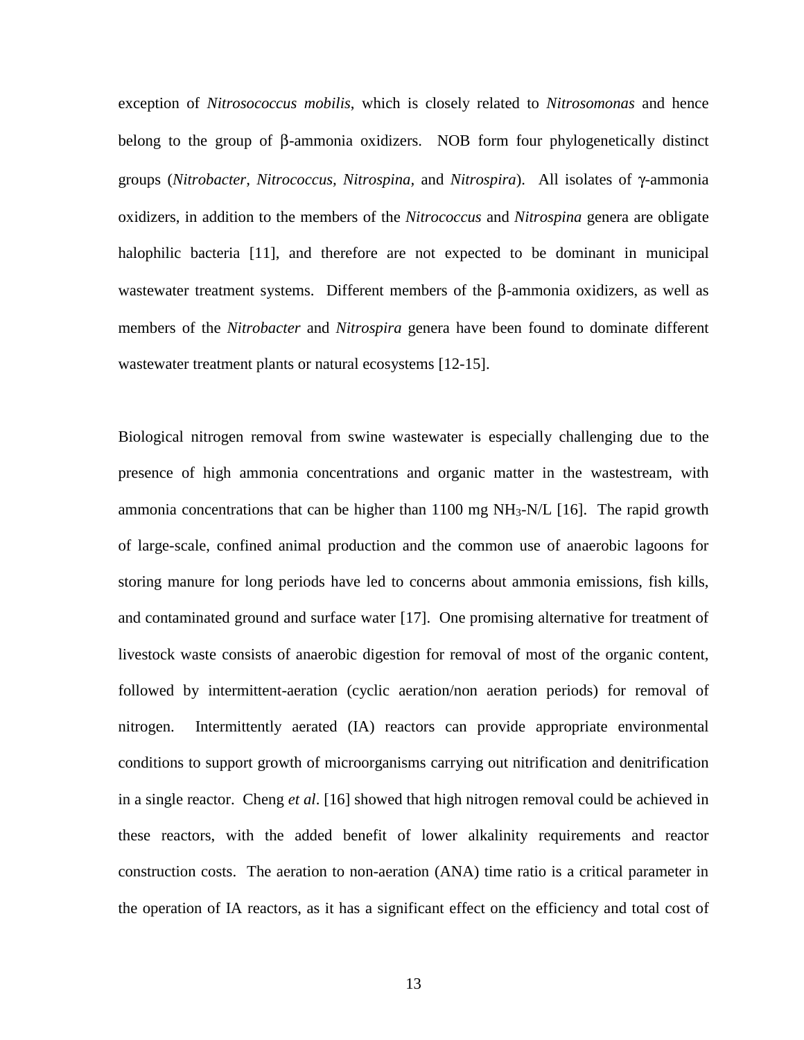exception of *Nitrosococcus mobilis*, which is closely related to *Nitrosomonas* and hence belong to the group of β-ammonia oxidizers. NOB form four phylogenetically distinct groups (*Nitrobacter, Nitrococcus, Nitrospina,* and *Nitrospira*). All isolates of γ-ammonia oxidizers, in addition to the members of the *Nitrococcus* and *Nitrospina* genera are obligate halophilic bacteria [11], and therefore are not expected to be dominant in municipal wastewater treatment systems. Different members of the β-ammonia oxidizers, as well as members of the *Nitrobacter* and *Nitrospira* genera have been found to dominate different wastewater treatment plants or natural ecosystems [12-15].

Biological nitrogen removal from swine wastewater is especially challenging due to the presence of high ammonia concentrations and organic matter in the wastestream, with ammonia concentrations that can be higher than 1100 mg $NH_3$-N/L [16]. The rapid growth of large-scale, confined animal production and the common use of anaerobic lagoons for storing manure for long periods have led to concerns about ammonia emissions, fish kills, and contaminated ground and surface water [17]. One promising alternative for treatment of livestock waste consists of anaerobic digestion for removal of most of the organic content, followed by intermittent-aeration (cyclic aeration/non aeration periods) for removal of nitrogen. Intermittently aerated (IA) reactors can provide appropriate environmental conditions to support growth of microorganisms carrying out nitrification and denitrification in a single reactor. Cheng *et al*. [16] showed that high nitrogen removal could be achieved in these reactors, with the added benefit of lower alkalinity requirements and reactor construction costs. The aeration to non-aeration (ANA) time ratio is a critical parameter in the operation of IA reactors, as it has a significant effect on the efficiency and total cost of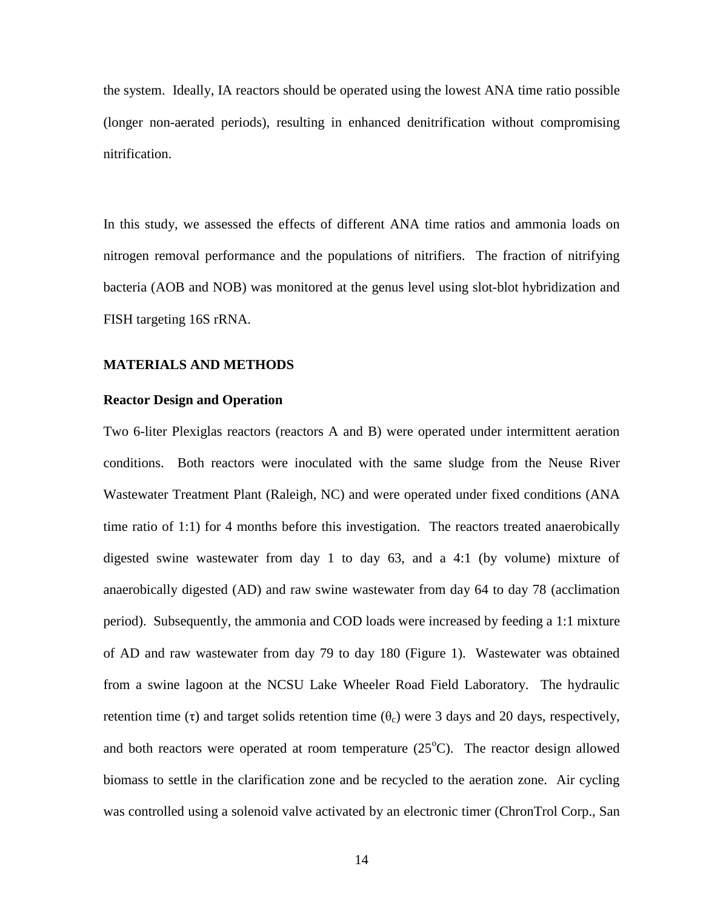the system. Ideally, IA reactors should be operated using the lowest ANA time ratio possible (longer non-aerated periods), resulting in enhanced denitrification without compromising nitrification.

In this study, we assessed the effects of different ANA time ratios and ammonia loads on nitrogen removal performance and the populations of nitrifiers. The fraction of nitrifying bacteria (AOB and NOB) was monitored at the genus level using slot-blot hybridization and FISH targeting 16S rRNA.

## MATERIALS AND METHODS

### Reactor Design and Operation

Two 6-liter Plexiglas reactors (reactors A and B) were operated under intermittent aeration conditions. Both reactors were inoculated with the same sludge from the Neuse River Wastewater Treatment Plant (Raleigh, NC) and were operated under fixed conditions (ANA time ratio of 1:1) for 4 months before this investigation. The reactors treated anaerobically digested swine wastewater from day 1 to day 63, and a 4:1 (by volume) mixture of anaerobically digested (AD) and raw swine wastewater from day 64 to day 78 (acclimation period). Subsequently, the ammonia and COD loads were increased by feeding a 1:1 mixture of AD and raw wastewater from day 79 to day 180 (Figure 1). Wastewater was obtained from a swine lagoon at the NCSU Lake Wheeler Road Field Laboratory. The hydraulic retention time ($\tau$) and target solids retention time ($\theta_c$) were 3 days and 20 days, respectively, and both reactors were operated at room temperature ($25^oC$). The reactor design allowed biomass to settle in the clarification zone and be recycled to the aeration zone. Air cycling was controlled using a solenoid valve activated by an electronic timer (ChronTrol Corp., San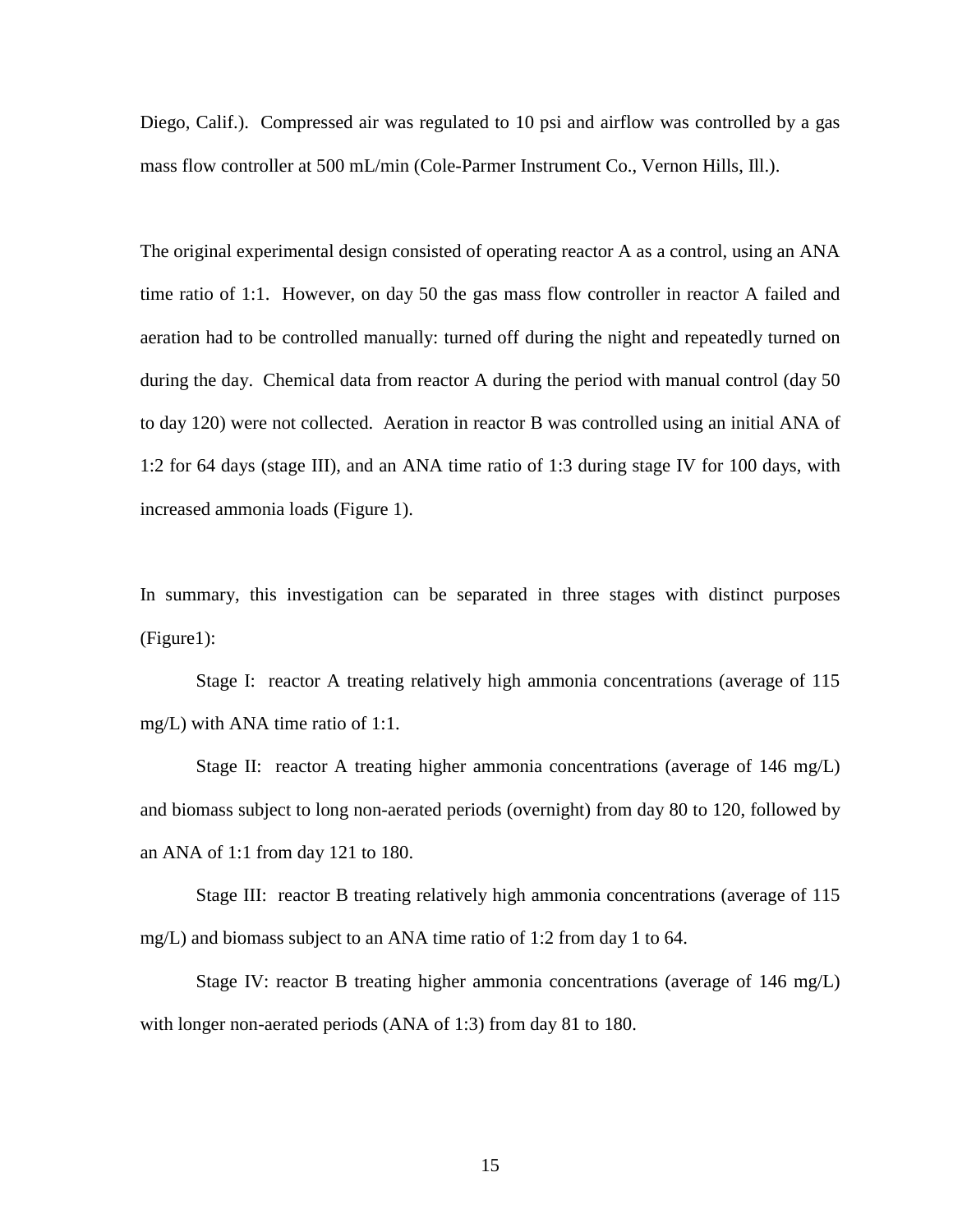Diego, Calif.). Compressed air was regulated to 10 psi and airflow was controlled by a gas mass flow controller at 500 mL/min (Cole-Parmer Instrument Co., Vernon Hills, Ill.).

The original experimental design consisted of operating reactor A as a control, using an ANA time ratio of 1:1. However, on day 50 the gas mass flow controller in reactor A failed and aeration had to be controlled manually: turned off during the night and repeatedly turned on during the day. Chemical data from reactor A during the period with manual control (day 50 to day 120) were not collected. Aeration in reactor B was controlled using an initial ANA of 1:2 for 64 days (stage III), and an ANA time ratio of 1:3 during stage IV for 100 days, with increased ammonia loads (Figure 1).

In summary, this investigation can be separated in three stages with distinct purposes (Figure1):

Stage I: reactor A treating relatively high ammonia concentrations (average of 115 mg/L) with ANA time ratio of 1:1.

Stage II: reactor A treating higher ammonia concentrations (average of 146 mg/L) and biomass subject to long non-aerated periods (overnight) from day 80 to 120, followed by an ANA of 1:1 from day 121 to 180.

Stage III: reactor B treating relatively high ammonia concentrations (average of 115 mg/L) and biomass subject to an ANA time ratio of 1:2 from day 1 to 64.

Stage IV: reactor B treating higher ammonia concentrations (average of 146 mg/L) with longer non-aerated periods (ANA of 1:3) from day 81 to 180.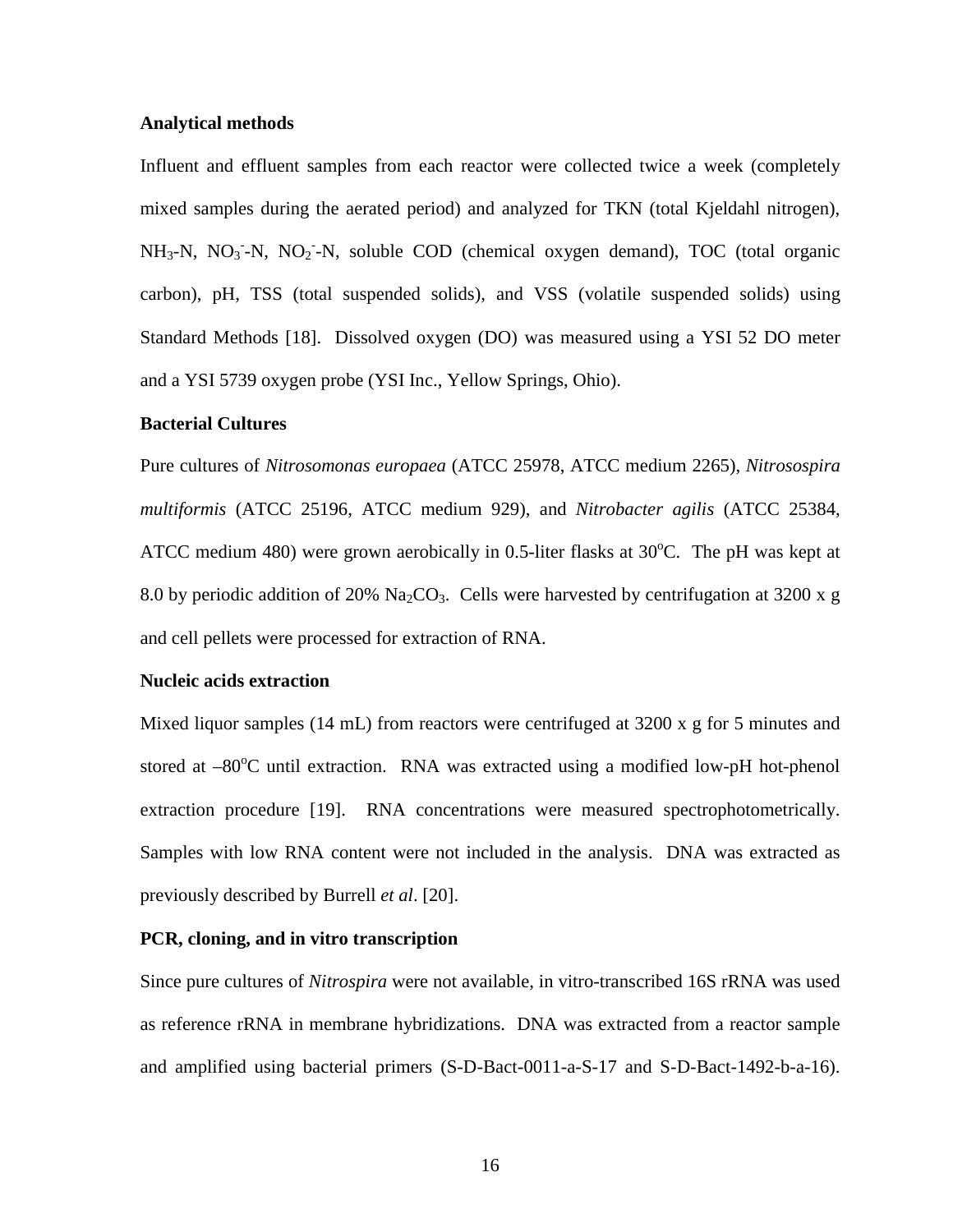**Analytical methods**

Influent and effluent samples from each reactor were collected twice a week (completely mixed samples during the aerated period) and analyzed for TKN (total Kjeldahl nitrogen), $NH_3$-N, $NO_3^-$-N, $NO_2^-$-N, soluble COD (chemical oxygen demand), TOC (total organic carbon), pH, TSS (total suspended solids), and VSS (volatile suspended solids) using Standard Methods [18]. Dissolved oxygen (DO) was measured using a YSI 52 DO meter and a YSI 5739 oxygen probe (YSI Inc., Yellow Springs, Ohio).

**Bacterial Cultures**

Pure cultures of *Nitrosomonas europaea* (ATCC 25978, ATCC medium 2265), *Nitrosospira multiformis* (ATCC 25196, ATCC medium 929), and *Nitrobacter agilis* (ATCC 25384, ATCC medium 480) were grown aerobically in 0.5-liter flasks at 30$^o$C. The pH was kept at 8.0 by periodic addition of 20% $Na_2CO_3$. Cells were harvested by centrifugation at 3200 x g and cell pellets were processed for extraction of RNA.

**Nucleic acids extraction**

Mixed liquor samples (14 mL) from reactors were centrifuged at 3200 x g for 5 minutes and stored at –80$^o$C until extraction. RNA was extracted using a modified low-pH hot-phenol extraction procedure [19]. RNA concentrations were measured spectrophotometrically. Samples with low RNA content were not included in the analysis. DNA was extracted as previously described by Burrell *et al*. [20].

**PCR, cloning, and in vitro transcription**

Since pure cultures of *Nitrospira* were not available, in vitro-transcribed 16S rRNA was used as reference rRNA in membrane hybridizations. DNA was extracted from a reactor sample and amplified using bacterial primers (S-D-Bact-0011-a-S-17 and S-D-Bact-1492-b-a-16).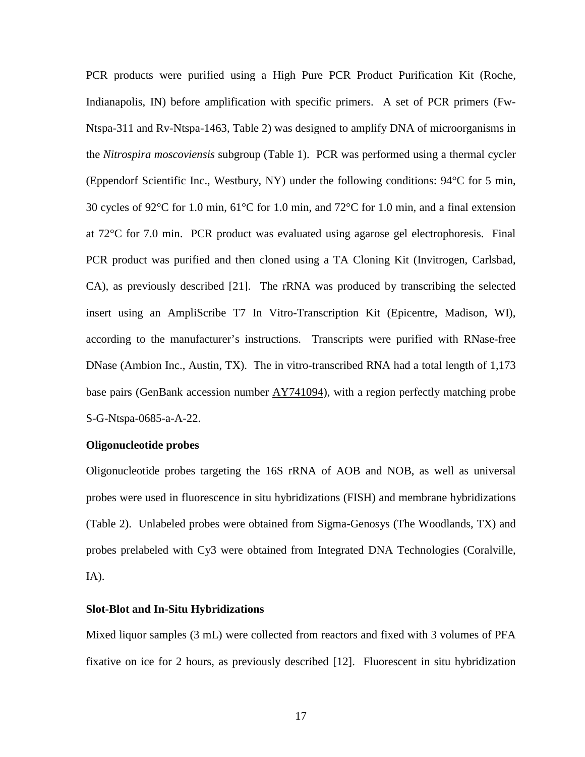PCR products were purified using a High Pure PCR Product Purification Kit (Roche, Indianapolis, IN) before amplification with specific primers. A set of PCR primers (Fw-Ntspa-311 and Rv-Ntspa-1463, Table 2) was designed to amplify DNA of microorganisms in the *Nitrospira moscoviensis* subgroup (Table 1). PCR was performed using a thermal cycler (Eppendorf Scientific Inc., Westbury, NY) under the following conditions: 94°C for 5 min, 30 cycles of 92°C for 1.0 min, 61°C for 1.0 min, and 72°C for 1.0 min, and a final extension at 72°C for 7.0 min. PCR product was evaluated using agarose gel electrophoresis. Final PCR product was purified and then cloned using a TA Cloning Kit (Invitrogen, Carlsbad, CA), as previously described [21]. The rRNA was produced by transcribing the selected insert using an AmpliScribe T7 In Vitro-Transcription Kit (Epicentre, Madison, WI), according to the manufacturer's instructions. Transcripts were purified with RNase-free DNase (Ambion Inc., Austin, TX). The in vitro-transcribed RNA had a total length of 1,173 base pairs (GenBank accession number AY741094), with a region perfectly matching probe S-G-Ntspa-0685-a-A-22.

**Oligonucleotide probes**

Oligonucleotide probes targeting the 16S rRNA of AOB and NOB, as well as universal probes were used in fluorescence in situ hybridizations (FISH) and membrane hybridizations (Table 2). Unlabeled probes were obtained from Sigma-Genosys (The Woodlands, TX) and probes prelabeled with Cy3 were obtained from Integrated DNA Technologies (Coralville, IA).

**Slot-Blot and In-Situ Hybridizations**

Mixed liquor samples (3 mL) were collected from reactors and fixed with 3 volumes of PFA fixative on ice for 2 hours, as previously described [12]. Fluorescent in situ hybridization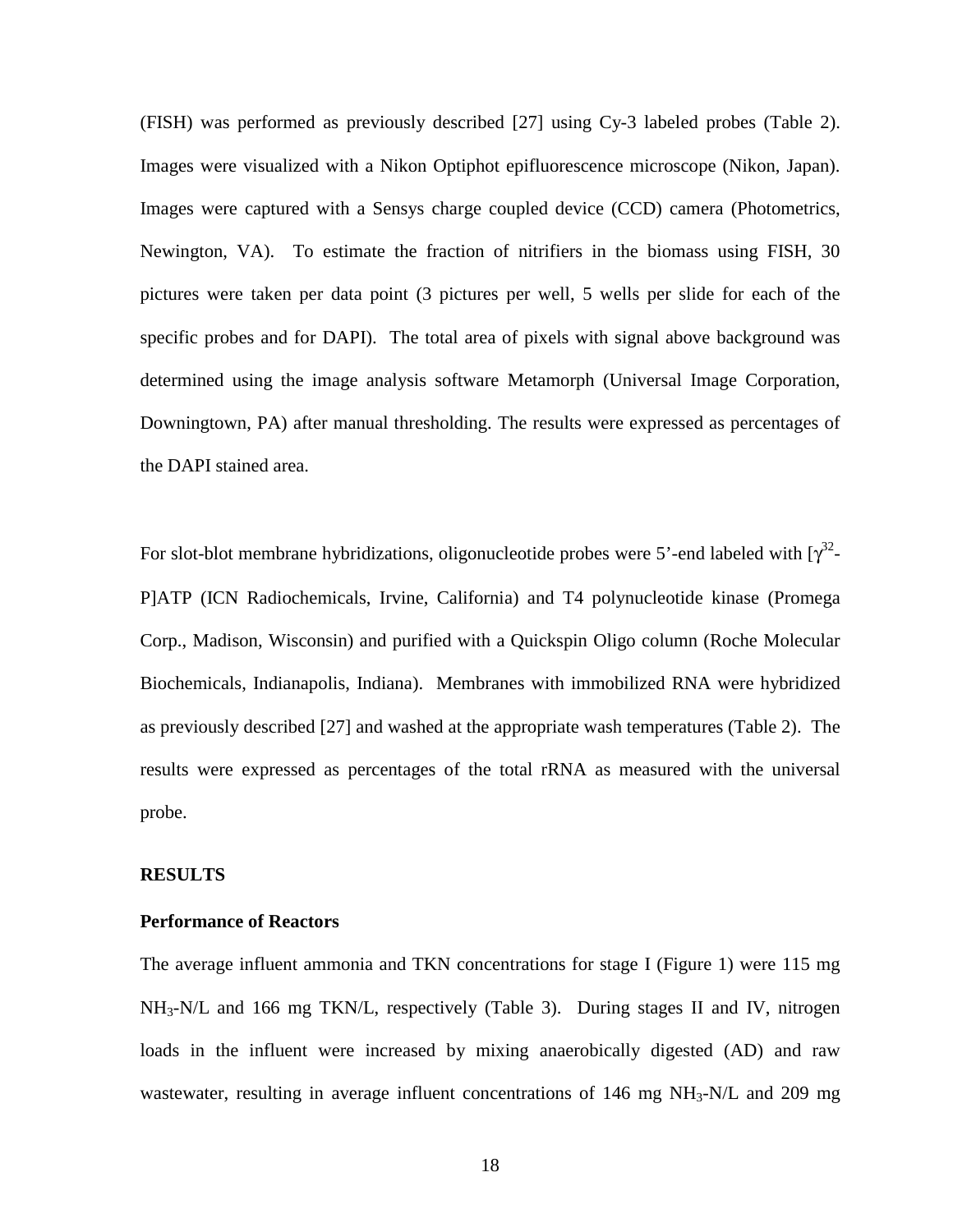(FISH) was performed as previously described [27] using Cy-3 labeled probes (Table 2). Images were visualized with a Nikon Optiphot epifluorescence microscope (Nikon, Japan). Images were captured with a Sensys charge coupled device (CCD) camera (Photometrics, Newington, VA). To estimate the fraction of nitrifiers in the biomass using FISH, 30 pictures were taken per data point (3 pictures per well, 5 wells per slide for each of the specific probes and for DAPI). The total area of pixels with signal above background was determined using the image analysis software Metamorph (Universal Image Corporation, Downingtown, PA) after manual thresholding. The results were expressed as percentages of the DAPI stained area.

For slot-blot membrane hybridizations, oligonucleotide probes were 5'-end labeled with [$\gamma^{32}$-P]ATP (ICN Radiochemicals, Irvine, California) and T4 polynucleotide kinase (Promega Corp., Madison, Wisconsin) and purified with a Quickspin Oligo column (Roche Molecular Biochemicals, Indianapolis, Indiana). Membranes with immobilized RNA were hybridized as previously described [27] and washed at the appropriate wash temperatures (Table 2). The results were expressed as percentages of the total rRNA as measured with the universal probe.

## RESULTS

### Performance of Reactors

The average influent ammonia and TKN concentrations for stage I (Figure 1) were 115 mg $NH_3$-N/L and 166 mg TKN/L, respectively (Table 3). During stages II and IV, nitrogen loads in the influent were increased by mixing anaerobically digested (AD) and raw wastewater, resulting in average influent concentrations of 146 mg $NH_3$-N/L and 209 mg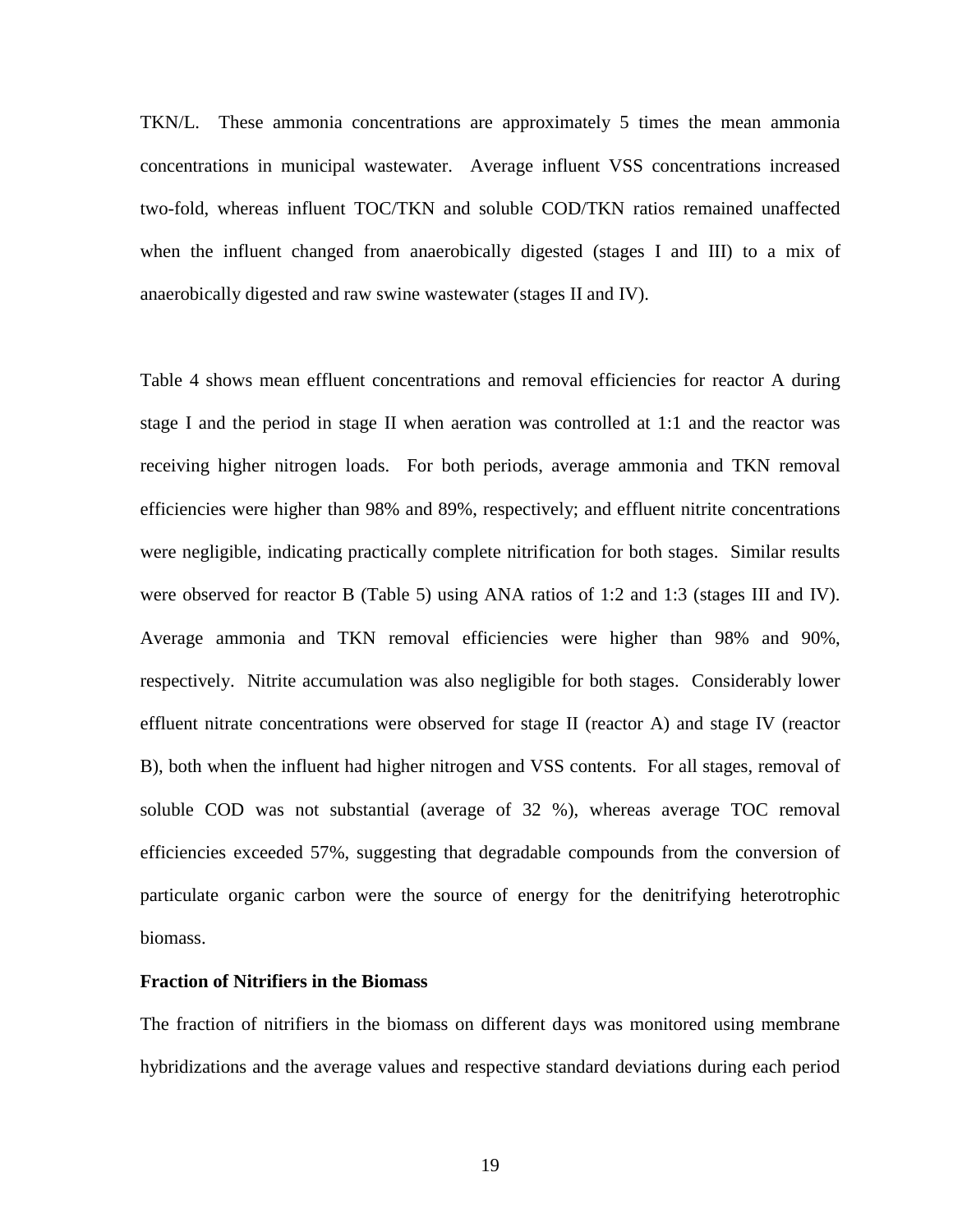TKN/L. These ammonia concentrations are approximately 5 times the mean ammonia concentrations in municipal wastewater. Average influent VSS concentrations increased two-fold, whereas influent TOC/TKN and soluble COD/TKN ratios remained unaffected when the influent changed from anaerobically digested (stages I and III) to a mix of anaerobically digested and raw swine wastewater (stages II and IV).

Table 4 shows mean effluent concentrations and removal efficiencies for reactor A during stage I and the period in stage II when aeration was controlled at 1:1 and the reactor was receiving higher nitrogen loads. For both periods, average ammonia and TKN removal efficiencies were higher than 98% and 89%, respectively; and effluent nitrite concentrations were negligible, indicating practically complete nitrification for both stages. Similar results were observed for reactor B (Table 5) using ANA ratios of 1:2 and 1:3 (stages III and IV). Average ammonia and TKN removal efficiencies were higher than 98% and 90%, respectively. Nitrite accumulation was also negligible for both stages. Considerably lower effluent nitrate concentrations were observed for stage II (reactor A) and stage IV (reactor B), both when the influent had higher nitrogen and VSS contents. For all stages, removal of soluble COD was not substantial (average of 32 %), whereas average TOC removal efficiencies exceeded 57%, suggesting that degradable compounds from the conversion of particulate organic carbon were the source of energy for the denitrifying heterotrophic biomass.

**Fraction of Nitrifiers in the Biomass**

The fraction of nitrifiers in the biomass on different days was monitored using membrane hybridizations and the average values and respective standard deviations during each period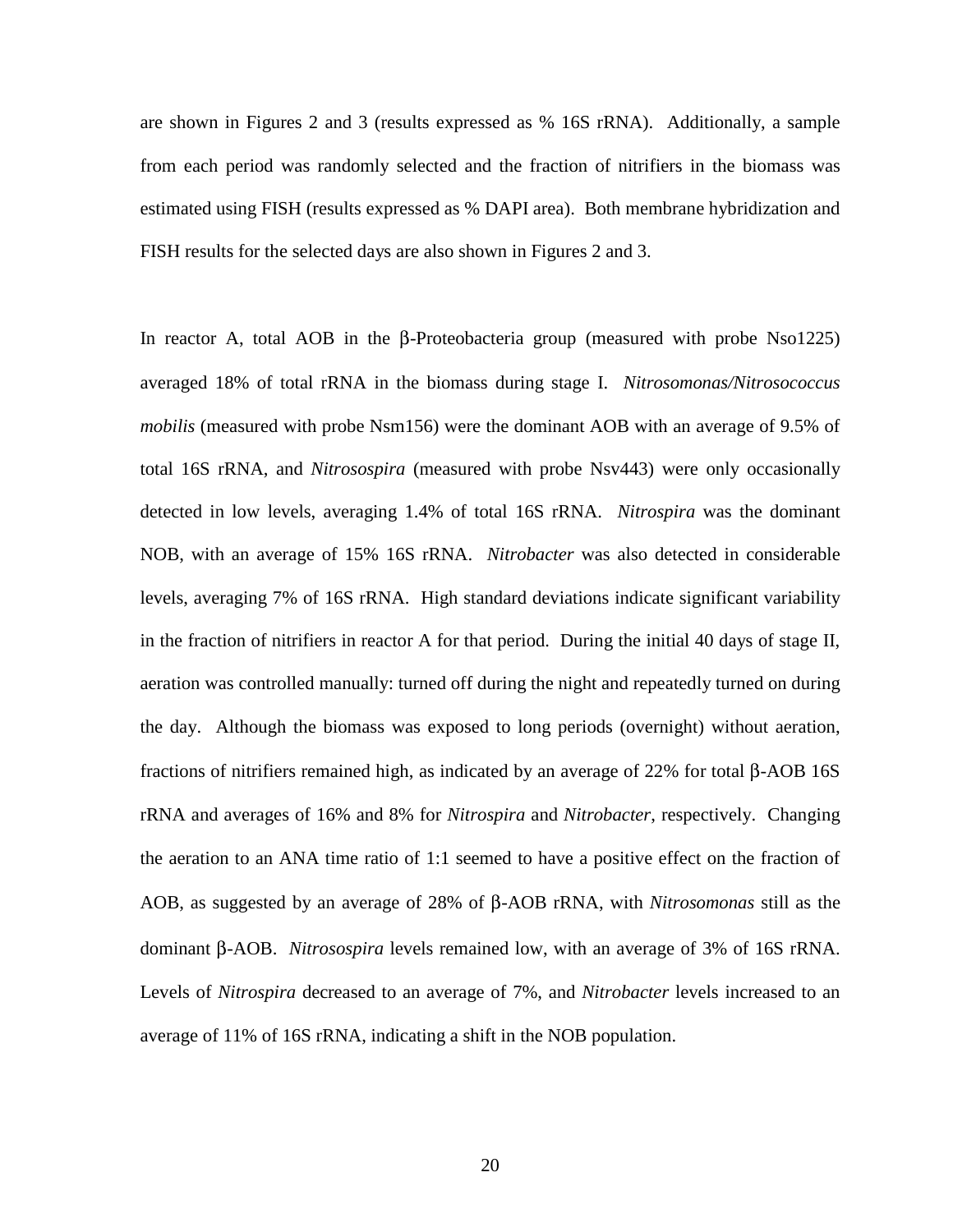are shown in Figures 2 and 3 (results expressed as % 16S rRNA). Additionally, a sample from each period was randomly selected and the fraction of nitrifiers in the biomass was estimated using FISH (results expressed as % DAPI area). Both membrane hybridization and FISH results for the selected days are also shown in Figures 2 and 3.

In reactor A, total AOB in the β-Proteobacteria group (measured with probe Nso1225) averaged 18% of total rRNA in the biomass during stage I. *Nitrosomonas/Nitrosococcus mobilis* (measured with probe Nsm156) were the dominant AOB with an average of 9.5% of total 16S rRNA, and *Nitrosospira* (measured with probe Nsv443) were only occasionally detected in low levels, averaging 1.4% of total 16S rRNA. *Nitrospira* was the dominant NOB, with an average of 15% 16S rRNA. *Nitrobacter* was also detected in considerable levels, averaging 7% of 16S rRNA. High standard deviations indicate significant variability in the fraction of nitrifiers in reactor A for that period. During the initial 40 days of stage II, aeration was controlled manually: turned off during the night and repeatedly turned on during the day. Although the biomass was exposed to long periods (overnight) without aeration, fractions of nitrifiers remained high, as indicated by an average of 22% for total β-AOB 16S rRNA and averages of 16% and 8% for *Nitrospira* and *Nitrobacter*, respectively. Changing the aeration to an ANA time ratio of 1:1 seemed to have a positive effect on the fraction of AOB, as suggested by an average of 28% of β-AOB rRNA, with *Nitrosomonas* still as the dominant β-AOB. *Nitrosospira* levels remained low, with an average of 3% of 16S rRNA. Levels of *Nitrospira* decreased to an average of 7%, and *Nitrobacter* levels increased to an average of 11% of 16S rRNA, indicating a shift in the NOB population.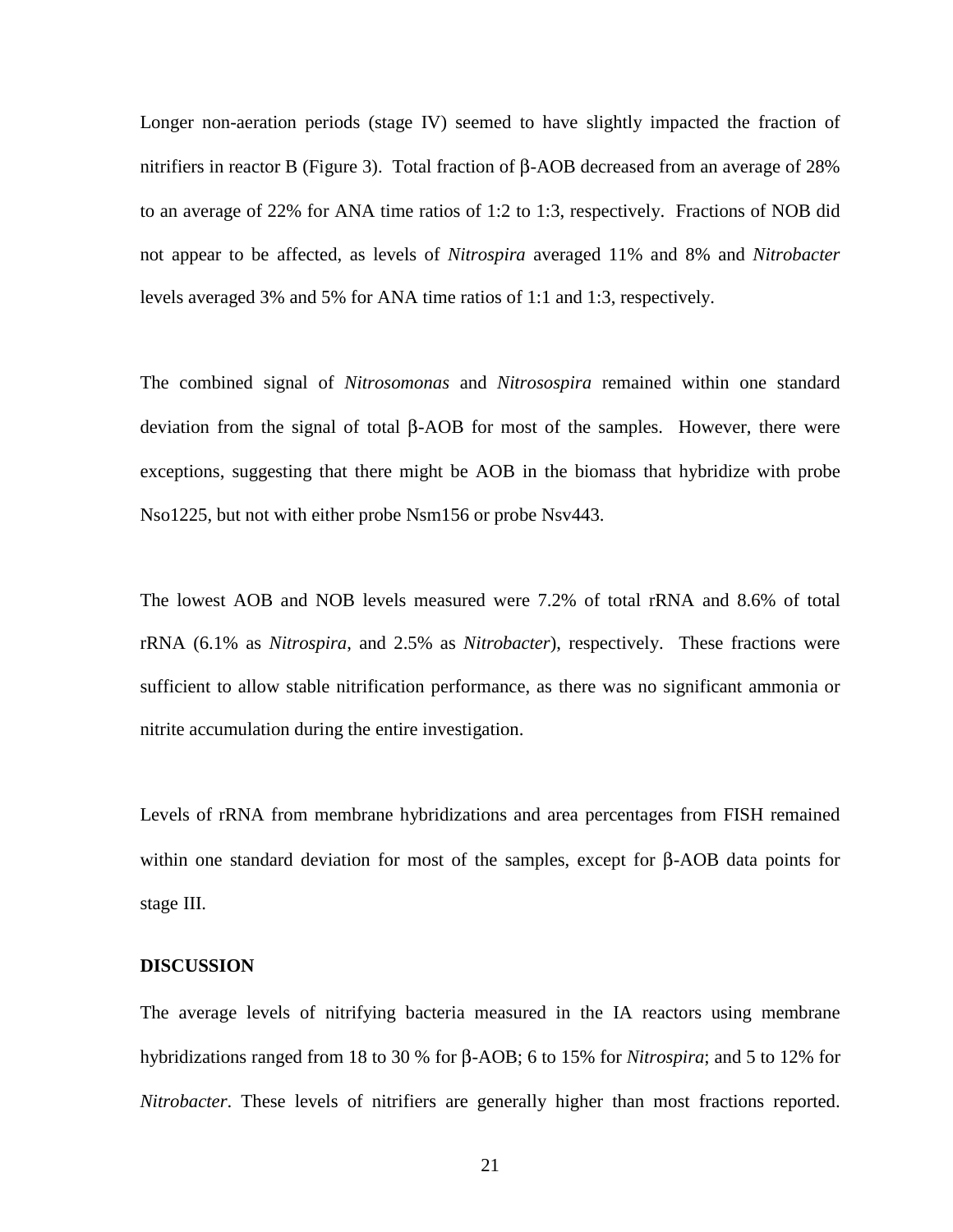Longer non-aeration periods (stage IV) seemed to have slightly impacted the fraction of nitrifiers in reactor B (Figure 3). Total fraction of β-AOB decreased from an average of 28% to an average of 22% for ANA time ratios of 1:2 to 1:3, respectively. Fractions of NOB did not appear to be affected, as levels of *Nitrospira* averaged 11% and 8% and *Nitrobacter* levels averaged 3% and 5% for ANA time ratios of 1:1 and 1:3, respectively.

The combined signal of *Nitrosomonas* and *Nitrosospira* remained within one standard deviation from the signal of total β-AOB for most of the samples. However, there were exceptions, suggesting that there might be AOB in the biomass that hybridize with probe Nso1225, but not with either probe Nsm156 or probe Nsv443.

The lowest AOB and NOB levels measured were 7.2% of total rRNA and 8.6% of total rRNA (6.1% as *Nitrospira*, and 2.5% as *Nitrobacter*), respectively. These fractions were sufficient to allow stable nitrification performance, as there was no significant ammonia or nitrite accumulation during the entire investigation.

Levels of rRNA from membrane hybridizations and area percentages from FISH remained within one standard deviation for most of the samples, except for β-AOB data points for stage III.

**DISCUSSION**

The average levels of nitrifying bacteria measured in the IA reactors using membrane hybridizations ranged from 18 to 30 % for β-AOB; 6 to 15% for *Nitrospira*; and 5 to 12% for *Nitrobacter*. These levels of nitrifiers are generally higher than most fractions reported.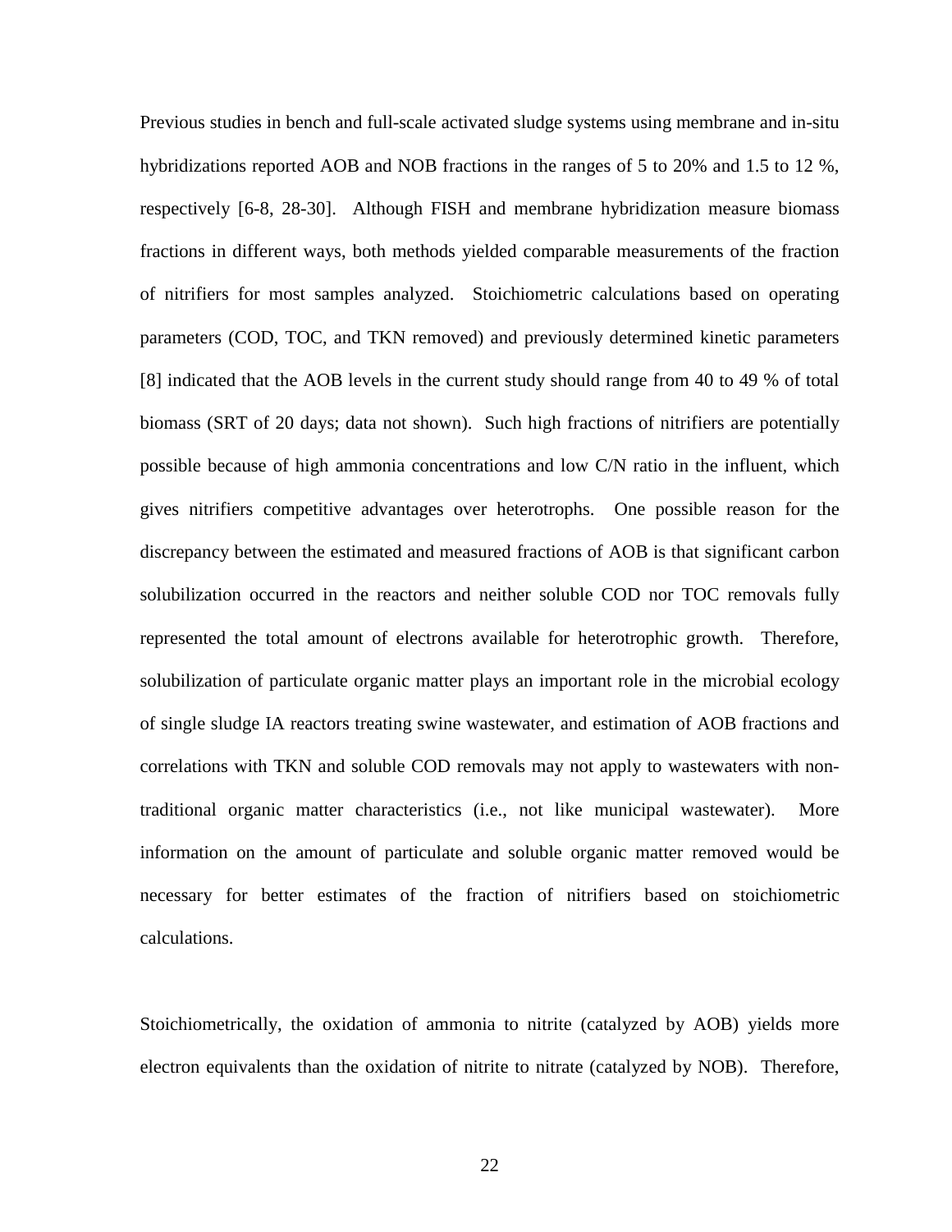Previous studies in bench and full-scale activated sludge systems using membrane and in-situ hybridizations reported AOB and NOB fractions in the ranges of 5 to 20% and 1.5 to 12 %, respectively [6-8, 28-30]. Although FISH and membrane hybridization measure biomass fractions in different ways, both methods yielded comparable measurements of the fraction of nitrifiers for most samples analyzed. Stoichiometric calculations based on operating parameters (COD, TOC, and TKN removed) and previously determined kinetic parameters [8] indicated that the AOB levels in the current study should range from 40 to 49 % of total biomass (SRT of 20 days; data not shown). Such high fractions of nitrifiers are potentially possible because of high ammonia concentrations and low C/N ratio in the influent, which gives nitrifiers competitive advantages over heterotrophs. One possible reason for the discrepancy between the estimated and measured fractions of AOB is that significant carbon solubilization occurred in the reactors and neither soluble COD nor TOC removals fully represented the total amount of electrons available for heterotrophic growth. Therefore, solubilization of particulate organic matter plays an important role in the microbial ecology of single sludge IA reactors treating swine wastewater, and estimation of AOB fractions and correlations with TKN and soluble COD removals may not apply to wastewaters with non-traditional organic matter characteristics (i.e., not like municipal wastewater). More information on the amount of particulate and soluble organic matter removed would be necessary for better estimates of the fraction of nitrifiers based on stoichiometric calculations.

Stoichiometrically, the oxidation of ammonia to nitrite (catalyzed by AOB) yields more electron equivalents than the oxidation of nitrite to nitrate (catalyzed by NOB). Therefore,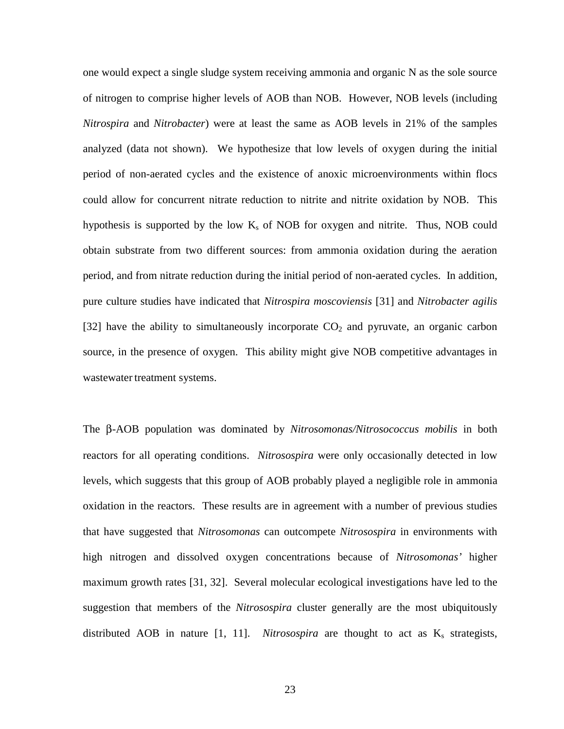one would expect a single sludge system receiving ammonia and organic N as the sole source of nitrogen to comprise higher levels of AOB than NOB. However, NOB levels (including *Nitrospira* and *Nitrobacter*) were at least the same as AOB levels in 21% of the samples analyzed (data not shown). We hypothesize that low levels of oxygen during the initial period of non-aerated cycles and the existence of anoxic microenvironments within flocs could allow for concurrent nitrate reduction to nitrite and nitrite oxidation by NOB. This hypothesis is supported by the low $K_s$ of NOB for oxygen and nitrite. Thus, NOB could obtain substrate from two different sources: from ammonia oxidation during the aeration period, and from nitrate reduction during the initial period of non-aerated cycles. In addition, pure culture studies have indicated that *Nitrospira moscoviensis* [31] and *Nitrobacter agilis* [32] have the ability to simultaneously incorporate $CO_2$ and pyruvate, an organic carbon source, in the presence of oxygen. This ability might give NOB competitive advantages in wastewater treatment systems.

The β-AOB population was dominated by *Nitrosomonas/Nitrosococcus mobilis* in both reactors for all operating conditions. *Nitrosospira* were only occasionally detected in low levels, which suggests that this group of AOB probably played a negligible role in ammonia oxidation in the reactors. These results are in agreement with a number of previous studies that have suggested that *Nitrosomonas* can outcompete *Nitrosospira* in environments with high nitrogen and dissolved oxygen concentrations because of *Nitrosomonas'* higher maximum growth rates [31, 32]. Several molecular ecological investigations have led to the suggestion that members of the *Nitrosospira* cluster generally are the most ubiquitously distributed AOB in nature [1, 11]. *Nitrosospira* are thought to act as $K_s$ strategists,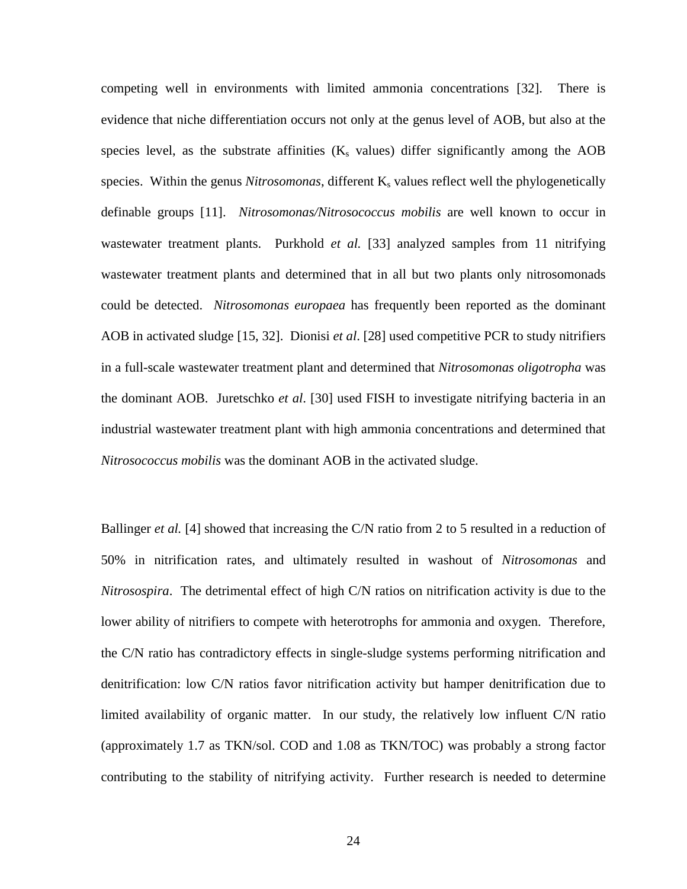competing well in environments with limited ammonia concentrations [32]. There is evidence that niche differentiation occurs not only at the genus level of AOB, but also at the species level, as the substrate affinities ($K_s$ values) differ significantly among the AOB species. Within the genus *Nitrosomonas*, different $K_s$ values reflect well the phylogenetically definable groups [11]. *Nitrosomonas/Nitrosococcus mobilis* are well known to occur in wastewater treatment plants. Purkhold *et al.* [33] analyzed samples from 11 nitrifying wastewater treatment plants and determined that in all but two plants only nitrosomonads could be detected. *Nitrosomonas europaea* has frequently been reported as the dominant AOB in activated sludge [15, 32]. Dionisi *et al*. [28] used competitive PCR to study nitrifiers in a full-scale wastewater treatment plant and determined that *Nitrosomonas oligotropha* was the dominant AOB. Juretschko *et al*. [30] used FISH to investigate nitrifying bacteria in an industrial wastewater treatment plant with high ammonia concentrations and determined that *Nitrosococcus mobilis* was the dominant AOB in the activated sludge.

Ballinger *et al.* [4] showed that increasing the C/N ratio from 2 to 5 resulted in a reduction of 50% in nitrification rates, and ultimately resulted in washout of *Nitrosomonas* and *Nitrosospira*. The detrimental effect of high C/N ratios on nitrification activity is due to the lower ability of nitrifiers to compete with heterotrophs for ammonia and oxygen. Therefore, the C/N ratio has contradictory effects in single-sludge systems performing nitrification and denitrification: low C/N ratios favor nitrification activity but hamper denitrification due to limited availability of organic matter. In our study, the relatively low influent C/N ratio (approximately 1.7 as TKN/sol. COD and 1.08 as TKN/TOC) was probably a strong factor contributing to the stability of nitrifying activity. Further research is needed to determine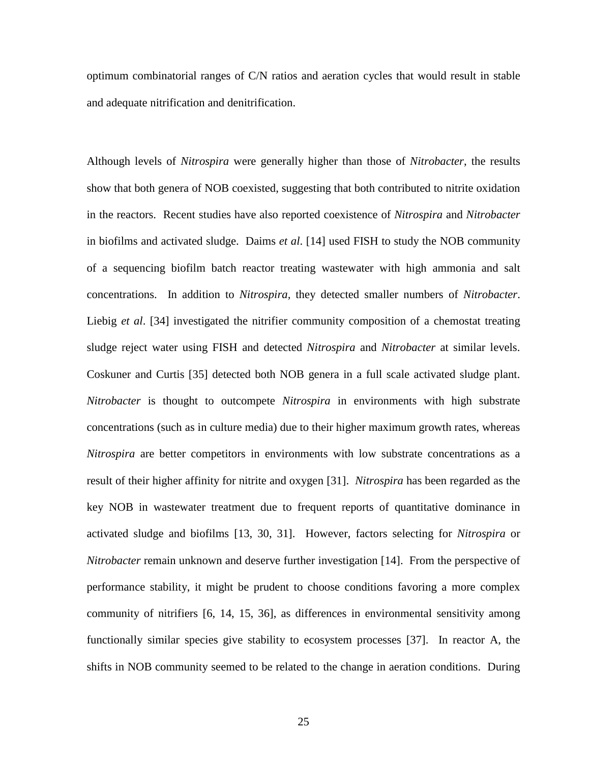optimum combinatorial ranges of C/N ratios and aeration cycles that would result in stable and adequate nitrification and denitrification.

Although levels of *Nitrospira* were generally higher than those of *Nitrobacter*, the results show that both genera of NOB coexisted, suggesting that both contributed to nitrite oxidation in the reactors. Recent studies have also reported coexistence of *Nitrospira* and *Nitrobacter* in biofilms and activated sludge. Daims *et al*. [14] used FISH to study the NOB community of a sequencing biofilm batch reactor treating wastewater with high ammonia and salt concentrations. In addition to *Nitrospira,* they detected smaller numbers of *Nitrobacter*. Liebig *et al*. [34] investigated the nitrifier community composition of a chemostat treating sludge reject water using FISH and detected *Nitrospira* and *Nitrobacter* at similar levels. Coskuner and Curtis [35] detected both NOB genera in a full scale activated sludge plant. *Nitrobacter* is thought to outcompete *Nitrospira* in environments with high substrate concentrations (such as in culture media) due to their higher maximum growth rates, whereas *Nitrospira* are better competitors in environments with low substrate concentrations as a result of their higher affinity for nitrite and oxygen [31]. *Nitrospira* has been regarded as the key NOB in wastewater treatment due to frequent reports of quantitative dominance in activated sludge and biofilms [13, 30, 31]. However, factors selecting for *Nitrospira* or *Nitrobacter* remain unknown and deserve further investigation [14]. From the perspective of performance stability, it might be prudent to choose conditions favoring a more complex community of nitrifiers [6, 14, 15, 36], as differences in environmental sensitivity among functionally similar species give stability to ecosystem processes [37]. In reactor A, the shifts in NOB community seemed to be related to the change in aeration conditions. During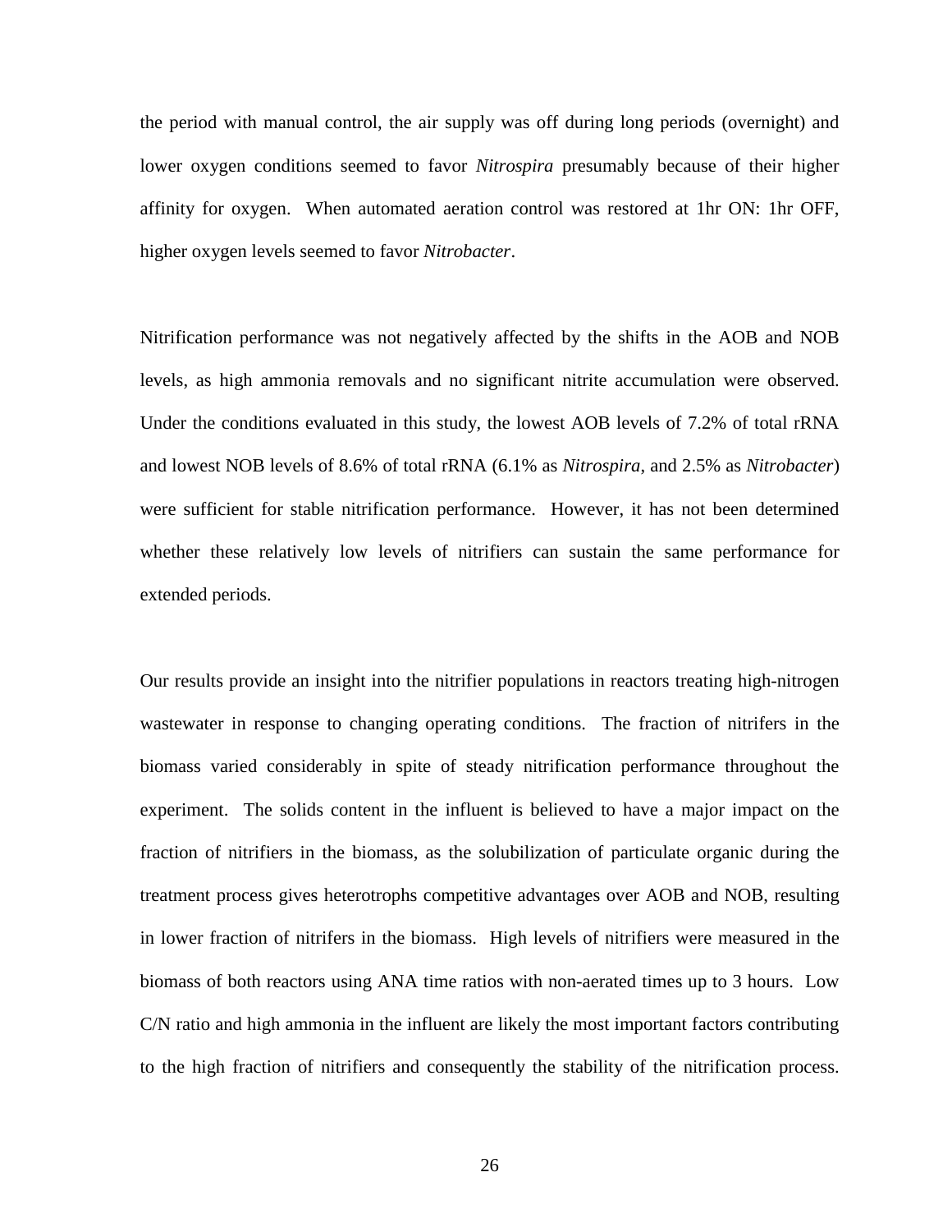the period with manual control, the air supply was off during long periods (overnight) and lower oxygen conditions seemed to favor *Nitrospira* presumably because of their higher affinity for oxygen. When automated aeration control was restored at 1hr ON: 1hr OFF, higher oxygen levels seemed to favor *Nitrobacter*.

Nitrification performance was not negatively affected by the shifts in the AOB and NOB levels, as high ammonia removals and no significant nitrite accumulation were observed. Under the conditions evaluated in this study, the lowest AOB levels of 7.2% of total rRNA and lowest NOB levels of 8.6% of total rRNA (6.1% as *Nitrospira*, and 2.5% as *Nitrobacter*) were sufficient for stable nitrification performance. However, it has not been determined whether these relatively low levels of nitrifiers can sustain the same performance for extended periods.

Our results provide an insight into the nitrifier populations in reactors treating high-nitrogen wastewater in response to changing operating conditions. The fraction of nitrifers in the biomass varied considerably in spite of steady nitrification performance throughout the experiment. The solids content in the influent is believed to have a major impact on the fraction of nitrifiers in the biomass, as the solubilization of particulate organic during the treatment process gives heterotrophs competitive advantages over AOB and NOB, resulting in lower fraction of nitrifers in the biomass. High levels of nitrifiers were measured in the biomass of both reactors using ANA time ratios with non-aerated times up to 3 hours. Low C/N ratio and high ammonia in the influent are likely the most important factors contributing to the high fraction of nitrifiers and consequently the stability of the nitrification process.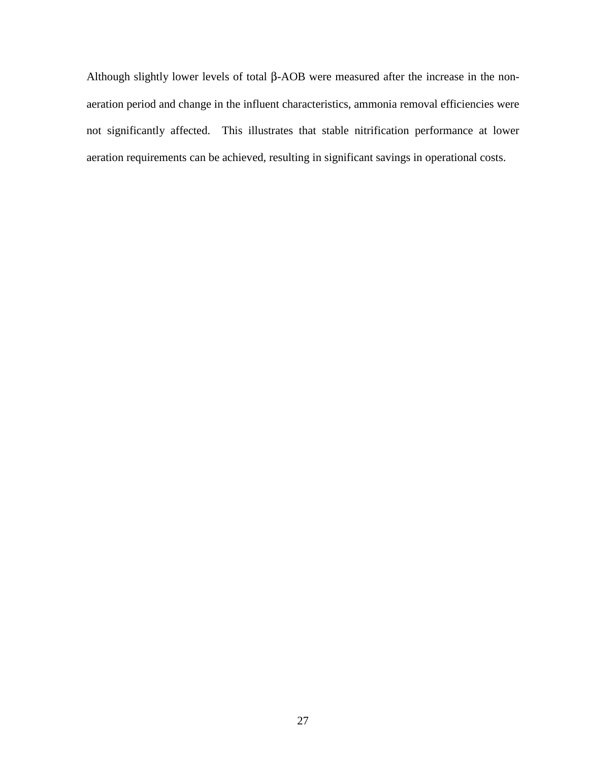Although slightly lower levels of total β-AOB were measured after the increase in the non-aeration period and change in the influent characteristics, ammonia removal efficiencies were not significantly affected. This illustrates that stable nitrification performance at lower aeration requirements can be achieved, resulting in significant savings in operational costs.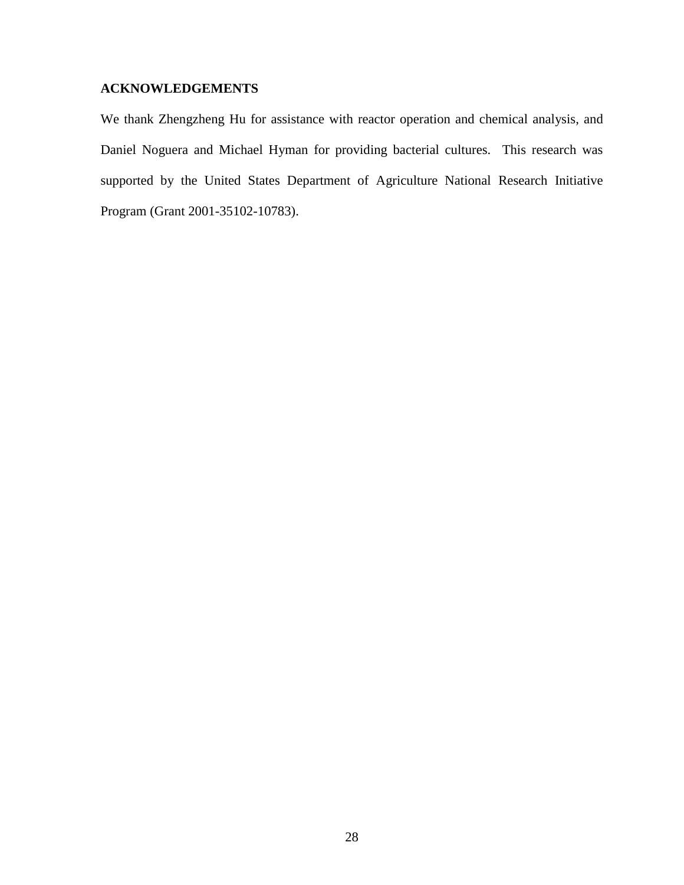## ACKNOWLEDGEMENTS

We thank Zhengzheng Hu for assistance with reactor operation and chemical analysis, and Daniel Noguera and Michael Hyman for providing bacterial cultures. This research was supported by the United States Department of Agriculture National Research Initiative Program (Grant 2001-35102-10783).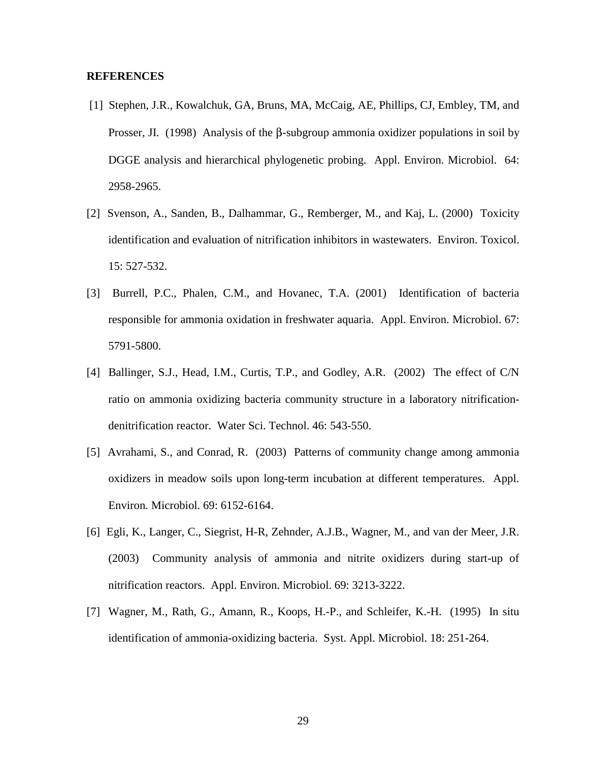**REFERENCES**

[1] Stephen, J.R., Kowalchuk, GA, Bruns, MA, McCaig, AE, Phillips, CJ, Embley, TM, and Prosser, JI. (1998) Analysis of the β-subgroup ammonia oxidizer populations in soil by DGGE analysis and hierarchical phylogenetic probing. Appl. Environ. Microbiol. 64: 2958-2965.

[2] Svenson, A., Sanden, B., Dalhammar, G., Remberger, M., and Kaj, L. (2000) Toxicity identification and evaluation of nitrification inhibitors in wastewaters. Environ. Toxicol. 15: 527-532.

[3] Burrell, P.C., Phalen, C.M., and Hovanec, T.A. (2001) Identification of bacteria responsible for ammonia oxidation in freshwater aquaria. Appl. Environ. Microbiol. 67: 5791-5800.

[4] Ballinger, S.J., Head, I.M., Curtis, T.P., and Godley, A.R. (2002) The effect of C/N ratio on ammonia oxidizing bacteria community structure in a laboratory nitrification-denitrification reactor. Water Sci. Technol. 46: 543-550.

[5] Avrahami, S., and Conrad, R. (2003) Patterns of community change among ammonia oxidizers in meadow soils upon long-term incubation at different temperatures. Appl. Environ. Microbiol. 69: 6152-6164.

[6] Egli, K., Langer, C., Siegrist, H-R, Zehnder, A.J.B., Wagner, M., and van der Meer, J.R. (2003) Community analysis of ammonia and nitrite oxidizers during start-up of nitrification reactors. Appl. Environ. Microbiol. 69: 3213-3222.

[7] Wagner, M., Rath, G., Amann, R., Koops, H.-P., and Schleifer, K.-H. (1995) In situ identification of ammonia-oxidizing bacteria. Syst. Appl. Microbiol. 18: 251-264.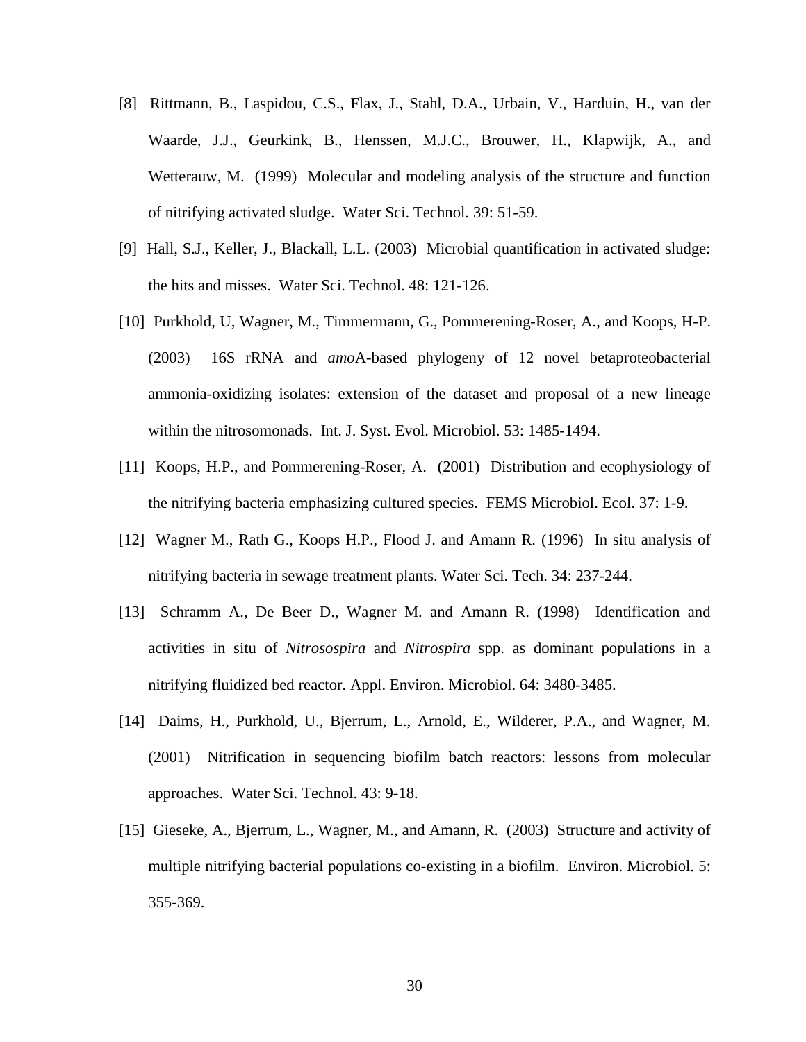[8] Rittmann, B., Laspidou, C.S., Flax, J., Stahl, D.A., Urbain, V., Harduin, H., van der Waarde, J.J., Geurkink, B., Henssen, M.J.C., Brouwer, H., Klapwijk, A., and Wetterauw, M. (1999) Molecular and modeling analysis of the structure and function of nitrifying activated sludge. Water Sci. Technol. 39: 51-59.

[9] Hall, S.J., Keller, J., Blackall, L.L. (2003) Microbial quantification in activated sludge: the hits and misses. Water Sci. Technol. 48: 121-126.

[10] Purkhold, U, Wagner, M., Timmermann, G., Pommerening-Roser, A., and Koops, H-P. (2003) 16S rRNA and *amo*A-based phylogeny of 12 novel betaproteobacterial ammonia-oxidizing isolates: extension of the dataset and proposal of a new lineage within the nitrosomonads. Int. J. Syst. Evol. Microbiol. 53: 1485-1494.

[11] Koops, H.P., and Pommerening-Roser, A. (2001) Distribution and ecophysiology of the nitrifying bacteria emphasizing cultured species. FEMS Microbiol. Ecol. 37: 1-9.

[12] Wagner M., Rath G., Koops H.P., Flood J. and Amann R. (1996) In situ analysis of nitrifying bacteria in sewage treatment plants. Water Sci. Tech. 34: 237-244.

[13] Schramm A., De Beer D., Wagner M. and Amann R. (1998) Identification and activities in situ of *Nitrosospira* and *Nitrospira* spp. as dominant populations in a nitrifying fluidized bed reactor. Appl. Environ. Microbiol. 64: 3480-3485.

[14] Daims, H., Purkhold, U., Bjerrum, L., Arnold, E., Wilderer, P.A., and Wagner, M. (2001) Nitrification in sequencing biofilm batch reactors: lessons from molecular approaches. Water Sci. Technol. 43: 9-18.

[15] Gieseke, A., Bjerrum, L., Wagner, M., and Amann, R. (2003) Structure and activity of multiple nitrifying bacterial populations co-existing in a biofilm. Environ. Microbiol. 5: 355-369.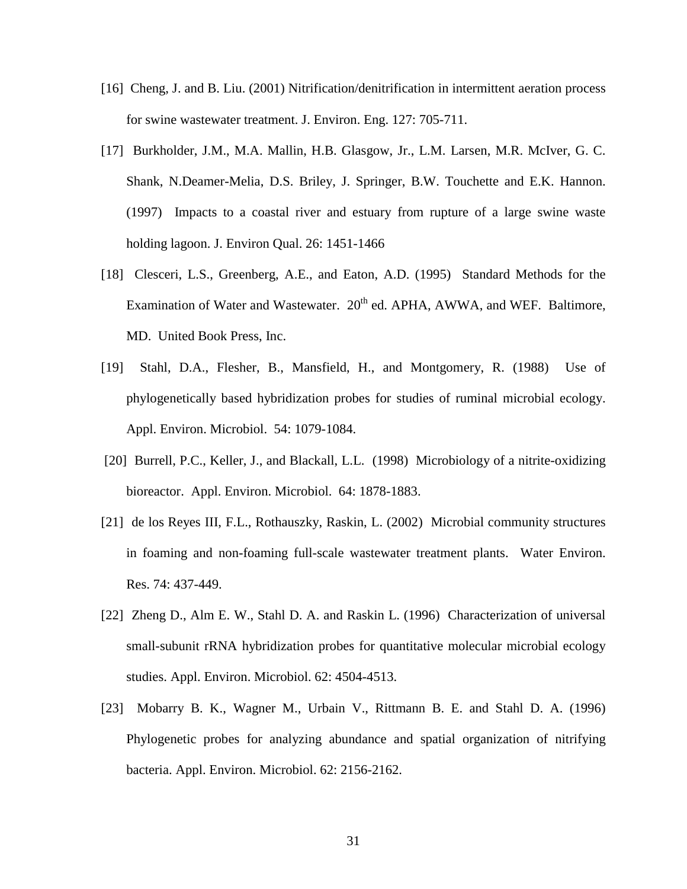[16] Cheng, J. and B. Liu. (2001) Nitrification/denitrification in intermittent aeration process for swine wastewater treatment. J. Environ. Eng. 127: 705-711.

[17] Burkholder, J.M., M.A. Mallin, H.B. Glasgow, Jr., L.M. Larsen, M.R. McIver, G. C. Shank, N.Deamer-Melia, D.S. Briley, J. Springer, B.W. Touchette and E.K. Hannon. (1997) Impacts to a coastal river and estuary from rupture of a large swine waste holding lagoon. J. Environ Qual. 26: 1451-1466

[18] Clesceri, L.S., Greenberg, A.E., and Eaton, A.D. (1995) Standard Methods for the Examination of Water and Wastewater. 20$^{th}$ ed. APHA, AWWA, and WEF. Baltimore, MD. United Book Press, Inc.

[19] Stahl, D.A., Flesher, B., Mansfield, H., and Montgomery, R. (1988) Use of phylogenetically based hybridization probes for studies of ruminal microbial ecology. Appl. Environ. Microbiol. 54: 1079-1084.

[20] Burrell, P.C., Keller, J., and Blackall, L.L. (1998) Microbiology of a nitrite-oxidizing bioreactor. Appl. Environ. Microbiol. 64: 1878-1883.

[21] de los Reyes III, F.L., Rothauszky, Raskin, L. (2002) Microbial community structures in foaming and non-foaming full-scale wastewater treatment plants. Water Environ. Res. 74: 437-449.

[22] Zheng D., Alm E. W., Stahl D. A. and Raskin L. (1996) Characterization of universal small-subunit rRNA hybridization probes for quantitative molecular microbial ecology studies. Appl. Environ. Microbiol. 62: 4504-4513.

[23] Mobarry B. K., Wagner M., Urbain V., Rittmann B. E. and Stahl D. A. (1996) Phylogenetic probes for analyzing abundance and spatial organization of nitrifying bacteria. Appl. Environ. Microbiol. 62: 2156-2162.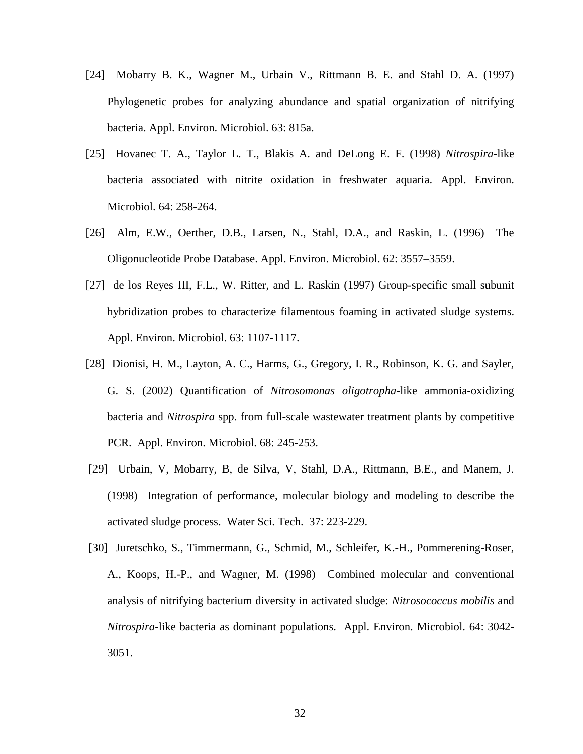[24] Mobarry B. K., Wagner M., Urbain V., Rittmann B. E. and Stahl D. A. (1997) Phylogenetic probes for analyzing abundance and spatial organization of nitrifying bacteria. Appl. Environ. Microbiol. 63: 815a.

[25] Hovanec T. A., Taylor L. T., Blakis A. and DeLong E. F. (1998) *Nitrospira*-like bacteria associated with nitrite oxidation in freshwater aquaria. Appl. Environ. Microbiol. 64: 258-264.

[26] Alm, E.W., Oerther, D.B., Larsen, N., Stahl, D.A., and Raskin, L. (1996) The Oligonucleotide Probe Database. Appl. Environ. Microbiol. 62: 3557–3559.

[27] de los Reyes III, F.L., W. Ritter, and L. Raskin (1997) Group-specific small subunit hybridization probes to characterize filamentous foaming in activated sludge systems. Appl. Environ. Microbiol. 63: 1107-1117.

[28] Dionisi, H. M., Layton, A. C., Harms, G., Gregory, I. R., Robinson, K. G. and Sayler, G. S. (2002) Quantification of *Nitrosomonas oligotropha*-like ammonia-oxidizing bacteria and *Nitrospira* spp. from full-scale wastewater treatment plants by competitive PCR. Appl. Environ. Microbiol. 68: 245-253.

[29] Urbain, V, Mobarry, B, de Silva, V, Stahl, D.A., Rittmann, B.E., and Manem, J. (1998) Integration of performance, molecular biology and modeling to describe the activated sludge process. Water Sci. Tech. 37: 223-229.

[30] Juretschko, S., Timmermann, G., Schmid, M., Schleifer, K.-H., Pommerening-Roser, A., Koops, H.-P., and Wagner, M. (1998) Combined molecular and conventional analysis of nitrifying bacterium diversity in activated sludge: *Nitrosococcus mobilis* and *Nitrospira*-like bacteria as dominant populations. Appl. Environ. Microbiol. 64: 3042-3051.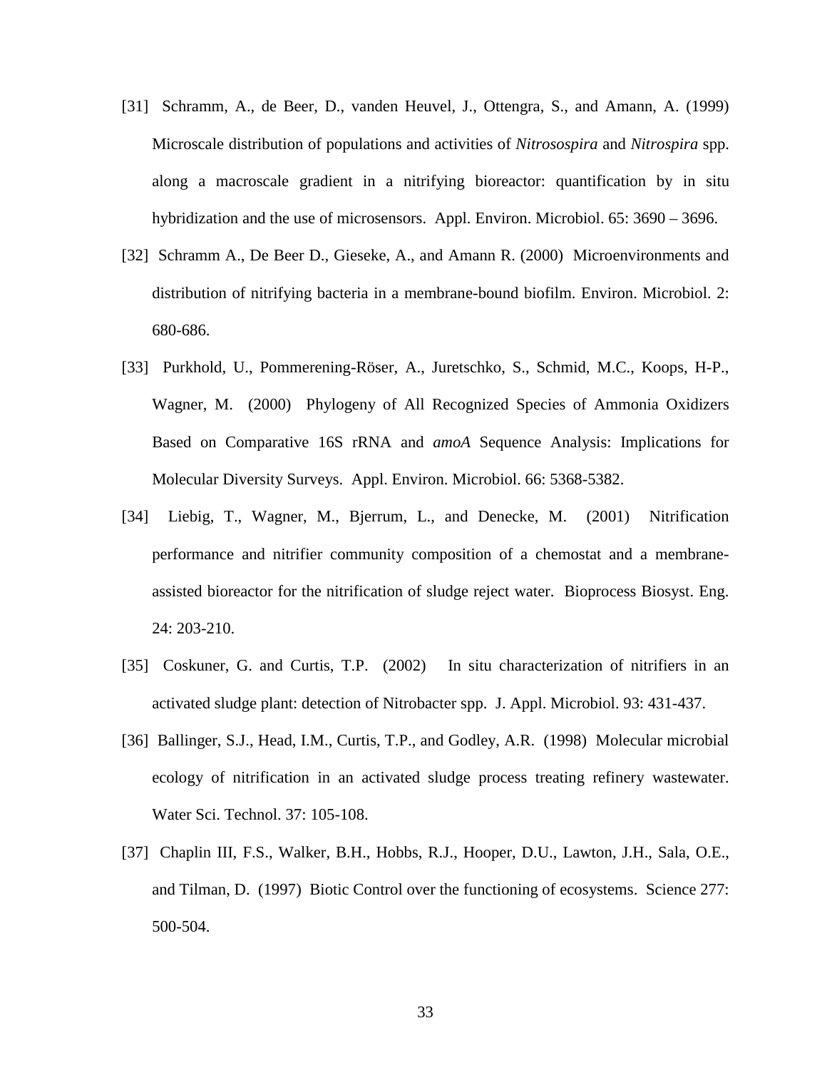[31] Schramm, A., de Beer, D., vanden Heuvel, J., Ottengra, S., and Amann, A. (1999) Microscale distribution of populations and activities of *Nitrosospira* and *Nitrospira* spp. along a macroscale gradient in a nitrifying bioreactor: quantification by in situ hybridization and the use of microsensors. Appl. Environ. Microbiol. 65: 3690 – 3696.

[32] Schramm A., De Beer D., Gieseke, A., and Amann R. (2000) Microenvironments and distribution of nitrifying bacteria in a membrane-bound biofilm. Environ. Microbiol. 2: 680-686.

[33] Purkhold, U., Pommerening-Röser, A., Juretschko, S., Schmid, M.C., Koops, H-P., Wagner, M. (2000) Phylogeny of All Recognized Species of Ammonia Oxidizers Based on Comparative 16S rRNA and *amoA* Sequence Analysis: Implications for Molecular Diversity Surveys. Appl. Environ. Microbiol. 66: 5368-5382.

[34] Liebig, T., Wagner, M., Bjerrum, L., and Denecke, M. (2001) Nitrification performance and nitrifier community composition of a chemostat and a membrane-assisted bioreactor for the nitrification of sludge reject water. Bioprocess Biosyst. Eng. 24: 203-210.

[35] Coskuner, G. and Curtis, T.P. (2002) In situ characterization of nitrifiers in an activated sludge plant: detection of Nitrobacter spp. J. Appl. Microbiol. 93: 431-437.

[36] Ballinger, S.J., Head, I.M., Curtis, T.P., and Godley, A.R. (1998) Molecular microbial ecology of nitrification in an activated sludge process treating refinery wastewater. Water Sci. Technol. 37: 105-108.

[37] Chaplin III, F.S., Walker, B.H., Hobbs, R.J., Hooper, D.U., Lawton, J.H., Sala, O.E., and Tilman, D. (1997) Biotic Control over the functioning of ecosystems. Science 277: 500-504.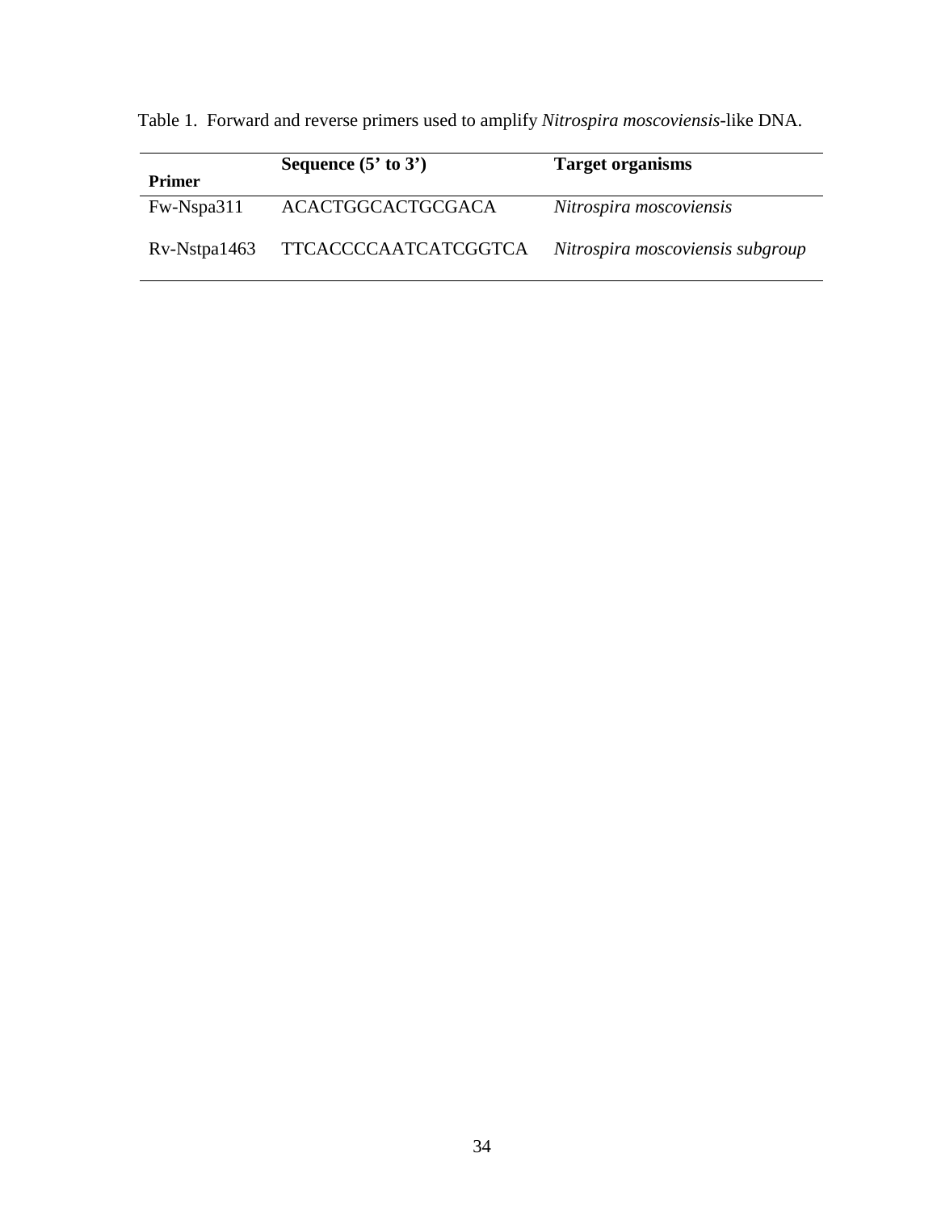Table 1. Forward and reverse primers used to amplify *Nitrospira moscoviensis*-like DNA.

| **Primer** | **Sequence (5' to 3')** | **Target organisms** |
|---|---|---|
| Fw-Nspa311 | ACACTGGCACTGCGACA | *Nitrospira moscoviensis* |
| Rv-Nstpa1463 | TTCACCCCAATCATCGGTCA | *Nitrospira moscoviensis subgroup* |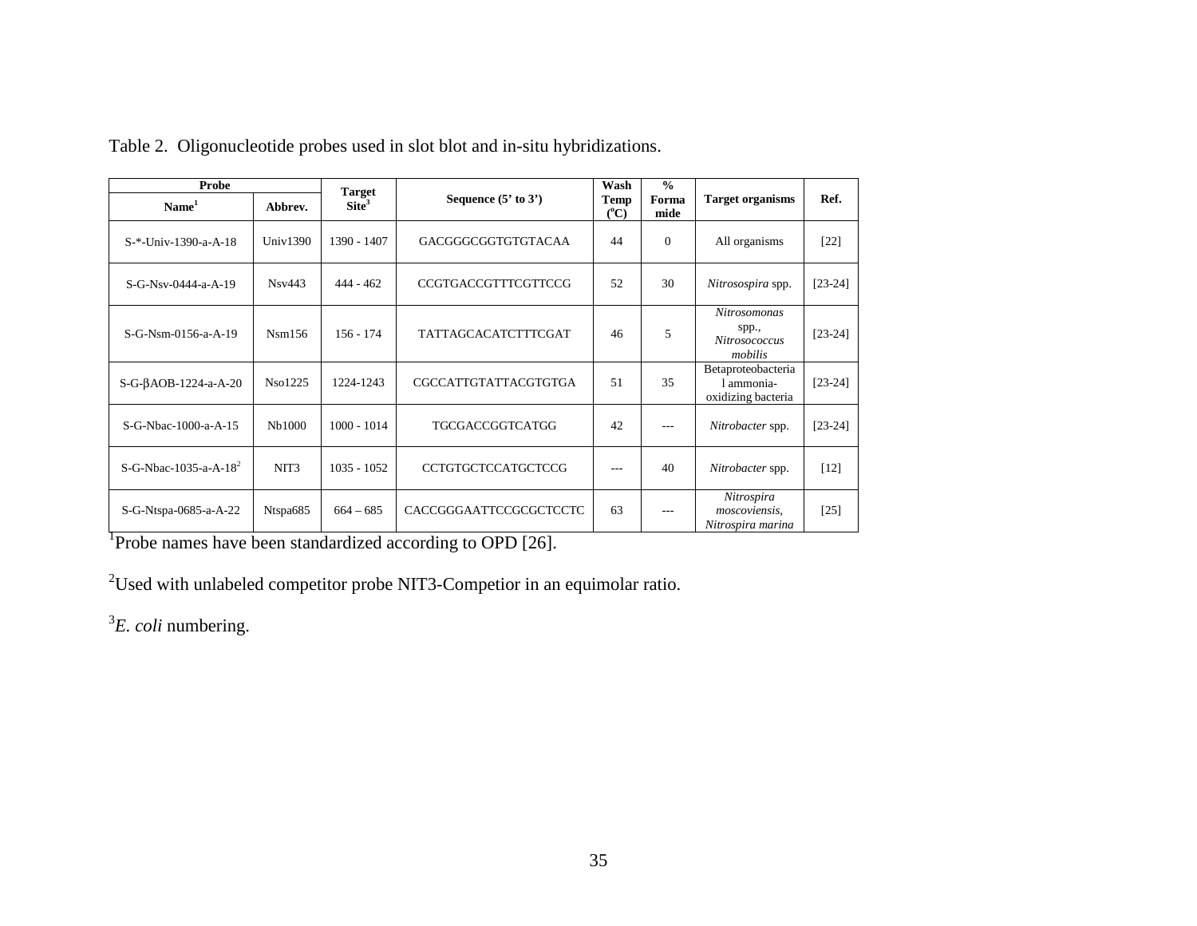Table 2. Oligonucleotide probes used in slot blot and in-situ hybridizations.

| Probe | | Target Site[3] | Sequence (5' to 3') | Wash Temp (°C) | % Formamide | Target organisms | Ref. |
|---|---|---|---|---|---|---|---|
| Name[1] | Abbrev. | | | | | | |
| S-*-Univ-1390-a-A-18 | Univ1390 | 1390 - 1407 | GACGGGCGGTGTGTACAA | 44 | 0 | All organisms | [22] |
| S-G-Nsv-0444-a-A-19 | Nsv443 | 444 - 462 | CCGTGACCGTTTCGTTCCG | 52 | 30 | *Nitrosospira* spp. | [23-24] |
| S-G-Nsm-0156-a-A-19 | Nsm156 | 156 - 174 | TATTAGCACATCTTTCGAT | 46 | 5 | *Nitrosomonas* spp., *Nitrosococcus mobilis* | [23-24] |
| S-G-βAOB-1224-a-A-20 | Nso1225 | 1224-1243 | CGCCATTGTATTACGTGTGA | 51 | 35 | Betaproteobacterial ammonia-oxidizing bacteria | [23-24] |
| S-G-Nbac-1000-a-A-15 | Nb1000 | 1000 - 1014 | TGCGACCGGTCATGG | 42 | --- | *Nitrobacter* spp. | [23-24] |
| S-G-Nbac-1035-a-A-18[2] | NIT3 | 1035 - 1052 | CCTGTGCTCCATGCTCCG | --- | 40 | *Nitrobacter* spp. | [12] |
| S-G-Ntspa-0685-a-A-22 | Ntspa685 | 664 – 685 | CACCGGGAATTCCGCGCTCCTC | 63 | --- | *Nitrospira moscoviensis*, *Nitrospira marina* | [25] |

[1]Probe names have been standardized according to OPD [26].

[2]Used with unlabeled competitor probe NIT3-Competior in an equimolar ratio.

[3]*E. coli* numbering.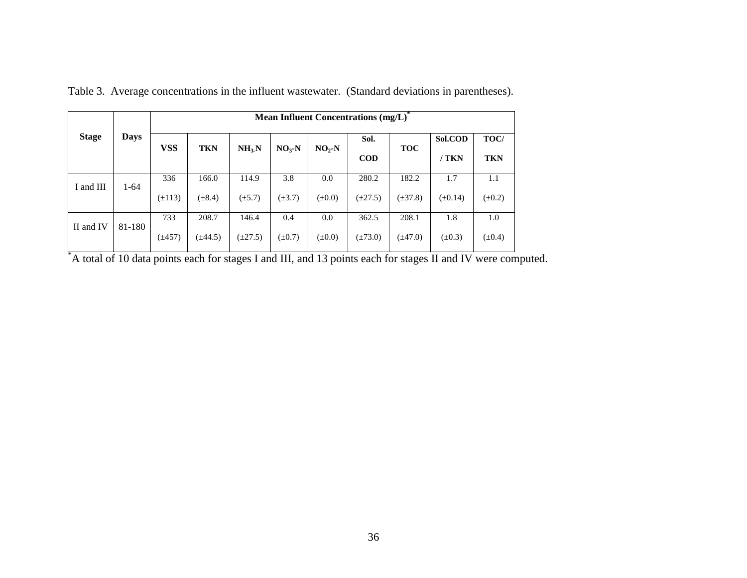Table 3. Average concentrations in the influent wastewater. (Standard deviations in parentheses).

| Stage | Days | Mean Influent Concentrations (mg/L)* | | | | | | | | |
|---|---|---|---|---|---|---|---|---|---|---|
| | | VSS | TKN | $NH_3$-N | $NO_3$-N | $NO_2$-N | Sol. COD | TOC | Sol.COD / TKN | TOC/ TKN |
| I and III | 1-64 | 336 (±113) | 166.0 (±8.4) | 114.9 (±5.7) | 3.8 (±3.7) | 0.0 (±0.0) | 280.2 (±27.5) | 182.2 (±37.8) | 1.7 (±0.14) | 1.1 (±0.2) |
| II and IV | 81-180 | 733 (±457) | 208.7 (±44.5) | 146.4 (±27.5) | 0.4 (±0.7) | 0.0 (±0.0) | 362.5 (±73.0) | 208.1 (±47.0) | 1.8 (±0.3) | 1.0 (±0.4) |

*A total of 10 data points each for stages I and III, and 13 points each for stages II and IV were computed.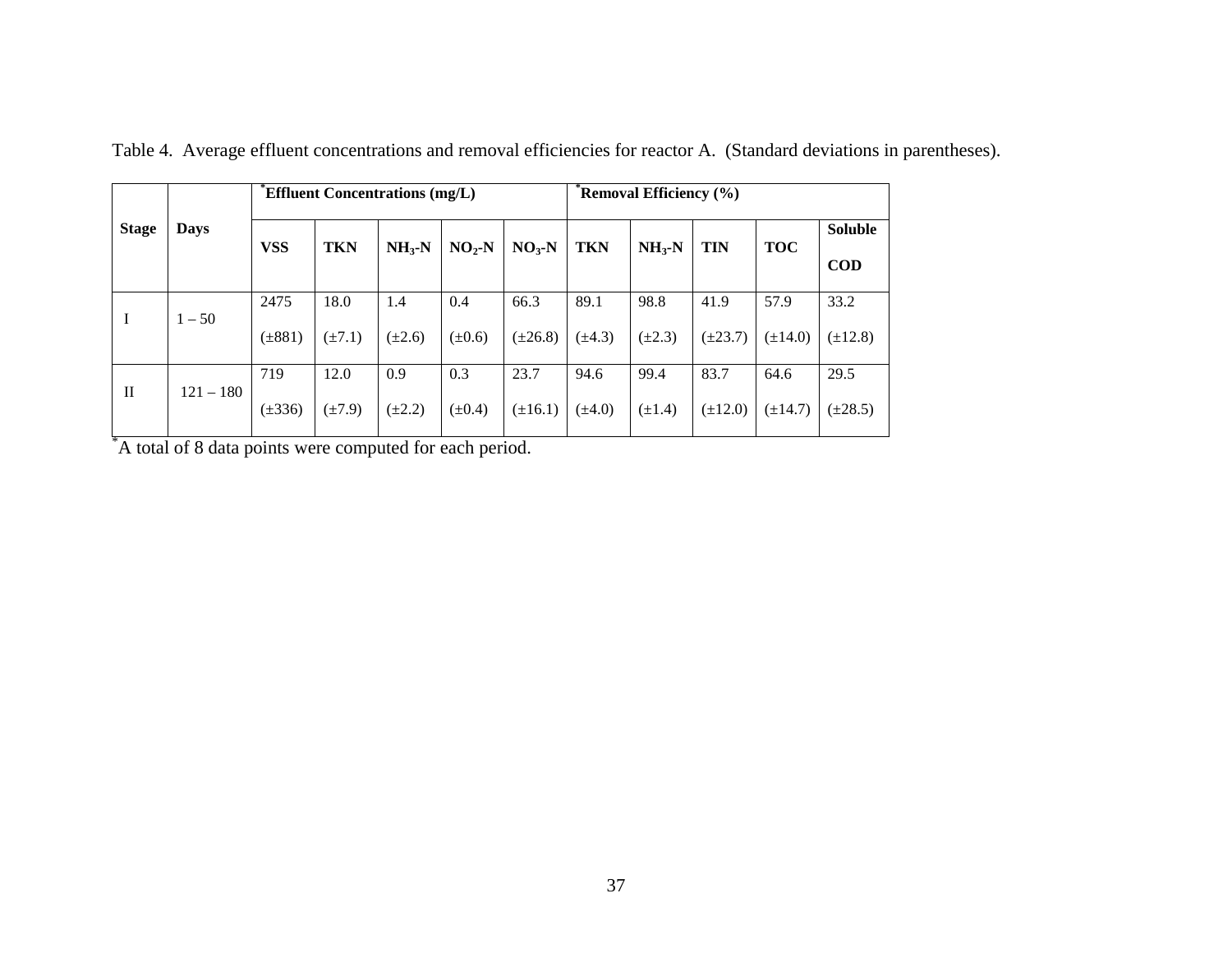Table 4. Average effluent concentrations and removal efficiencies for reactor A. (Standard deviations in parentheses).

| Stage | Days | [*]Effluent Concentrations (mg/L) | | | | | [*]Removal Efficiency (%) | | | | |
|---|---|---|---|---|---|---|---|---|---|---|---|
| | | VSS | TKN | $NH_3$-N | $NO_2$-N | $NO_3$-N | TKN | $NH_3$-N | TIN | TOC | Soluble COD |
| I | 1 – 50 | 2475 (±881) | 18.0 (±7.1) | 1.4 (±2.6) | 0.4 (±0.6) | 66.3 (±26.8) | 89.1 (±4.3) | 98.8 (±2.3) | 41.9 (±23.7) | 57.9 (±14.0) | 33.2 (±12.8) |
| II | 121 – 180 | 719 (±336) | 12.0 (±7.9) | 0.9 (±2.2) | 0.3 (±0.4) | 23.7 (±16.1) | 94.6 (±4.0) | 99.4 (±1.4) | 83.7 (±12.0) | 64.6 (±14.7) | 29.5 (±28.5) |

[*]A total of 8 data points were computed for each period.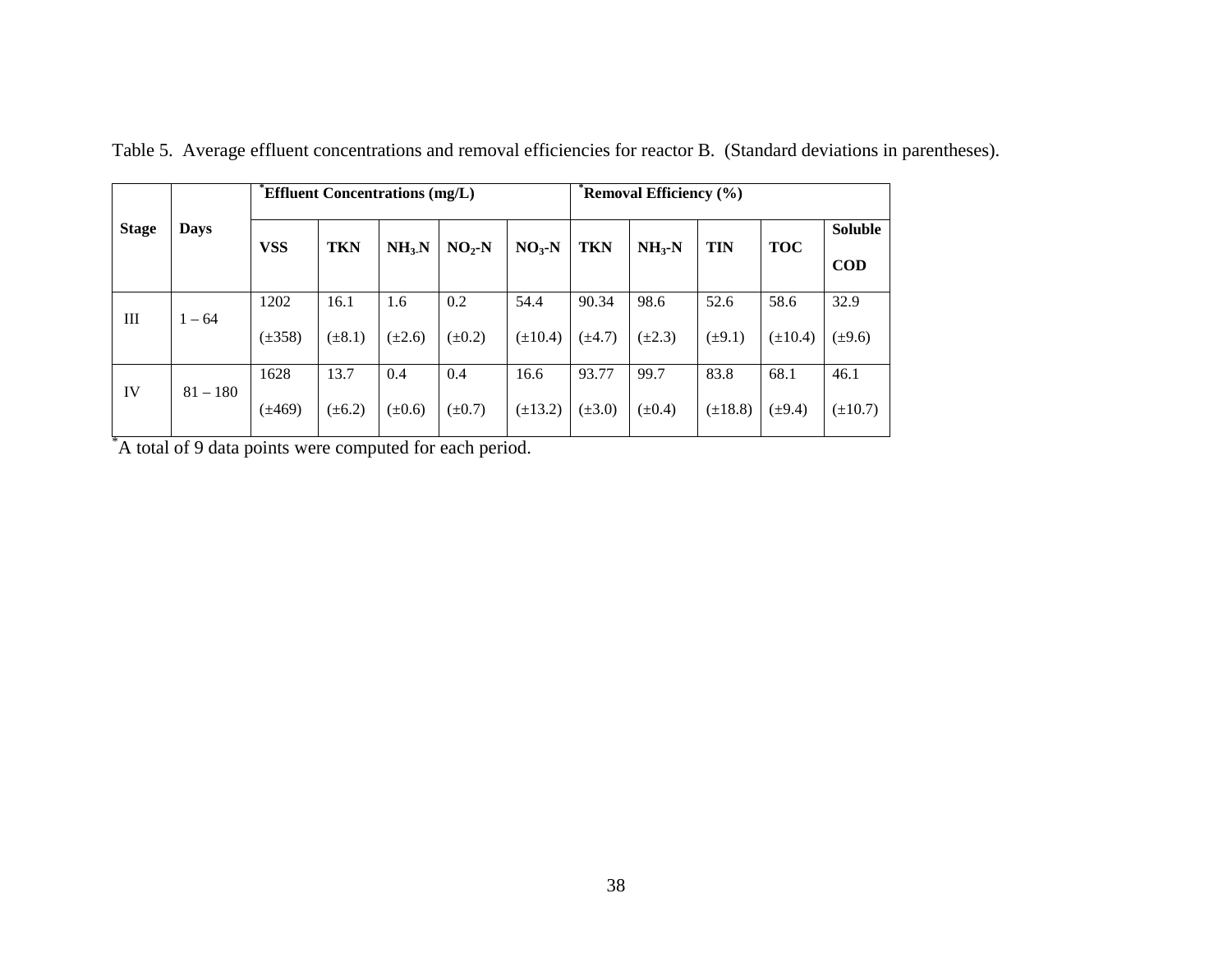Table 5. Average effluent concentrations and removal efficiencies for reactor B. (Standard deviations in parentheses).

| Stage | Days | *Effluent Concentrations (mg/L) | | | | | *Removal Efficiency (%) | | | | |
|---|---|---|---|---|---|---|---|---|---|---|---|
| | | VSS | TKN | $NH_3$-N | $NO_2$-N | $NO_3$-N | TKN | $NH_3$-N | TIN | TOC | Soluble COD |
| III | 1 – 64 | 1202 (±358) | 16.1 (±8.1) | 1.6 (±2.6) | 0.2 (±0.2) | 54.4 (±10.4) | 90.34 (±4.7) | 98.6 (±2.3) | 52.6 (±9.1) | 58.6 (±10.4) | 32.9 (±9.6) |
| IV | 81 – 180 | 1628 (±469) | 13.7 (±6.2) | 0.4 (±0.6) | 0.4 (±0.7) | 16.6 (±13.2) | 93.77 (±3.0) | 99.7 (±0.4) | 83.8 (±18.8) | 68.1 (±9.4) | 46.1 (±10.7) |

*A total of 9 data points were computed for each period.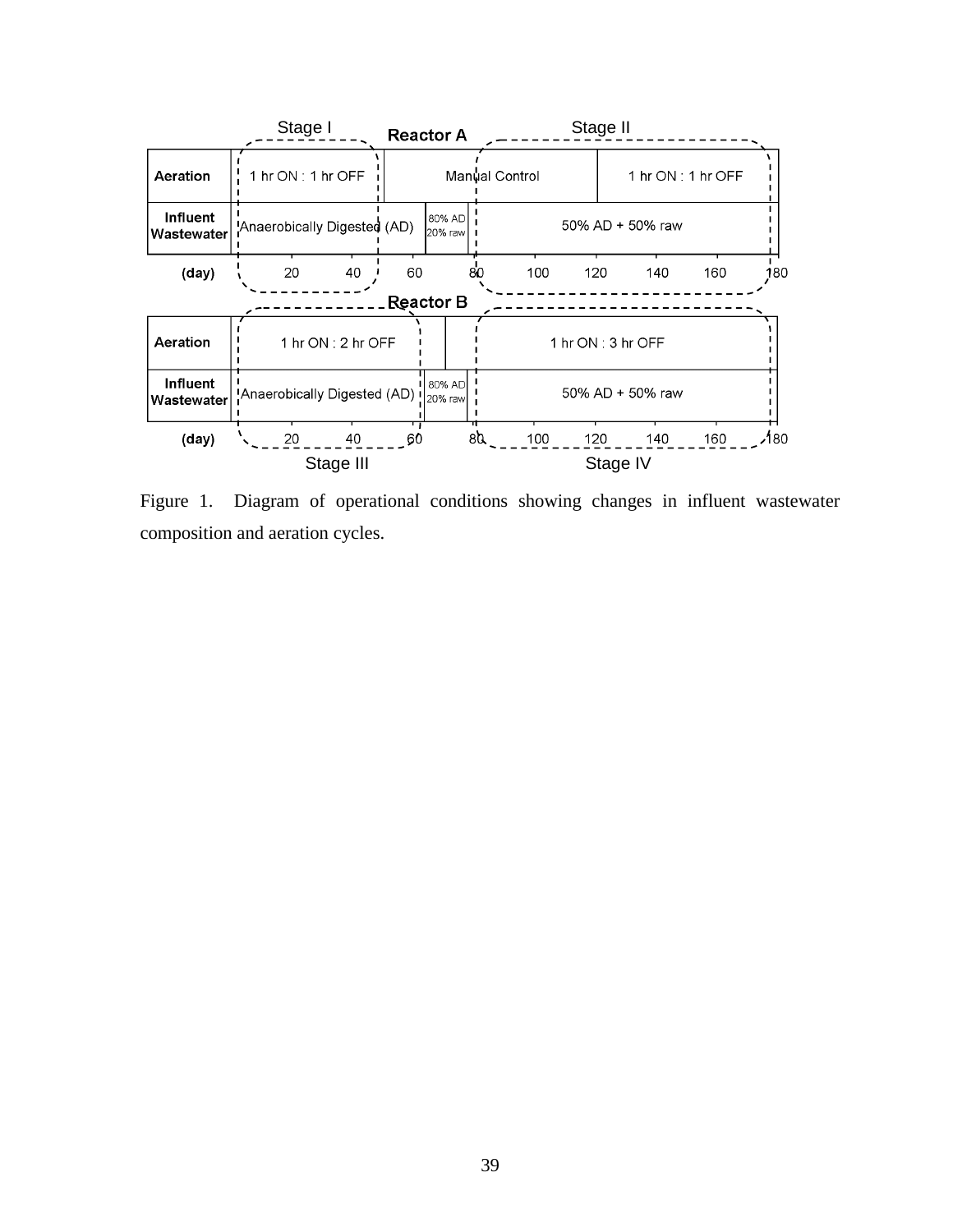Figure 1. Diagram of operational conditions showing changes in influent wastewater composition and aeration cycles.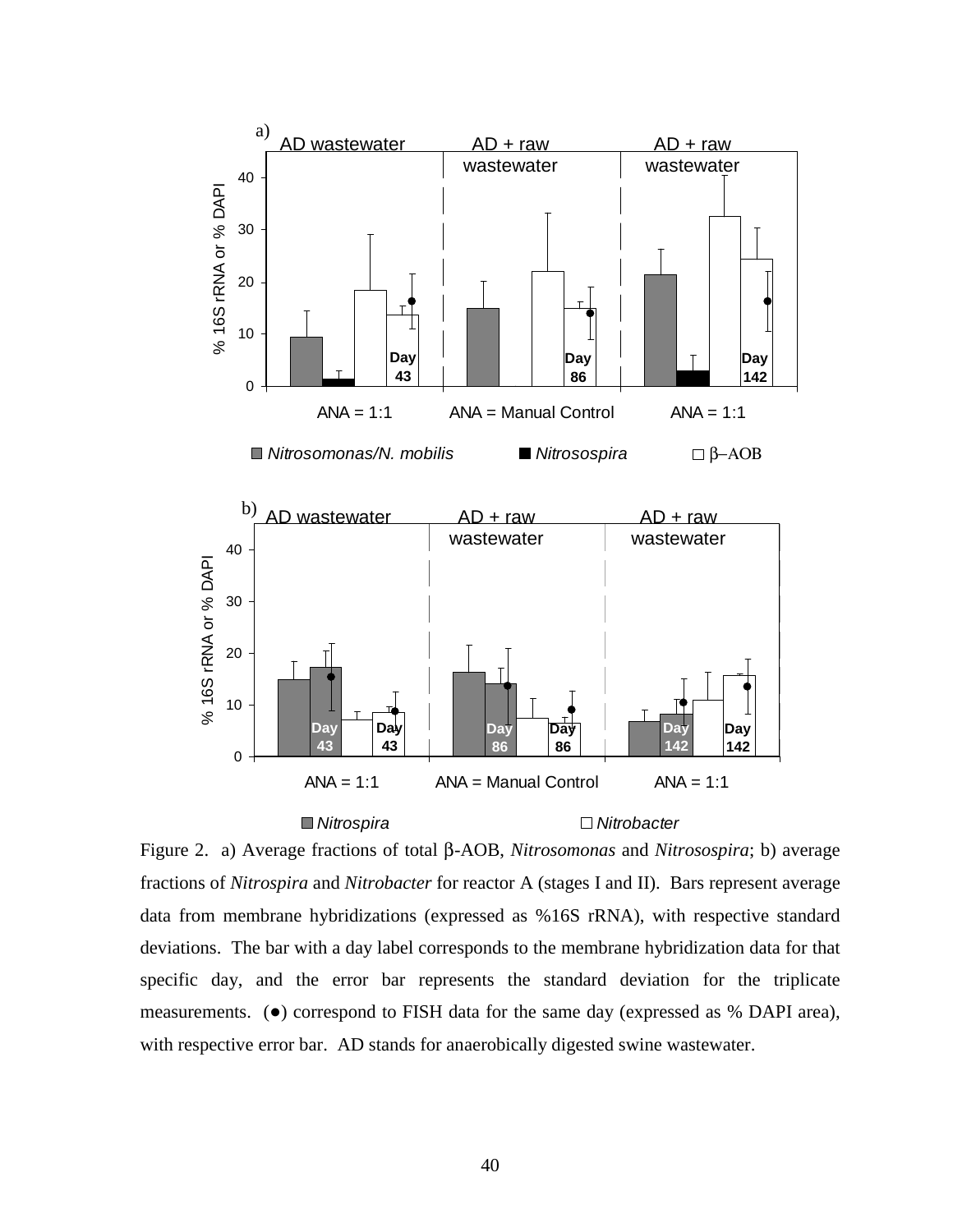Figure 2. a) Average fractions of total β-AOB, *Nitrosomonas* and *Nitrosospira*; b) average fractions of *Nitrospira* and *Nitrobacter* for reactor A (stages I and II). Bars represent average data from membrane hybridizations (expressed as %16S rRNA), with respective standard deviations. The bar with a day label corresponds to the membrane hybridization data for that specific day, and the error bar represents the standard deviation for the triplicate measurements. (●) correspond to FISH data for the same day (expressed as % DAPI area), with respective error bar. AD stands for anaerobically digested swine wastewater.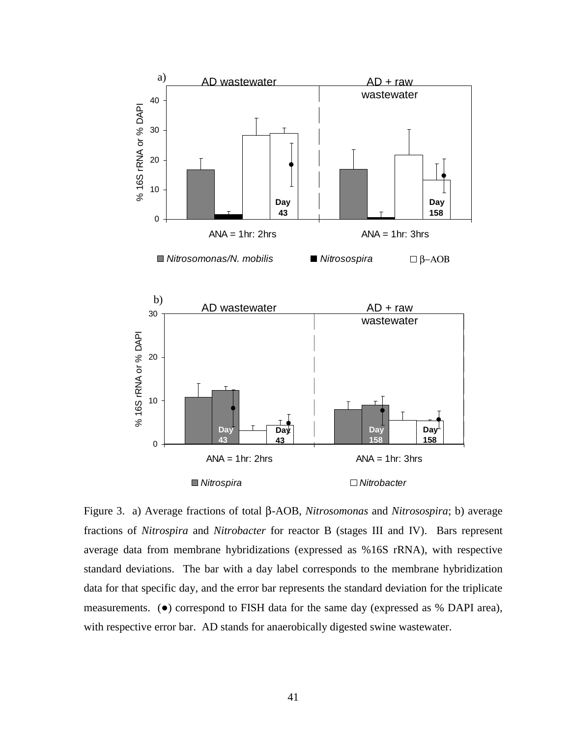Figure 3. a) Average fractions of total β-AOB, *Nitrosomonas* and *Nitrosospira*; b) average fractions of *Nitrospira* and *Nitrobacter* for reactor B (stages III and IV). Bars represent average data from membrane hybridizations (expressed as %16S rRNA), with respective standard deviations. The bar with a day label corresponds to the membrane hybridization data for that specific day, and the error bar represents the standard deviation for the triplicate measurements. (●) correspond to FISH data for the same day (expressed as % DAPI area), with respective error bar. AD stands for anaerobically digested swine wastewater.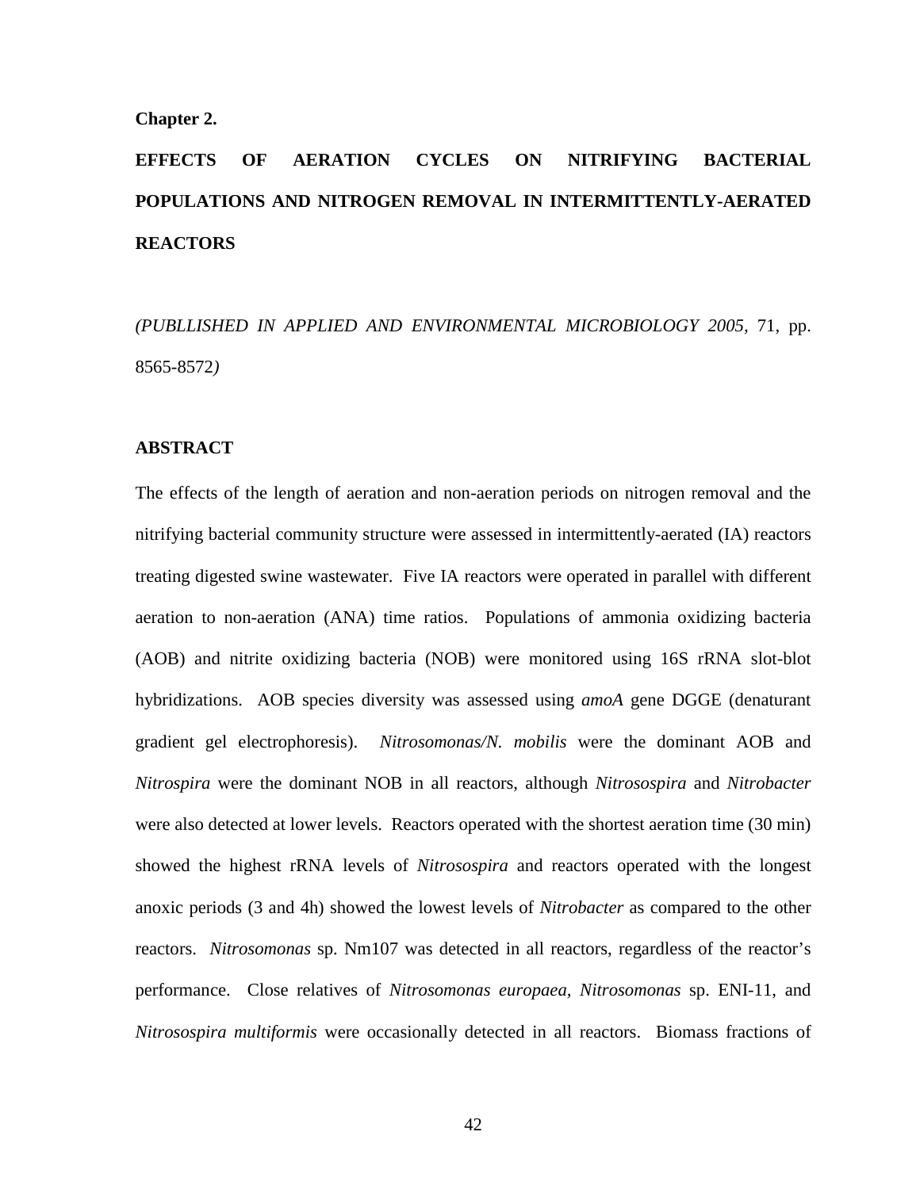**Chapter 2.**

# EFFECTS OF AERATION CYCLES ON NITRIFYING BACTERIAL POPULATIONS AND NITROGEN REMOVAL IN INTERMITTENTLY-AERATED REACTORS

*(PUBLLISHED IN APPLIED AND ENVIRONMENTAL MICROBIOLOGY 2005*, 71, pp. 8565-8572*)*

## ABSTRACT

The effects of the length of aeration and non-aeration periods on nitrogen removal and the nitrifying bacterial community structure were assessed in intermittently-aerated (IA) reactors treating digested swine wastewater. Five IA reactors were operated in parallel with different aeration to non-aeration (ANA) time ratios. Populations of ammonia oxidizing bacteria (AOB) and nitrite oxidizing bacteria (NOB) were monitored using 16S rRNA slot-blot hybridizations. AOB species diversity was assessed using *amoA* gene DGGE (denaturant gradient gel electrophoresis). *Nitrosomonas/N. mobilis* were the dominant AOB and *Nitrospira* were the dominant NOB in all reactors, although *Nitrosospira* and *Nitrobacter* were also detected at lower levels. Reactors operated with the shortest aeration time (30 min) showed the highest rRNA levels of *Nitrosospira* and reactors operated with the longest anoxic periods (3 and 4h) showed the lowest levels of *Nitrobacter* as compared to the other reactors. *Nitrosomonas* sp. Nm107 was detected in all reactors, regardless of the reactor's performance. Close relatives of *Nitrosomonas europaea*, *Nitrosomonas* sp. ENI-11, and *Nitrosospira multiformis* were occasionally detected in all reactors. Biomass fractions of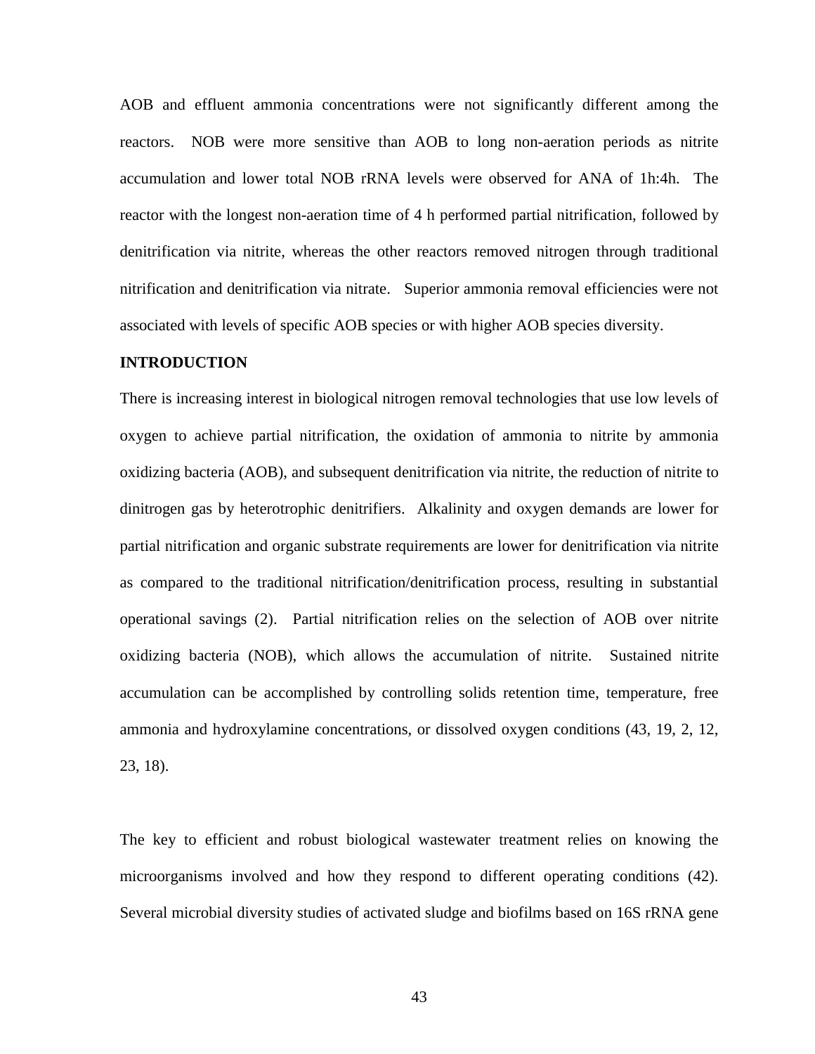AOB and effluent ammonia concentrations were not significantly different among the reactors. NOB were more sensitive than AOB to long non-aeration periods as nitrite accumulation and lower total NOB rRNA levels were observed for ANA of 1h:4h. The reactor with the longest non-aeration time of 4 h performed partial nitrification, followed by denitrification via nitrite, whereas the other reactors removed nitrogen through traditional nitrification and denitrification via nitrate. Superior ammonia removal efficiencies were not associated with levels of specific AOB species or with higher AOB species diversity.

**INTRODUCTION**

There is increasing interest in biological nitrogen removal technologies that use low levels of oxygen to achieve partial nitrification, the oxidation of ammonia to nitrite by ammonia oxidizing bacteria (AOB), and subsequent denitrification via nitrite, the reduction of nitrite to dinitrogen gas by heterotrophic denitrifiers. Alkalinity and oxygen demands are lower for partial nitrification and organic substrate requirements are lower for denitrification via nitrite as compared to the traditional nitrification/denitrification process, resulting in substantial operational savings (2). Partial nitrification relies on the selection of AOB over nitrite oxidizing bacteria (NOB), which allows the accumulation of nitrite. Sustained nitrite accumulation can be accomplished by controlling solids retention time, temperature, free ammonia and hydroxylamine concentrations, or dissolved oxygen conditions (43, 19, 2, 12, 23, 18).

The key to efficient and robust biological wastewater treatment relies on knowing the microorganisms involved and how they respond to different operating conditions (42). Several microbial diversity studies of activated sludge and biofilms based on 16S rRNA gene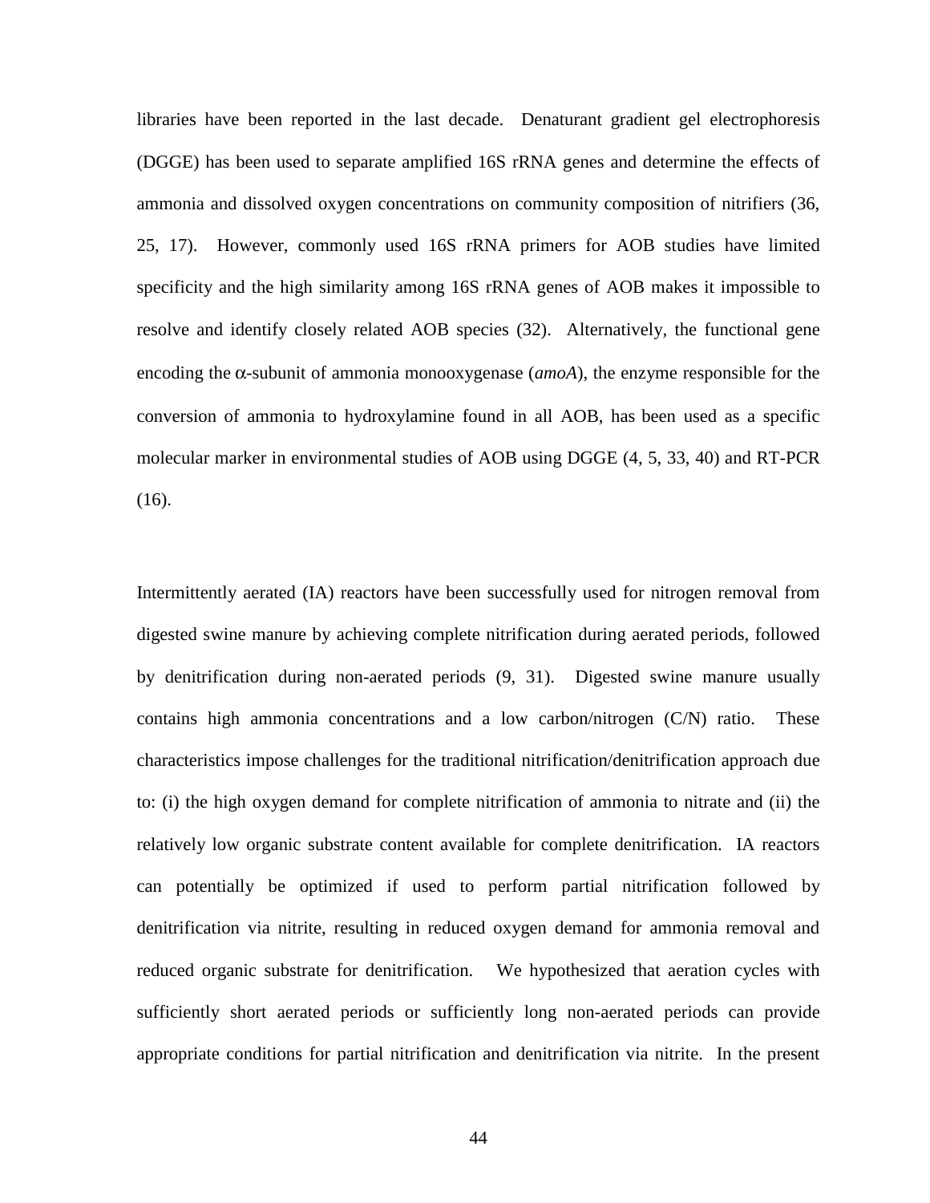libraries have been reported in the last decade. Denaturant gradient gel electrophoresis (DGGE) has been used to separate amplified 16S rRNA genes and determine the effects of ammonia and dissolved oxygen concentrations on community composition of nitrifiers (36, 25, 17). However, commonly used 16S rRNA primers for AOB studies have limited specificity and the high similarity among 16S rRNA genes of AOB makes it impossible to resolve and identify closely related AOB species (32). Alternatively, the functional gene encoding the $\alpha$-subunit of ammonia monooxygenase (*amoA*), the enzyme responsible for the conversion of ammonia to hydroxylamine found in all AOB, has been used as a specific molecular marker in environmental studies of AOB using DGGE (4, 5, 33, 40) and RT-PCR (16).

Intermittently aerated (IA) reactors have been successfully used for nitrogen removal from digested swine manure by achieving complete nitrification during aerated periods, followed by denitrification during non-aerated periods (9, 31). Digested swine manure usually contains high ammonia concentrations and a low carbon/nitrogen (C/N) ratio. These characteristics impose challenges for the traditional nitrification/denitrification approach due to: (i) the high oxygen demand for complete nitrification of ammonia to nitrate and (ii) the relatively low organic substrate content available for complete denitrification. IA reactors can potentially be optimized if used to perform partial nitrification followed by denitrification via nitrite, resulting in reduced oxygen demand for ammonia removal and reduced organic substrate for denitrification. We hypothesized that aeration cycles with sufficiently short aerated periods or sufficiently long non-aerated periods can provide appropriate conditions for partial nitrification and denitrification via nitrite. In the present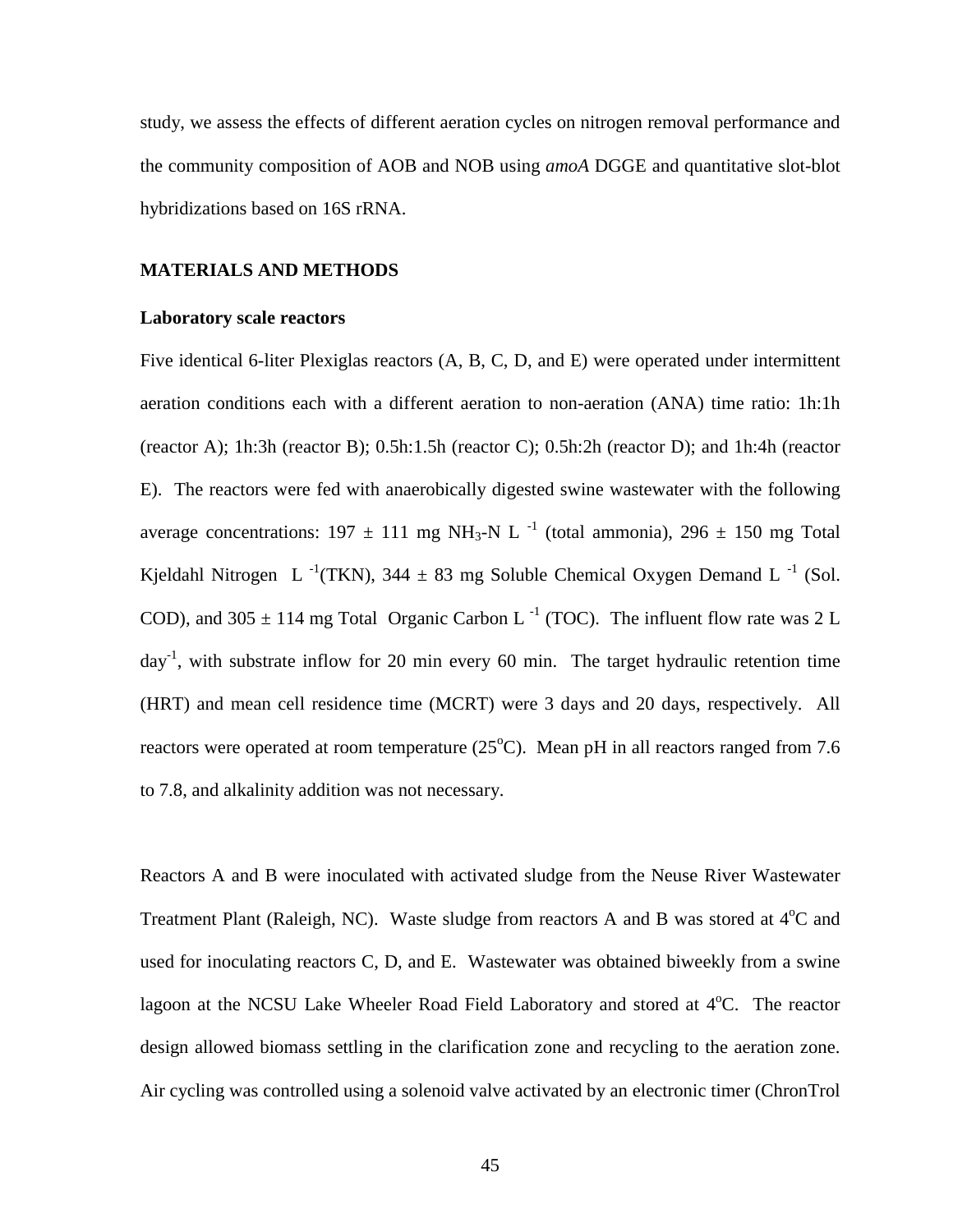study, we assess the effects of different aeration cycles on nitrogen removal performance and the community composition of AOB and NOB using *amoA* DGGE and quantitative slot-blot hybridizations based on 16S rRNA.

## MATERIALS AND METHODS

### Laboratory scale reactors

Five identical 6-liter Plexiglas reactors (A, B, C, D, and E) were operated under intermittent aeration conditions each with a different aeration to non-aeration (ANA) time ratio: 1h:1h (reactor A); 1h:3h (reactor B); 0.5h:1.5h (reactor C); 0.5h:2h (reactor D); and 1h:4h (reactor E). The reactors were fed with anaerobically digested swine wastewater with the following average concentrations: 197 ± 111 mg $NH_3$-N $L^{-1}$ (total ammonia), 296 ± 150 mg Total Kjeldahl Nitrogen $L^{-1}$(TKN), 344 ± 83 mg Soluble Chemical Oxygen Demand $L^{-1}$ (Sol. COD), and 305 ± 114 mg Total Organic Carbon $L^{-1}$ (TOC). The influent flow rate was 2 L $day^{-1}$, with substrate inflow for 20 min every 60 min. The target hydraulic retention time (HRT) and mean cell residence time (MCRT) were 3 days and 20 days, respectively. All reactors were operated at room temperature (25$^{o}$C). Mean pH in all reactors ranged from 7.6 to 7.8, and alkalinity addition was not necessary.

Reactors A and B were inoculated with activated sludge from the Neuse River Wastewater Treatment Plant (Raleigh, NC). Waste sludge from reactors A and B was stored at 4$^{o}$C and used for inoculating reactors C, D, and E. Wastewater was obtained biweekly from a swine lagoon at the NCSU Lake Wheeler Road Field Laboratory and stored at 4$^{o}$C. The reactor design allowed biomass settling in the clarification zone and recycling to the aeration zone. Air cycling was controlled using a solenoid valve activated by an electronic timer (ChronTrol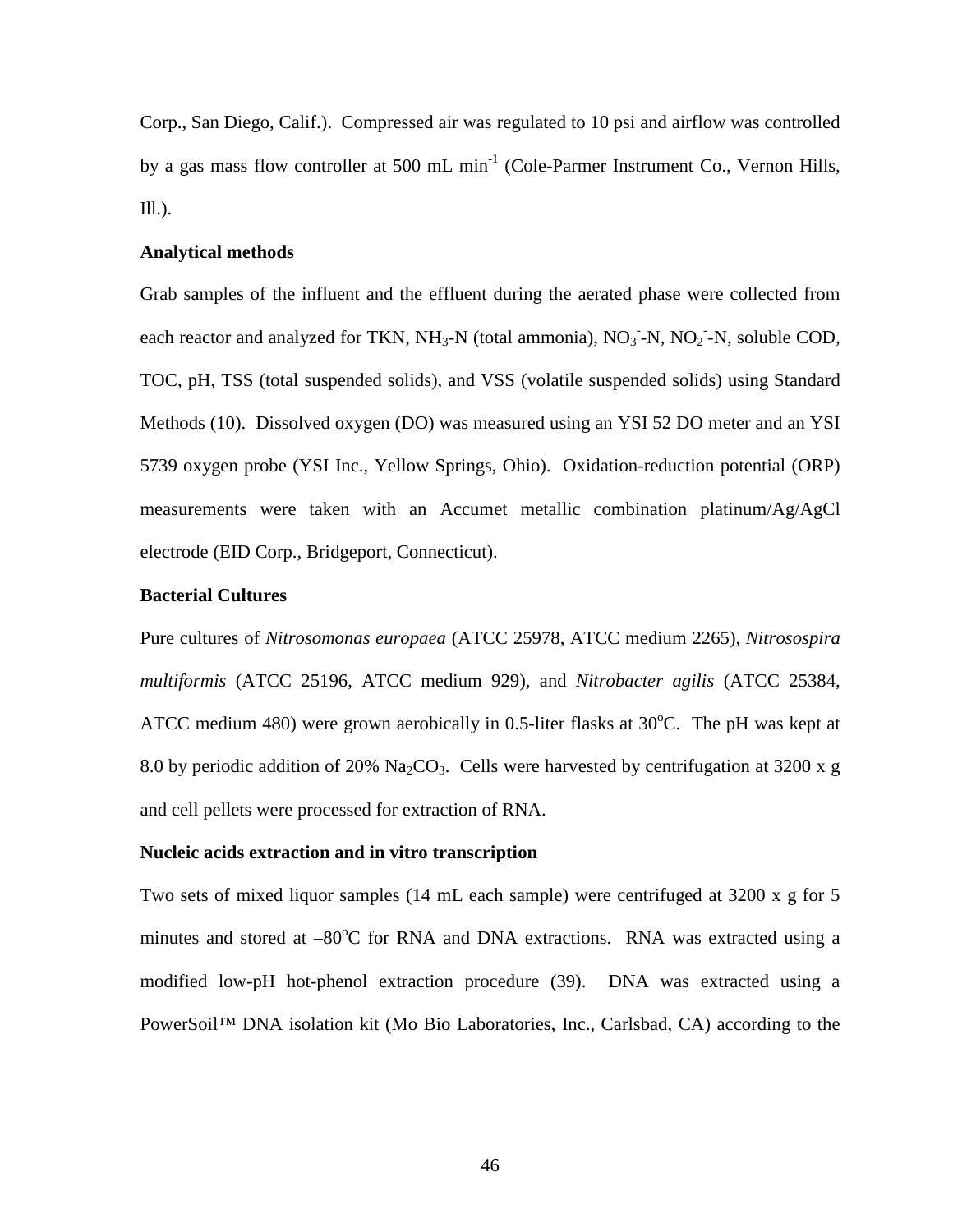Corp., San Diego, Calif.). Compressed air was regulated to 10 psi and airflow was controlled by a gas mass flow controller at 500 mL $min^{-1}$ (Cole-Parmer Instrument Co., Vernon Hills, Ill.).

**Analytical methods**

Grab samples of the influent and the effluent during the aerated phase were collected from each reactor and analyzed for TKN, $NH_3$-N (total ammonia), $NO_3^-$-N, $NO_2^-$-N, soluble COD, TOC, pH, TSS (total suspended solids), and VSS (volatile suspended solids) using Standard Methods (10). Dissolved oxygen (DO) was measured using an YSI 52 DO meter and an YSI 5739 oxygen probe (YSI Inc., Yellow Springs, Ohio). Oxidation-reduction potential (ORP) measurements were taken with an Accumet metallic combination platinum/Ag/AgCl electrode (EID Corp., Bridgeport, Connecticut).

**Bacterial Cultures**

Pure cultures of *Nitrosomonas europaea* (ATCC 25978, ATCC medium 2265), *Nitrosospira multiformis* (ATCC 25196, ATCC medium 929), and *Nitrobacter agilis* (ATCC 25384, ATCC medium 480) were grown aerobically in 0.5-liter flasks at 30$^{o}$C. The pH was kept at 8.0 by periodic addition of 20% $Na_2CO_3$. Cells were harvested by centrifugation at 3200 x g and cell pellets were processed for extraction of RNA.

**Nucleic acids extraction and in vitro transcription**

Two sets of mixed liquor samples (14 mL each sample) were centrifuged at 3200 x g for 5 minutes and stored at –80$^{o}$C for RNA and DNA extractions. RNA was extracted using a modified low-pH hot-phenol extraction procedure (39). DNA was extracted using a PowerSoil™ DNA isolation kit (Mo Bio Laboratories, Inc., Carlsbad, CA) according to the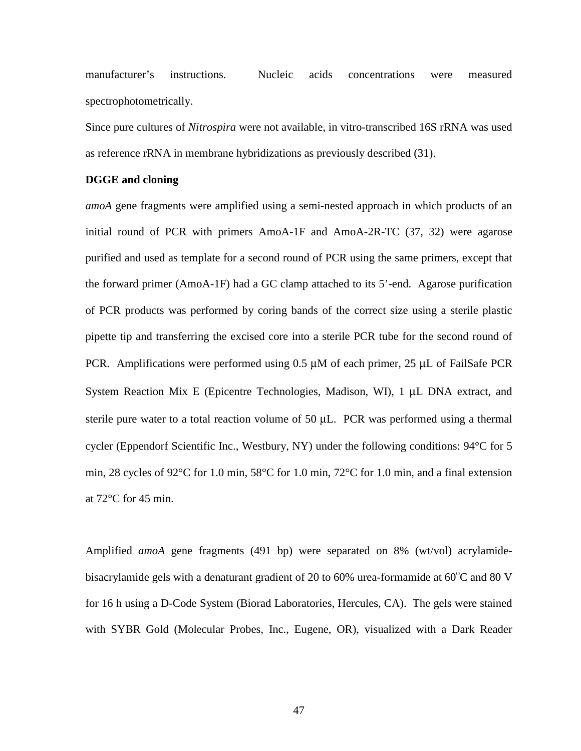manufacturer's instructions. Nucleic acids concentrations were measured spectrophotometrically.

Since pure cultures of *Nitrospira* were not available, in vitro-transcribed 16S rRNA was used as reference rRNA in membrane hybridizations as previously described (31).

**DGGE and cloning**

*amoA* gene fragments were amplified using a semi-nested approach in which products of an initial round of PCR with primers AmoA-1F and AmoA-2R-TC (37, 32) were agarose purified and used as template for a second round of PCR using the same primers, except that the forward primer (AmoA-1F) had a GC clamp attached to its 5'-end. Agarose purification of PCR products was performed by coring bands of the correct size using a sterile plastic pipette tip and transferring the excised core into a sterile PCR tube for the second round of PCR. Amplifications were performed using 0.5 μM of each primer, 25 μL of FailSafe PCR System Reaction Mix E (Epicentre Technologies, Madison, WI), 1 μL DNA extract, and sterile pure water to a total reaction volume of 50 μL. PCR was performed using a thermal cycler (Eppendorf Scientific Inc., Westbury, NY) under the following conditions: 94°C for 5 min, 28 cycles of 92°C for 1.0 min, 58°C for 1.0 min, 72°C for 1.0 min, and a final extension at 72°C for 45 min.

Amplified *amoA* gene fragments (491 bp) were separated on 8% (wt/vol) acrylamide-bisacrylamide gels with a denaturant gradient of 20 to 60% urea-formamide at 60°C and 80 V for 16 h using a D-Code System (Biorad Laboratories, Hercules, CA). The gels were stained with SYBR Gold (Molecular Probes, Inc., Eugene, OR), visualized with a Dark Reader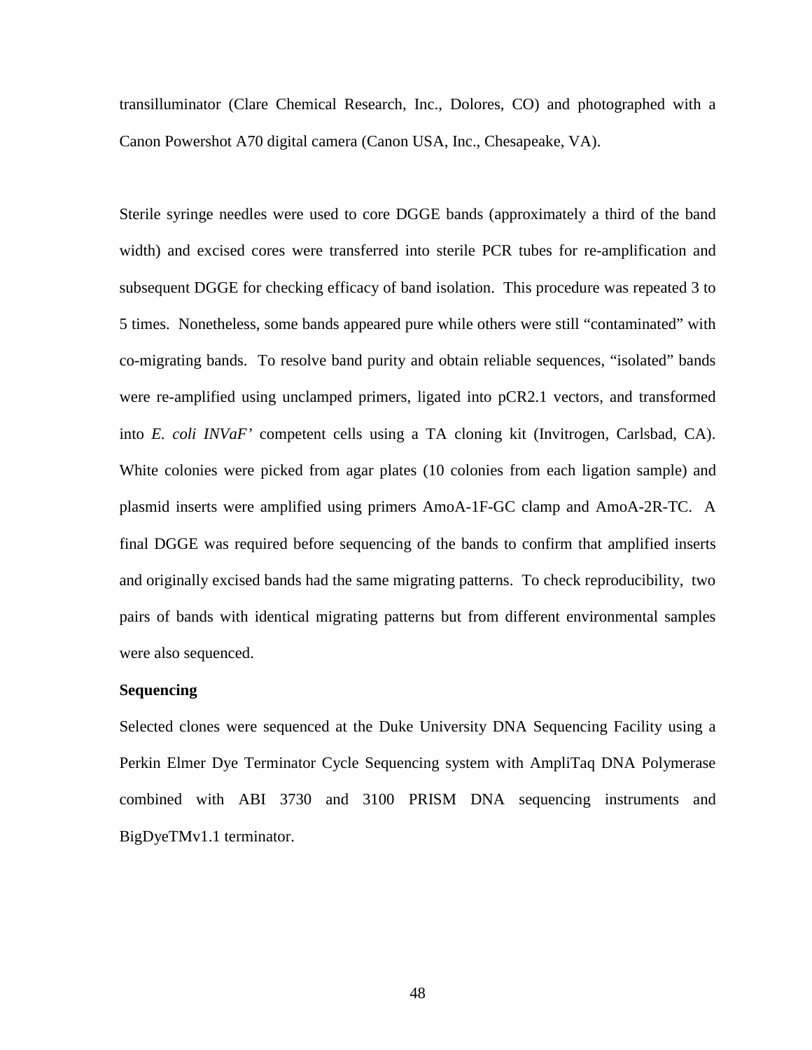transilluminator (Clare Chemical Research, Inc., Dolores, CO) and photographed with a Canon Powershot A70 digital camera (Canon USA, Inc., Chesapeake, VA).

Sterile syringe needles were used to core DGGE bands (approximately a third of the band width) and excised cores were transferred into sterile PCR tubes for re-amplification and subsequent DGGE for checking efficacy of band isolation. This procedure was repeated 3 to 5 times. Nonetheless, some bands appeared pure while others were still "contaminated" with co-migrating bands. To resolve band purity and obtain reliable sequences, "isolated" bands were re-amplified using unclamped primers, ligated into pCR2.1 vectors, and transformed into *E. coli INVaF'* competent cells using a TA cloning kit (Invitrogen, Carlsbad, CA). White colonies were picked from agar plates (10 colonies from each ligation sample) and plasmid inserts were amplified using primers AmoA-1F-GC clamp and AmoA-2R-TC. A final DGGE was required before sequencing of the bands to confirm that amplified inserts and originally excised bands had the same migrating patterns. To check reproducibility, two pairs of bands with identical migrating patterns but from different environmental samples were also sequenced.

**Sequencing**

Selected clones were sequenced at the Duke University DNA Sequencing Facility using a Perkin Elmer Dye Terminator Cycle Sequencing system with AmpliTaq DNA Polymerase combined with ABI 3730 and 3100 PRISM DNA sequencing instruments and BigDyeTMv1.1 terminator.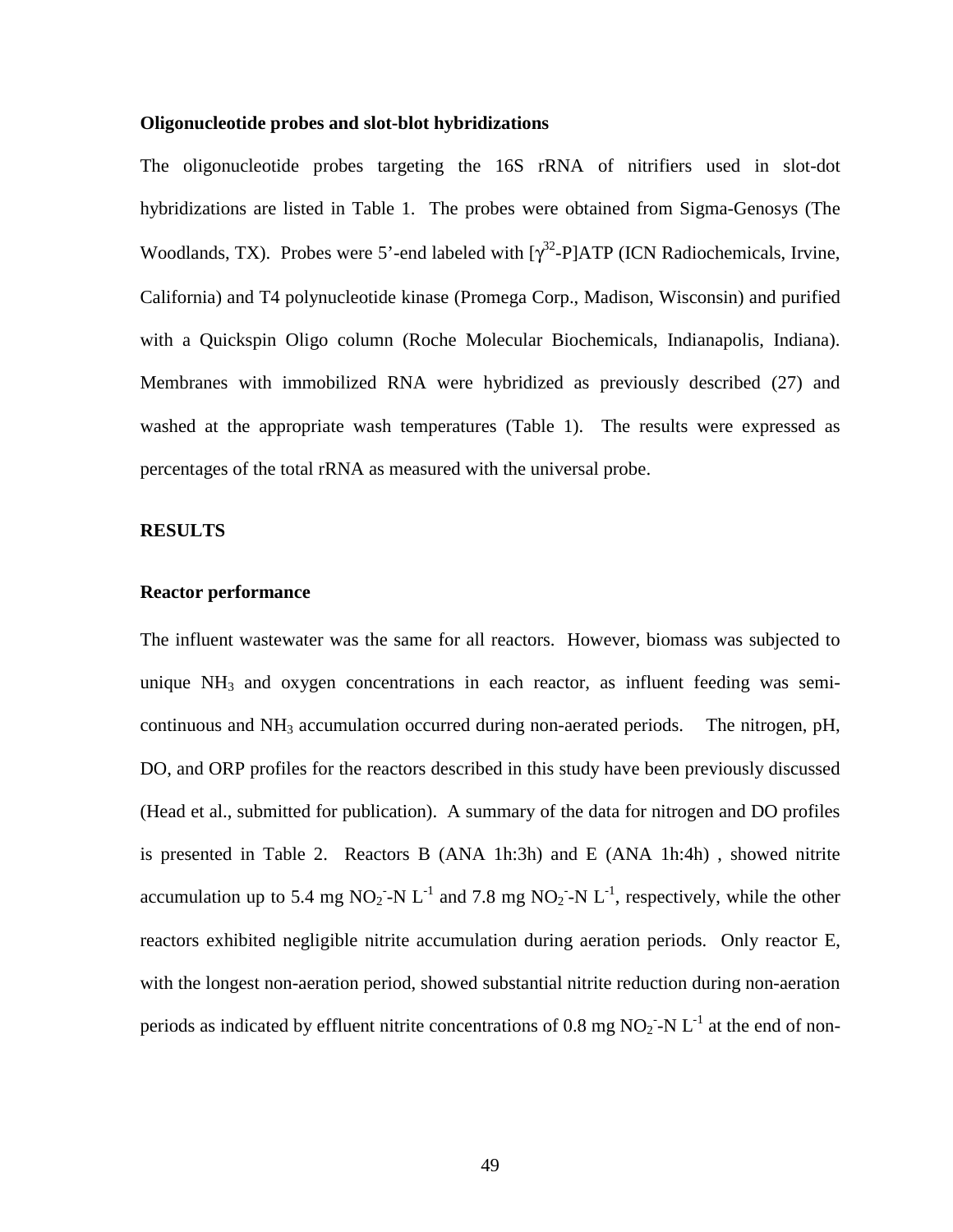### Oligonucleotide probes and slot-blot hybridizations

The oligonucleotide probes targeting the 16S rRNA of nitrifiers used in slot-dot hybridizations are listed in Table 1. The probes were obtained from Sigma-Genosys (The Woodlands, TX). Probes were 5'-end labeled with [$\gamma^{32}$-P]ATP (ICN Radiochemicals, Irvine, California) and T4 polynucleotide kinase (Promega Corp., Madison, Wisconsin) and purified with a Quickspin Oligo column (Roche Molecular Biochemicals, Indianapolis, Indiana). Membranes with immobilized RNA were hybridized as previously described (27) and washed at the appropriate wash temperatures (Table 1). The results were expressed as percentages of the total rRNA as measured with the universal probe.

## RESULTS

### Reactor performance

The influent wastewater was the same for all reactors. However, biomass was subjected to unique $NH_3$ and oxygen concentrations in each reactor, as influent feeding was semi-continuous and $NH_3$ accumulation occurred during non-aerated periods. The nitrogen, pH, DO, and ORP profiles for the reactors described in this study have been previously discussed (Head et al., submitted for publication). A summary of the data for nitrogen and DO profiles is presented in Table 2. Reactors B (ANA 1h:3h) and E (ANA 1h:4h) , showed nitrite accumulation up to 5.4 mg $NO_2^-$-N $L^{-1}$ and 7.8 mg $NO_2^-$-N $L^{-1}$, respectively, while the other reactors exhibited negligible nitrite accumulation during aeration periods. Only reactor E, with the longest non-aeration period, showed substantial nitrite reduction during non-aeration periods as indicated by effluent nitrite concentrations of 0.8 mg $NO_2^-$-N $L^{-1}$ at the end of non-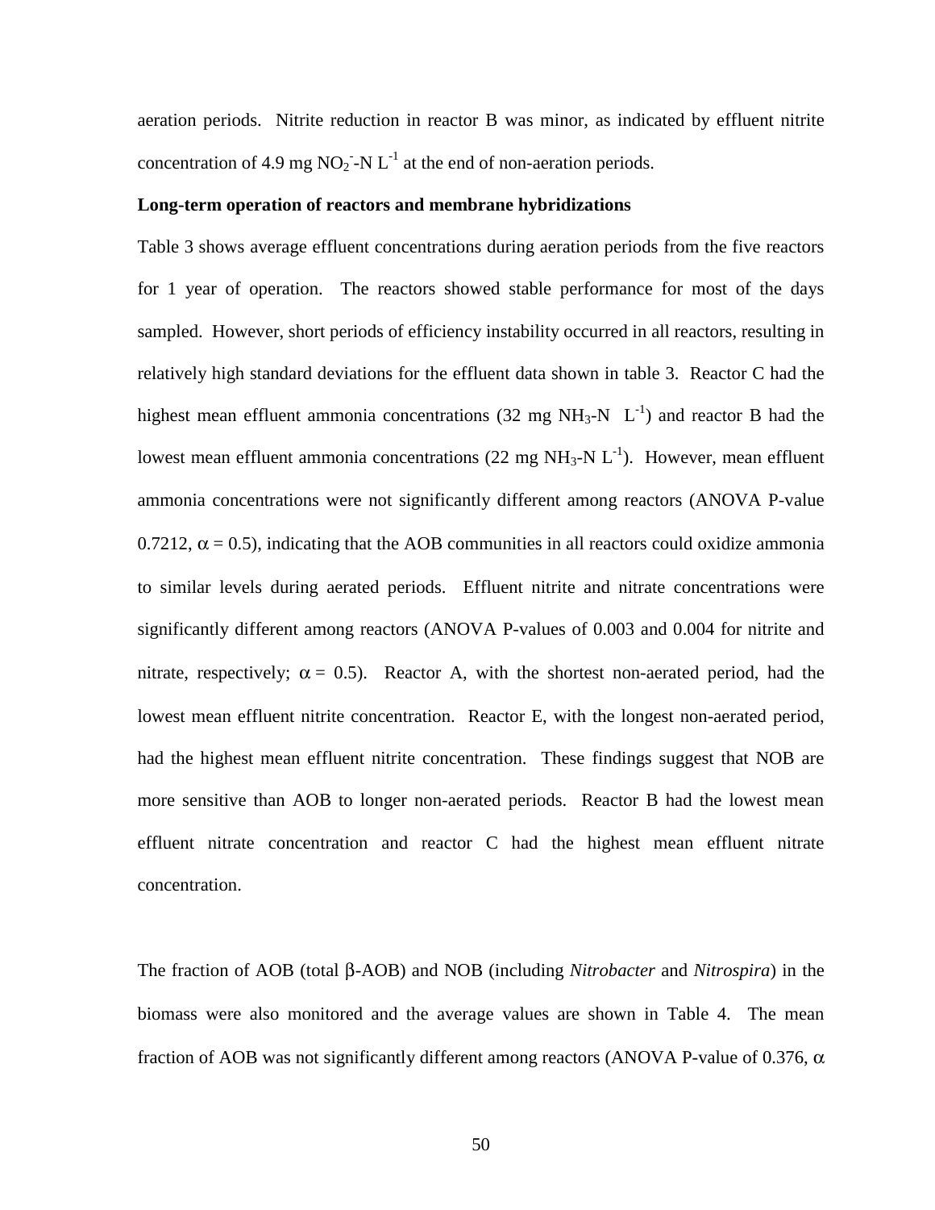aeration periods. Nitrite reduction in reactor B was minor, as indicated by effluent nitrite concentration of 4.9 mg $NO_2^-$-N $L^{-1}$ at the end of non-aeration periods.

**Long-term operation of reactors and membrane hybridizations**

Table 3 shows average effluent concentrations during aeration periods from the five reactors for 1 year of operation. The reactors showed stable performance for most of the days sampled. However, short periods of efficiency instability occurred in all reactors, resulting in relatively high standard deviations for the effluent data shown in table 3. Reactor C had the highest mean effluent ammonia concentrations (32 mg $NH_3$-N $L^{-1}$) and reactor B had the lowest mean effluent ammonia concentrations (22 mg $NH_3$-N $L^{-1}$). However, mean effluent ammonia concentrations were not significantly different among reactors (ANOVA P-value 0.7212, $\alpha = 0.5$), indicating that the AOB communities in all reactors could oxidize ammonia to similar levels during aerated periods. Effluent nitrite and nitrate concentrations were significantly different among reactors (ANOVA P-values of 0.003 and 0.004 for nitrite and nitrate, respectively; $\alpha = 0.5$). Reactor A, with the shortest non-aerated period, had the lowest mean effluent nitrite concentration. Reactor E, with the longest non-aerated period, had the highest mean effluent nitrite concentration. These findings suggest that NOB are more sensitive than AOB to longer non-aerated periods. Reactor B had the lowest mean effluent nitrate concentration and reactor C had the highest mean effluent nitrate concentration.

The fraction of AOB (total $\beta$-AOB) and NOB (including *Nitrobacter* and *Nitrospira*) in the biomass were also monitored and the average values are shown in Table 4. The mean fraction of AOB was not significantly different among reactors (ANOVA P-value of 0.376, $\alpha$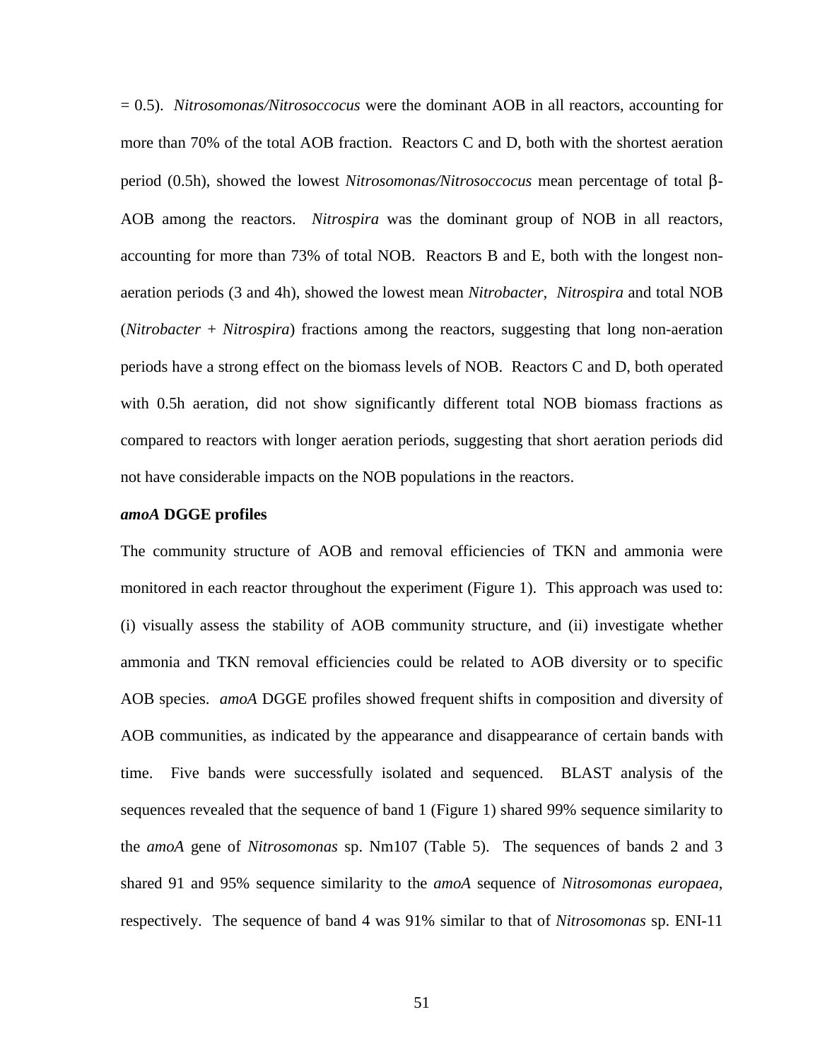= 0.5). *Nitrosomonas/Nitrosoccocus* were the dominant AOB in all reactors, accounting for more than 70% of the total AOB fraction. Reactors C and D, both with the shortest aeration period (0.5h), showed the lowest *Nitrosomonas/Nitrosoccocus* mean percentage of total β-AOB among the reactors. *Nitrospira* was the dominant group of NOB in all reactors, accounting for more than 73% of total NOB. Reactors B and E, both with the longest non-aeration periods (3 and 4h), showed the lowest mean *Nitrobacter*, *Nitrospira* and total NOB (*Nitrobacter* + *Nitrospira*) fractions among the reactors, suggesting that long non-aeration periods have a strong effect on the biomass levels of NOB. Reactors C and D, both operated with 0.5h aeration, did not show significantly different total NOB biomass fractions as compared to reactors with longer aeration periods, suggesting that short aeration periods did not have considerable impacts on the NOB populations in the reactors.

***amoA* DGGE profiles**

The community structure of AOB and removal efficiencies of TKN and ammonia were monitored in each reactor throughout the experiment (Figure 1). This approach was used to: (i) visually assess the stability of AOB community structure, and (ii) investigate whether ammonia and TKN removal efficiencies could be related to AOB diversity or to specific AOB species. *amoA* DGGE profiles showed frequent shifts in composition and diversity of AOB communities, as indicated by the appearance and disappearance of certain bands with time. Five bands were successfully isolated and sequenced. BLAST analysis of the sequences revealed that the sequence of band 1 (Figure 1) shared 99% sequence similarity to the *amoA* gene of *Nitrosomonas* sp. Nm107 (Table 5). The sequences of bands 2 and 3 shared 91 and 95% sequence similarity to the *amoA* sequence of *Nitrosomonas europaea*, respectively. The sequence of band 4 was 91% similar to that of *Nitrosomonas* sp. ENI-11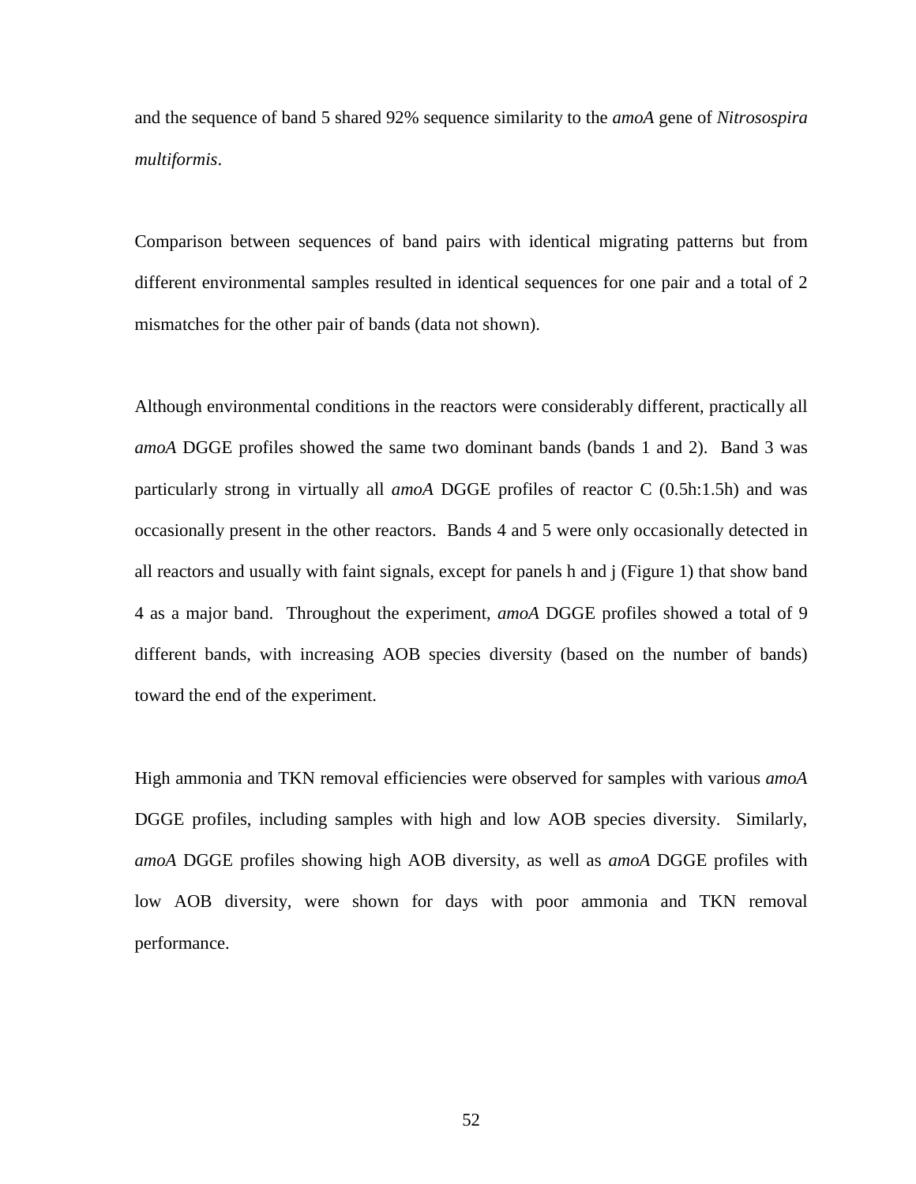and the sequence of band 5 shared 92% sequence similarity to the *amoA* gene of *Nitrosospira multiformis*.

Comparison between sequences of band pairs with identical migrating patterns but from different environmental samples resulted in identical sequences for one pair and a total of 2 mismatches for the other pair of bands (data not shown).

Although environmental conditions in the reactors were considerably different, practically all *amoA* DGGE profiles showed the same two dominant bands (bands 1 and 2). Band 3 was particularly strong in virtually all *amoA* DGGE profiles of reactor C (0.5h:1.5h) and was occasionally present in the other reactors. Bands 4 and 5 were only occasionally detected in all reactors and usually with faint signals, except for panels h and j (Figure 1) that show band 4 as a major band. Throughout the experiment, *amoA* DGGE profiles showed a total of 9 different bands, with increasing AOB species diversity (based on the number of bands) toward the end of the experiment.

High ammonia and TKN removal efficiencies were observed for samples with various *amoA* DGGE profiles, including samples with high and low AOB species diversity. Similarly, *amoA* DGGE profiles showing high AOB diversity, as well as *amoA* DGGE profiles with low AOB diversity, were shown for days with poor ammonia and TKN removal performance.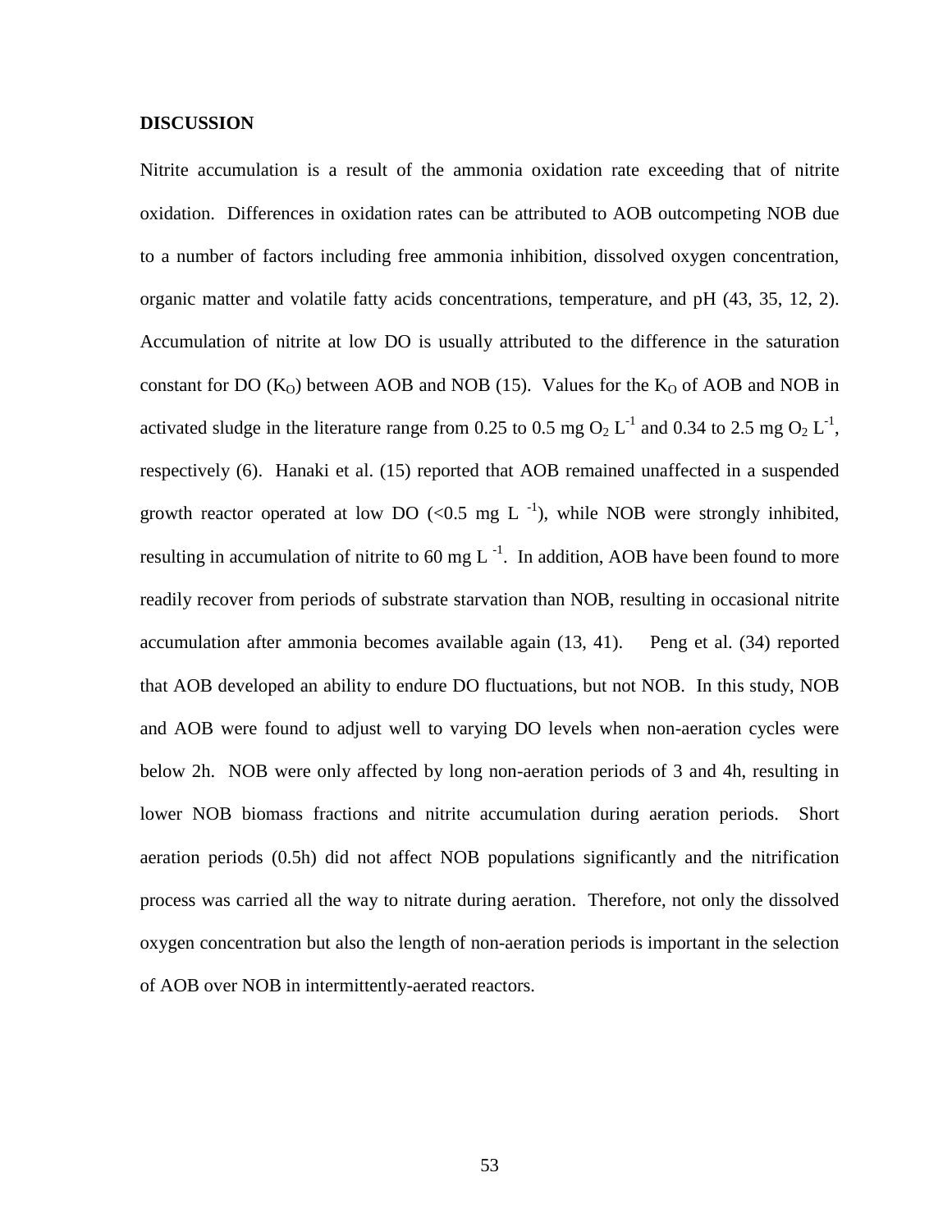## DISCUSSION

Nitrite accumulation is a result of the ammonia oxidation rate exceeding that of nitrite oxidation. Differences in oxidation rates can be attributed to AOB outcompeting NOB due to a number of factors including free ammonia inhibition, dissolved oxygen concentration, organic matter and volatile fatty acids concentrations, temperature, and pH (43, 35, 12, 2). Accumulation of nitrite at low DO is usually attributed to the difference in the saturation constant for DO ($K_O$) between AOB and NOB (15). Values for the $K_O$ of AOB and NOB in activated sludge in the literature range from 0.25 to 0.5 mg $O_2$ $L^{-1}$ and 0.34 to 2.5 mg $O_2$ $L^{-1}$, respectively (6). Hanaki et al. (15) reported that AOB remained unaffected in a suspended growth reactor operated at low DO (<0.5 mg $L^{-1}$), while NOB were strongly inhibited, resulting in accumulation of nitrite to 60 mg $L^{-1}$. In addition, AOB have been found to more readily recover from periods of substrate starvation than NOB, resulting in occasional nitrite accumulation after ammonia becomes available again (13, 41). Peng et al. (34) reported that AOB developed an ability to endure DO fluctuations, but not NOB. In this study, NOB and AOB were found to adjust well to varying DO levels when non-aeration cycles were below 2h. NOB were only affected by long non-aeration periods of 3 and 4h, resulting in lower NOB biomass fractions and nitrite accumulation during aeration periods. Short aeration periods (0.5h) did not affect NOB populations significantly and the nitrification process was carried all the way to nitrate during aeration. Therefore, not only the dissolved oxygen concentration but also the length of non-aeration periods is important in the selection of AOB over NOB in intermittently-aerated reactors.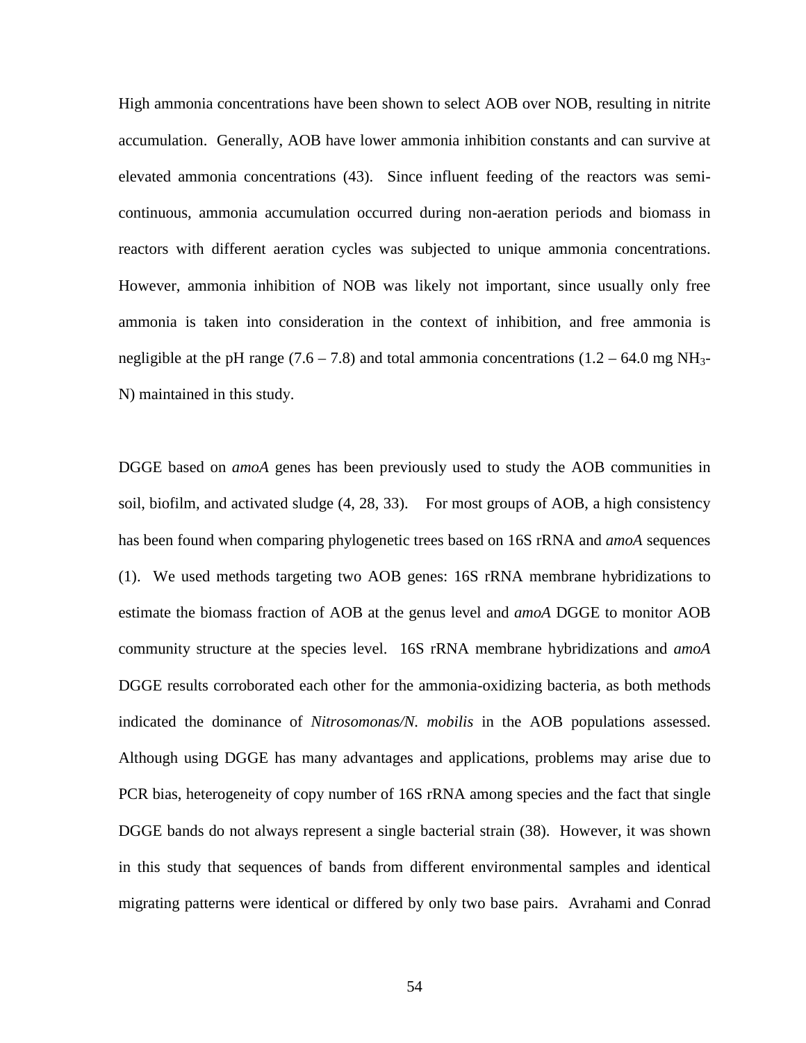High ammonia concentrations have been shown to select AOB over NOB, resulting in nitrite accumulation. Generally, AOB have lower ammonia inhibition constants and can survive at elevated ammonia concentrations (43). Since influent feeding of the reactors was semi-continuous, ammonia accumulation occurred during non-aeration periods and biomass in reactors with different aeration cycles was subjected to unique ammonia concentrations. However, ammonia inhibition of NOB was likely not important, since usually only free ammonia is taken into consideration in the context of inhibition, and free ammonia is negligible at the pH range (7.6 – 7.8) and total ammonia concentrations (1.2 – 64.0 mg $NH_3$-N) maintained in this study.

DGGE based on *amoA* genes has been previously used to study the AOB communities in soil, biofilm, and activated sludge (4, 28, 33). For most groups of AOB, a high consistency has been found when comparing phylogenetic trees based on 16S rRNA and *amoA* sequences (1). We used methods targeting two AOB genes: 16S rRNA membrane hybridizations to estimate the biomass fraction of AOB at the genus level and *amoA* DGGE to monitor AOB community structure at the species level. 16S rRNA membrane hybridizations and *amoA* DGGE results corroborated each other for the ammonia-oxidizing bacteria, as both methods indicated the dominance of *Nitrosomonas/N. mobilis* in the AOB populations assessed. Although using DGGE has many advantages and applications, problems may arise due to PCR bias, heterogeneity of copy number of 16S rRNA among species and the fact that single DGGE bands do not always represent a single bacterial strain (38). However, it was shown in this study that sequences of bands from different environmental samples and identical migrating patterns were identical or differed by only two base pairs. Avrahami and Conrad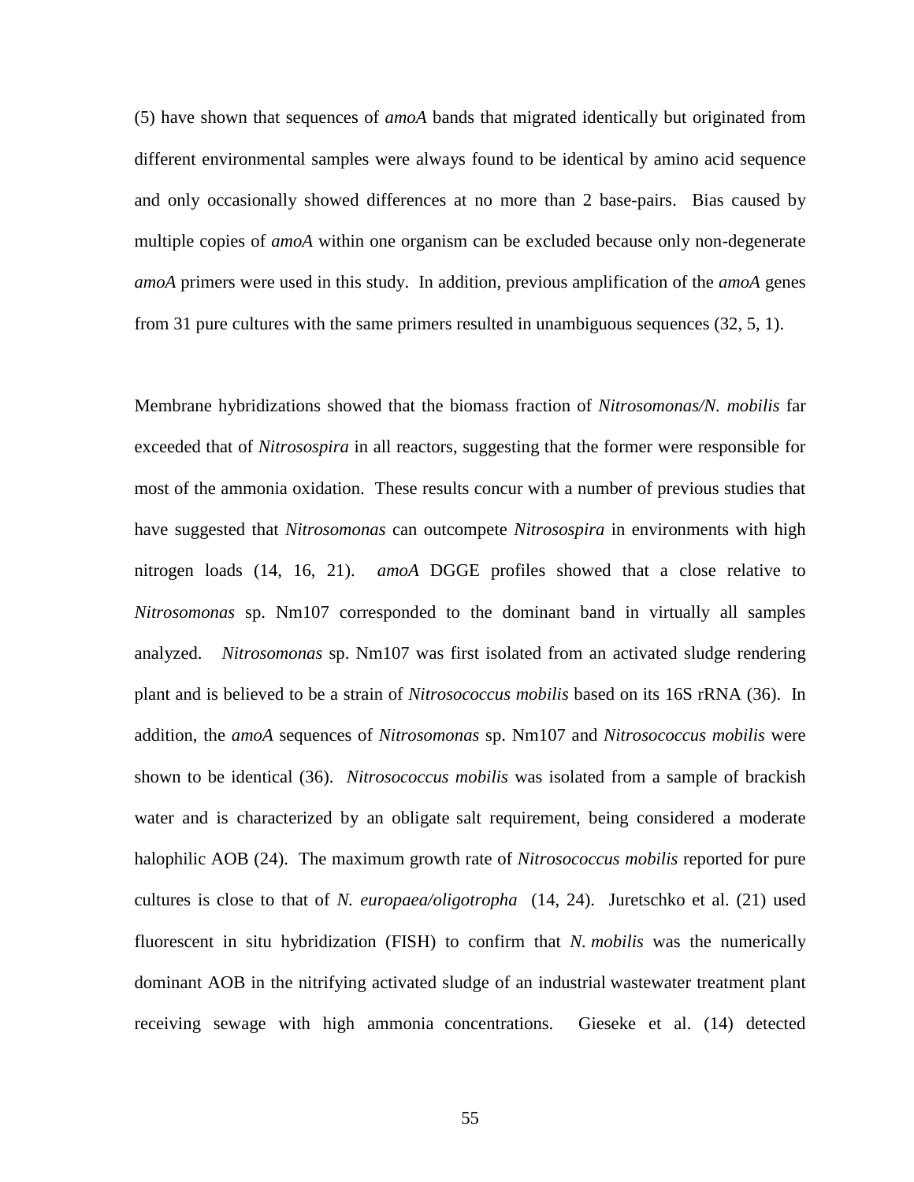(5) have shown that sequences of *amoA* bands that migrated identically but originated from different environmental samples were always found to be identical by amino acid sequence and only occasionally showed differences at no more than 2 base-pairs. Bias caused by multiple copies of *amoA* within one organism can be excluded because only non-degenerate *amoA* primers were used in this study. In addition, previous amplification of the *amoA* genes from 31 pure cultures with the same primers resulted in unambiguous sequences (32, 5, 1).

Membrane hybridizations showed that the biomass fraction of *Nitrosomonas/N. mobilis* far exceeded that of *Nitrosospira* in all reactors, suggesting that the former were responsible for most of the ammonia oxidation. These results concur with a number of previous studies that have suggested that *Nitrosomonas* can outcompete *Nitrosospira* in environments with high nitrogen loads (14, 16, 21). *amoA* DGGE profiles showed that a close relative to *Nitrosomonas* sp. Nm107 corresponded to the dominant band in virtually all samples analyzed. *Nitrosomonas* sp. Nm107 was first isolated from an activated sludge rendering plant and is believed to be a strain of *Nitrosococcus mobilis* based on its 16S rRNA (36). In addition, the *amoA* sequences of *Nitrosomonas* sp. Nm107 and *Nitrosococcus mobilis* were shown to be identical (36). *Nitrosococcus mobilis* was isolated from a sample of brackish water and is characterized by an obligate salt requirement, being considered a moderate halophilic AOB (24). The maximum growth rate of *Nitrosococcus mobilis* reported for pure cultures is close to that of *N. europaea/oligotropha* (14, 24). Juretschko et al. (21) used fluorescent in situ hybridization (FISH) to confirm that *N. mobilis* was the numerically dominant AOB in the nitrifying activated sludge of an industrial wastewater treatment plant receiving sewage with high ammonia concentrations. Gieseke et al. (14) detected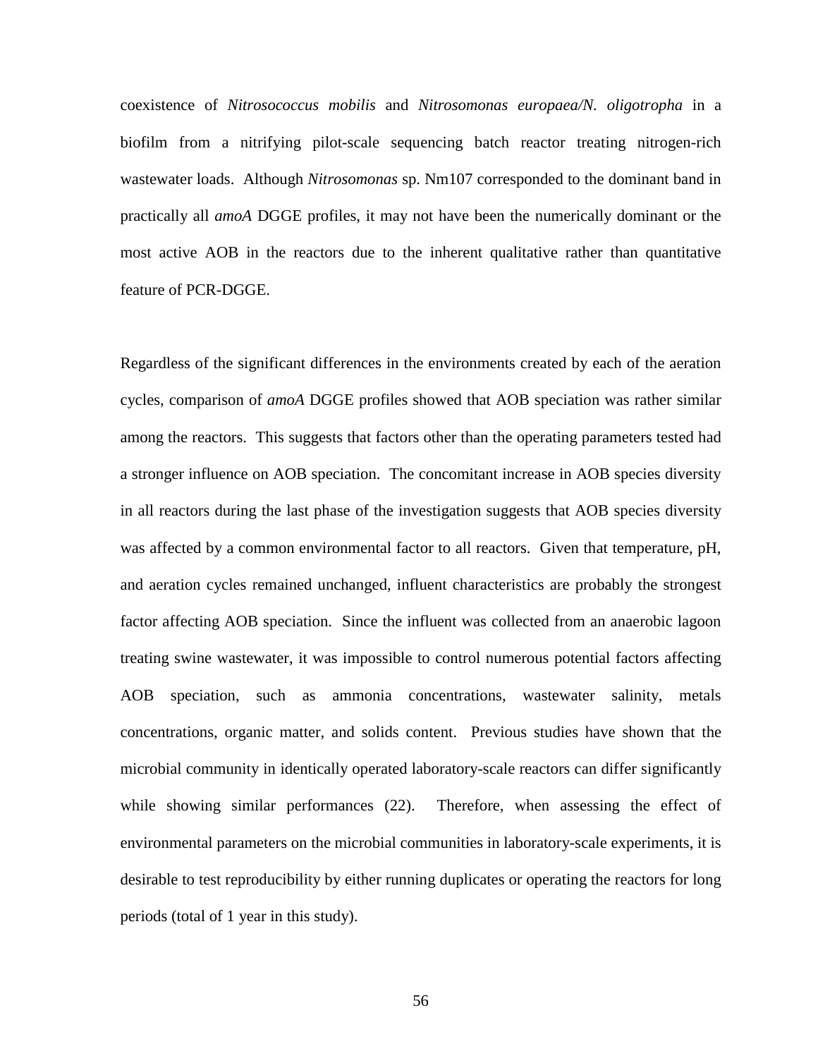coexistence of *Nitrosococcus mobilis* and *Nitrosomonas europaea/N. oligotropha* in a biofilm from a nitrifying pilot-scale sequencing batch reactor treating nitrogen-rich wastewater loads. Although *Nitrosomonas* sp. Nm107 corresponded to the dominant band in practically all *amoA* DGGE profiles, it may not have been the numerically dominant or the most active AOB in the reactors due to the inherent qualitative rather than quantitative feature of PCR-DGGE.

Regardless of the significant differences in the environments created by each of the aeration cycles, comparison of *amoA* DGGE profiles showed that AOB speciation was rather similar among the reactors. This suggests that factors other than the operating parameters tested had a stronger influence on AOB speciation. The concomitant increase in AOB species diversity in all reactors during the last phase of the investigation suggests that AOB species diversity was affected by a common environmental factor to all reactors. Given that temperature, pH, and aeration cycles remained unchanged, influent characteristics are probably the strongest factor affecting AOB speciation. Since the influent was collected from an anaerobic lagoon treating swine wastewater, it was impossible to control numerous potential factors affecting AOB speciation, such as ammonia concentrations, wastewater salinity, metals concentrations, organic matter, and solids content. Previous studies have shown that the microbial community in identically operated laboratory-scale reactors can differ significantly while showing similar performances (22). Therefore, when assessing the effect of environmental parameters on the microbial communities in laboratory-scale experiments, it is desirable to test reproducibility by either running duplicates or operating the reactors for long periods (total of 1 year in this study).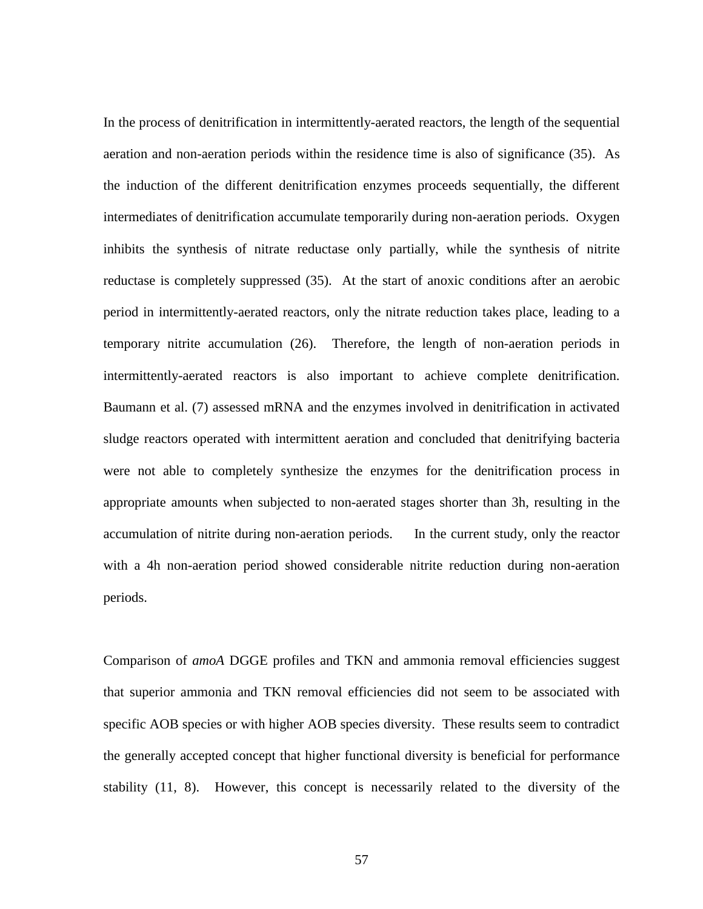In the process of denitrification in intermittently-aerated reactors, the length of the sequential aeration and non-aeration periods within the residence time is also of significance (35). As the induction of the different denitrification enzymes proceeds sequentially, the different intermediates of denitrification accumulate temporarily during non-aeration periods. Oxygen inhibits the synthesis of nitrate reductase only partially, while the synthesis of nitrite reductase is completely suppressed (35). At the start of anoxic conditions after an aerobic period in intermittently-aerated reactors, only the nitrate reduction takes place, leading to a temporary nitrite accumulation (26). Therefore, the length of non-aeration periods in intermittently-aerated reactors is also important to achieve complete denitrification. Baumann et al. (7) assessed mRNA and the enzymes involved in denitrification in activated sludge reactors operated with intermittent aeration and concluded that denitrifying bacteria were not able to completely synthesize the enzymes for the denitrification process in appropriate amounts when subjected to non-aerated stages shorter than 3h, resulting in the accumulation of nitrite during non-aeration periods. In the current study, only the reactor with a 4h non-aeration period showed considerable nitrite reduction during non-aeration periods.

Comparison of *amoA* DGGE profiles and TKN and ammonia removal efficiencies suggest that superior ammonia and TKN removal efficiencies did not seem to be associated with specific AOB species or with higher AOB species diversity. These results seem to contradict the generally accepted concept that higher functional diversity is beneficial for performance stability (11, 8). However, this concept is necessarily related to the diversity of the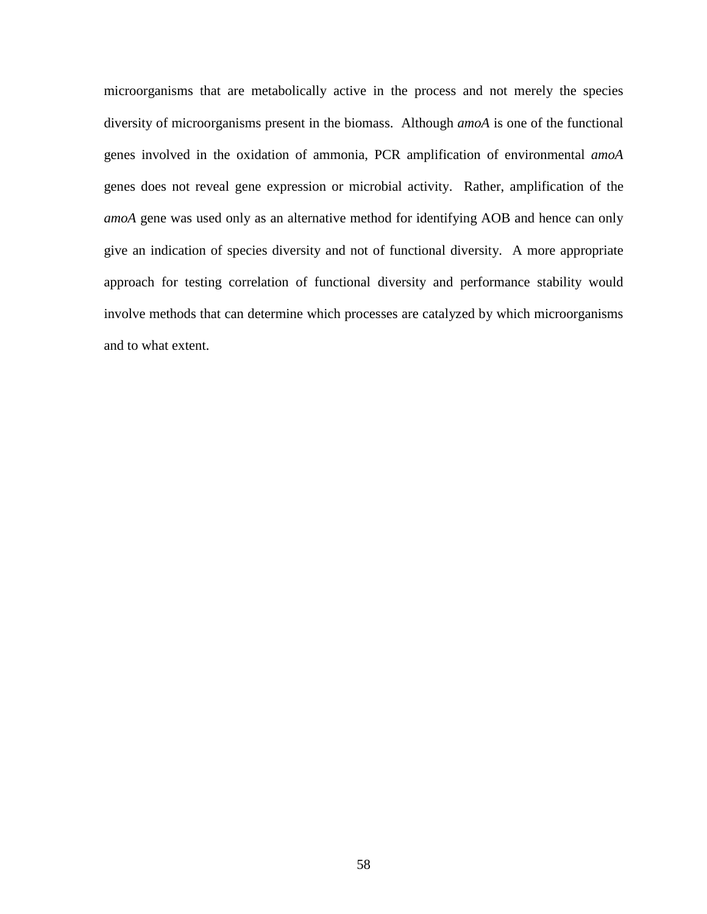microorganisms that are metabolically active in the process and not merely the species diversity of microorganisms present in the biomass. Although *amoA* is one of the functional genes involved in the oxidation of ammonia, PCR amplification of environmental *amoA* genes does not reveal gene expression or microbial activity. Rather, amplification of the *amoA* gene was used only as an alternative method for identifying AOB and hence can only give an indication of species diversity and not of functional diversity. A more appropriate approach for testing correlation of functional diversity and performance stability would involve methods that can determine which processes are catalyzed by which microorganisms and to what extent.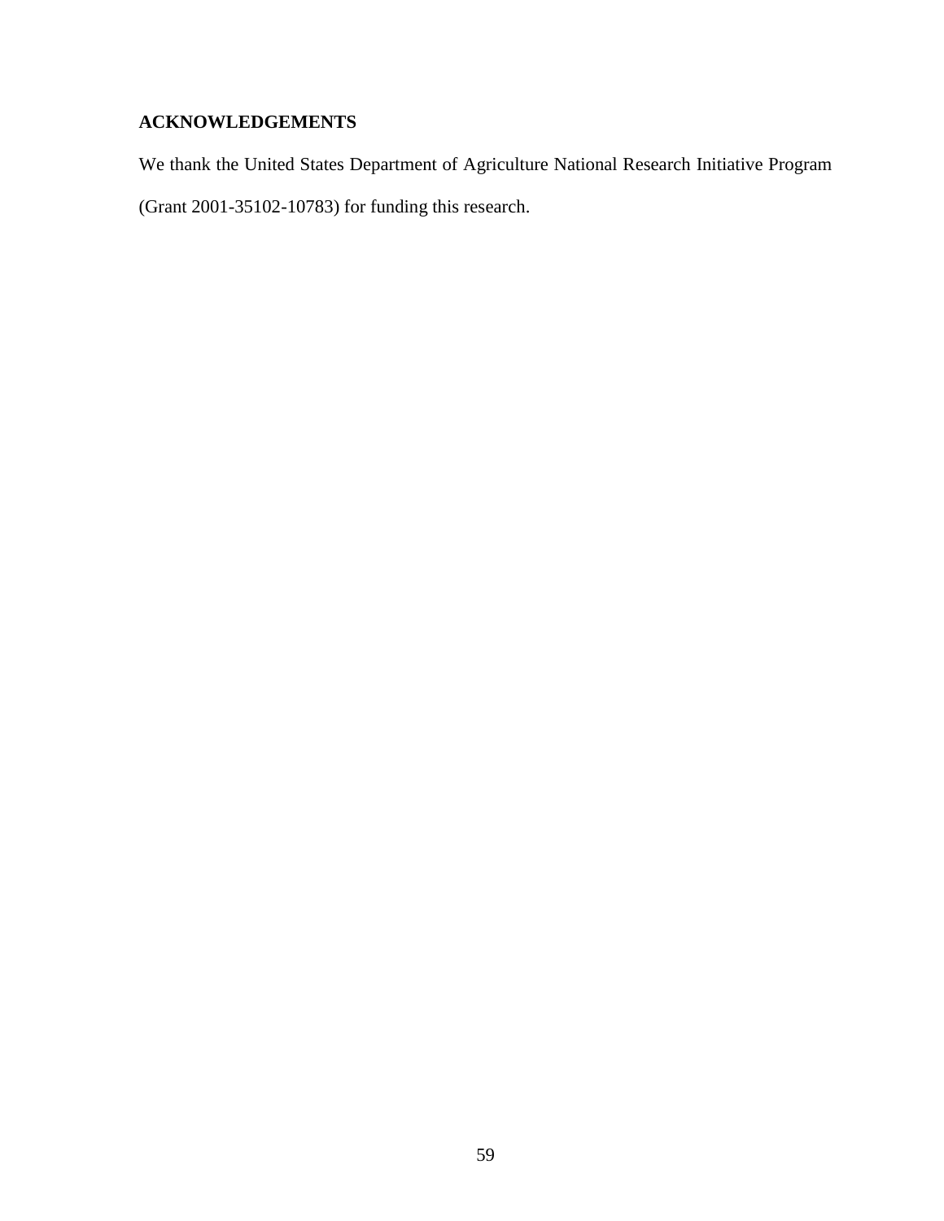## ACKNOWLEDGEMENTS

We thank the United States Department of Agriculture National Research Initiative Program (Grant 2001-35102-10783) for funding this research.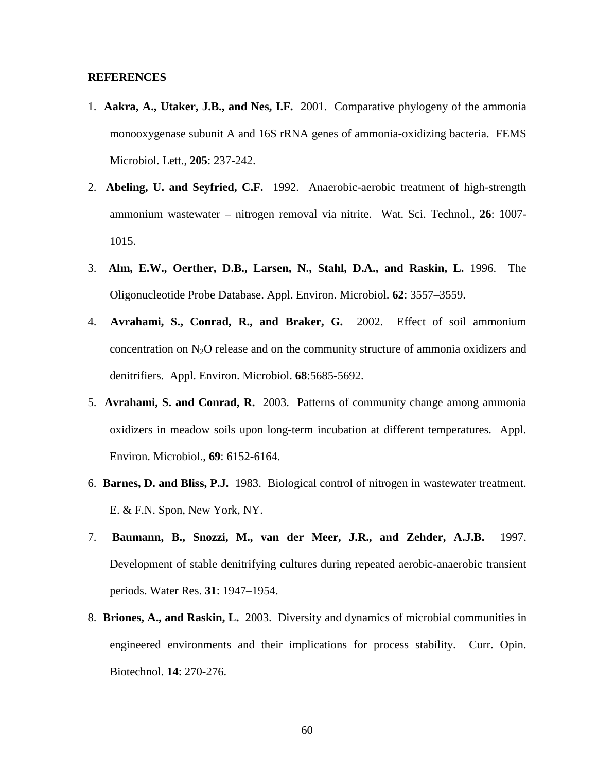**REFERENCES**

1. **Aakra, A., Utaker, J.B., and Nes, I.F.** 2001. Comparative phylogeny of the ammonia monooxygenase subunit A and 16S rRNA genes of ammonia-oxidizing bacteria. FEMS Microbiol. Lett., **205**: 237-242.

2. **Abeling, U. and Seyfried, C.F.** 1992. Anaerobic-aerobic treatment of high-strength ammonium wastewater – nitrogen removal via nitrite. Wat. Sci. Technol., **26**: 1007-1015.

3. **Alm, E.W., Oerther, D.B., Larsen, N., Stahl, D.A., and Raskin, L.** 1996. The Oligonucleotide Probe Database. Appl. Environ. Microbiol. **62**: 3557–3559.

4. **Avrahami, S., Conrad, R., and Braker, G.** 2002. Effect of soil ammonium concentration on $N_2O$ release and on the community structure of ammonia oxidizers and denitrifiers. Appl. Environ. Microbiol. **68**:5685-5692.

5. **Avrahami, S. and Conrad, R.** 2003. Patterns of community change among ammonia oxidizers in meadow soils upon long-term incubation at different temperatures. Appl. Environ. Microbiol., **69**: 6152-6164.

6. **Barnes, D. and Bliss, P.J.** 1983. Biological control of nitrogen in wastewater treatment. E. & F.N. Spon, New York, NY.

7. **Baumann, B., Snozzi, M., van der Meer, J.R., and Zehder, A.J.B.** 1997. Development of stable denitrifying cultures during repeated aerobic-anaerobic transient periods. Water Res. **31**: 1947–1954.

8. **Briones, A., and Raskin, L.** 2003. Diversity and dynamics of microbial communities in engineered environments and their implications for process stability. Curr. Opin. Biotechnol. **14**: 270-276.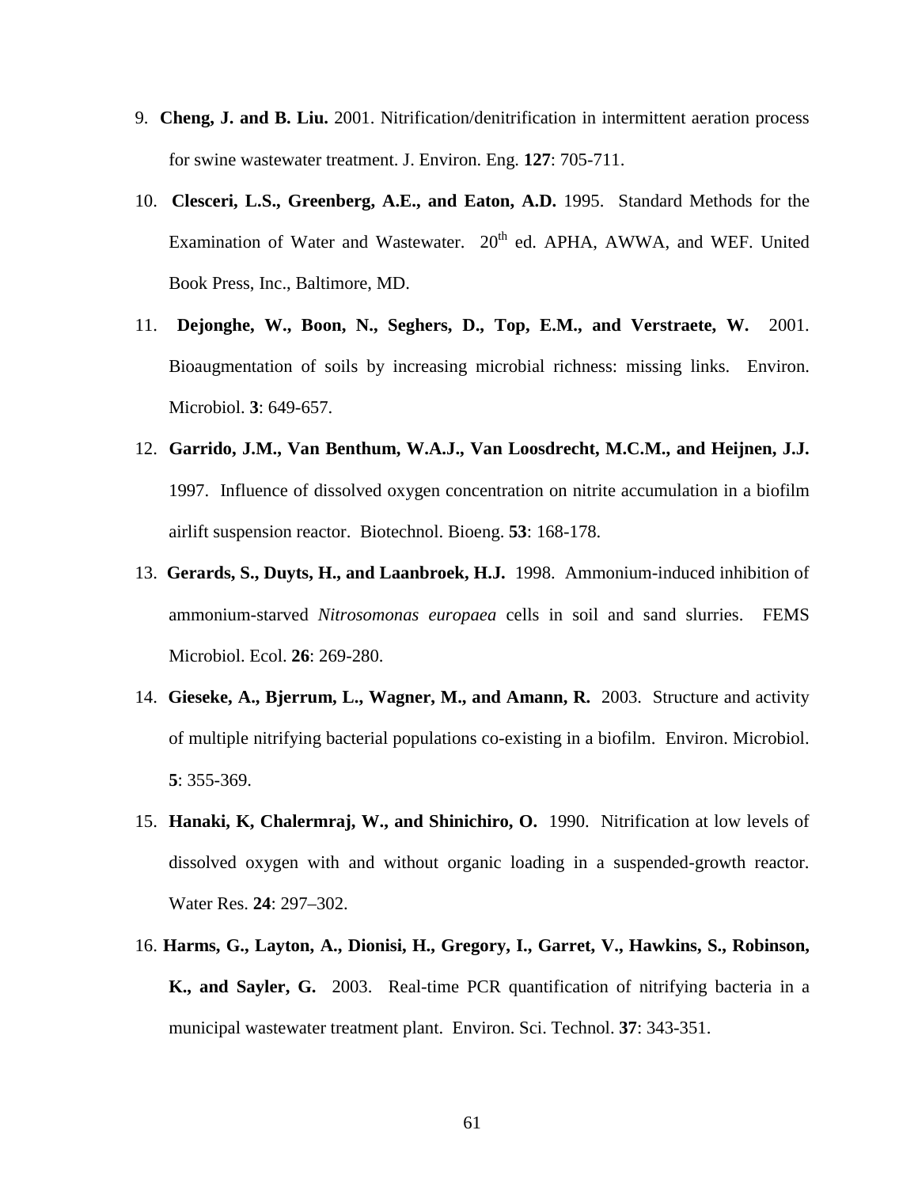9. **Cheng, J. and B. Liu.** 2001. Nitrification/denitrification in intermittent aeration process for swine wastewater treatment. J. Environ. Eng. **127**: 705-711.

10. **Clesceri, L.S., Greenberg, A.E., and Eaton, A.D.** 1995. Standard Methods for the Examination of Water and Wastewater. $20^{th}$ ed. APHA, AWWA, and WEF. United Book Press, Inc., Baltimore, MD.

11. **Dejonghe, W., Boon, N., Seghers, D., Top, E.M., and Verstraete, W.** 2001. Bioaugmentation of soils by increasing microbial richness: missing links. Environ. Microbiol. **3**: 649-657.

12. **Garrido, J.M., Van Benthum, W.A.J., Van Loosdrecht, M.C.M., and Heijnen, J.J.** 1997. Influence of dissolved oxygen concentration on nitrite accumulation in a biofilm airlift suspension reactor. Biotechnol. Bioeng. **53**: 168-178.

13. **Gerards, S., Duyts, H., and Laanbroek, H.J.** 1998. Ammonium-induced inhibition of ammonium-starved *Nitrosomonas europaea* cells in soil and sand slurries. FEMS Microbiol. Ecol. **26**: 269-280.

14. **Gieseke, A., Bjerrum, L., Wagner, M., and Amann, R.** 2003. Structure and activity of multiple nitrifying bacterial populations co-existing in a biofilm. Environ. Microbiol. **5**: 355-369.

15. **Hanaki, K, Chalermraj, W., and Shinichiro, O.** 1990. Nitrification at low levels of dissolved oxygen with and without organic loading in a suspended-growth reactor. Water Res. **24**: 297–302.

16. **Harms, G., Layton, A., Dionisi, H., Gregory, I., Garret, V., Hawkins, S., Robinson, K., and Sayler, G.** 2003. Real-time PCR quantification of nitrifying bacteria in a municipal wastewater treatment plant. Environ. Sci. Technol. **37**: 343-351.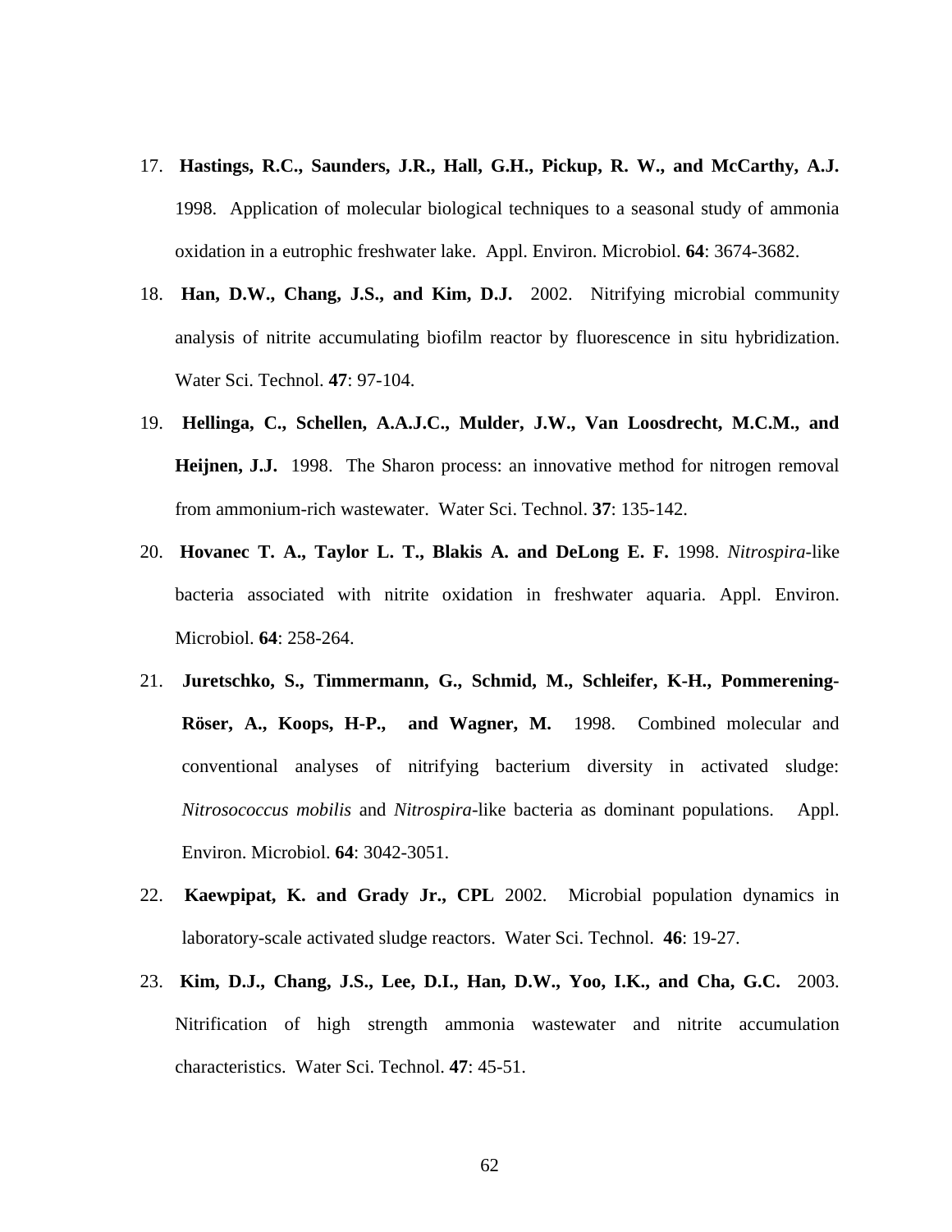17. **Hastings, R.C., Saunders, J.R., Hall, G.H., Pickup, R. W., and McCarthy, A.J.** 1998. Application of molecular biological techniques to a seasonal study of ammonia oxidation in a eutrophic freshwater lake. Appl. Environ. Microbiol. **64**: 3674-3682.

18. **Han, D.W., Chang, J.S., and Kim, D.J.** 2002. Nitrifying microbial community analysis of nitrite accumulating biofilm reactor by fluorescence in situ hybridization. Water Sci. Technol. **47**: 97-104.

19. **Hellinga, C., Schellen, A.A.J.C., Mulder, J.W., Van Loosdrecht, M.C.M., and Heijnen, J.J.** 1998. The Sharon process: an innovative method for nitrogen removal from ammonium-rich wastewater. Water Sci. Technol. **37**: 135-142.

20. **Hovanec T. A., Taylor L. T., Blakis A. and DeLong E. F.** 1998. *Nitrospira*-like bacteria associated with nitrite oxidation in freshwater aquaria. Appl. Environ. Microbiol. **64**: 258-264.

21. **Juretschko, S., Timmermann, G., Schmid, M., Schleifer, K-H., Pommerening-Röser, A., Koops, H-P., and Wagner, M.** 1998. Combined molecular and conventional analyses of nitrifying bacterium diversity in activated sludge: *Nitrosococcus mobilis* and *Nitrospira*-like bacteria as dominant populations. Appl. Environ. Microbiol. **64**: 3042-3051.

22. **Kaewpipat, K. and Grady Jr., CPL** 2002. Microbial population dynamics in laboratory-scale activated sludge reactors. Water Sci. Technol. **46**: 19-27.

23. **Kim, D.J., Chang, J.S., Lee, D.I., Han, D.W., Yoo, I.K., and Cha, G.C.** 2003. Nitrification of high strength ammonia wastewater and nitrite accumulation characteristics. Water Sci. Technol. **47**: 45-51.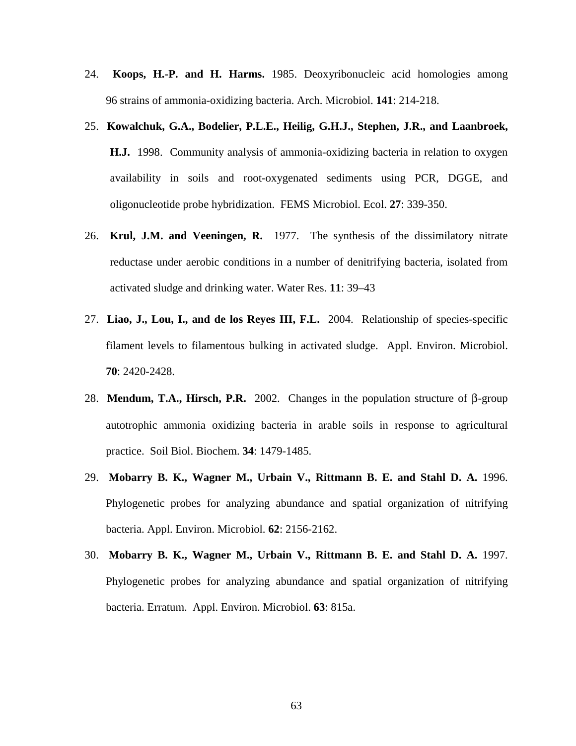24. **Koops, H.-P. and H. Harms.** 1985. Deoxyribonucleic acid homologies among 96 strains of ammonia-oxidizing bacteria. Arch. Microbiol. **141**: 214-218.

25. **Kowalchuk, G.A., Bodelier, P.L.E., Heilig, G.H.J., Stephen, J.R., and Laanbroek, H.J.** 1998. Community analysis of ammonia-oxidizing bacteria in relation to oxygen availability in soils and root-oxygenated sediments using PCR, DGGE, and oligonucleotide probe hybridization. FEMS Microbiol. Ecol. **27**: 339-350.

26. **Krul, J.M. and Veeningen, R.** 1977. The synthesis of the dissimilatory nitrate reductase under aerobic conditions in a number of denitrifying bacteria, isolated from activated sludge and drinking water. Water Res. **11**: 39–43

27. **Liao, J., Lou, I., and de los Reyes III, F.L.** 2004. Relationship of species-specific filament levels to filamentous bulking in activated sludge. Appl. Environ. Microbiol. **70**: 2420-2428.

28. **Mendum, T.A., Hirsch, P.R.** 2002. Changes in the population structure of β-group autotrophic ammonia oxidizing bacteria in arable soils in response to agricultural practice. Soil Biol. Biochem. **34**: 1479-1485.

29. **Mobarry B. K., Wagner M., Urbain V., Rittmann B. E. and Stahl D. A.** 1996. Phylogenetic probes for analyzing abundance and spatial organization of nitrifying bacteria. Appl. Environ. Microbiol. **62**: 2156-2162.

30. **Mobarry B. K., Wagner M., Urbain V., Rittmann B. E. and Stahl D. A.** 1997. Phylogenetic probes for analyzing abundance and spatial organization of nitrifying bacteria. Erratum. Appl. Environ. Microbiol. **63**: 815a.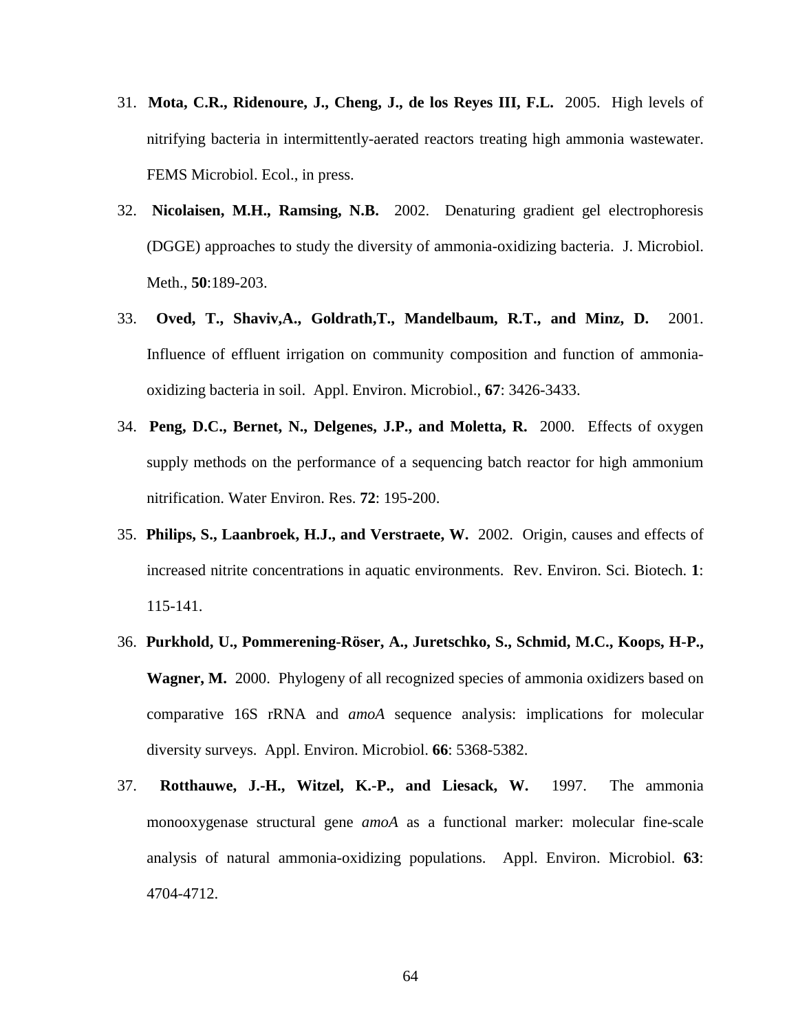31. **Mota, C.R., Ridenoure, J., Cheng, J., de los Reyes III, F.L.** 2005. High levels of nitrifying bacteria in intermittently-aerated reactors treating high ammonia wastewater. FEMS Microbiol. Ecol., in press.

32. **Nicolaisen, M.H., Ramsing, N.B.** 2002. Denaturing gradient gel electrophoresis (DGGE) approaches to study the diversity of ammonia-oxidizing bacteria. J. Microbiol. Meth., **50**:189-203.

33. **Oved, T., Shaviv,A., Goldrath,T., Mandelbaum, R.T., and Minz, D.** 2001. Influence of effluent irrigation on community composition and function of ammonia-oxidizing bacteria in soil. Appl. Environ. Microbiol., **67**: 3426-3433.

34. **Peng, D.C., Bernet, N., Delgenes, J.P., and Moletta, R.** 2000. Effects of oxygen supply methods on the performance of a sequencing batch reactor for high ammonium nitrification. Water Environ. Res. **72**: 195-200.

35. **Philips, S., Laanbroek, H.J., and Verstraete, W.** 2002. Origin, causes and effects of increased nitrite concentrations in aquatic environments. Rev. Environ. Sci. Biotech. **1**: 115-141.

36. **Purkhold, U., Pommerening-Röser, A., Juretschko, S., Schmid, M.C., Koops, H-P., Wagner, M.** 2000. Phylogeny of all recognized species of ammonia oxidizers based on comparative 16S rRNA and *amoA* sequence analysis: implications for molecular diversity surveys. Appl. Environ. Microbiol. **66**: 5368-5382.

37. **Rotthauwe, J.-H., Witzel, K.-P., and Liesack, W.** 1997. The ammonia monooxygenase structural gene *amoA* as a functional marker: molecular fine-scale analysis of natural ammonia-oxidizing populations. Appl. Environ. Microbiol. **63**: 4704-4712.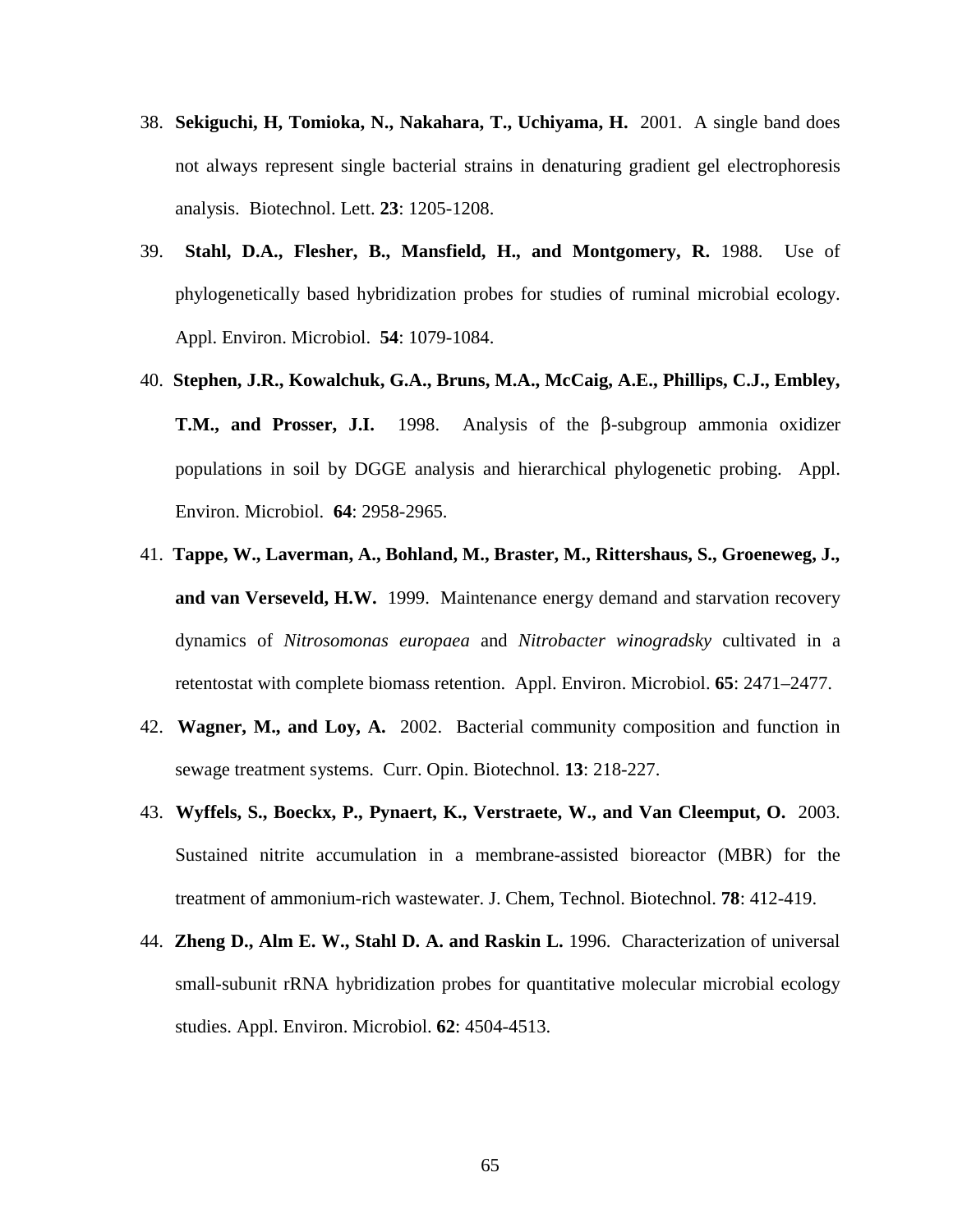38. **Sekiguchi, H, Tomioka, N., Nakahara, T., Uchiyama, H.** 2001. A single band does not always represent single bacterial strains in denaturing gradient gel electrophoresis analysis. Biotechnol. Lett. **23**: 1205-1208.

39. **Stahl, D.A., Flesher, B., Mansfield, H., and Montgomery, R.** 1988. Use of phylogenetically based hybridization probes for studies of ruminal microbial ecology. Appl. Environ. Microbiol. **54**: 1079-1084.

40. **Stephen, J.R., Kowalchuk, G.A., Bruns, M.A., McCaig, A.E., Phillips, C.J., Embley, T.M., and Prosser, J.I.** 1998. Analysis of the β-subgroup ammonia oxidizer populations in soil by DGGE analysis and hierarchical phylogenetic probing. Appl. Environ. Microbiol. **64**: 2958-2965.

41. **Tappe, W., Laverman, A., Bohland, M., Braster, M., Rittershaus, S., Groeneweg, J., and van Verseveld, H.W.** 1999. Maintenance energy demand and starvation recovery dynamics of *Nitrosomonas europaea* and *Nitrobacter winogradsky* cultivated in a retentostat with complete biomass retention. Appl. Environ. Microbiol. **65**: 2471–2477.

42. **Wagner, M., and Loy, A.** 2002. Bacterial community composition and function in sewage treatment systems. Curr. Opin. Biotechnol. **13**: 218-227.

43. **Wyffels, S., Boeckx, P., Pynaert, K., Verstraete, W., and Van Cleemput, O.** 2003. Sustained nitrite accumulation in a membrane-assisted bioreactor (MBR) for the treatment of ammonium-rich wastewater. J. Chem, Technol. Biotechnol. **78**: 412-419.

44. **Zheng D., Alm E. W., Stahl D. A. and Raskin L.** 1996. Characterization of universal small-subunit rRNA hybridization probes for quantitative molecular microbial ecology studies. Appl. Environ. Microbiol. **62**: 4504-4513.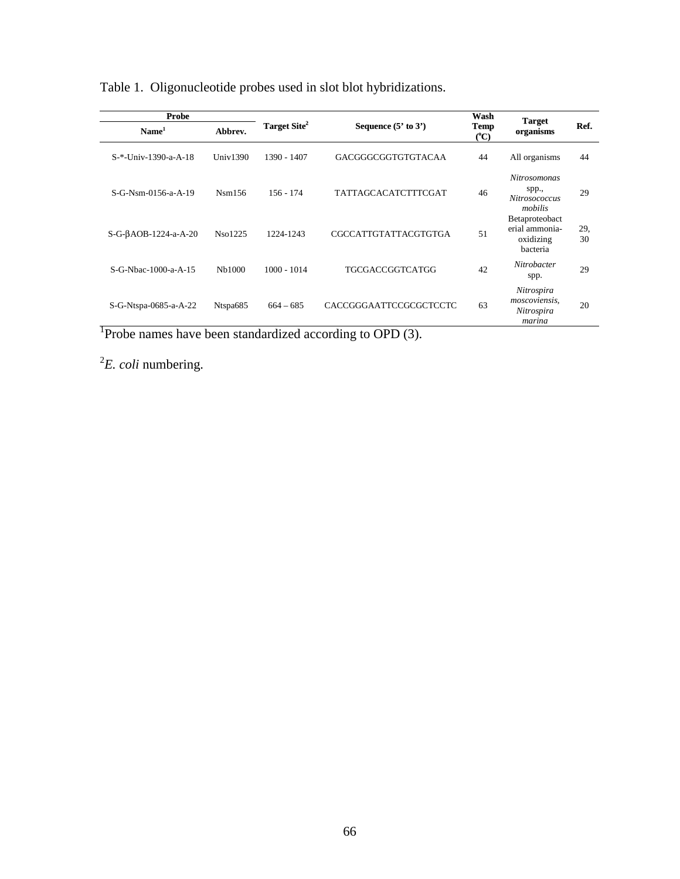Table 1. Oligonucleotide probes used in slot blot hybridizations.

| Probe | | Target Site[2] | Sequence (5' to 3') | Wash Temp (°C) | Target organisms | Ref. |
|---|---|---|---|---|---|---|
| Name[1] | Abbrev. | | | | | |
| S-*-Univ-1390-a-A-18 | Univ1390 | 1390 - 1407 | GACGGGCGGTGTGTACAA | 44 | All organisms | 44 |
| S-G-Nsm-0156-a-A-19 | Nsm156 | 156 - 174 | TATTAGCACATCTTTCGAT | 46 | *Nitrosomonas* spp., *Nitrosococcus mobilis* | 29 |
| S-G-βAOB-1224-a-A-20 | Nso1225 | 1224-1243 | CGCCATTGTATTACGTGTGA | 51 | Betaproteobacterial ammonia-oxidizing bacteria | 29, 30 |
| S-G-Nbac-1000-a-A-15 | Nb1000 | 1000 - 1014 | TGCGACCGGTCATGG | 42 | *Nitrobacter* spp. | 29 |
| S-G-Ntspa-0685-a-A-22 | Ntspa685 | 664 – 685 | CACCGGGAATTCCGCGCTCCTC | 63 | *Nitrospira moscoviensis*, *Nitrospira marina* | 20 |

[1]Probe names have been standardized according to OPD (3).

[2]*E. coli* numbering.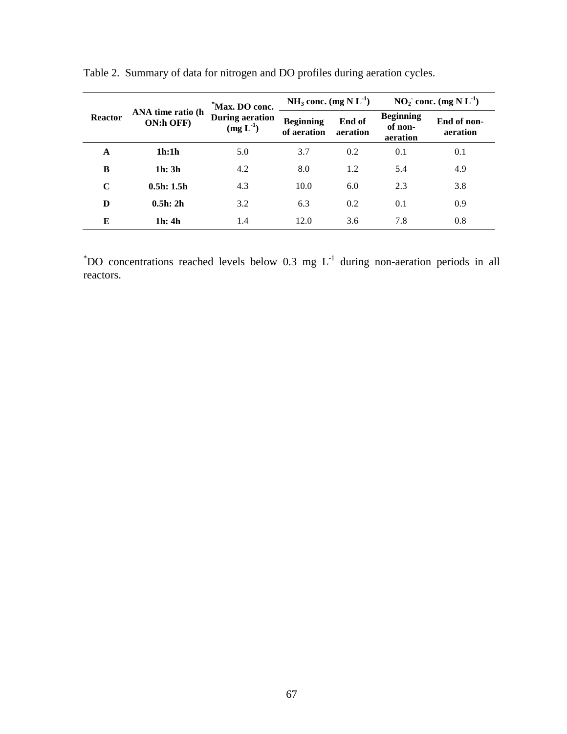Table 2. Summary of data for nitrogen and DO profiles during aeration cycles.

| Reactor | ANA time ratio (h ON:h OFF) | *Max. DO conc. During aeration (mg $L^{-1}$) | $NH_3$ conc. (mg N $L^{-1}$) | | $NO_2^-$ conc. (mg N $L^{-1}$) | |
|---|---|---|---|---|---|---|
| | | | Beginning of aeration | End of aeration | Beginning of non-aeration | End of non-aeration |
| **A** | **1h:1h** | 5.0 | 3.7 | 0.2 | 0.1 | 0.1 |
| **B** | **1h: 3h** | 4.2 | 8.0 | 1.2 | 5.4 | 4.9 |
| **C** | **0.5h: 1.5h** | 4.3 | 10.0 | 6.0 | 2.3 | 3.8 |
| **D** | **0.5h: 2h** | 3.2 | 6.3 | 0.2 | 0.1 | 0.9 |
| **E** | **1h: 4h** | 1.4 | 12.0 | 3.6 | 7.8 | 0.8 |

*DO concentrations reached levels below 0.3 mg $L^{-1}$ during non-aeration periods in all reactors.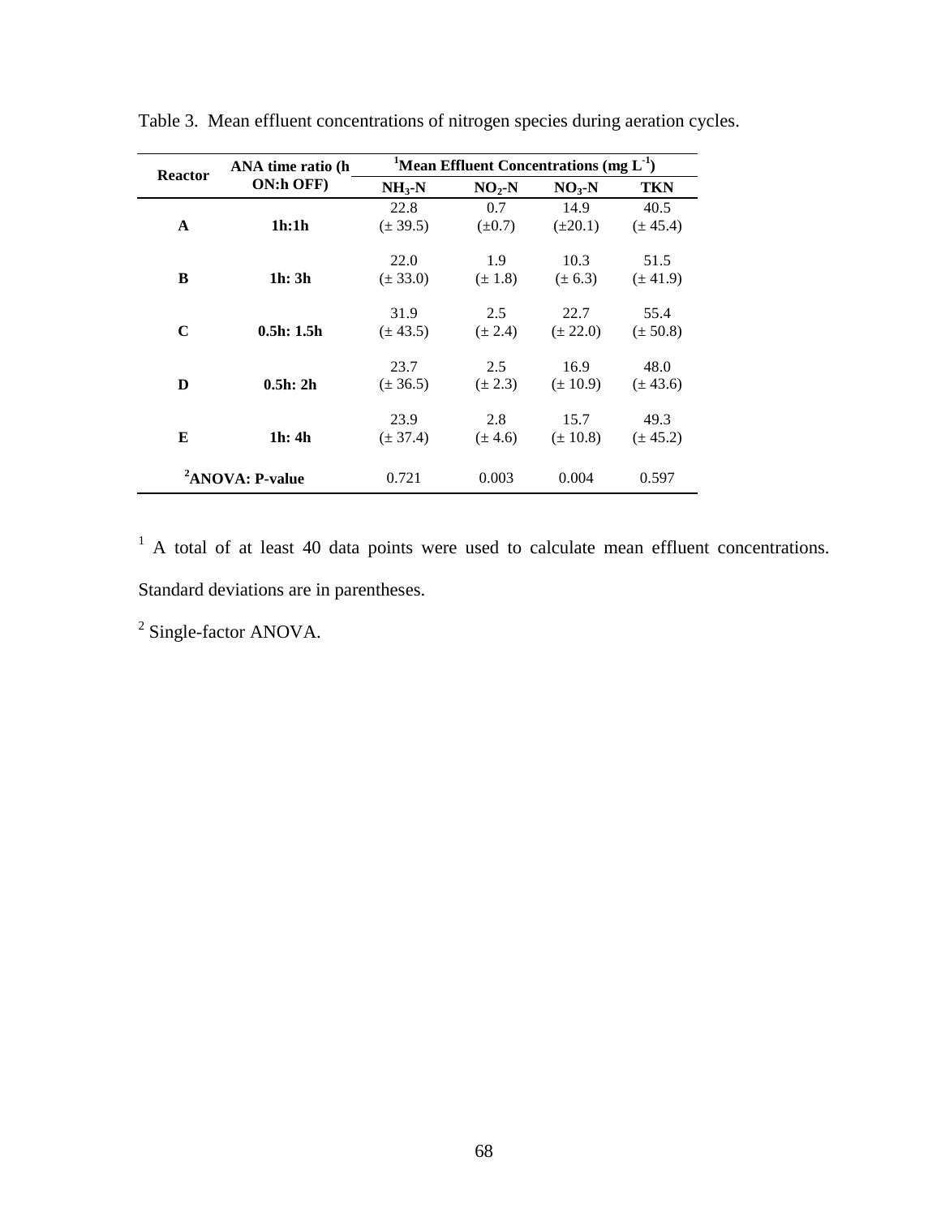Table 3. Mean effluent concentrations of nitrogen species during aeration cycles.

| Reactor | ANA time ratio (h ON:h OFF) | [1]Mean Effluent Concentrations (mg $L^{-1}$) | | | |
|---|---|---|---|---|---|
| | | $NH_3$-N | $NO_2$-N | $NO_3$-N | TKN |
| **A** | **1h:1h** | 22.8 (± 39.5) | 0.7 (±0.7) | 14.9 (±20.1) | 40.5 (± 45.4) |
| **B** | **1h: 3h** | 22.0 (± 33.0) | 1.9 (± 1.8) | 10.3 (± 6.3) | 51.5 (± 41.9) |
| **C** | **0.5h: 1.5h** | 31.9 (± 43.5) | 2.5 (± 2.4) | 22.7 (± 22.0) | 55.4 (± 50.8) |
| **D** | **0.5h: 2h** | 23.7 (± 36.5) | 2.5 (± 2.3) | 16.9 (± 10.9) | 48.0 (± 43.6) |
| **E** | **1h: 4h** | 23.9 (± 37.4) | 2.8 (± 4.6) | 15.7 (± 10.8) | 49.3 (± 45.2) |
| **[2]ANOVA: P-value** | | 0.721 | 0.003 | 0.004 | 0.597 |

[1] A total of at least 40 data points were used to calculate mean effluent concentrations. Standard deviations are in parentheses.

[2] Single-factor ANOVA.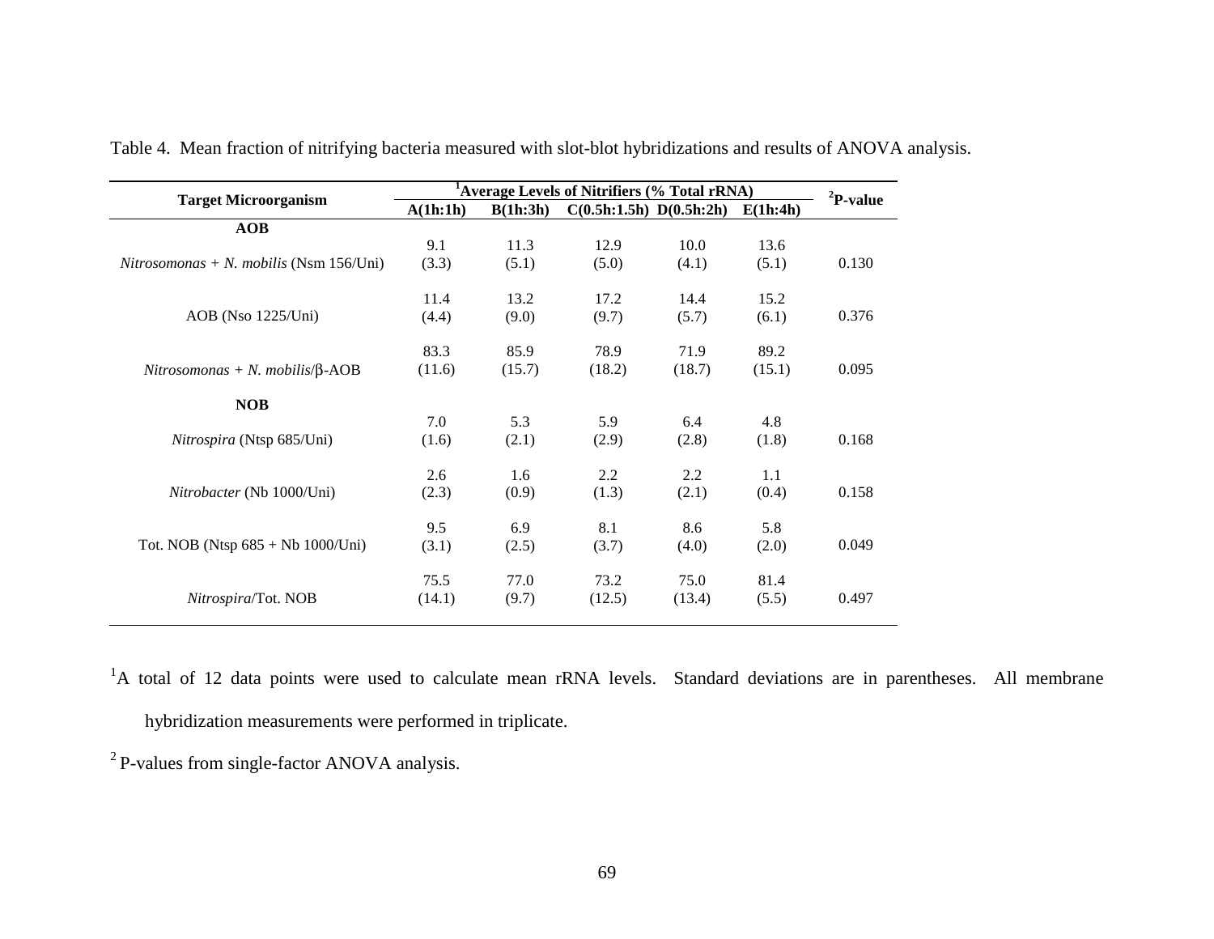Table 4. Mean fraction of nitrifying bacteria measured with slot-blot hybridizations and results of ANOVA analysis.

| Target Microorganism | [1]Average Levels of Nitrifiers (% Total rRNA) | | | | | [2]P-value |
|---|---|---|---|---|---|---|
| | A(1h:1h) | B(1h:3h) | C(0.5h:1.5h) | D(0.5h:2h) | E(1h:4h) | |
| **AOB** | | | | | | |
| *Nitrosomonas + N. mobilis* (Nsm 156/Uni) | 9.1 (3.3) | 11.3 (5.1) | 12.9 (5.0) | 10.0 (4.1) | 13.6 (5.1) | 0.130 |
| AOB (Nso 1225/Uni) | 11.4 (4.4) | 13.2 (9.0) | 17.2 (9.7) | 14.4 (5.7) | 15.2 (6.1) | 0.376 |
| *Nitrosomonas + N. mobilis*/β-AOB | 83.3 (11.6) | 85.9 (15.7) | 78.9 (18.2) | 71.9 (18.7) | 89.2 (15.1) | 0.095 |
| **NOB** | | | | | | |
| *Nitrospira* (Ntsp 685/Uni) | 7.0 (1.6) | 5.3 (2.1) | 5.9 (2.9) | 6.4 (2.8) | 4.8 (1.8) | 0.168 |
| *Nitrobacter* (Nb 1000/Uni) | 2.6 (2.3) | 1.6 (0.9) | 2.2 (1.3) | 2.2 (2.1) | 1.1 (0.4) | 0.158 |
| Tot. NOB (Ntsp 685 + Nb 1000/Uni) | 9.5 (3.1) | 6.9 (2.5) | 8.1 (3.7) | 8.6 (4.0) | 5.8 (2.0) | 0.049 |
| *Nitrospira*/Tot. NOB | 75.5 (14.1) | 77.0 (9.7) | 73.2 (12.5) | 75.0 (13.4) | 81.4 (5.5) | 0.497 |

[1]A total of 12 data points were used to calculate mean rRNA levels. Standard deviations are in parentheses. All membrane hybridization measurements were performed in triplicate.

[2] P-values from single-factor ANOVA analysis.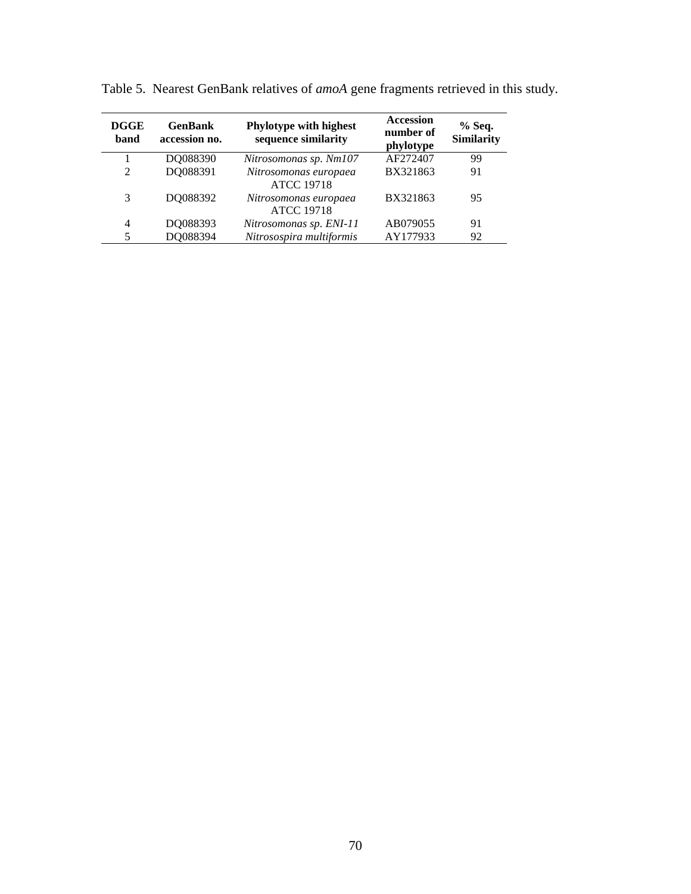Table 5. Nearest GenBank relatives of *amoA* gene fragments retrieved in this study.

| DGGE band | GenBank accession no. | Phylotype with highest sequence similarity | Accession number of phylotype | % Seq. Similarity |
|---|---|---|---|---|
| 1 | DQ088390 | *Nitrosomonas sp. Nm107* | AF272407 | 99 |
| 2 | DQ088391 | *Nitrosomonas europaea* ATCC 19718 | BX321863 | 91 |
| 3 | DQ088392 | *Nitrosomonas europaea* ATCC 19718 | BX321863 | 95 |
| 4 | DQ088393 | *Nitrosomonas sp. ENI-11* | AB079055 | 91 |
| 5 | DQ088394 | *Nitrosospira multiformis* | AY177933 | 92 |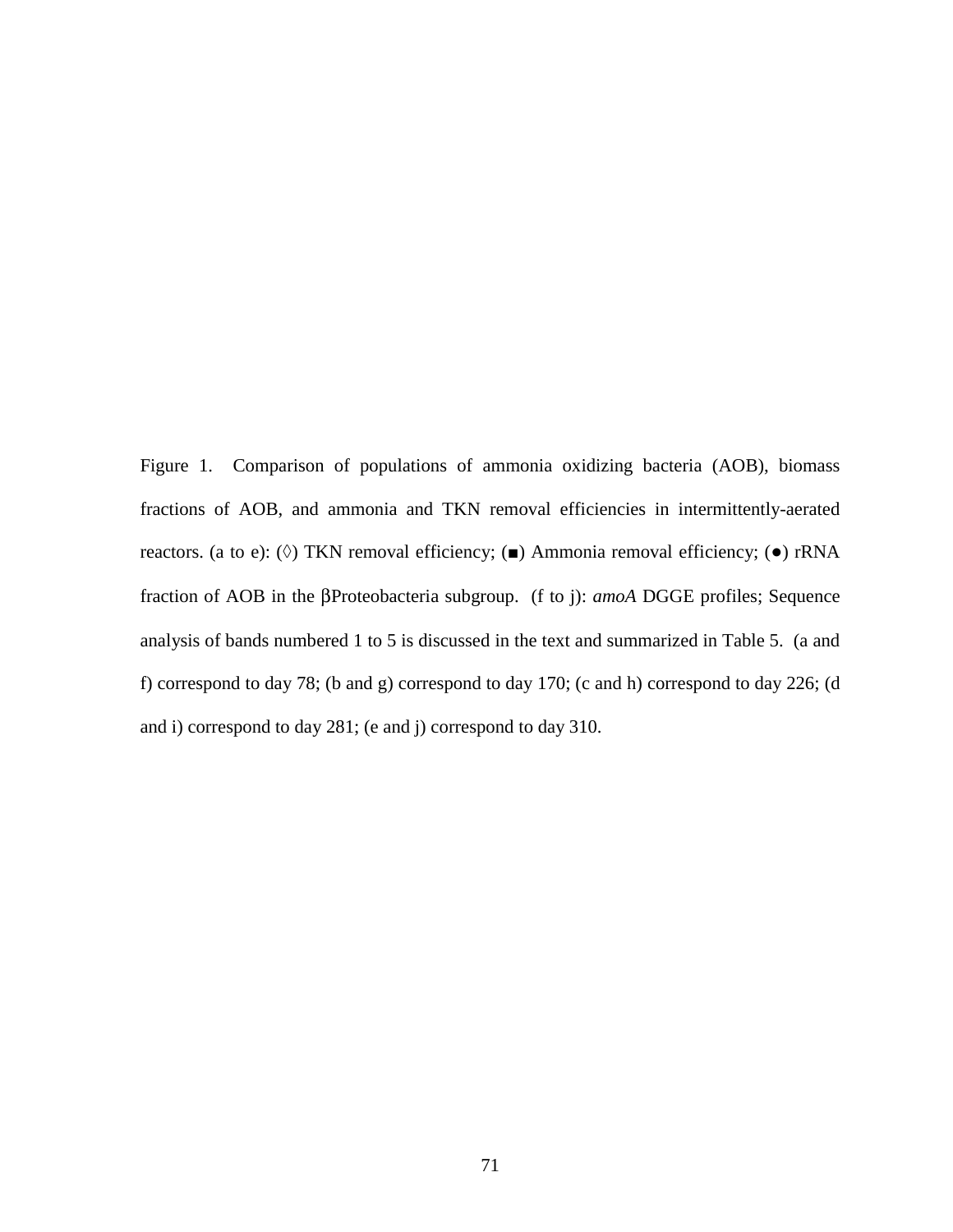Figure 1. Comparison of populations of ammonia oxidizing bacteria (AOB), biomass fractions of AOB, and ammonia and TKN removal efficiencies in intermittently-aerated reactors. (a to e): (◊) TKN removal efficiency; (■) Ammonia removal efficiency; (●) rRNA fraction of AOB in the βProteobacteria subgroup. (f to j): *amoA* DGGE profiles; Sequence analysis of bands numbered 1 to 5 is discussed in the text and summarized in Table 5. (a and f) correspond to day 78; (b and g) correspond to day 170; (c and h) correspond to day 226; (d and i) correspond to day 281; (e and j) correspond to day 310.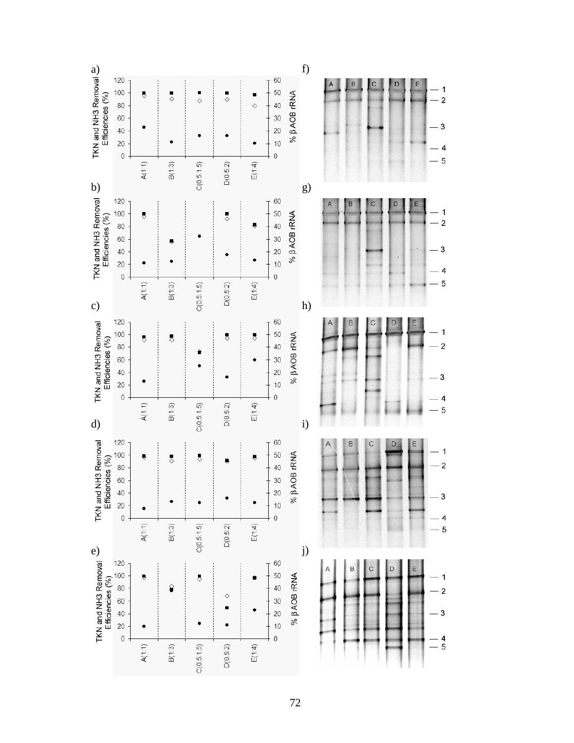a)

TKN and NH3 Removal Efficiencies (%) | % β AOB rRNA

A(1:1) B(1:3) C(0.5:1.5) D(0.5:2) E(1:4)

b)

TKN and NH3 Removal Efficiencies (%) | % β AOB rRNA

A(1:1) B(1:3) C(0.5:1.5) D(0.5:2) E(1:4)

c)

TKN and NH3 Removal Efficiencies (%) | % β AOB rRNA

A(1:1) B(1:3) C(0.5:1.5) D(0.5:2) E(1:4)

d)

TKN and NH3 Removal Efficiencies (%) | % β AOB rRNA

A(1:1) B(1:3) C(0.5:1.5) D(0.5:2) E(1:4)

e)

TKN and NH3 Removal Efficiencies (%) | % β AOB rRNA

A(1:1) B(1:3) C(0.5:1.5) D(0.5:2) E(1:4)

f)

A B C D E — 1, 2, 3, 4, 5

g)

A B C D E — 1, 2, 3, 4, 5

h)

A B C D E — 1, 2, 3, 4, 5

i)

A B C D E — 1, 2, 3, 4, 5

j)

A B C D E — 1, 2, 3, 4, 5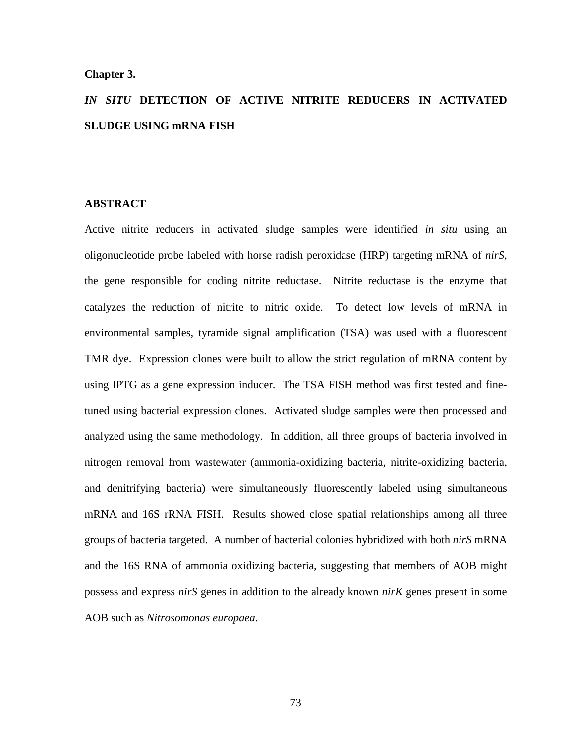**Chapter 3.**

# *IN SITU* DETECTION OF ACTIVE NITRITE REDUCERS IN ACTIVATED SLUDGE USING mRNA FISH

## ABSTRACT

Active nitrite reducers in activated sludge samples were identified *in situ* using an oligonucleotide probe labeled with horse radish peroxidase (HRP) targeting mRNA of *nirS*, the gene responsible for coding nitrite reductase. Nitrite reductase is the enzyme that catalyzes the reduction of nitrite to nitric oxide. To detect low levels of mRNA in environmental samples, tyramide signal amplification (TSA) was used with a fluorescent TMR dye. Expression clones were built to allow the strict regulation of mRNA content by using IPTG as a gene expression inducer. The TSA FISH method was first tested and fine-tuned using bacterial expression clones. Activated sludge samples were then processed and analyzed using the same methodology. In addition, all three groups of bacteria involved in nitrogen removal from wastewater (ammonia-oxidizing bacteria, nitrite-oxidizing bacteria, and denitrifying bacteria) were simultaneously fluorescently labeled using simultaneous mRNA and 16S rRNA FISH. Results showed close spatial relationships among all three groups of bacteria targeted. A number of bacterial colonies hybridized with both *nirS* mRNA and the 16S RNA of ammonia oxidizing bacteria, suggesting that members of AOB might possess and express *nirS* genes in addition to the already known *nirK* genes present in some AOB such as *Nitrosomonas europaea*.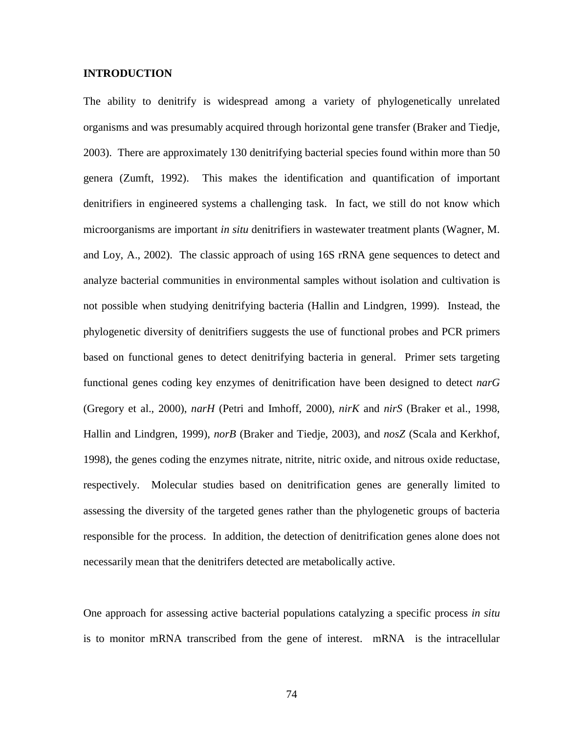## INTRODUCTION

The ability to denitrify is widespread among a variety of phylogenetically unrelated organisms and was presumably acquired through horizontal gene transfer (Braker and Tiedje, 2003). There are approximately 130 denitrifying bacterial species found within more than 50 genera (Zumft, 1992). This makes the identification and quantification of important denitrifiers in engineered systems a challenging task. In fact, we still do not know which microorganisms are important *in situ* denitrifiers in wastewater treatment plants (Wagner, M. and Loy, A., 2002). The classic approach of using 16S rRNA gene sequences to detect and analyze bacterial communities in environmental samples without isolation and cultivation is not possible when studying denitrifying bacteria (Hallin and Lindgren, 1999). Instead, the phylogenetic diversity of denitrifiers suggests the use of functional probes and PCR primers based on functional genes to detect denitrifying bacteria in general. Primer sets targeting functional genes coding key enzymes of denitrification have been designed to detect *narG* (Gregory et al., 2000), *narH* (Petri and Imhoff, 2000), *nirK* and *nirS* (Braker et al., 1998, Hallin and Lindgren, 1999), *norB* (Braker and Tiedje, 2003), and *nosZ* (Scala and Kerkhof, 1998), the genes coding the enzymes nitrate, nitrite, nitric oxide, and nitrous oxide reductase, respectively. Molecular studies based on denitrification genes are generally limited to assessing the diversity of the targeted genes rather than the phylogenetic groups of bacteria responsible for the process. In addition, the detection of denitrification genes alone does not necessarily mean that the denitrifers detected are metabolically active.

One approach for assessing active bacterial populations catalyzing a specific process *in situ* is to monitor mRNA transcribed from the gene of interest. mRNA is the intracellular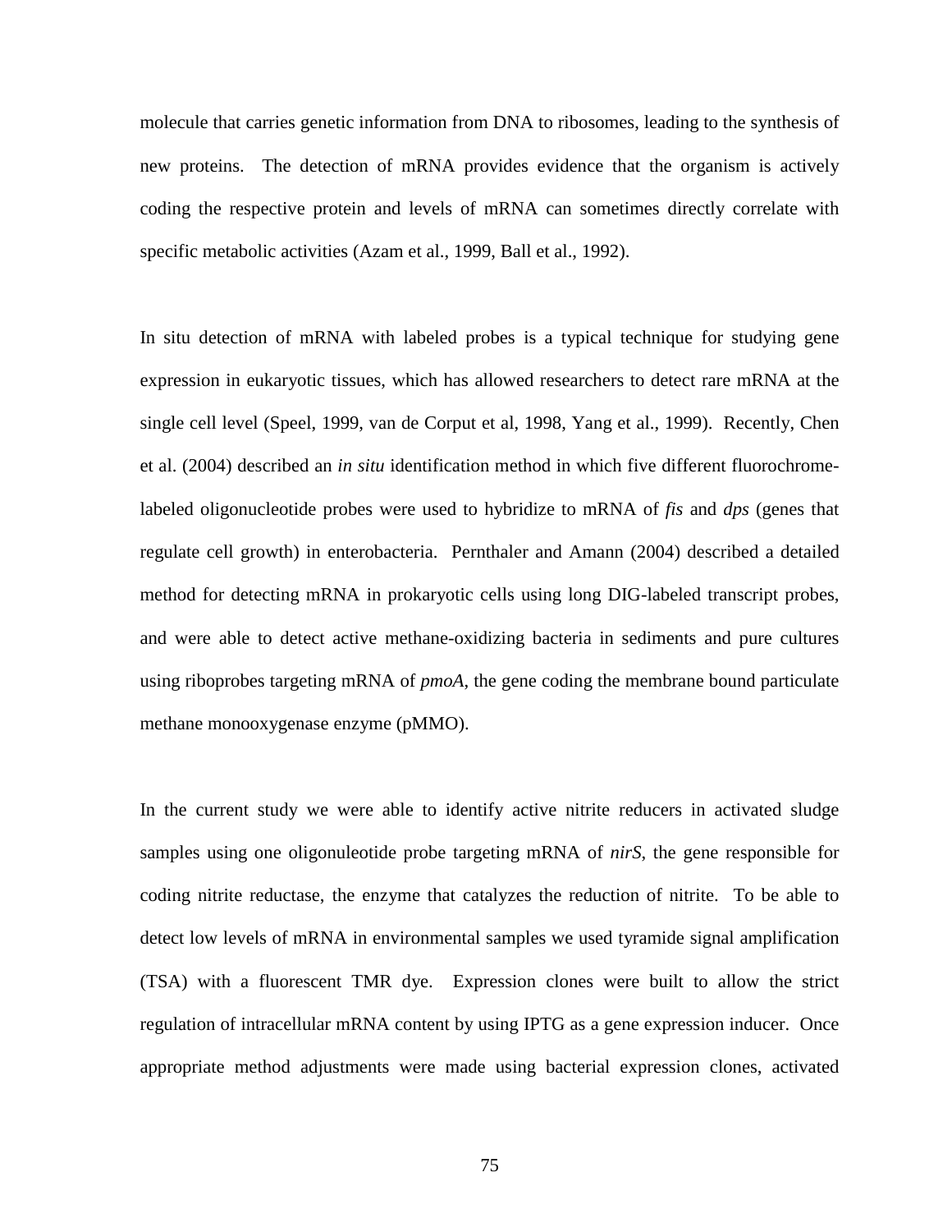molecule that carries genetic information from DNA to ribosomes, leading to the synthesis of new proteins. The detection of mRNA provides evidence that the organism is actively coding the respective protein and levels of mRNA can sometimes directly correlate with specific metabolic activities (Azam et al., 1999, Ball et al., 1992).

In situ detection of mRNA with labeled probes is a typical technique for studying gene expression in eukaryotic tissues, which has allowed researchers to detect rare mRNA at the single cell level (Speel, 1999, van de Corput et al, 1998, Yang et al., 1999). Recently, Chen et al. (2004) described an *in situ* identification method in which five different fluorochrome-labeled oligonucleotide probes were used to hybridize to mRNA of *fis* and *dps* (genes that regulate cell growth) in enterobacteria. Pernthaler and Amann (2004) described a detailed method for detecting mRNA in prokaryotic cells using long DIG-labeled transcript probes, and were able to detect active methane-oxidizing bacteria in sediments and pure cultures using riboprobes targeting mRNA of *pmoA*, the gene coding the membrane bound particulate methane monooxygenase enzyme (pMMO).

In the current study we were able to identify active nitrite reducers in activated sludge samples using one oligonuleotide probe targeting mRNA of *nirS*, the gene responsible for coding nitrite reductase, the enzyme that catalyzes the reduction of nitrite. To be able to detect low levels of mRNA in environmental samples we used tyramide signal amplification (TSA) with a fluorescent TMR dye. Expression clones were built to allow the strict regulation of intracellular mRNA content by using IPTG as a gene expression inducer. Once appropriate method adjustments were made using bacterial expression clones, activated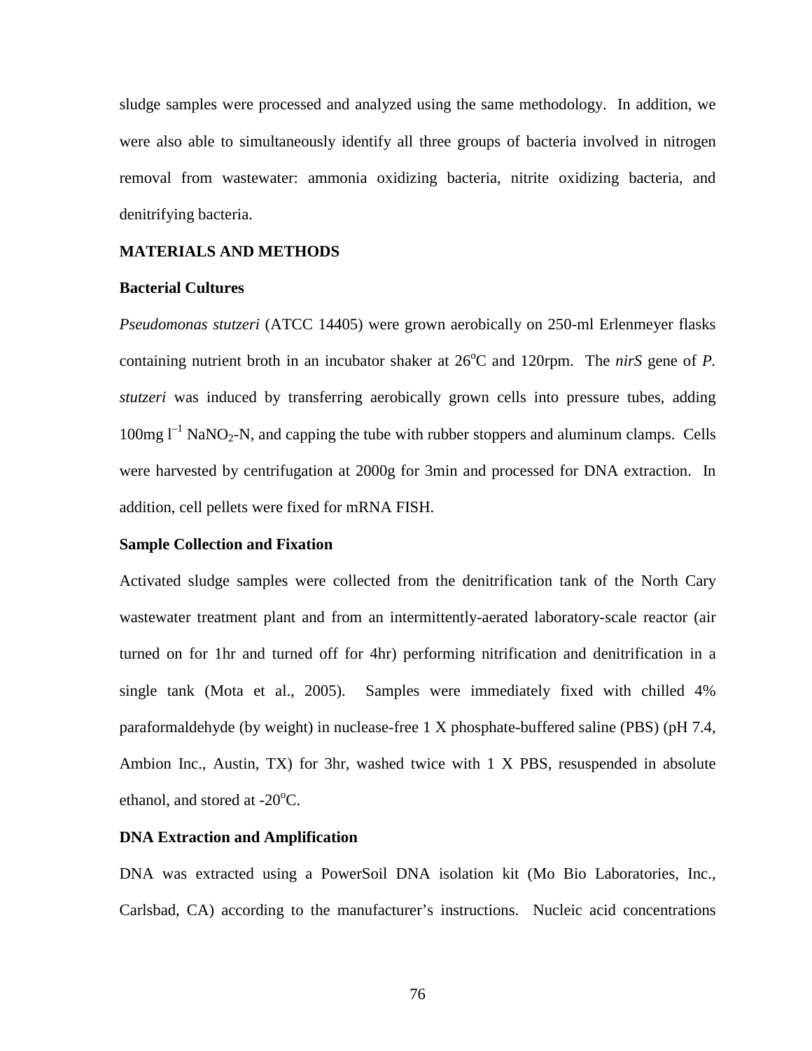sludge samples were processed and analyzed using the same methodology. In addition, we were also able to simultaneously identify all three groups of bacteria involved in nitrogen removal from wastewater: ammonia oxidizing bacteria, nitrite oxidizing bacteria, and denitrifying bacteria.

## MATERIALS AND METHODS

### Bacterial Cultures

*Pseudomonas stutzeri* (ATCC 14405) were grown aerobically on 250-ml Erlenmeyer flasks containing nutrient broth in an incubator shaker at 26$^{o}$C and 120rpm. The *nirS* gene of *P. stutzeri* was induced by transferring aerobically grown cells into pressure tubes, adding 100mg $l^{-1}$ $NaNO_2$-N, and capping the tube with rubber stoppers and aluminum clamps. Cells were harvested by centrifugation at 2000g for 3min and processed for DNA extraction. In addition, cell pellets were fixed for mRNA FISH.

### Sample Collection and Fixation

Activated sludge samples were collected from the denitrification tank of the North Cary wastewater treatment plant and from an intermittently-aerated laboratory-scale reactor (air turned on for 1hr and turned off for 4hr) performing nitrification and denitrification in a single tank (Mota et al., 2005). Samples were immediately fixed with chilled 4% paraformaldehyde (by weight) in nuclease-free 1 X phosphate-buffered saline (PBS) (pH 7.4, Ambion Inc., Austin, TX) for 3hr, washed twice with 1 X PBS, resuspended in absolute ethanol, and stored at -20$^{o}$C.

### DNA Extraction and Amplification

DNA was extracted using a PowerSoil DNA isolation kit (Mo Bio Laboratories, Inc., Carlsbad, CA) according to the manufacturer's instructions. Nucleic acid concentrations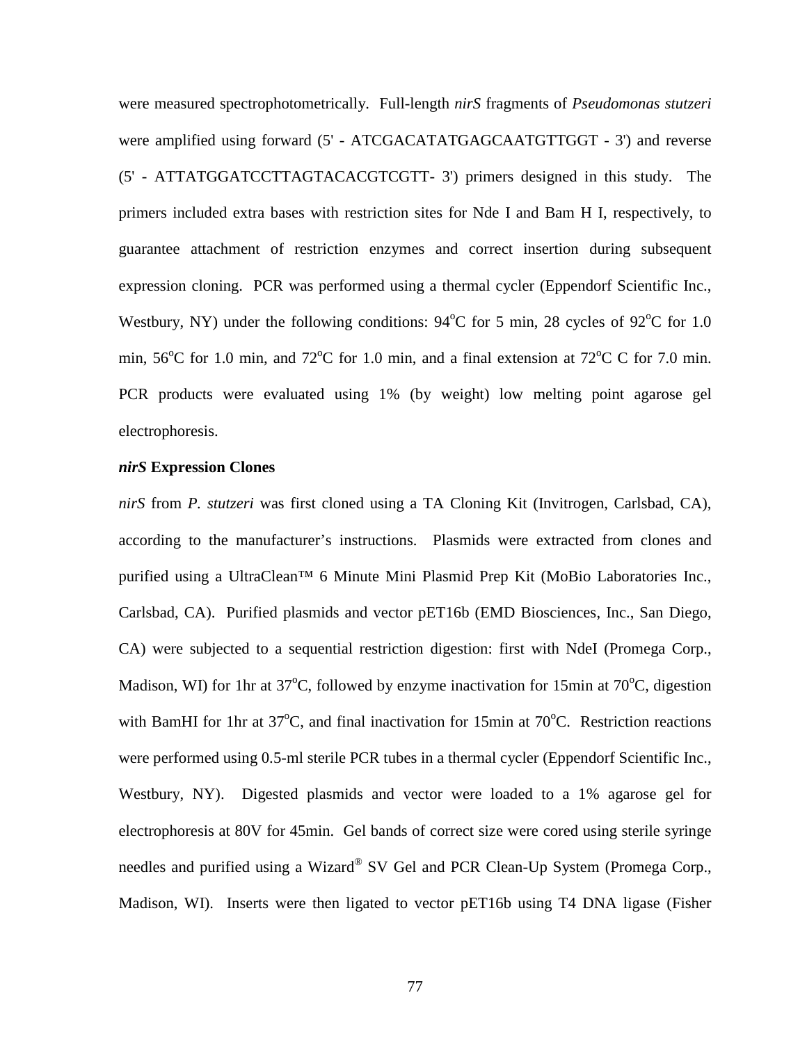were measured spectrophotometrically. Full-length *nirS* fragments of *Pseudomonas stutzeri* were amplified using forward (5' - ATCGACATATGAGCAATGTTGGT - 3') and reverse (5' - ATTATGGATCCTTAGTACACGTCGTT- 3') primers designed in this study. The primers included extra bases with restriction sites for Nde I and Bam H I, respectively, to guarantee attachment of restriction enzymes and correct insertion during subsequent expression cloning. PCR was performed using a thermal cycler (Eppendorf Scientific Inc., Westbury, NY) under the following conditions: 94°C for 5 min, 28 cycles of 92°C for 1.0 min, 56°C for 1.0 min, and 72°C for 1.0 min, and a final extension at 72°C C for 7.0 min. PCR products were evaluated using 1% (by weight) low melting point agarose gel electrophoresis.

### *nirS* Expression Clones

*nirS* from *P. stutzeri* was first cloned using a TA Cloning Kit (Invitrogen, Carlsbad, CA), according to the manufacturer's instructions. Plasmids were extracted from clones and purified using a UltraClean™ 6 Minute Mini Plasmid Prep Kit (MoBio Laboratories Inc., Carlsbad, CA). Purified plasmids and vector pET16b (EMD Biosciences, Inc., San Diego, CA) were subjected to a sequential restriction digestion: first with NdeI (Promega Corp., Madison, WI) for 1hr at 37°C, followed by enzyme inactivation for 15min at 70°C, digestion with BamHI for 1hr at 37°C, and final inactivation for 15min at 70°C. Restriction reactions were performed using 0.5-ml sterile PCR tubes in a thermal cycler (Eppendorf Scientific Inc., Westbury, NY). Digested plasmids and vector were loaded to a 1% agarose gel for electrophoresis at 80V for 45min. Gel bands of correct size were cored using sterile syringe needles and purified using a Wizard® SV Gel and PCR Clean-Up System (Promega Corp., Madison, WI). Inserts were then ligated to vector pET16b using T4 DNA ligase (Fisher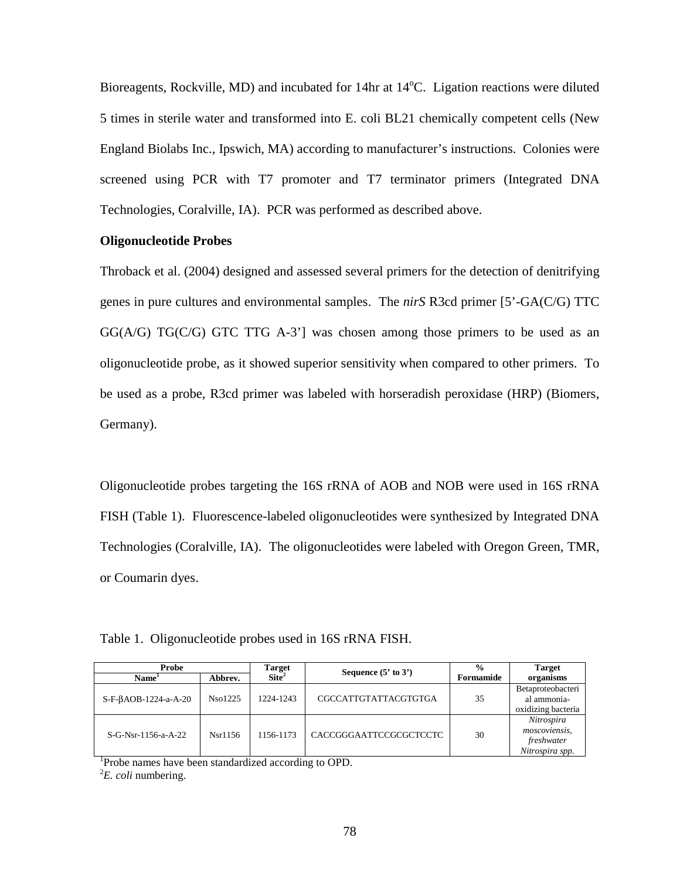Bioreagents, Rockville, MD) and incubated for 14hr at 14°C. Ligation reactions were diluted 5 times in sterile water and transformed into E. coli BL21 chemically competent cells (New England Biolabs Inc., Ipswich, MA) according to manufacturer's instructions. Colonies were screened using PCR with T7 promoter and T7 terminator primers (Integrated DNA Technologies, Coralville, IA). PCR was performed as described above.

**Oligonucleotide Probes**

Throback et al. (2004) designed and assessed several primers for the detection of denitrifying genes in pure cultures and environmental samples. The *nirS* R3cd primer [5'-GA(C/G) TTC GG(A/G) TG(C/G) GTC TTG A-3'] was chosen among those primers to be used as an oligonucleotide probe, as it showed superior sensitivity when compared to other primers. To be used as a probe, R3cd primer was labeled with horseradish peroxidase (HRP) (Biomers, Germany).

Oligonucleotide probes targeting the 16S rRNA of AOB and NOB were used in 16S rRNA FISH (Table 1). Fluorescence-labeled oligonucleotides were synthesized by Integrated DNA Technologies (Coralville, IA). The oligonucleotides were labeled with Oregon Green, TMR, or Coumarin dyes.

Table 1. Oligonucleotide probes used in 16S rRNA FISH.

| Probe | | Target Site[2] | Sequence (5' to 3') | % Formamide | Target organisms |
|---|---|---|---|---|---|
| Name[1] | Abbrev. | | | | |
| S-F-βAOB-1224-a-A-20 | Nso1225 | 1224-1243 | CGCCATTGTATTACGTGTGA | 35 | Betaproteobacterial ammonia-oxidizing bacteria |
| S-G-Nsr-1156-a-A-22 | Nsr1156 | 1156-1173 | CACCGGGAATTCCGCGCTCCTC | 30 | *Nitrospira moscoviensis, freshwater Nitrospira spp.* |

[1]Probe names have been standardized according to OPD.
[2]*E. coli* numbering.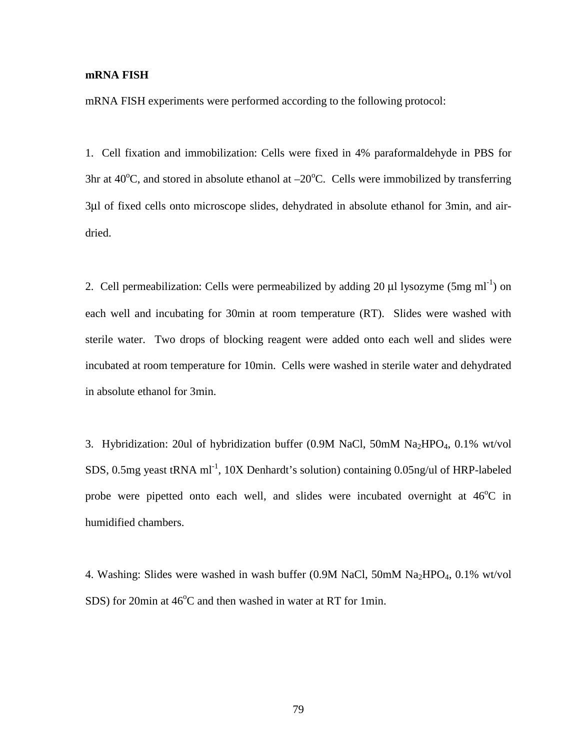**mRNA FISH**

mRNA FISH experiments were performed according to the following protocol:

1. Cell fixation and immobilization: Cells were fixed in 4% paraformaldehyde in PBS for 3hr at 40$^{o}$C, and stored in absolute ethanol at –20$^{o}$C. Cells were immobilized by transferring 3μl of fixed cells onto microscope slides, dehydrated in absolute ethanol for 3min, and air-dried.

2. Cell permeabilization: Cells were permeabilized by adding 20 μl lysozyme (5mg ml$^{-1}$) on each well and incubating for 30min at room temperature (RT). Slides were washed with sterile water. Two drops of blocking reagent were added onto each well and slides were incubated at room temperature for 10min. Cells were washed in sterile water and dehydrated in absolute ethanol for 3min.

3. Hybridization: 20ul of hybridization buffer (0.9M NaCl, 50mM $Na_2HPO_4$, 0.1% wt/vol SDS, 0.5mg yeast tRNA ml$^{-1}$, 10X Denhardt's solution) containing 0.05ng/ul of HRP-labeled probe were pipetted onto each well, and slides were incubated overnight at 46$^{o}$C in humidified chambers.

4. Washing: Slides were washed in wash buffer (0.9M NaCl, 50mM $Na_2HPO_4$, 0.1% wt/vol SDS) for 20min at 46$^{o}$C and then washed in water at RT for 1min.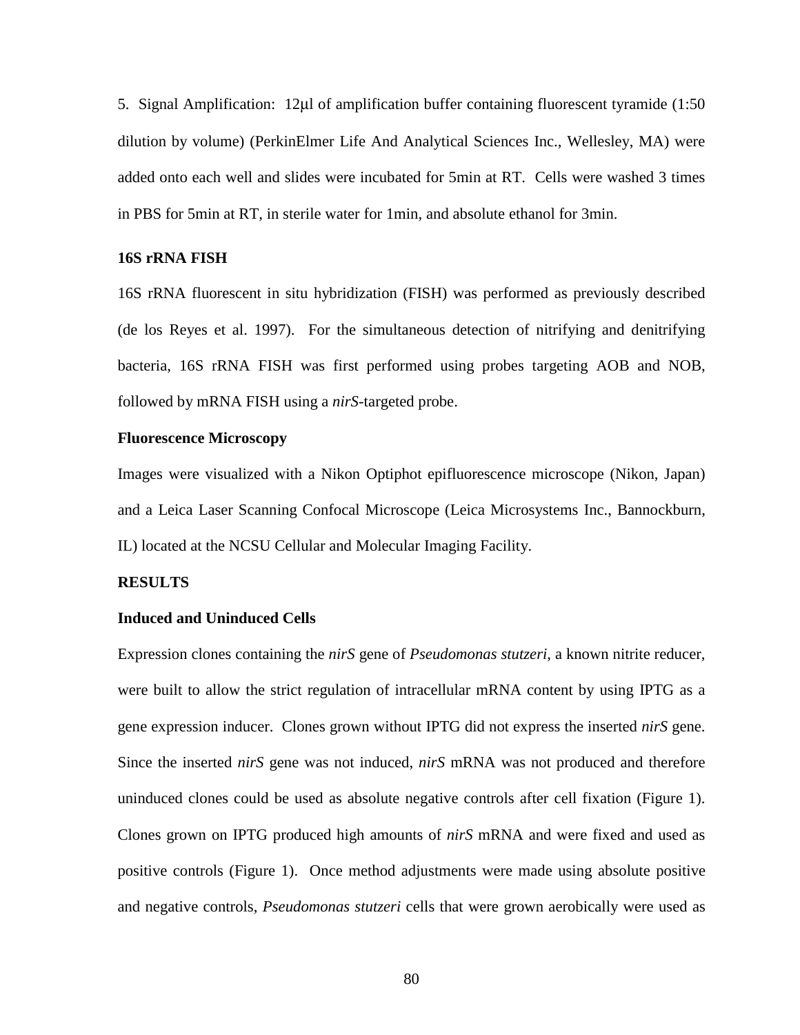5. Signal Amplification: 12μl of amplification buffer containing fluorescent tyramide (1:50 dilution by volume) (PerkinElmer Life And Analytical Sciences Inc., Wellesley, MA) were added onto each well and slides were incubated for 5min at RT. Cells were washed 3 times in PBS for 5min at RT, in sterile water for 1min, and absolute ethanol for 3min.

**16S rRNA FISH**

16S rRNA fluorescent in situ hybridization (FISH) was performed as previously described (de los Reyes et al. 1997). For the simultaneous detection of nitrifying and denitrifying bacteria, 16S rRNA FISH was first performed using probes targeting AOB and NOB, followed by mRNA FISH using a *nirS*-targeted probe.

**Fluorescence Microscopy**

Images were visualized with a Nikon Optiphot epifluorescence microscope (Nikon, Japan) and a Leica Laser Scanning Confocal Microscope (Leica Microsystems Inc., Bannockburn, IL) located at the NCSU Cellular and Molecular Imaging Facility.

**RESULTS**

**Induced and Uninduced Cells**

Expression clones containing the *nirS* gene of *Pseudomonas stutzeri*, a known nitrite reducer, were built to allow the strict regulation of intracellular mRNA content by using IPTG as a gene expression inducer. Clones grown without IPTG did not express the inserted *nirS* gene. Since the inserted *nirS* gene was not induced, *nirS* mRNA was not produced and therefore uninduced clones could be used as absolute negative controls after cell fixation (Figure 1). Clones grown on IPTG produced high amounts of *nirS* mRNA and were fixed and used as positive controls (Figure 1). Once method adjustments were made using absolute positive and negative controls, *Pseudomonas stutzeri* cells that were grown aerobically were used as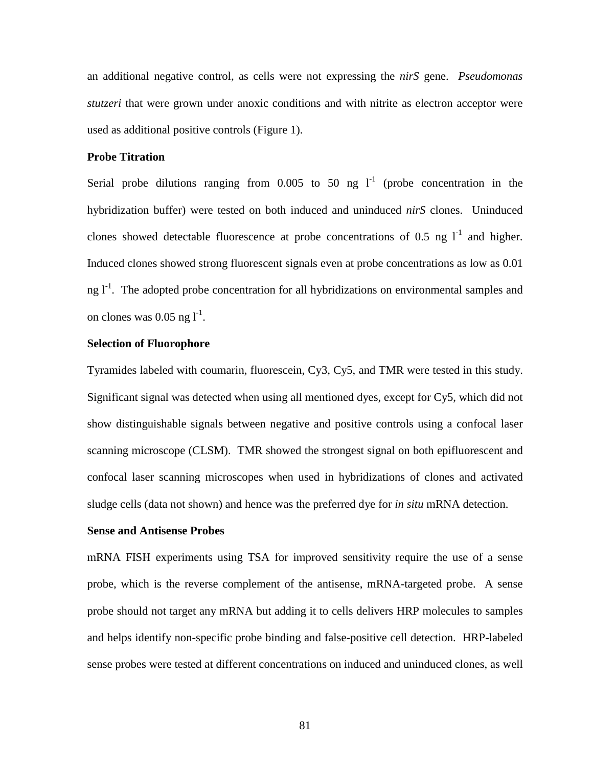an additional negative control, as cells were not expressing the *nirS* gene. *Pseudomonas stutzeri* that were grown under anoxic conditions and with nitrite as electron acceptor were used as additional positive controls (Figure 1).

**Probe Titration**

Serial probe dilutions ranging from 0.005 to 50 ng $l^{-1}$ (probe concentration in the hybridization buffer) were tested on both induced and uninduced *nirS* clones. Uninduced clones showed detectable fluorescence at probe concentrations of 0.5 ng $l^{-1}$ and higher. Induced clones showed strong fluorescent signals even at probe concentrations as low as 0.01 ng $l^{-1}$. The adopted probe concentration for all hybridizations on environmental samples and on clones was 0.05 ng $l^{-1}$.

**Selection of Fluorophore**

Tyramides labeled with coumarin, fluorescein, Cy3, Cy5, and TMR were tested in this study. Significant signal was detected when using all mentioned dyes, except for Cy5, which did not show distinguishable signals between negative and positive controls using a confocal laser scanning microscope (CLSM). TMR showed the strongest signal on both epifluorescent and confocal laser scanning microscopes when used in hybridizations of clones and activated sludge cells (data not shown) and hence was the preferred dye for *in situ* mRNA detection.

**Sense and Antisense Probes**

mRNA FISH experiments using TSA for improved sensitivity require the use of a sense probe, which is the reverse complement of the antisense, mRNA-targeted probe. A sense probe should not target any mRNA but adding it to cells delivers HRP molecules to samples and helps identify non-specific probe binding and false-positive cell detection. HRP-labeled sense probes were tested at different concentrations on induced and uninduced clones, as well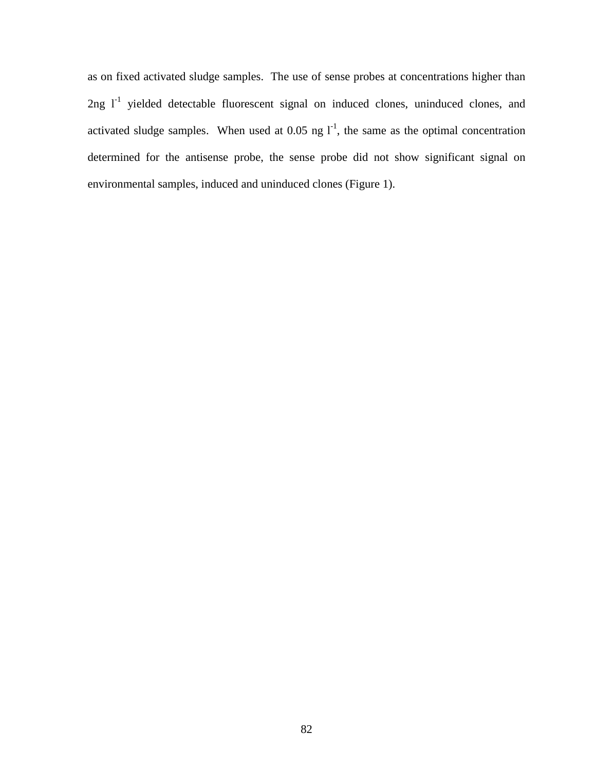as on fixed activated sludge samples. The use of sense probes at concentrations higher than 2ng $l^{-1}$ yielded detectable fluorescent signal on induced clones, uninduced clones, and activated sludge samples. When used at 0.05 ng $l^{-1}$, the same as the optimal concentration determined for the antisense probe, the sense probe did not show significant signal on environmental samples, induced and uninduced clones (Figure 1).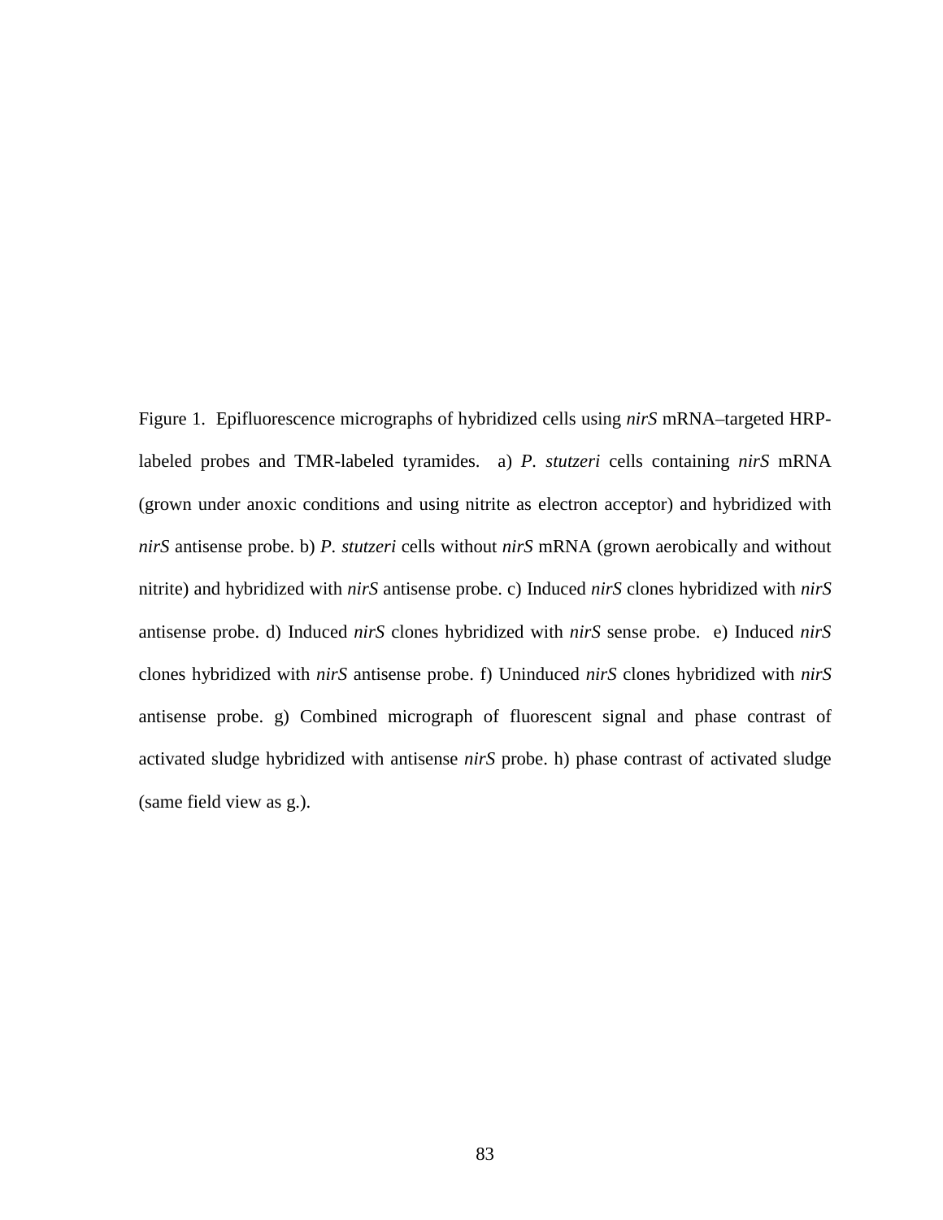Figure 1. Epifluorescence micrographs of hybridized cells using *nirS* mRNA–targeted HRP-labeled probes and TMR-labeled tyramides. a) *P. stutzeri* cells containing *nirS* mRNA (grown under anoxic conditions and using nitrite as electron acceptor) and hybridized with *nirS* antisense probe. b) *P. stutzeri* cells without *nirS* mRNA (grown aerobically and without nitrite) and hybridized with *nirS* antisense probe. c) Induced *nirS* clones hybridized with *nirS* antisense probe. d) Induced *nirS* clones hybridized with *nirS* sense probe. e) Induced *nirS* clones hybridized with *nirS* antisense probe. f) Uninduced *nirS* clones hybridized with *nirS* antisense probe. g) Combined micrograph of fluorescent signal and phase contrast of activated sludge hybridized with antisense *nirS* probe. h) phase contrast of activated sludge (same field view as g.).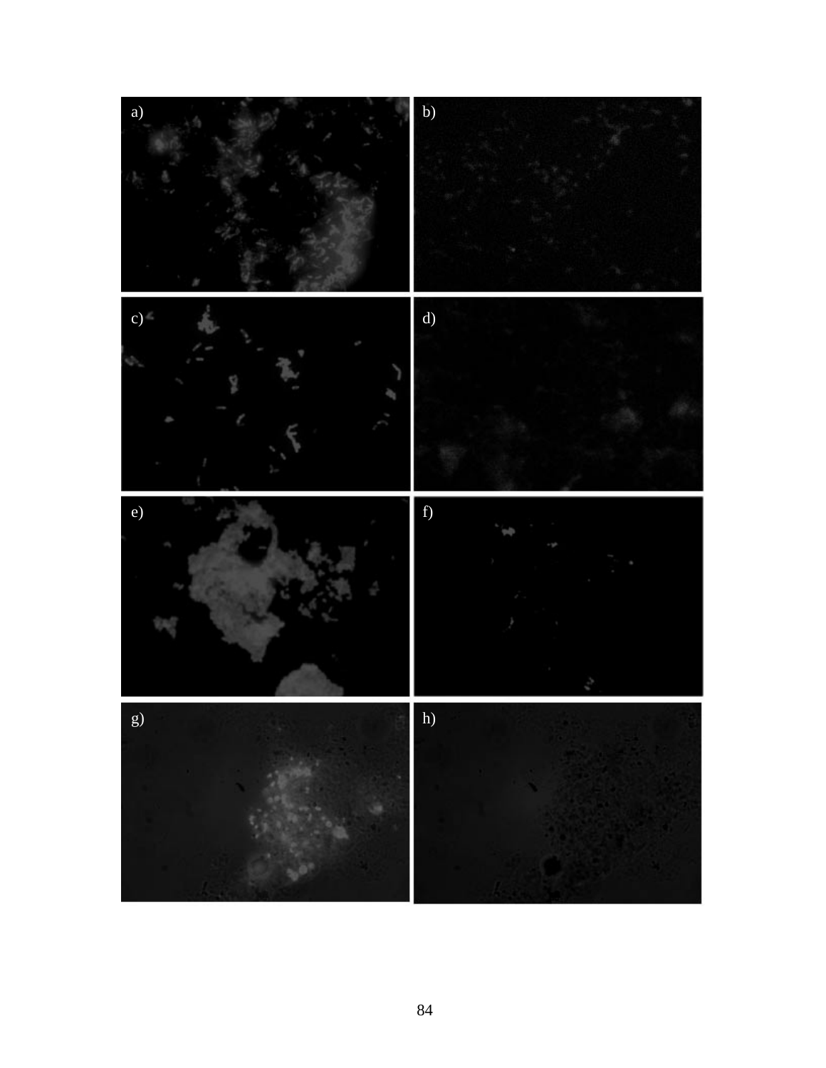a)

b)

c)

d)

e)

f)

g)

h)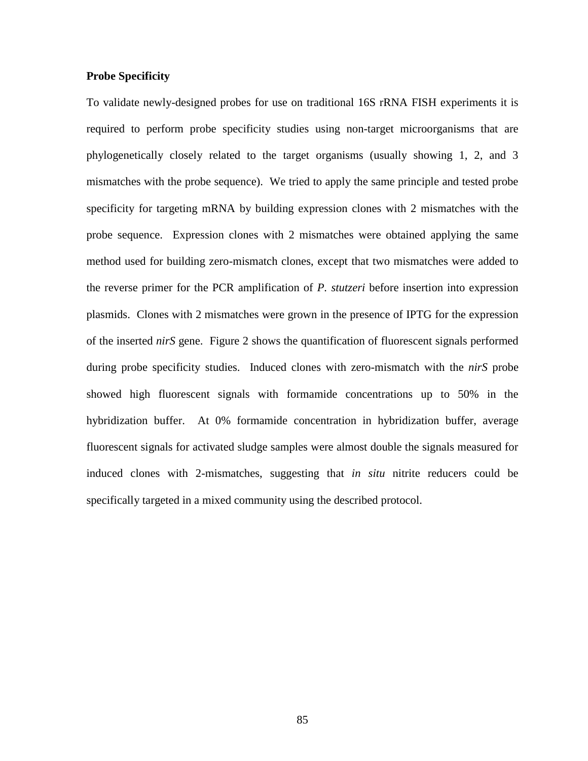**Probe Specificity**

To validate newly-designed probes for use on traditional 16S rRNA FISH experiments it is required to perform probe specificity studies using non-target microorganisms that are phylogenetically closely related to the target organisms (usually showing 1, 2, and 3 mismatches with the probe sequence). We tried to apply the same principle and tested probe specificity for targeting mRNA by building expression clones with 2 mismatches with the probe sequence. Expression clones with 2 mismatches were obtained applying the same method used for building zero-mismatch clones, except that two mismatches were added to the reverse primer for the PCR amplification of *P. stutzeri* before insertion into expression plasmids. Clones with 2 mismatches were grown in the presence of IPTG for the expression of the inserted *nirS* gene. Figure 2 shows the quantification of fluorescent signals performed during probe specificity studies. Induced clones with zero-mismatch with the *nirS* probe showed high fluorescent signals with formamide concentrations up to 50% in the hybridization buffer. At 0% formamide concentration in hybridization buffer, average fluorescent signals for activated sludge samples were almost double the signals measured for induced clones with 2-mismatches, suggesting that *in situ* nitrite reducers could be specifically targeted in a mixed community using the described protocol.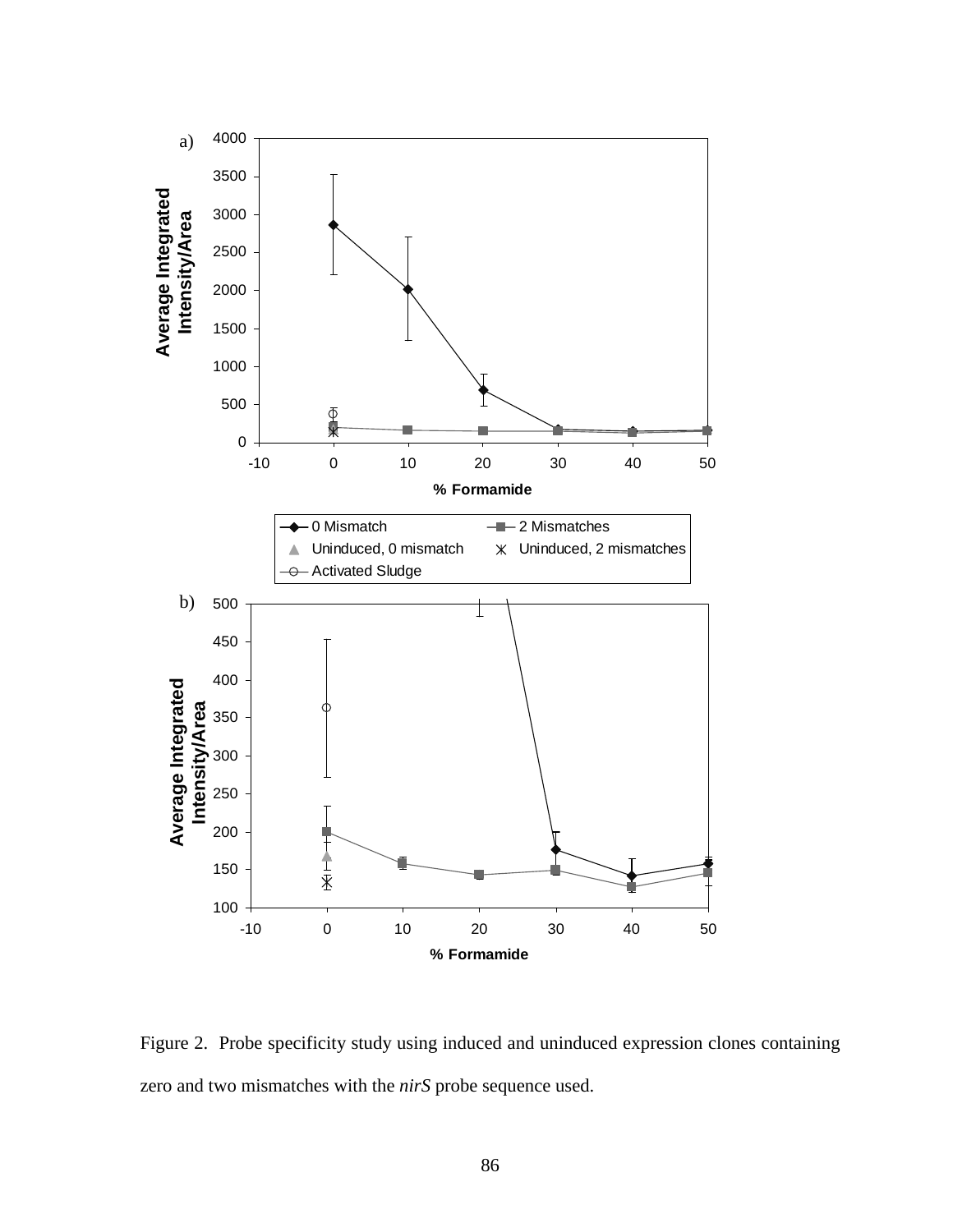Figure 2. Probe specificity study using induced and uninduced expression clones containing zero and two mismatches with the *nirS* probe sequence used.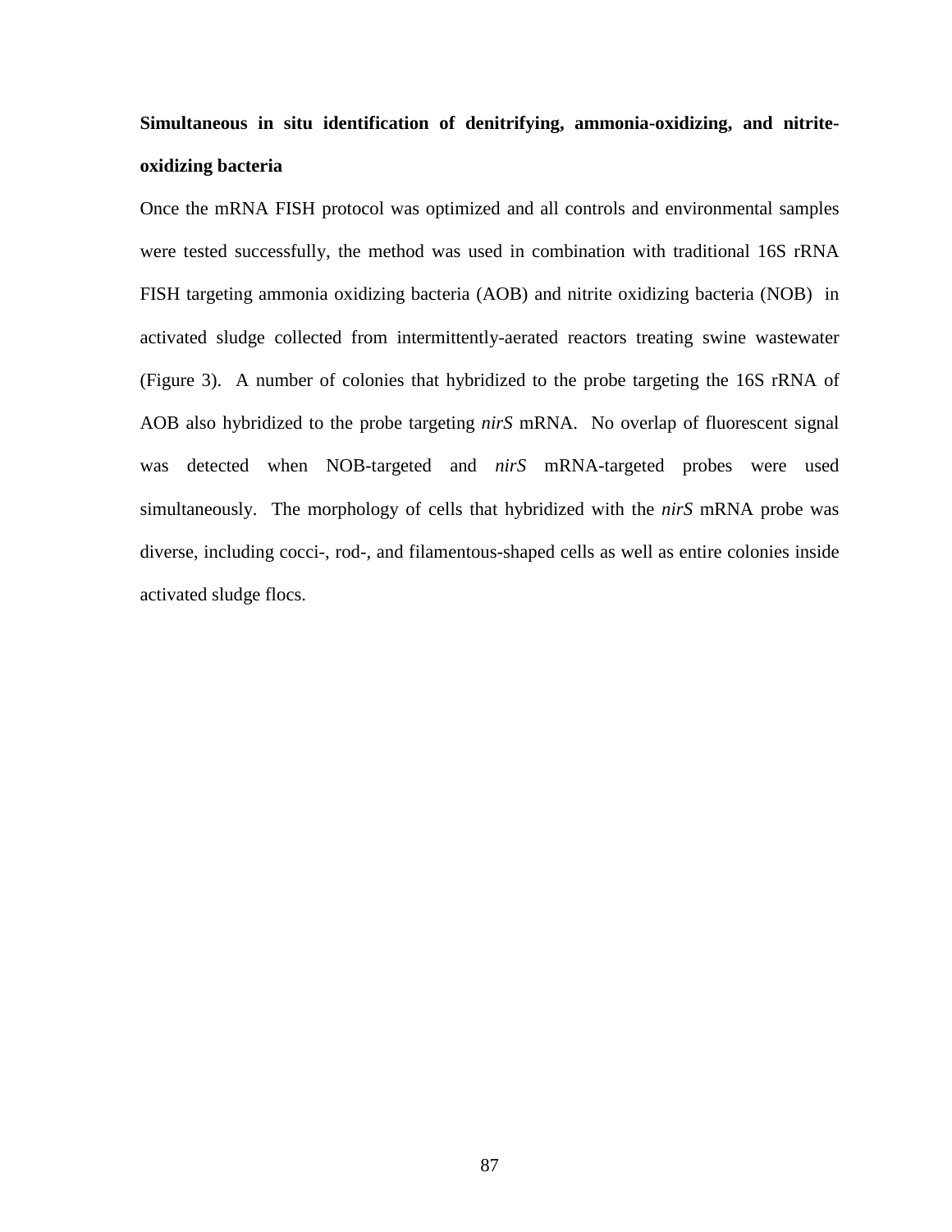**Simultaneous in situ identification of denitrifying, ammonia-oxidizing, and nitrite-oxidizing bacteria**

Once the mRNA FISH protocol was optimized and all controls and environmental samples were tested successfully, the method was used in combination with traditional 16S rRNA FISH targeting ammonia oxidizing bacteria (AOB) and nitrite oxidizing bacteria (NOB) in activated sludge collected from intermittently-aerated reactors treating swine wastewater (Figure 3). A number of colonies that hybridized to the probe targeting the 16S rRNA of AOB also hybridized to the probe targeting *nirS* mRNA. No overlap of fluorescent signal was detected when NOB-targeted and *nirS* mRNA-targeted probes were used simultaneously. The morphology of cells that hybridized with the *nirS* mRNA probe was diverse, including cocci-, rod-, and filamentous-shaped cells as well as entire colonies inside activated sludge flocs.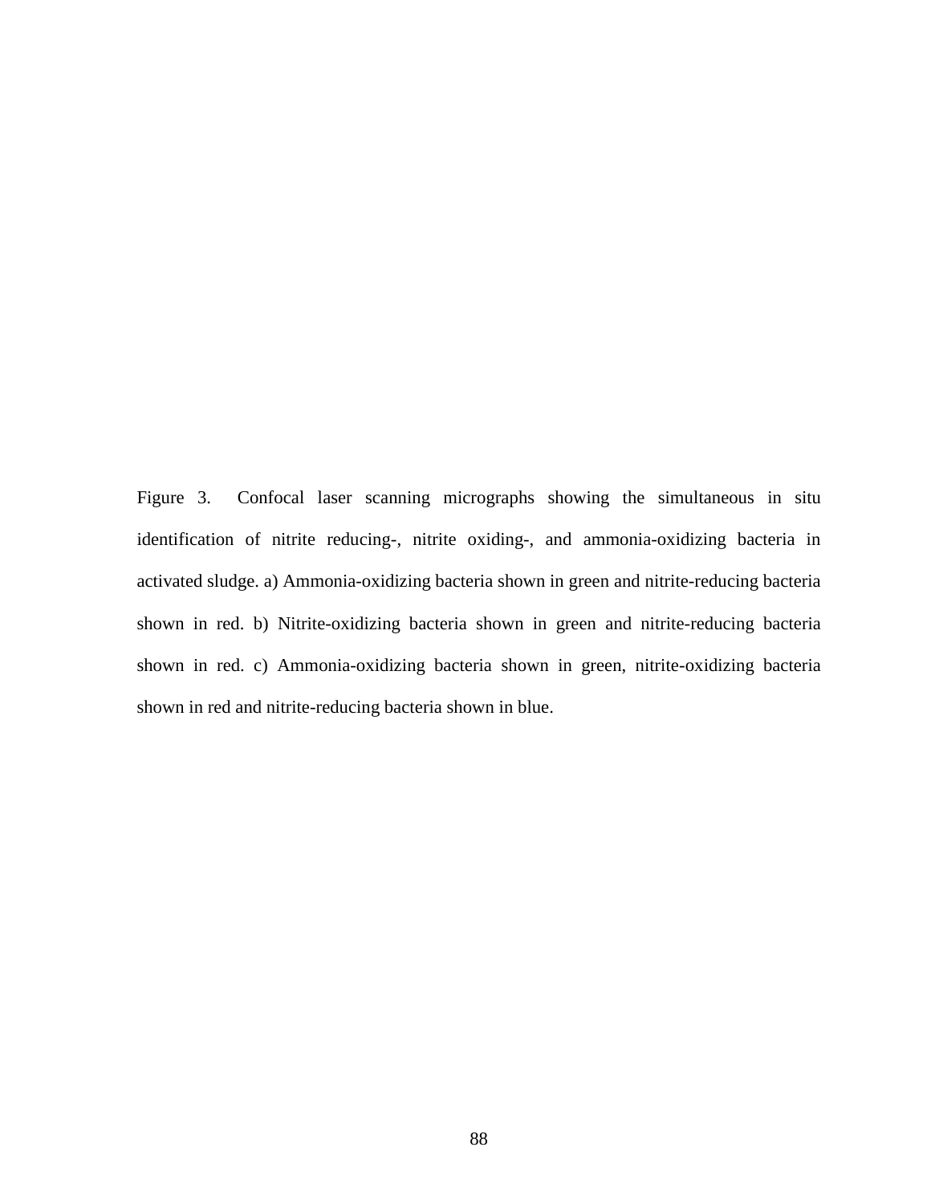Figure 3. Confocal laser scanning micrographs showing the simultaneous in situ identification of nitrite reducing-, nitrite oxiding-, and ammonia-oxidizing bacteria in activated sludge. a) Ammonia-oxidizing bacteria shown in green and nitrite-reducing bacteria shown in red. b) Nitrite-oxidizing bacteria shown in green and nitrite-reducing bacteria shown in red. c) Ammonia-oxidizing bacteria shown in green, nitrite-oxidizing bacteria shown in red and nitrite-reducing bacteria shown in blue.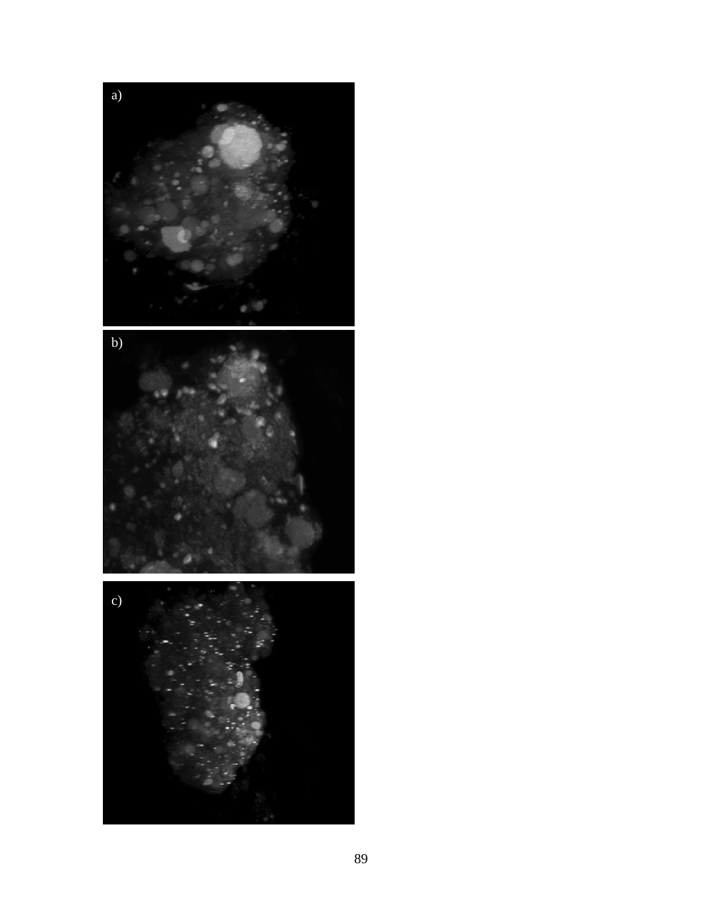a)

b)

c)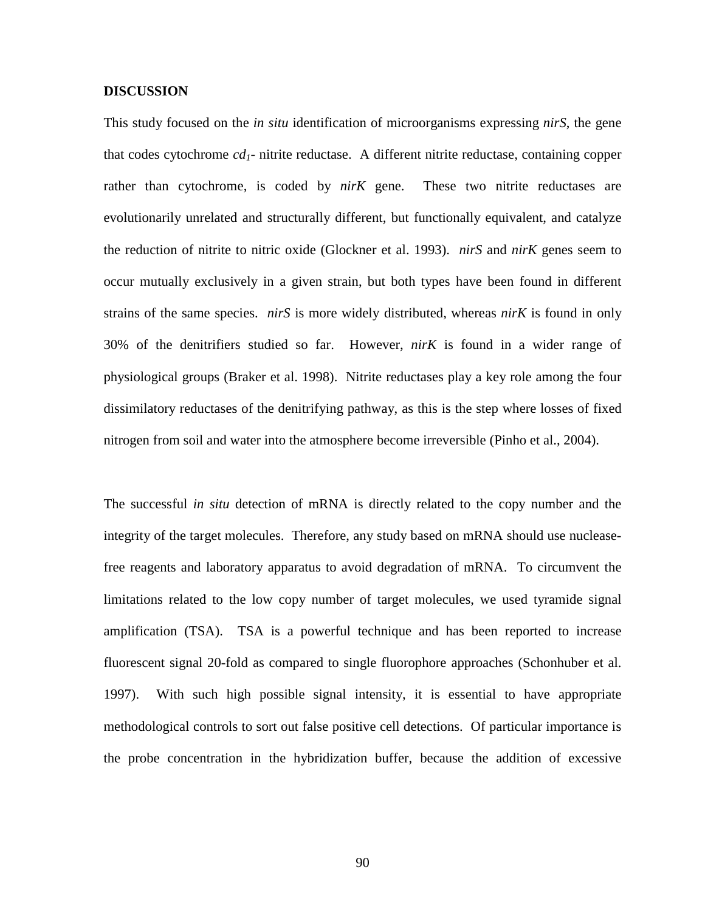## DISCUSSION

This study focused on the *in situ* identification of microorganisms expressing *nirS*, the gene that codes cytochrome *cd*$_1$- nitrite reductase. A different nitrite reductase, containing copper rather than cytochrome, is coded by *nirK* gene. These two nitrite reductases are evolutionarily unrelated and structurally different, but functionally equivalent, and catalyze the reduction of nitrite to nitric oxide (Glockner et al. 1993). *nirS* and *nirK* genes seem to occur mutually exclusively in a given strain, but both types have been found in different strains of the same species. *nirS* is more widely distributed, whereas *nirK* is found in only 30% of the denitrifiers studied so far. However, *nirK* is found in a wider range of physiological groups (Braker et al. 1998). Nitrite reductases play a key role among the four dissimilatory reductases of the denitrifying pathway, as this is the step where losses of fixed nitrogen from soil and water into the atmosphere become irreversible (Pinho et al., 2004).

The successful *in situ* detection of mRNA is directly related to the copy number and the integrity of the target molecules. Therefore, any study based on mRNA should use nuclease-free reagents and laboratory apparatus to avoid degradation of mRNA. To circumvent the limitations related to the low copy number of target molecules, we used tyramide signal amplification (TSA). TSA is a powerful technique and has been reported to increase fluorescent signal 20-fold as compared to single fluorophore approaches (Schonhuber et al. 1997). With such high possible signal intensity, it is essential to have appropriate methodological controls to sort out false positive cell detections. Of particular importance is the probe concentration in the hybridization buffer, because the addition of excessive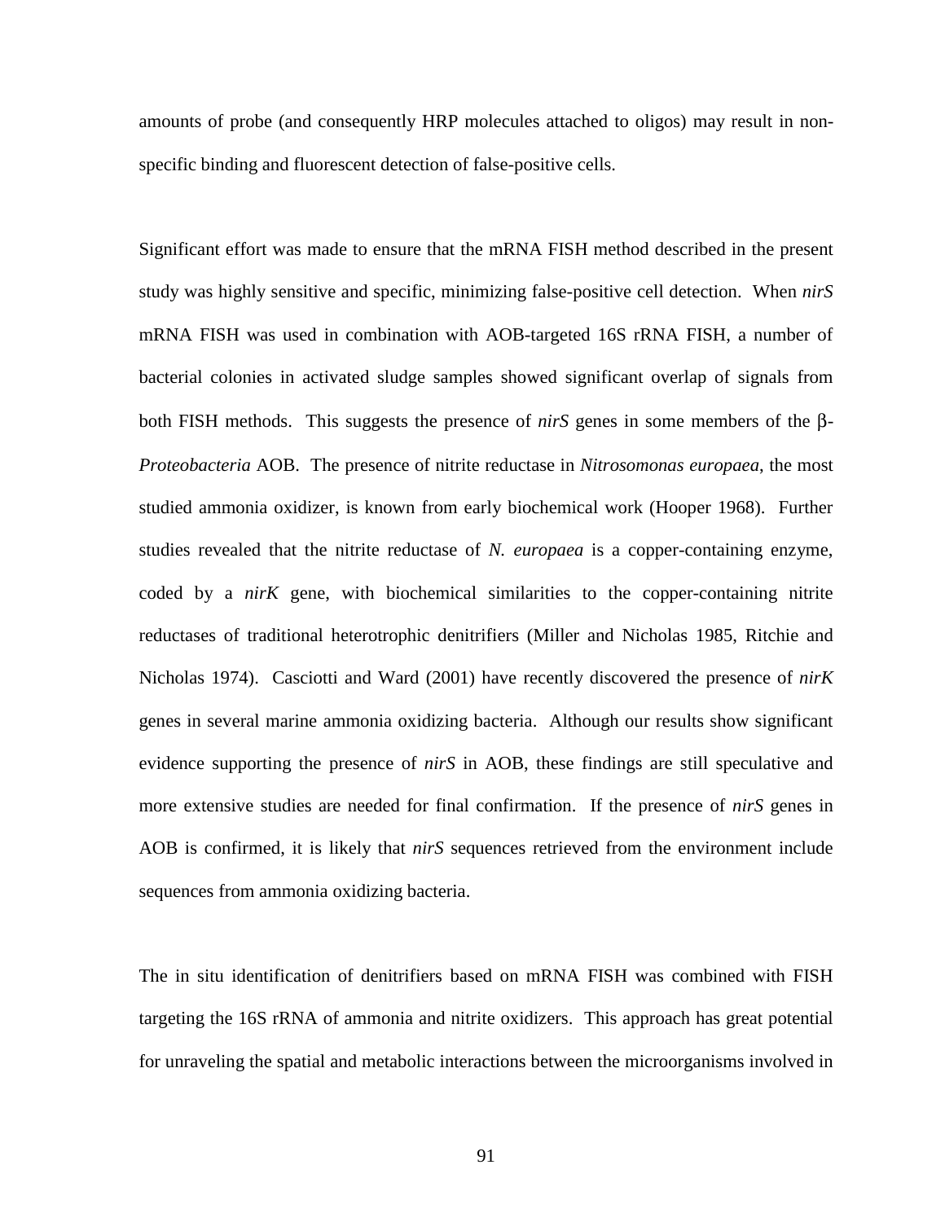amounts of probe (and consequently HRP molecules attached to oligos) may result in non-specific binding and fluorescent detection of false-positive cells.

Significant effort was made to ensure that the mRNA FISH method described in the present study was highly sensitive and specific, minimizing false-positive cell detection. When *nirS* mRNA FISH was used in combination with AOB-targeted 16S rRNA FISH, a number of bacterial colonies in activated sludge samples showed significant overlap of signals from both FISH methods. This suggests the presence of *nirS* genes in some members of the β-*Proteobacteria* AOB. The presence of nitrite reductase in *Nitrosomonas europaea*, the most studied ammonia oxidizer, is known from early biochemical work (Hooper 1968). Further studies revealed that the nitrite reductase of *N. europaea* is a copper-containing enzyme, coded by a *nirK* gene, with biochemical similarities to the copper-containing nitrite reductases of traditional heterotrophic denitrifiers (Miller and Nicholas 1985, Ritchie and Nicholas 1974). Casciotti and Ward (2001) have recently discovered the presence of *nirK* genes in several marine ammonia oxidizing bacteria. Although our results show significant evidence supporting the presence of *nirS* in AOB, these findings are still speculative and more extensive studies are needed for final confirmation. If the presence of *nirS* genes in AOB is confirmed, it is likely that *nirS* sequences retrieved from the environment include sequences from ammonia oxidizing bacteria.

The in situ identification of denitrifiers based on mRNA FISH was combined with FISH targeting the 16S rRNA of ammonia and nitrite oxidizers. This approach has great potential for unraveling the spatial and metabolic interactions between the microorganisms involved in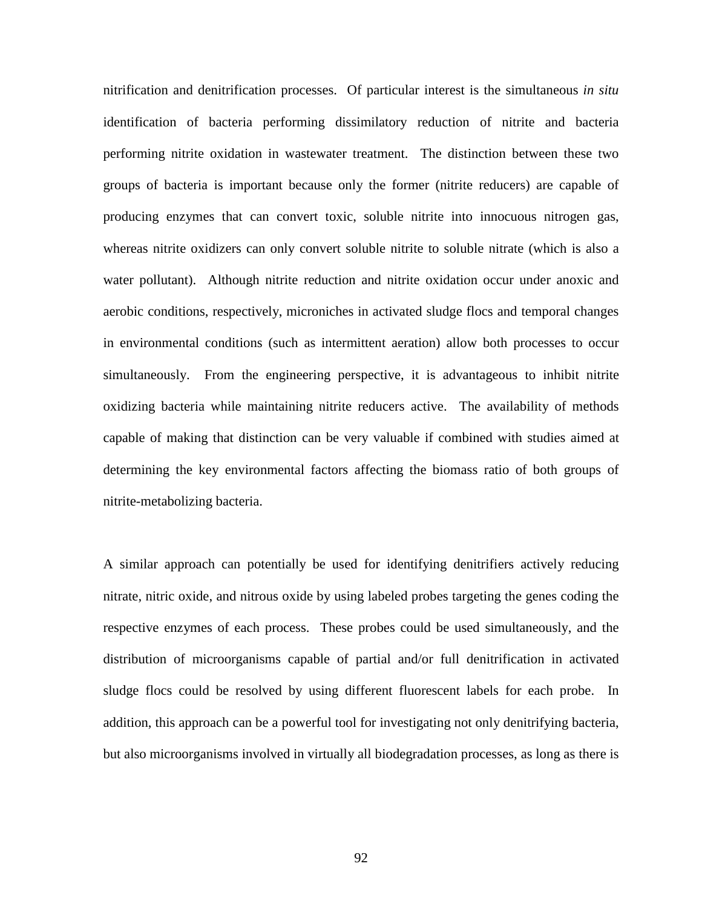nitrification and denitrification processes. Of particular interest is the simultaneous *in situ* identification of bacteria performing dissimilatory reduction of nitrite and bacteria performing nitrite oxidation in wastewater treatment. The distinction between these two groups of bacteria is important because only the former (nitrite reducers) are capable of producing enzymes that can convert toxic, soluble nitrite into innocuous nitrogen gas, whereas nitrite oxidizers can only convert soluble nitrite to soluble nitrate (which is also a water pollutant). Although nitrite reduction and nitrite oxidation occur under anoxic and aerobic conditions, respectively, microniches in activated sludge flocs and temporal changes in environmental conditions (such as intermittent aeration) allow both processes to occur simultaneously. From the engineering perspective, it is advantageous to inhibit nitrite oxidizing bacteria while maintaining nitrite reducers active. The availability of methods capable of making that distinction can be very valuable if combined with studies aimed at determining the key environmental factors affecting the biomass ratio of both groups of nitrite-metabolizing bacteria.

A similar approach can potentially be used for identifying denitrifiers actively reducing nitrate, nitric oxide, and nitrous oxide by using labeled probes targeting the genes coding the respective enzymes of each process. These probes could be used simultaneously, and the distribution of microorganisms capable of partial and/or full denitrification in activated sludge flocs could be resolved by using different fluorescent labels for each probe. In addition, this approach can be a powerful tool for investigating not only denitrifying bacteria, but also microorganisms involved in virtually all biodegradation processes, as long as there is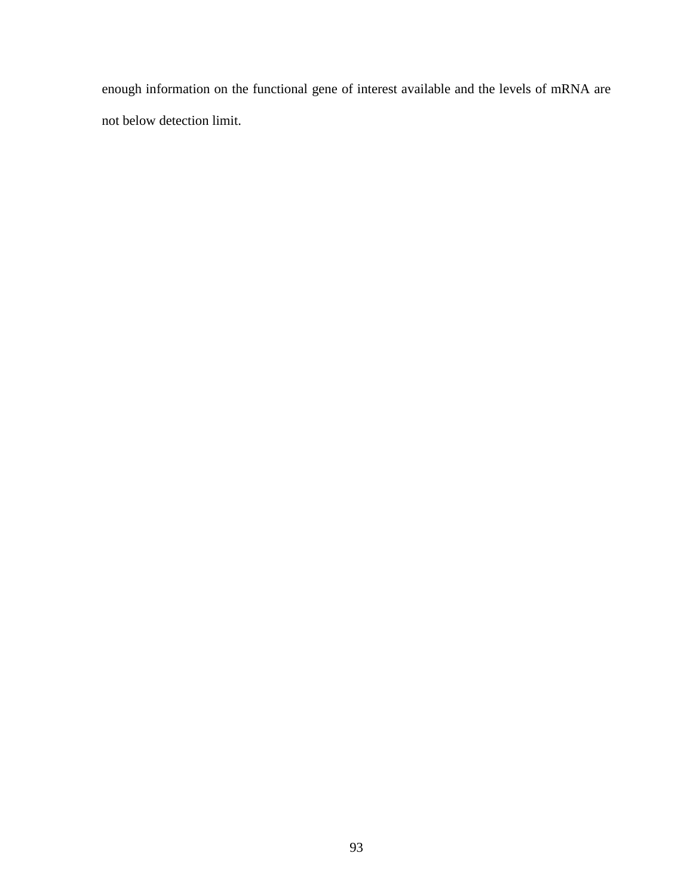enough information on the functional gene of interest available and the levels of mRNA are not below detection limit.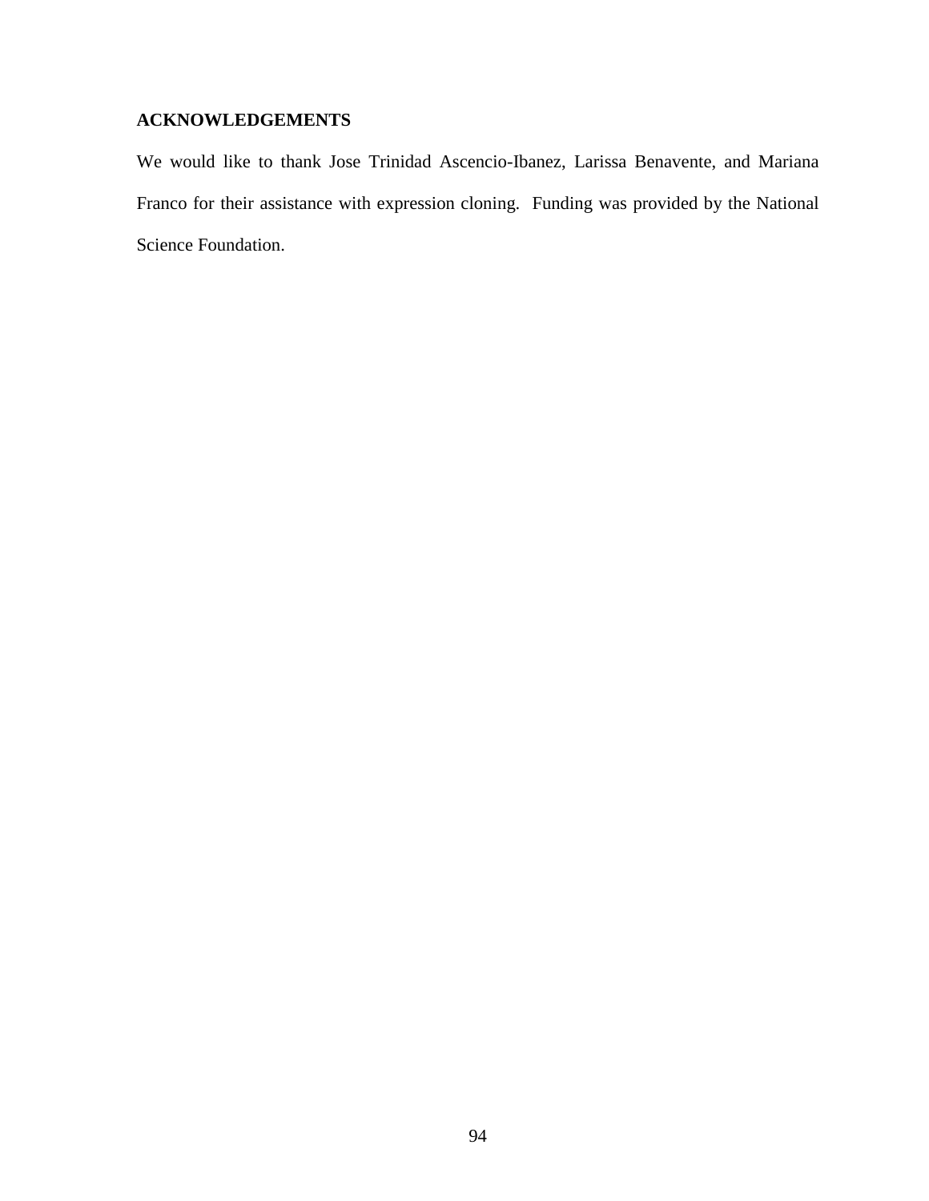## ACKNOWLEDGEMENTS

We would like to thank Jose Trinidad Ascencio-Ibanez, Larissa Benavente, and Mariana Franco for their assistance with expression cloning. Funding was provided by the National Science Foundation.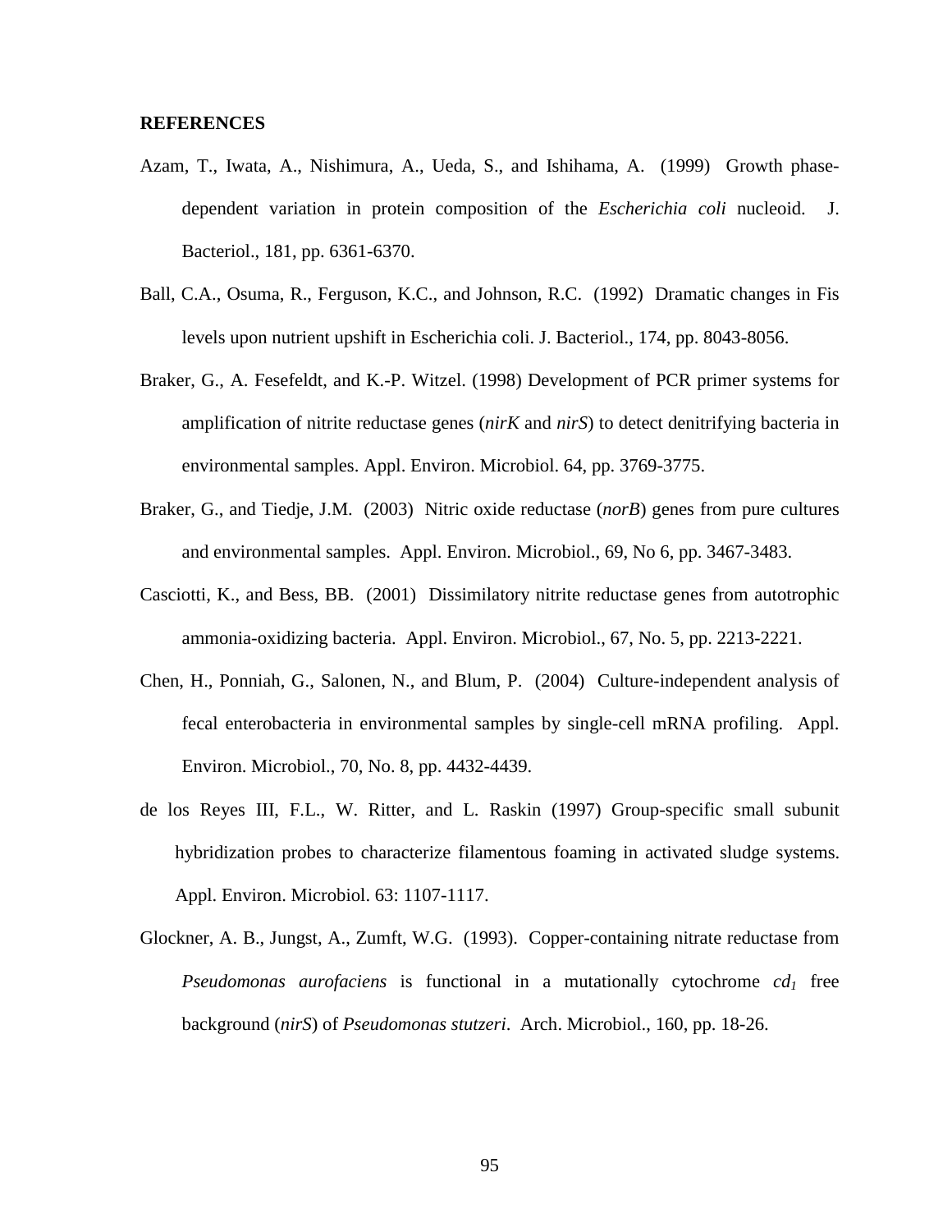**REFERENCES**

Azam, T., Iwata, A., Nishimura, A., Ueda, S., and Ishihama, A. (1999) Growth phase-dependent variation in protein composition of the *Escherichia coli* nucleoid. J. Bacteriol., 181, pp. 6361-6370.

Ball, C.A., Osuma, R., Ferguson, K.C., and Johnson, R.C. (1992) Dramatic changes in Fis levels upon nutrient upshift in Escherichia coli. J. Bacteriol., 174, pp. 8043-8056.

Braker, G., A. Fesefeldt, and K.-P. Witzel. (1998) Development of PCR primer systems for amplification of nitrite reductase genes (*nirK* and *nirS*) to detect denitrifying bacteria in environmental samples. Appl. Environ. Microbiol. 64, pp. 3769-3775.

Braker, G., and Tiedje, J.M. (2003) Nitric oxide reductase (*norB*) genes from pure cultures and environmental samples. Appl. Environ. Microbiol., 69, No 6, pp. 3467-3483.

Casciotti, K., and Bess, BB. (2001) Dissimilatory nitrite reductase genes from autotrophic ammonia-oxidizing bacteria. Appl. Environ. Microbiol., 67, No. 5, pp. 2213-2221.

Chen, H., Ponniah, G., Salonen, N., and Blum, P. (2004) Culture-independent analysis of fecal enterobacteria in environmental samples by single-cell mRNA profiling. Appl. Environ. Microbiol., 70, No. 8, pp. 4432-4439.

de los Reyes III, F.L., W. Ritter, and L. Raskin (1997) Group-specific small subunit hybridization probes to characterize filamentous foaming in activated sludge systems. Appl. Environ. Microbiol. 63: 1107-1117.

Glockner, A. B., Jungst, A., Zumft, W.G. (1993). Copper-containing nitrate reductase from *Pseudomonas aurofaciens* is functional in a mutationally cytochrome $cd_1$ free background (*nirS*) of *Pseudomonas stutzeri*. Arch. Microbiol., 160, pp. 18-26.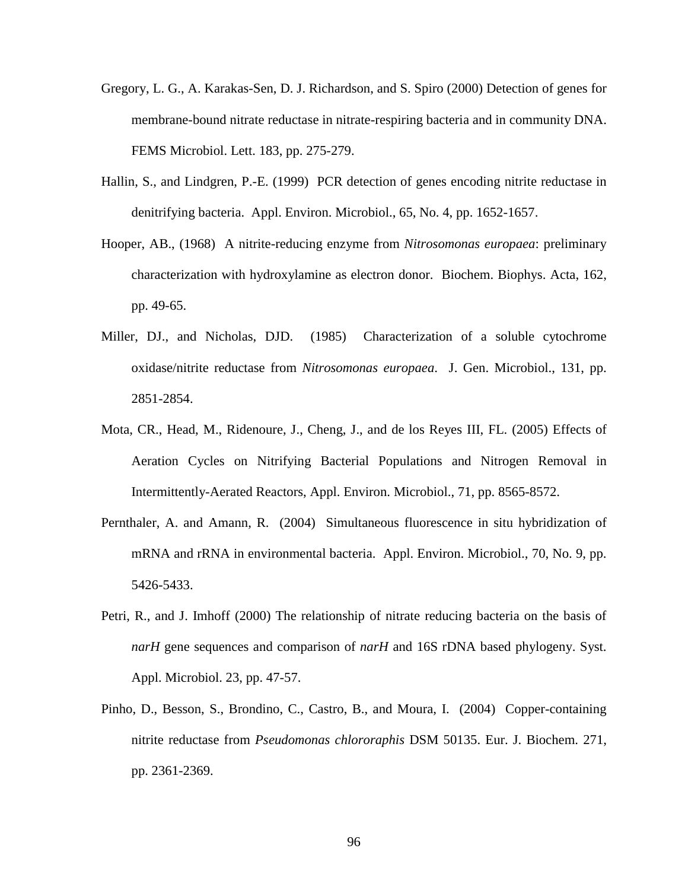Gregory, L. G., A. Karakas-Sen, D. J. Richardson, and S. Spiro (2000) Detection of genes for membrane-bound nitrate reductase in nitrate-respiring bacteria and in community DNA. FEMS Microbiol. Lett. 183, pp. 275-279.

Hallin, S., and Lindgren, P.-E. (1999) PCR detection of genes encoding nitrite reductase in denitrifying bacteria. Appl. Environ. Microbiol., 65, No. 4, pp. 1652-1657.

Hooper, AB., (1968) A nitrite-reducing enzyme from *Nitrosomonas europaea*: preliminary characterization with hydroxylamine as electron donor. Biochem. Biophys. Acta, 162, pp. 49-65.

Miller, DJ., and Nicholas, DJD. (1985) Characterization of a soluble cytochrome oxidase/nitrite reductase from *Nitrosomonas europaea*. J. Gen. Microbiol., 131, pp. 2851-2854.

Mota, CR., Head, M., Ridenoure, J., Cheng, J., and de los Reyes III, FL. (2005) Effects of Aeration Cycles on Nitrifying Bacterial Populations and Nitrogen Removal in Intermittently-Aerated Reactors, Appl. Environ. Microbiol., 71, pp. 8565-8572.

Pernthaler, A. and Amann, R. (2004) Simultaneous fluorescence in situ hybridization of mRNA and rRNA in environmental bacteria. Appl. Environ. Microbiol., 70, No. 9, pp. 5426-5433.

Petri, R., and J. Imhoff (2000) The relationship of nitrate reducing bacteria on the basis of *narH* gene sequences and comparison of *narH* and 16S rDNA based phylogeny. Syst. Appl. Microbiol. 23, pp. 47-57.

Pinho, D., Besson, S., Brondino, C., Castro, B., and Moura, I. (2004) Copper-containing nitrite reductase from *Pseudomonas chlororaphis* DSM 50135. Eur. J. Biochem. 271, pp. 2361-2369.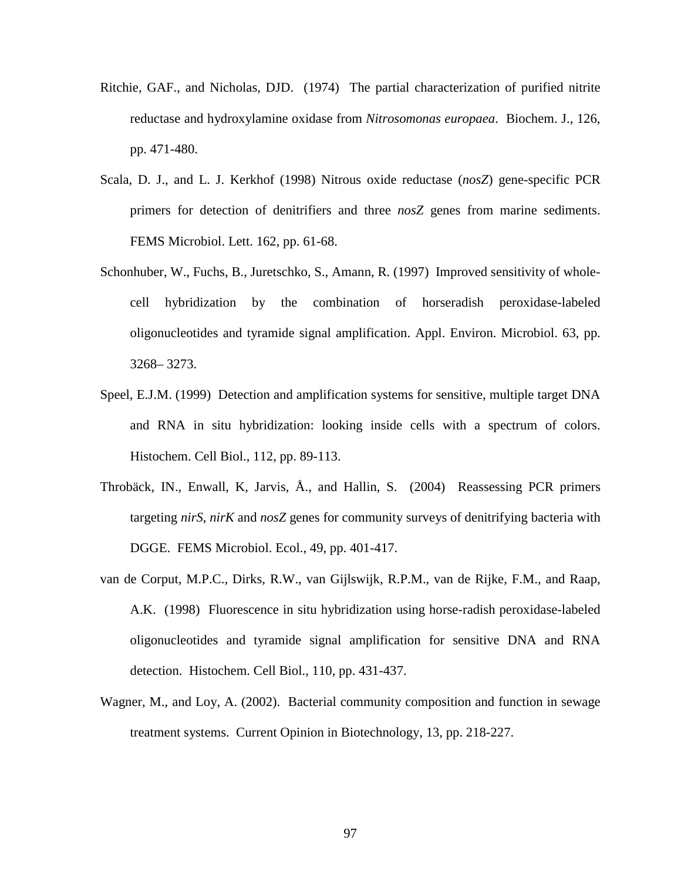Ritchie, GAF., and Nicholas, DJD. (1974) The partial characterization of purified nitrite reductase and hydroxylamine oxidase from *Nitrosomonas europaea*. Biochem. J., 126, pp. 471-480.

Scala, D. J., and L. J. Kerkhof (1998) Nitrous oxide reductase (*nosZ*) gene-specific PCR primers for detection of denitrifiers and three *nosZ* genes from marine sediments. FEMS Microbiol. Lett. 162, pp. 61-68.

Schonhuber, W., Fuchs, B., Juretschko, S., Amann, R. (1997) Improved sensitivity of whole-cell hybridization by the combination of horseradish peroxidase-labeled oligonucleotides and tyramide signal amplification. Appl. Environ. Microbiol. 63, pp. 3268– 3273.

Speel, E.J.M. (1999) Detection and amplification systems for sensitive, multiple target DNA and RNA in situ hybridization: looking inside cells with a spectrum of colors. Histochem. Cell Biol., 112, pp. 89-113.

Throbäck, IN., Enwall, K, Jarvis, Å., and Hallin, S. (2004) Reassessing PCR primers targeting *nirS*, *nirK* and *nosZ* genes for community surveys of denitrifying bacteria with DGGE. FEMS Microbiol. Ecol., 49, pp. 401-417.

van de Corput, M.P.C., Dirks, R.W., van Gijlswijk, R.P.M., van de Rijke, F.M., and Raap, A.K. (1998) Fluorescence in situ hybridization using horse-radish peroxidase-labeled oligonucleotides and tyramide signal amplification for sensitive DNA and RNA detection. Histochem. Cell Biol., 110, pp. 431-437.

Wagner, M., and Loy, A. (2002). Bacterial community composition and function in sewage treatment systems. Current Opinion in Biotechnology, 13, pp. 218-227.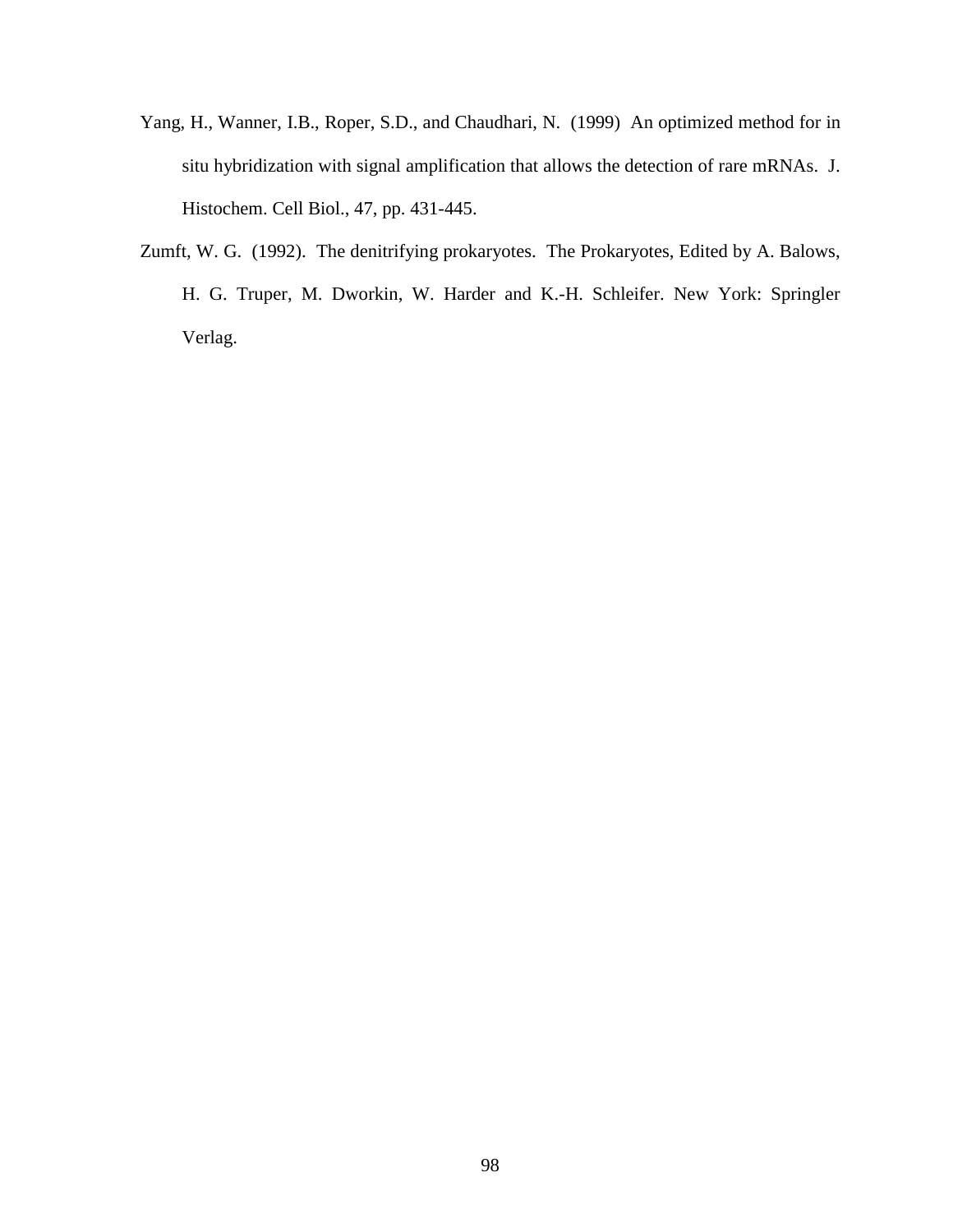Yang, H., Wanner, I.B., Roper, S.D., and Chaudhari, N. (1999) An optimized method for in situ hybridization with signal amplification that allows the detection of rare mRNAs. J. Histochem. Cell Biol., 47, pp. 431-445.

Zumft, W. G. (1992). The denitrifying prokaryotes. The Prokaryotes, Edited by A. Balows, H. G. Truper, M. Dworkin, W. Harder and K.-H. Schleifer. New York: Springler Verlag.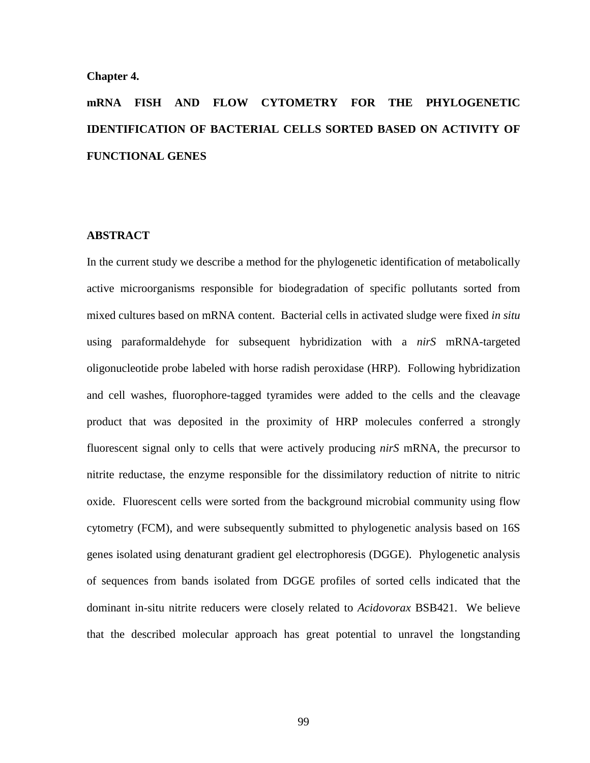**Chapter 4.**

# mRNA FISH AND FLOW CYTOMETRY FOR THE PHYLOGENETIC IDENTIFICATION OF BACTERIAL CELLS SORTED BASED ON ACTIVITY OF FUNCTIONAL GENES

## ABSTRACT

In the current study we describe a method for the phylogenetic identification of metabolically active microorganisms responsible for biodegradation of specific pollutants sorted from mixed cultures based on mRNA content. Bacterial cells in activated sludge were fixed *in situ* using paraformaldehyde for subsequent hybridization with a *nirS* mRNA-targeted oligonucleotide probe labeled with horse radish peroxidase (HRP). Following hybridization and cell washes, fluorophore-tagged tyramides were added to the cells and the cleavage product that was deposited in the proximity of HRP molecules conferred a strongly fluorescent signal only to cells that were actively producing *nirS* mRNA, the precursor to nitrite reductase, the enzyme responsible for the dissimilatory reduction of nitrite to nitric oxide. Fluorescent cells were sorted from the background microbial community using flow cytometry (FCM), and were subsequently submitted to phylogenetic analysis based on 16S genes isolated using denaturant gradient gel electrophoresis (DGGE). Phylogenetic analysis of sequences from bands isolated from DGGE profiles of sorted cells indicated that the dominant in-situ nitrite reducers were closely related to *Acidovorax* BSB421. We believe that the described molecular approach has great potential to unravel the longstanding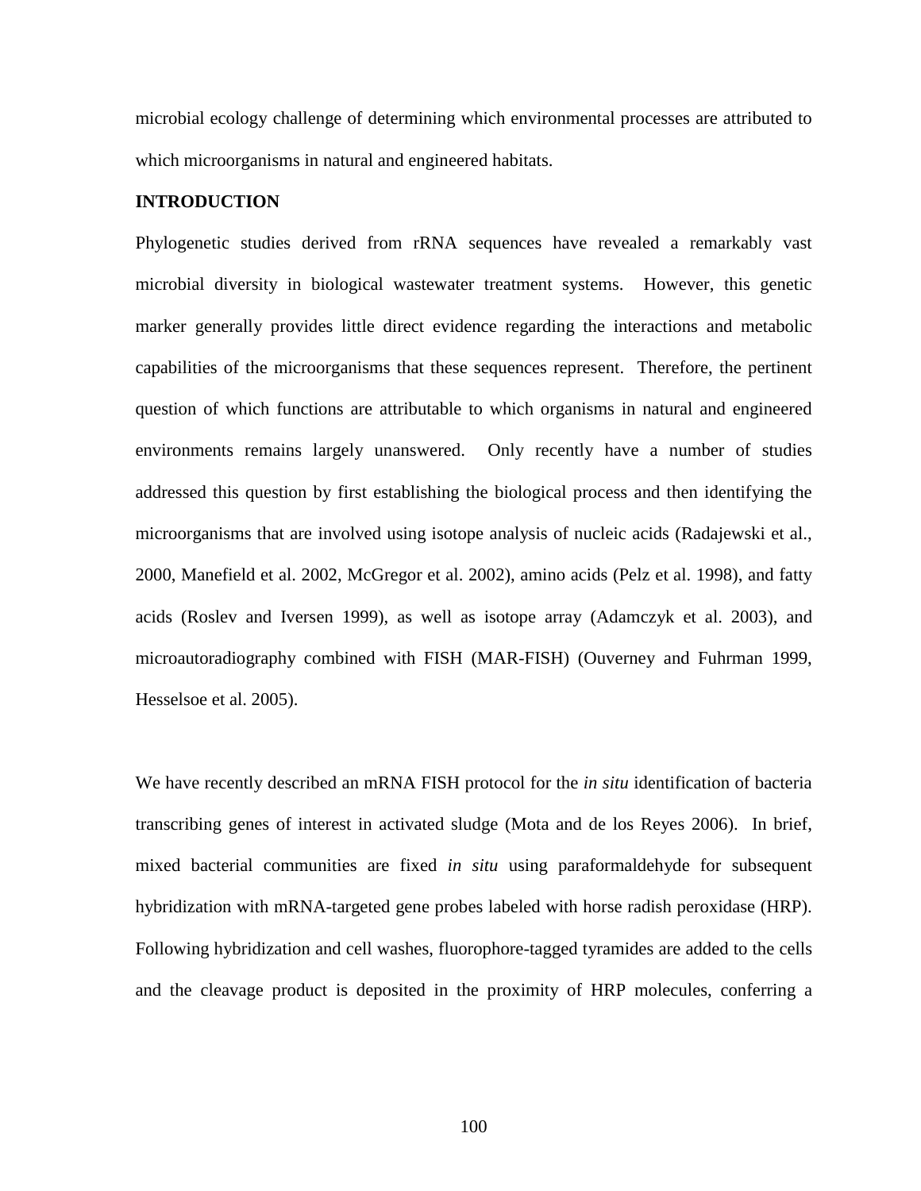microbial ecology challenge of determining which environmental processes are attributed to which microorganisms in natural and engineered habitats.

## INTRODUCTION

Phylogenetic studies derived from rRNA sequences have revealed a remarkably vast microbial diversity in biological wastewater treatment systems. However, this genetic marker generally provides little direct evidence regarding the interactions and metabolic capabilities of the microorganisms that these sequences represent. Therefore, the pertinent question of which functions are attributable to which organisms in natural and engineered environments remains largely unanswered. Only recently have a number of studies addressed this question by first establishing the biological process and then identifying the microorganisms that are involved using isotope analysis of nucleic acids (Radajewski et al., 2000, Manefield et al. 2002, McGregor et al. 2002), amino acids (Pelz et al. 1998), and fatty acids (Roslev and Iversen 1999), as well as isotope array (Adamczyk et al. 2003), and microautoradiography combined with FISH (MAR-FISH) (Ouverney and Fuhrman 1999, Hesselsoe et al. 2005).

We have recently described an mRNA FISH protocol for the *in situ* identification of bacteria transcribing genes of interest in activated sludge (Mota and de los Reyes 2006). In brief, mixed bacterial communities are fixed *in situ* using paraformaldehyde for subsequent hybridization with mRNA-targeted gene probes labeled with horse radish peroxidase (HRP). Following hybridization and cell washes, fluorophore-tagged tyramides are added to the cells and the cleavage product is deposited in the proximity of HRP molecules, conferring a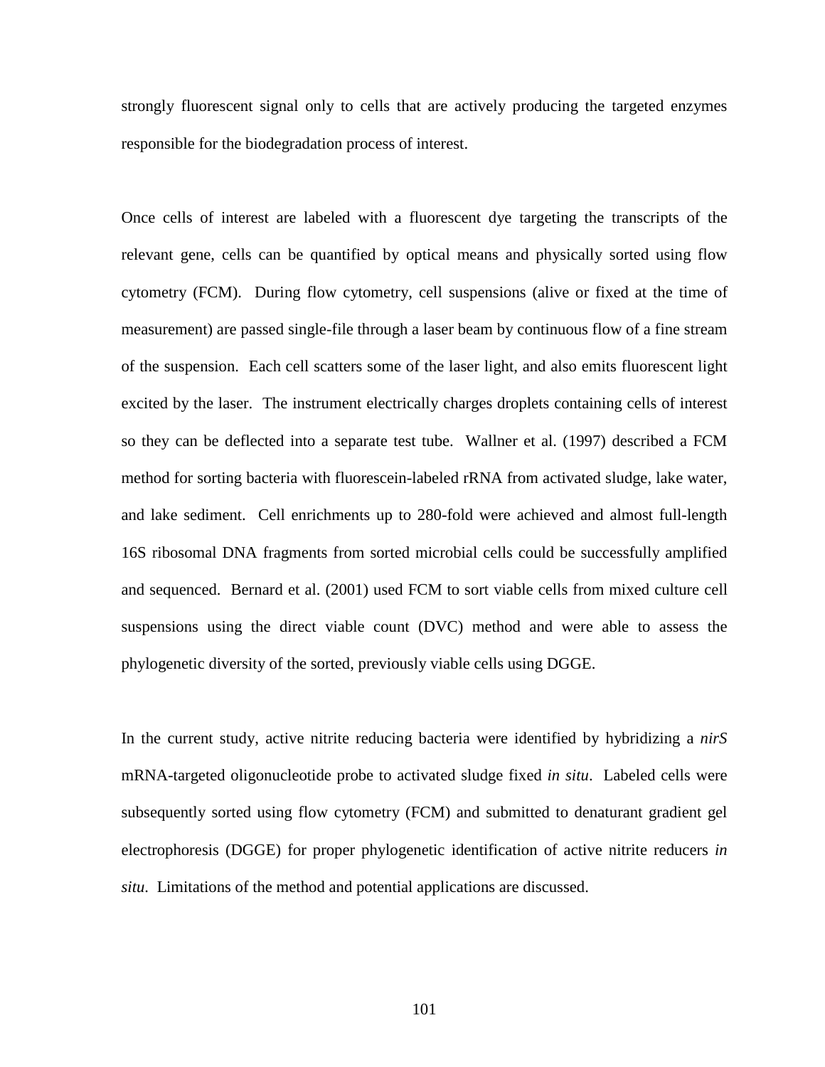strongly fluorescent signal only to cells that are actively producing the targeted enzymes responsible for the biodegradation process of interest.

Once cells of interest are labeled with a fluorescent dye targeting the transcripts of the relevant gene, cells can be quantified by optical means and physically sorted using flow cytometry (FCM). During flow cytometry, cell suspensions (alive or fixed at the time of measurement) are passed single-file through a laser beam by continuous flow of a fine stream of the suspension. Each cell scatters some of the laser light, and also emits fluorescent light excited by the laser. The instrument electrically charges droplets containing cells of interest so they can be deflected into a separate test tube. Wallner et al. (1997) described a FCM method for sorting bacteria with fluorescein-labeled rRNA from activated sludge, lake water, and lake sediment. Cell enrichments up to 280-fold were achieved and almost full-length 16S ribosomal DNA fragments from sorted microbial cells could be successfully amplified and sequenced. Bernard et al. (2001) used FCM to sort viable cells from mixed culture cell suspensions using the direct viable count (DVC) method and were able to assess the phylogenetic diversity of the sorted, previously viable cells using DGGE.

In the current study, active nitrite reducing bacteria were identified by hybridizing a *nirS* mRNA-targeted oligonucleotide probe to activated sludge fixed *in situ*. Labeled cells were subsequently sorted using flow cytometry (FCM) and submitted to denaturant gradient gel electrophoresis (DGGE) for proper phylogenetic identification of active nitrite reducers *in situ*. Limitations of the method and potential applications are discussed.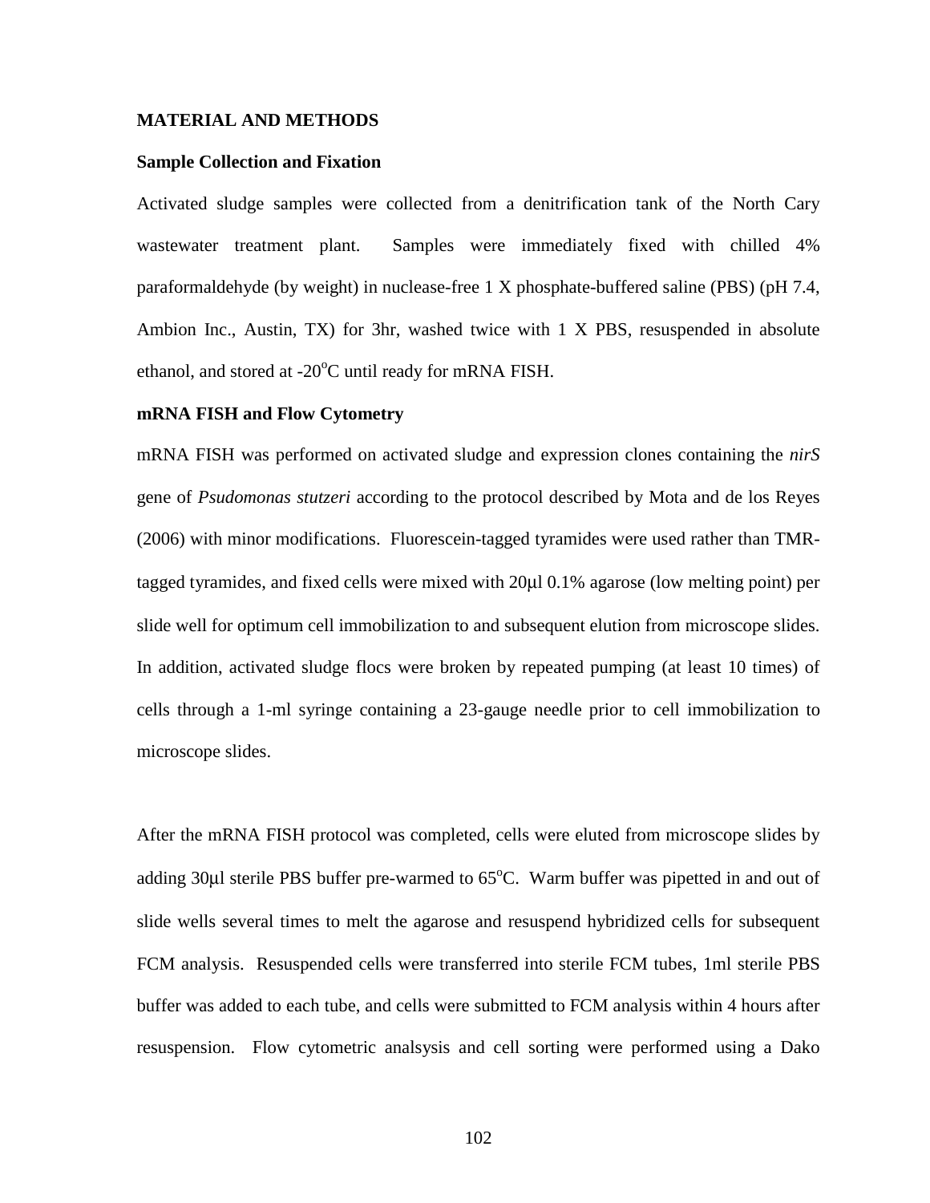## MATERIAL AND METHODS

### Sample Collection and Fixation

Activated sludge samples were collected from a denitrification tank of the North Cary wastewater treatment plant. Samples were immediately fixed with chilled 4% paraformaldehyde (by weight) in nuclease-free 1 X phosphate-buffered saline (PBS) (pH 7.4, Ambion Inc., Austin, TX) for 3hr, washed twice with 1 X PBS, resuspended in absolute ethanol, and stored at -20$^{o}$C until ready for mRNA FISH.

### mRNA FISH and Flow Cytometry

mRNA FISH was performed on activated sludge and expression clones containing the *nirS* gene of *Psudomonas stutzeri* according to the protocol described by Mota and de los Reyes (2006) with minor modifications. Fluorescein-tagged tyramides were used rather than TMR-tagged tyramides, and fixed cells were mixed with 20μl 0.1% agarose (low melting point) per slide well for optimum cell immobilization to and subsequent elution from microscope slides. In addition, activated sludge flocs were broken by repeated pumping (at least 10 times) of cells through a 1-ml syringe containing a 23-gauge needle prior to cell immobilization to microscope slides.

After the mRNA FISH protocol was completed, cells were eluted from microscope slides by adding 30μl sterile PBS buffer pre-warmed to 65$^{o}$C. Warm buffer was pipetted in and out of slide wells several times to melt the agarose and resuspend hybridized cells for subsequent FCM analysis. Resuspended cells were transferred into sterile FCM tubes, 1ml sterile PBS buffer was added to each tube, and cells were submitted to FCM analysis within 4 hours after resuspension. Flow cytometric analsysis and cell sorting were performed using a Dako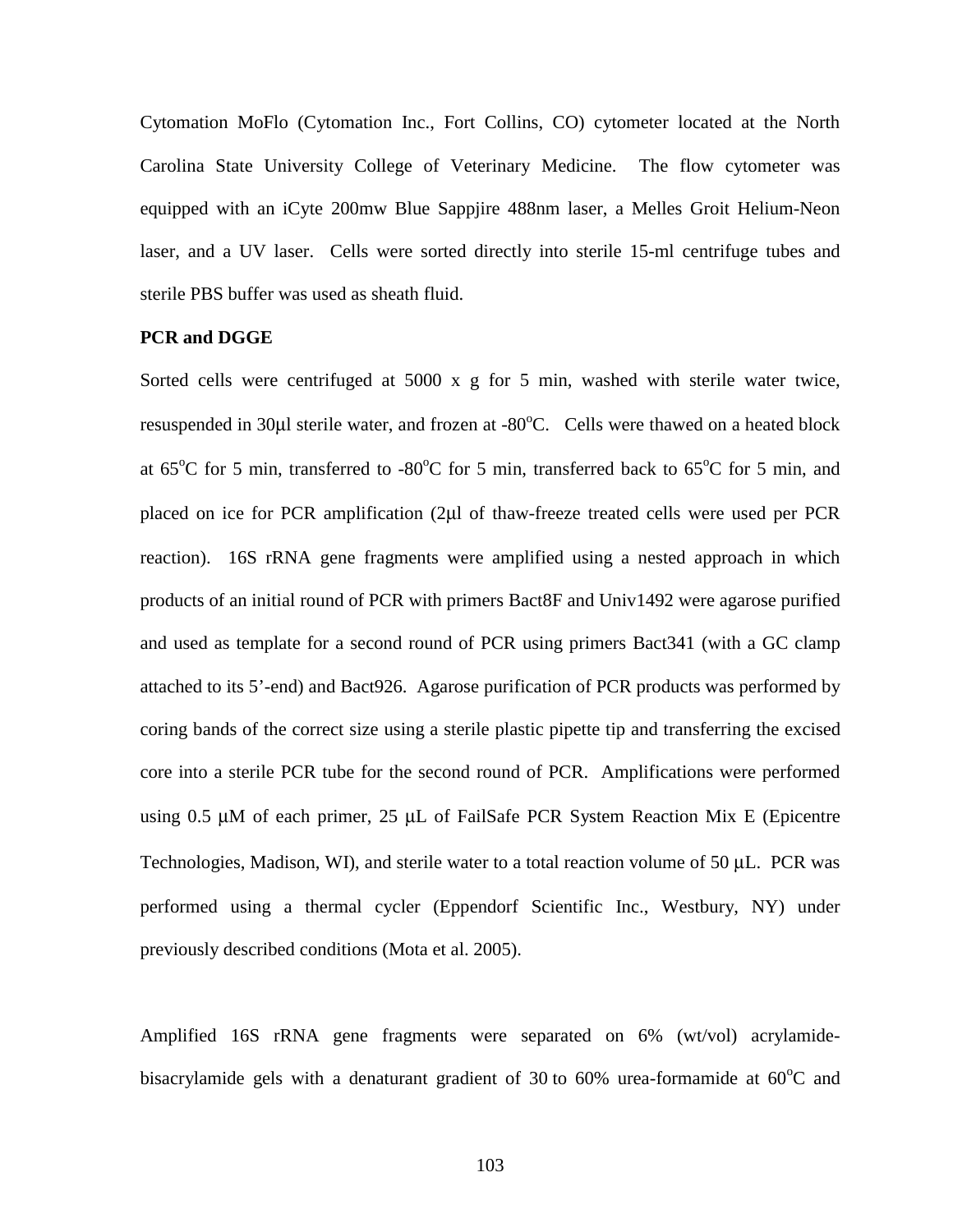Cytomation MoFlo (Cytomation Inc., Fort Collins, CO) cytometer located at the North Carolina State University College of Veterinary Medicine. The flow cytometer was equipped with an iCyte 200mw Blue Sappjire 488nm laser, a Melles Groit Helium-Neon laser, and a UV laser. Cells were sorted directly into sterile 15-ml centrifuge tubes and sterile PBS buffer was used as sheath fluid.

**PCR and DGGE**

Sorted cells were centrifuged at 5000 x g for 5 min, washed with sterile water twice, resuspended in 30μl sterile water, and frozen at -80$^{o}$C. Cells were thawed on a heated block at 65$^{o}$C for 5 min, transferred to -80$^{o}$C for 5 min, transferred back to 65$^{o}$C for 5 min, and placed on ice for PCR amplification (2μl of thaw-freeze treated cells were used per PCR reaction). 16S rRNA gene fragments were amplified using a nested approach in which products of an initial round of PCR with primers Bact8F and Univ1492 were agarose purified and used as template for a second round of PCR using primers Bact341 (with a GC clamp attached to its 5'-end) and Bact926. Agarose purification of PCR products was performed by coring bands of the correct size using a sterile plastic pipette tip and transferring the excised core into a sterile PCR tube for the second round of PCR. Amplifications were performed using 0.5 μM of each primer, 25 μL of FailSafe PCR System Reaction Mix E (Epicentre Technologies, Madison, WI), and sterile water to a total reaction volume of 50 μL. PCR was performed using a thermal cycler (Eppendorf Scientific Inc., Westbury, NY) under previously described conditions (Mota et al. 2005).

Amplified 16S rRNA gene fragments were separated on 6% (wt/vol) acrylamide-bisacrylamide gels with a denaturant gradient of 30 to 60% urea-formamide at 60$^{o}$C and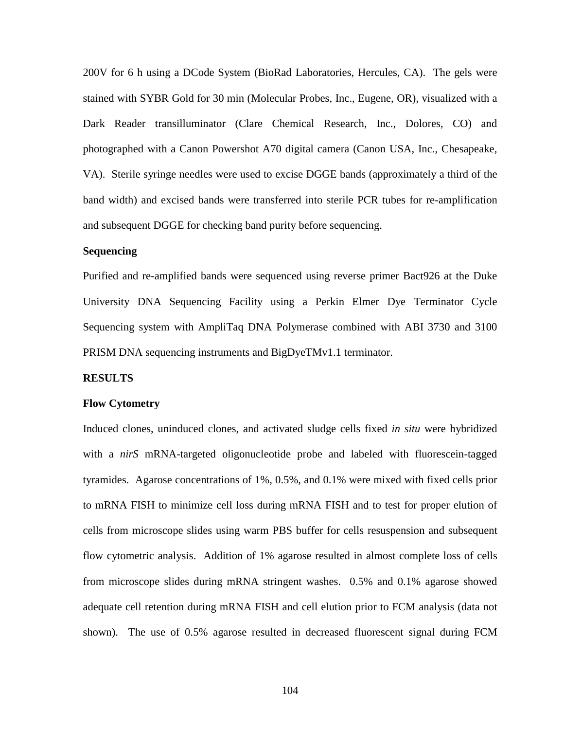200V for 6 h using a DCode System (BioRad Laboratories, Hercules, CA). The gels were stained with SYBR Gold for 30 min (Molecular Probes, Inc., Eugene, OR), visualized with a Dark Reader transilluminator (Clare Chemical Research, Inc., Dolores, CO) and photographed with a Canon Powershot A70 digital camera (Canon USA, Inc., Chesapeake, VA). Sterile syringe needles were used to excise DGGE bands (approximately a third of the band width) and excised bands were transferred into sterile PCR tubes for re-amplification and subsequent DGGE for checking band purity before sequencing.

### Sequencing

Purified and re-amplified bands were sequenced using reverse primer Bact926 at the Duke University DNA Sequencing Facility using a Perkin Elmer Dye Terminator Cycle Sequencing system with AmpliTaq DNA Polymerase combined with ABI 3730 and 3100 PRISM DNA sequencing instruments and BigDyeTMv1.1 terminator.

## RESULTS

### Flow Cytometry

Induced clones, uninduced clones, and activated sludge cells fixed *in situ* were hybridized with a *nirS* mRNA-targeted oligonucleotide probe and labeled with fluorescein-tagged tyramides. Agarose concentrations of 1%, 0.5%, and 0.1% were mixed with fixed cells prior to mRNA FISH to minimize cell loss during mRNA FISH and to test for proper elution of cells from microscope slides using warm PBS buffer for cells resuspension and subsequent flow cytometric analysis. Addition of 1% agarose resulted in almost complete loss of cells from microscope slides during mRNA stringent washes. 0.5% and 0.1% agarose showed adequate cell retention during mRNA FISH and cell elution prior to FCM analysis (data not shown). The use of 0.5% agarose resulted in decreased fluorescent signal during FCM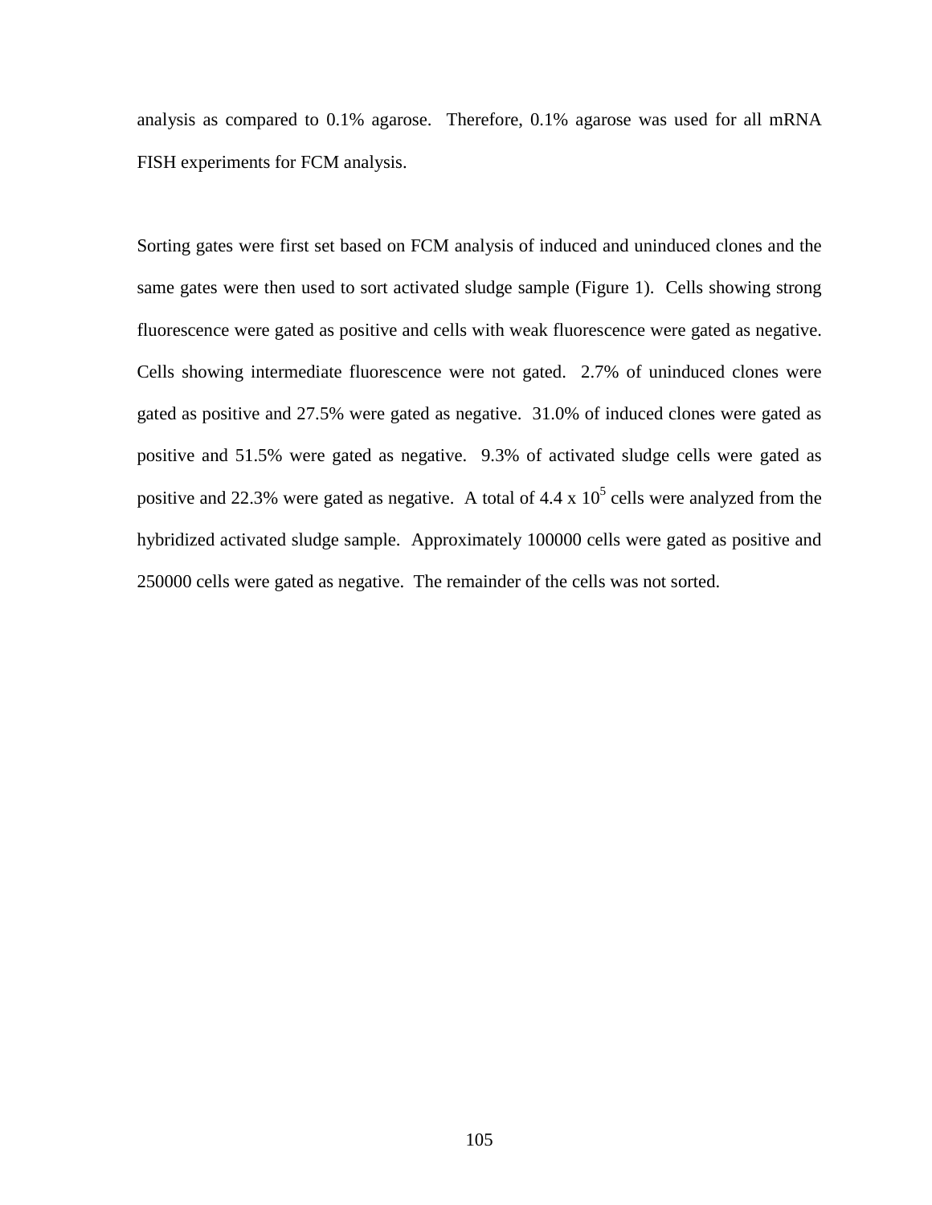analysis as compared to 0.1% agarose. Therefore, 0.1% agarose was used for all mRNA FISH experiments for FCM analysis.

Sorting gates were first set based on FCM analysis of induced and uninduced clones and the same gates were then used to sort activated sludge sample (Figure 1). Cells showing strong fluorescence were gated as positive and cells with weak fluorescence were gated as negative. Cells showing intermediate fluorescence were not gated. 2.7% of uninduced clones were gated as positive and 27.5% were gated as negative. 31.0% of induced clones were gated as positive and 51.5% were gated as negative. 9.3% of activated sludge cells were gated as positive and 22.3% were gated as negative. A total of $4.4 \times 10^5$ cells were analyzed from the hybridized activated sludge sample. Approximately 100000 cells were gated as positive and 250000 cells were gated as negative. The remainder of the cells was not sorted.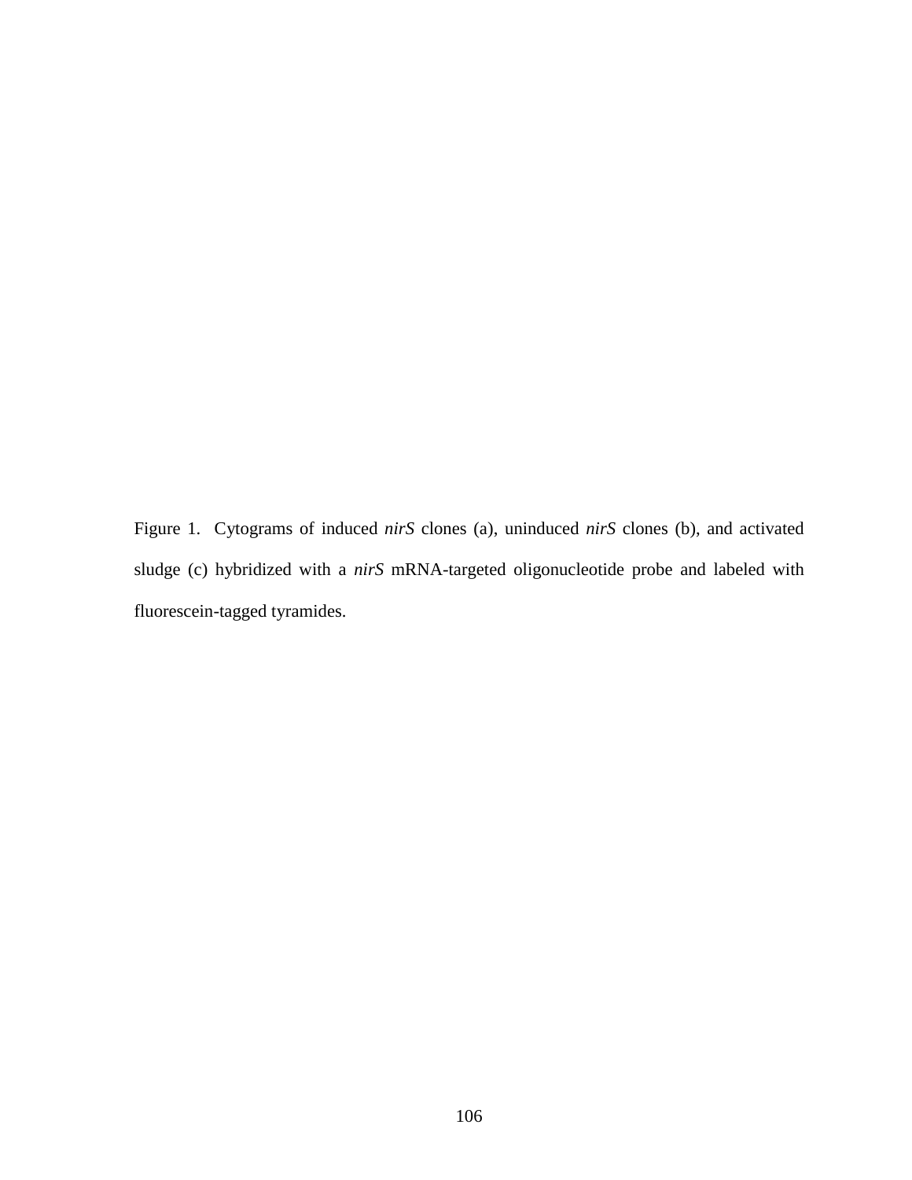Figure 1. Cytograms of induced *nirS* clones (a), uninduced *nirS* clones (b), and activated sludge (c) hybridized with a *nirS* mRNA-targeted oligonucleotide probe and labeled with fluorescein-tagged tyramides.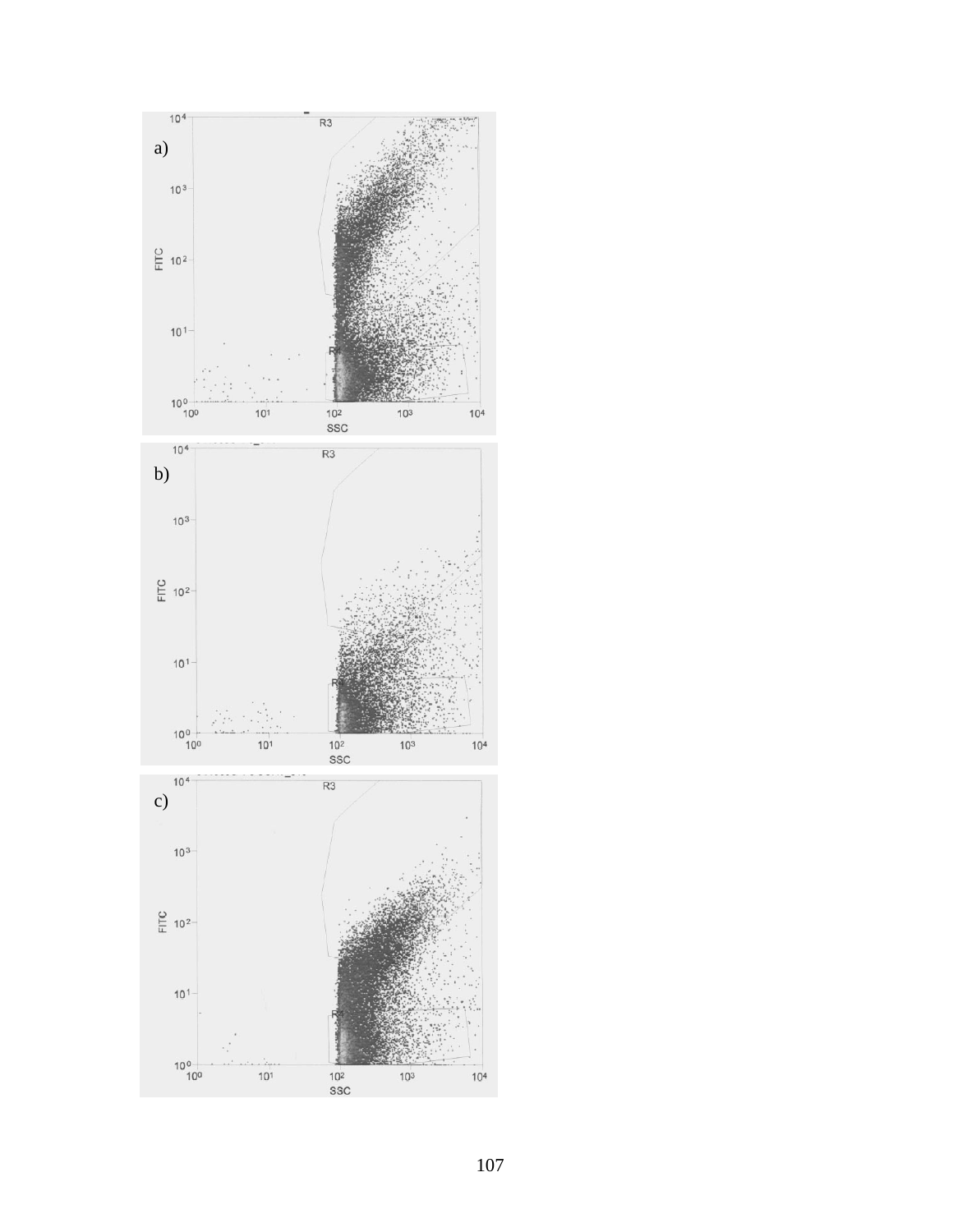a)

b)

c)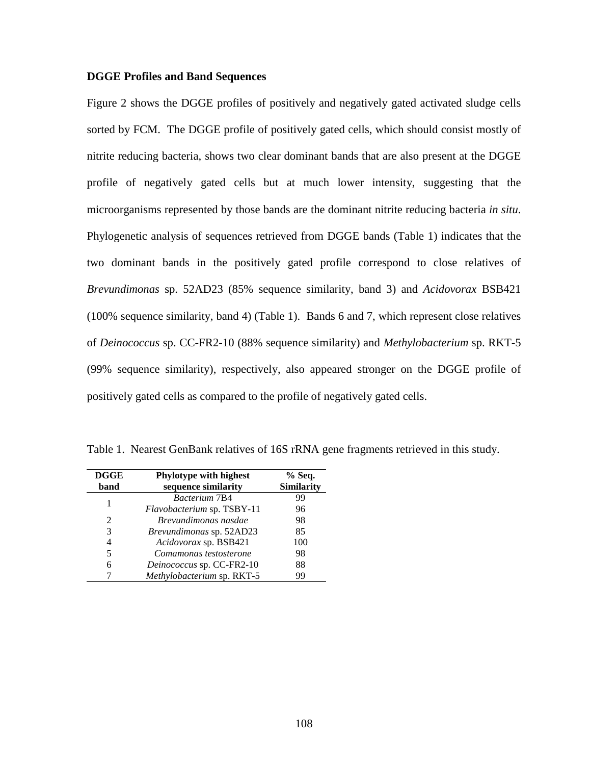**DGGE Profiles and Band Sequences**

Figure 2 shows the DGGE profiles of positively and negatively gated activated sludge cells sorted by FCM. The DGGE profile of positively gated cells, which should consist mostly of nitrite reducing bacteria, shows two clear dominant bands that are also present at the DGGE profile of negatively gated cells but at much lower intensity, suggesting that the microorganisms represented by those bands are the dominant nitrite reducing bacteria *in situ*. Phylogenetic analysis of sequences retrieved from DGGE bands (Table 1) indicates that the two dominant bands in the positively gated profile correspond to close relatives of *Brevundimonas* sp. 52AD23 (85% sequence similarity, band 3) and *Acidovorax* BSB421 (100% sequence similarity, band 4) (Table 1). Bands 6 and 7, which represent close relatives of *Deinococcus* sp. CC-FR2-10 (88% sequence similarity) and *Methylobacterium* sp. RKT-5 (99% sequence similarity), respectively, also appeared stronger on the DGGE profile of positively gated cells as compared to the profile of negatively gated cells.

Table 1. Nearest GenBank relatives of 16S rRNA gene fragments retrieved in this study.

| DGGE band | Phylotype with highest sequence similarity | % Seq. Similarity |
|---|---|---|
| 1 | *Bacterium* 7B4 | 99 |
| | *Flavobacterium* sp. TSBY-11 | 96 |
| 2 | *Brevundimonas nasdae* | 98 |
| 3 | *Brevundimonas* sp. 52AD23 | 85 |
| 4 | *Acidovorax* sp. BSB421 | 100 |
| 5 | *Comamonas testosterone* | 98 |
| 6 | *Deinococcus* sp. CC-FR2-10 | 88 |
| 7 | *Methylobacterium* sp. RKT-5 | 99 |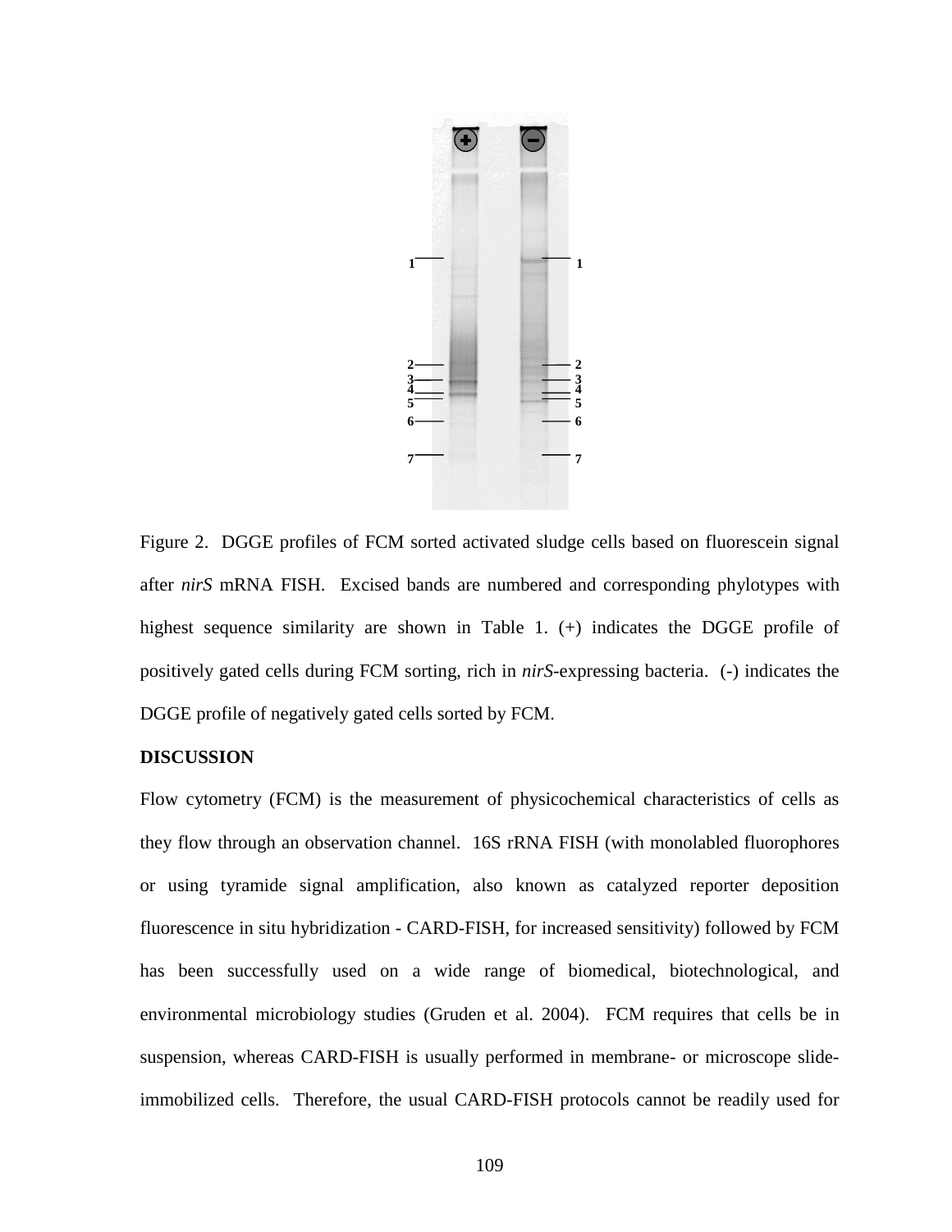Figure 2. DGGE profiles of FCM sorted activated sludge cells based on fluorescein signal after *nirS* mRNA FISH. Excised bands are numbered and corresponding phylotypes with highest sequence similarity are shown in Table 1. (+) indicates the DGGE profile of positively gated cells during FCM sorting, rich in *nirS*-expressing bacteria. (-) indicates the DGGE profile of negatively gated cells sorted by FCM.

**DISCUSSION**

Flow cytometry (FCM) is the measurement of physicochemical characteristics of cells as they flow through an observation channel. 16S rRNA FISH (with monolabled fluorophores or using tyramide signal amplification, also known as catalyzed reporter deposition fluorescence in situ hybridization - CARD-FISH, for increased sensitivity) followed by FCM has been successfully used on a wide range of biomedical, biotechnological, and environmental microbiology studies (Gruden et al. 2004). FCM requires that cells be in suspension, whereas CARD-FISH is usually performed in membrane- or microscope slide-immobilized cells. Therefore, the usual CARD-FISH protocols cannot be readily used for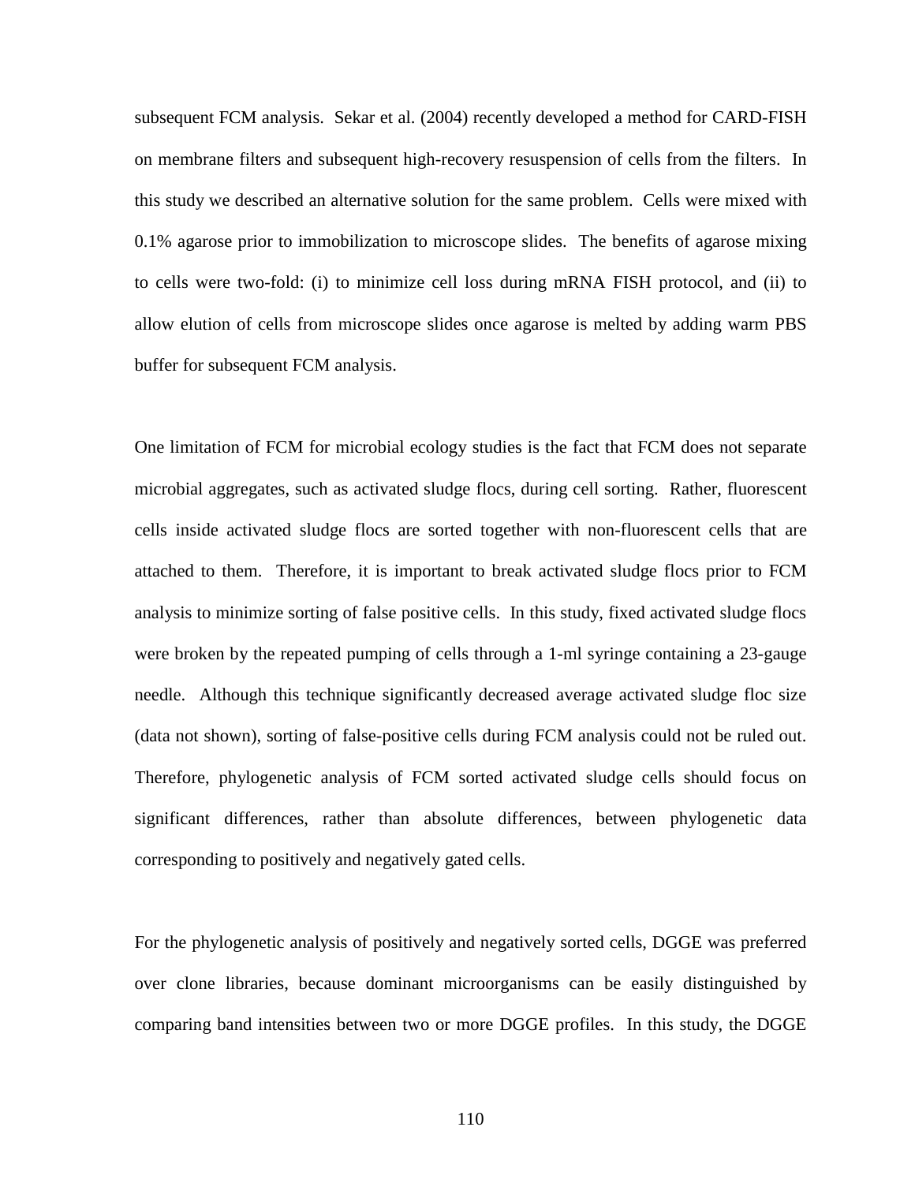subsequent FCM analysis. Sekar et al. (2004) recently developed a method for CARD-FISH on membrane filters and subsequent high-recovery resuspension of cells from the filters. In this study we described an alternative solution for the same problem. Cells were mixed with 0.1% agarose prior to immobilization to microscope slides. The benefits of agarose mixing to cells were two-fold: (i) to minimize cell loss during mRNA FISH protocol, and (ii) to allow elution of cells from microscope slides once agarose is melted by adding warm PBS buffer for subsequent FCM analysis.

One limitation of FCM for microbial ecology studies is the fact that FCM does not separate microbial aggregates, such as activated sludge flocs, during cell sorting. Rather, fluorescent cells inside activated sludge flocs are sorted together with non-fluorescent cells that are attached to them. Therefore, it is important to break activated sludge flocs prior to FCM analysis to minimize sorting of false positive cells. In this study, fixed activated sludge flocs were broken by the repeated pumping of cells through a 1-ml syringe containing a 23-gauge needle. Although this technique significantly decreased average activated sludge floc size (data not shown), sorting of false-positive cells during FCM analysis could not be ruled out. Therefore, phylogenetic analysis of FCM sorted activated sludge cells should focus on significant differences, rather than absolute differences, between phylogenetic data corresponding to positively and negatively gated cells.

For the phylogenetic analysis of positively and negatively sorted cells, DGGE was preferred over clone libraries, because dominant microorganisms can be easily distinguished by comparing band intensities between two or more DGGE profiles. In this study, the DGGE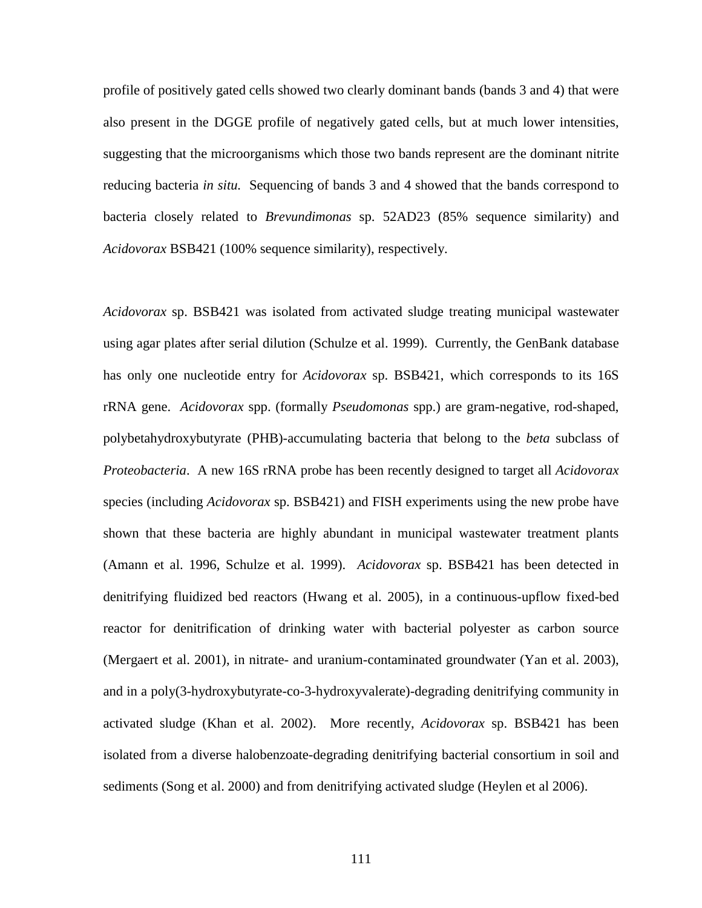profile of positively gated cells showed two clearly dominant bands (bands 3 and 4) that were also present in the DGGE profile of negatively gated cells, but at much lower intensities, suggesting that the microorganisms which those two bands represent are the dominant nitrite reducing bacteria *in situ.* Sequencing of bands 3 and 4 showed that the bands correspond to bacteria closely related to *Brevundimonas* sp. 52AD23 (85% sequence similarity) and *Acidovorax* BSB421 (100% sequence similarity), respectively.

*Acidovorax* sp. BSB421 was isolated from activated sludge treating municipal wastewater using agar plates after serial dilution (Schulze et al. 1999). Currently, the GenBank database has only one nucleotide entry for *Acidovorax* sp. BSB421, which corresponds to its 16S rRNA gene. *Acidovorax* spp. (formally *Pseudomonas* spp.) are gram-negative, rod-shaped, polybetahydroxybutyrate (PHB)-accumulating bacteria that belong to the *beta* subclass of *Proteobacteria*. A new 16S rRNA probe has been recently designed to target all *Acidovorax* species (including *Acidovorax* sp. BSB421) and FISH experiments using the new probe have shown that these bacteria are highly abundant in municipal wastewater treatment plants (Amann et al. 1996, Schulze et al. 1999). *Acidovorax* sp. BSB421 has been detected in denitrifying fluidized bed reactors (Hwang et al. 2005), in a continuous-upflow fixed-bed reactor for denitrification of drinking water with bacterial polyester as carbon source (Mergaert et al. 2001), in nitrate- and uranium-contaminated groundwater (Yan et al. 2003), and in a poly(3-hydroxybutyrate-co-3-hydroxyvalerate)-degrading denitrifying community in activated sludge (Khan et al. 2002). More recently, *Acidovorax* sp. BSB421 has been isolated from a diverse halobenzoate-degrading denitrifying bacterial consortium in soil and sediments (Song et al. 2000) and from denitrifying activated sludge (Heylen et al 2006).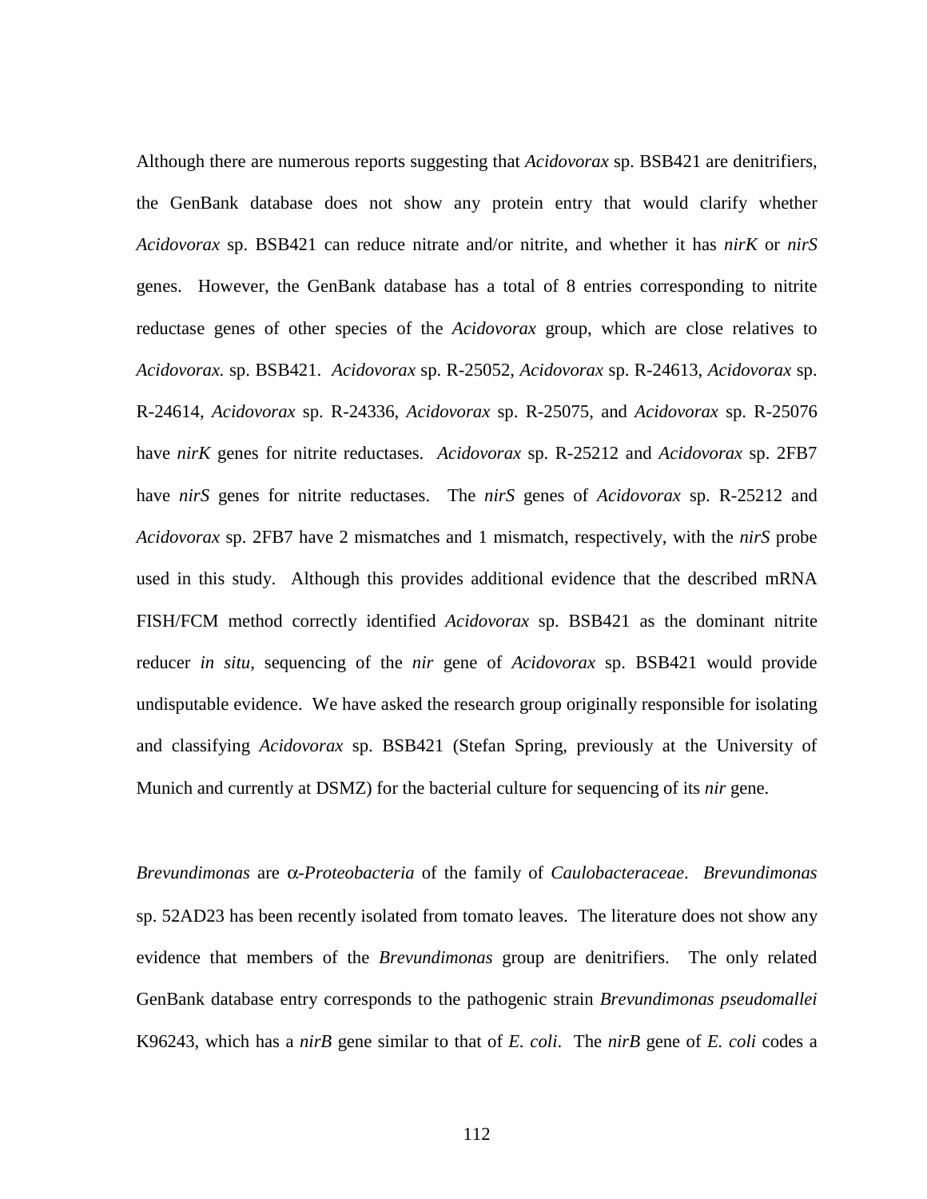Although there are numerous reports suggesting that *Acidovorax* sp. BSB421 are denitrifiers, the GenBank database does not show any protein entry that would clarify whether *Acidovorax* sp. BSB421 can reduce nitrate and/or nitrite, and whether it has *nirK* or *nirS* genes. However, the GenBank database has a total of 8 entries corresponding to nitrite reductase genes of other species of the *Acidovorax* group, which are close relatives to *Acidovorax.* sp. BSB421. *Acidovorax* sp. R-25052, *Acidovorax* sp. R-24613, *Acidovorax* sp. R-24614, *Acidovorax* sp. R-24336, *Acidovorax* sp. R-25075, and *Acidovorax* sp. R-25076 have *nirK* genes for nitrite reductases. *Acidovorax* sp. R-25212 and *Acidovorax* sp. 2FB7 have *nirS* genes for nitrite reductases. The *nirS* genes of *Acidovorax* sp. R-25212 and *Acidovorax* sp. 2FB7 have 2 mismatches and 1 mismatch, respectively, with the *nirS* probe used in this study. Although this provides additional evidence that the described mRNA FISH/FCM method correctly identified *Acidovorax* sp. BSB421 as the dominant nitrite reducer *in situ*, sequencing of the *nir* gene of *Acidovorax* sp. BSB421 would provide undisputable evidence. We have asked the research group originally responsible for isolating and classifying *Acidovorax* sp. BSB421 (Stefan Spring, previously at the University of Munich and currently at DSMZ) for the bacterial culture for sequencing of its *nir* gene.

*Brevundimonas* are *α-Proteobacteria* of the family of *Caulobacteraceae*. *Brevundimonas* sp. 52AD23 has been recently isolated from tomato leaves. The literature does not show any evidence that members of the *Brevundimonas* group are denitrifiers. The only related GenBank database entry corresponds to the pathogenic strain *Brevundimonas pseudomallei* K96243, which has a *nirB* gene similar to that of *E. coli*. The *nirB* gene of *E. coli* codes a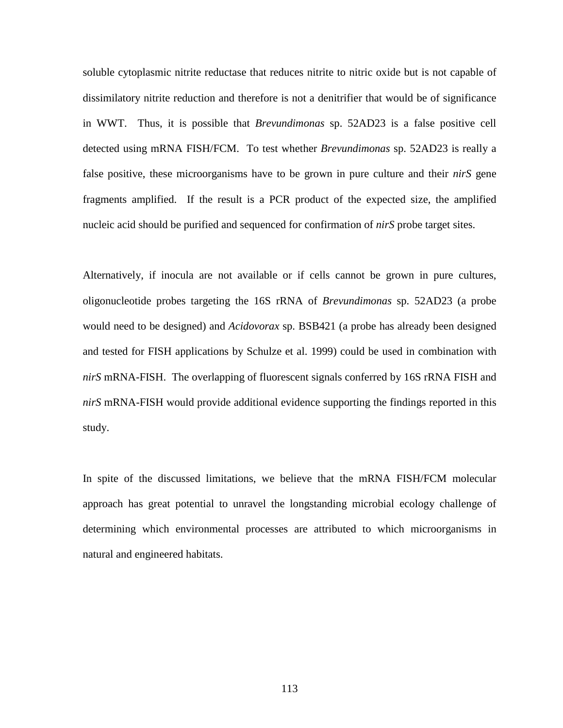soluble cytoplasmic nitrite reductase that reduces nitrite to nitric oxide but is not capable of dissimilatory nitrite reduction and therefore is not a denitrifier that would be of significance in WWT. Thus, it is possible that *Brevundimonas* sp. 52AD23 is a false positive cell detected using mRNA FISH/FCM. To test whether *Brevundimonas* sp. 52AD23 is really a false positive, these microorganisms have to be grown in pure culture and their *nirS* gene fragments amplified. If the result is a PCR product of the expected size, the amplified nucleic acid should be purified and sequenced for confirmation of *nirS* probe target sites.

Alternatively, if inocula are not available or if cells cannot be grown in pure cultures, oligonucleotide probes targeting the 16S rRNA of *Brevundimonas* sp. 52AD23 (a probe would need to be designed) and *Acidovorax* sp. BSB421 (a probe has already been designed and tested for FISH applications by Schulze et al. 1999) could be used in combination with *nirS* mRNA-FISH. The overlapping of fluorescent signals conferred by 16S rRNA FISH and *nirS* mRNA-FISH would provide additional evidence supporting the findings reported in this study.

In spite of the discussed limitations, we believe that the mRNA FISH/FCM molecular approach has great potential to unravel the longstanding microbial ecology challenge of determining which environmental processes are attributed to which microorganisms in natural and engineered habitats.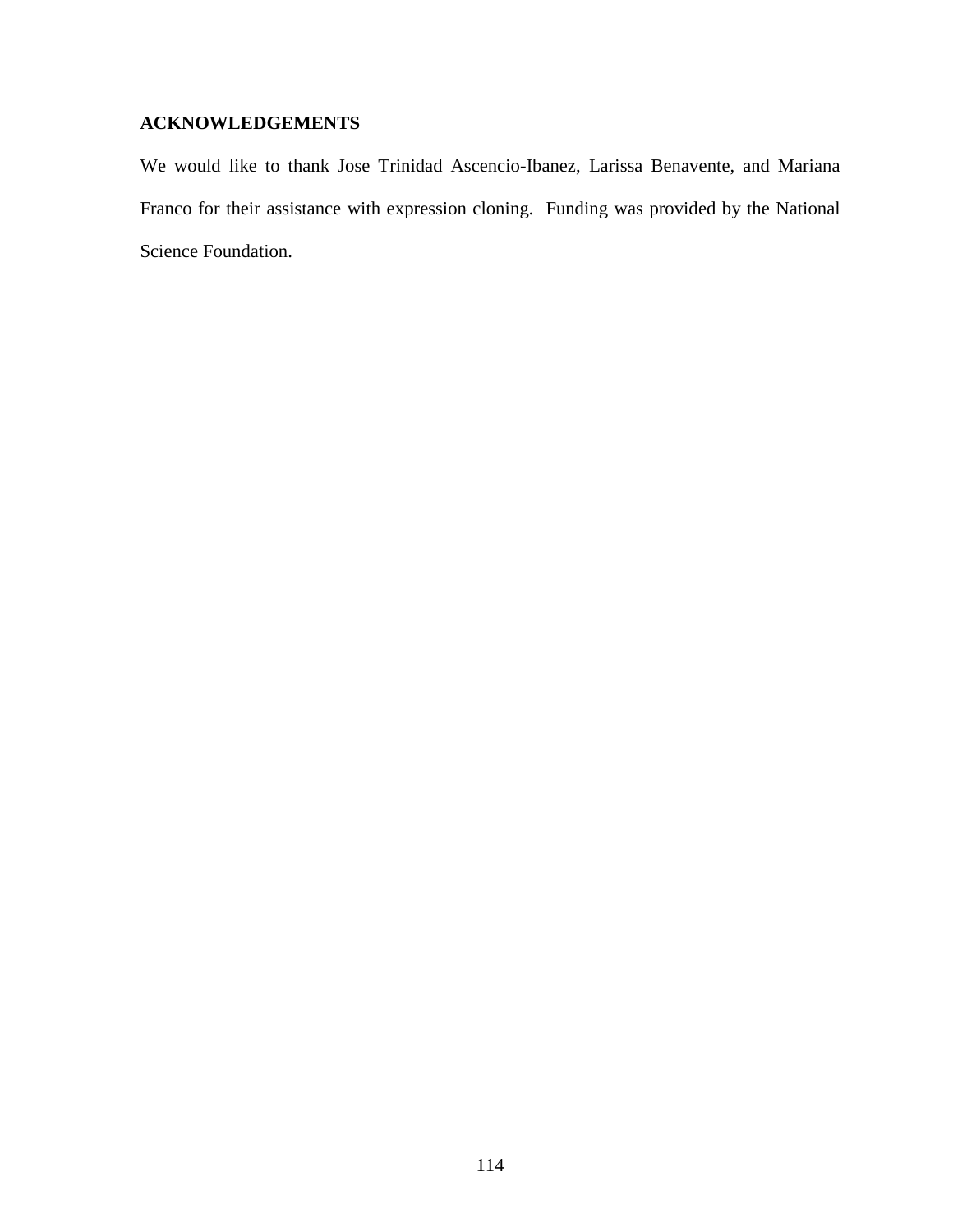**ACKNOWLEDGEMENTS**

We would like to thank Jose Trinidad Ascencio-Ibanez, Larissa Benavente, and Mariana Franco for their assistance with expression cloning. Funding was provided by the National Science Foundation.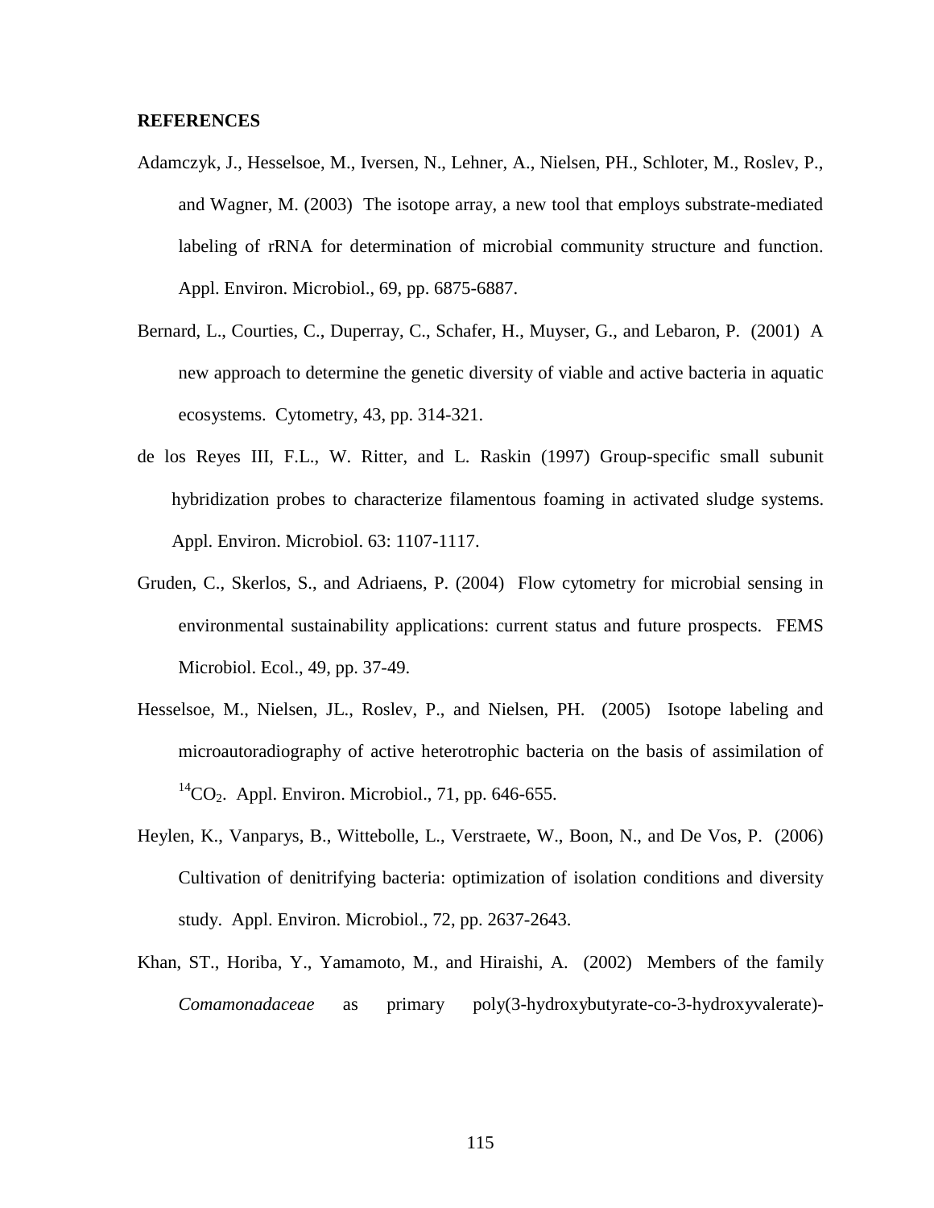**REFERENCES**

Adamczyk, J., Hesselsoe, M., Iversen, N., Lehner, A., Nielsen, PH., Schloter, M., Roslev, P., and Wagner, M. (2003) The isotope array, a new tool that employs substrate-mediated labeling of rRNA for determination of microbial community structure and function. Appl. Environ. Microbiol., 69, pp. 6875-6887.

Bernard, L., Courties, C., Duperray, C., Schafer, H., Muyser, G., and Lebaron, P. (2001) A new approach to determine the genetic diversity of viable and active bacteria in aquatic ecosystems. Cytometry, 43, pp. 314-321.

de los Reyes III, F.L., W. Ritter, and L. Raskin (1997) Group-specific small subunit hybridization probes to characterize filamentous foaming in activated sludge systems. Appl. Environ. Microbiol. 63: 1107-1117.

Gruden, C., Skerlos, S., and Adriaens, P. (2004) Flow cytometry for microbial sensing in environmental sustainability applications: current status and future prospects. FEMS Microbiol. Ecol., 49, pp. 37-49.

Hesselsoe, M., Nielsen, JL., Roslev, P., and Nielsen, PH. (2005) Isotope labeling and microautoradiography of active heterotrophic bacteria on the basis of assimilation of $^{14}CO_2$. Appl. Environ. Microbiol., 71, pp. 646-655.

Heylen, K., Vanparys, B., Wittebolle, L., Verstraete, W., Boon, N., and De Vos, P. (2006) Cultivation of denitrifying bacteria: optimization of isolation conditions and diversity study. Appl. Environ. Microbiol., 72, pp. 2637-2643.

Khan, ST., Horiba, Y., Yamamoto, M., and Hiraishi, A. (2002) Members of the family *Comamonadaceae* as primary poly(3-hydroxybutyrate-co-3-hydroxyvalerate)-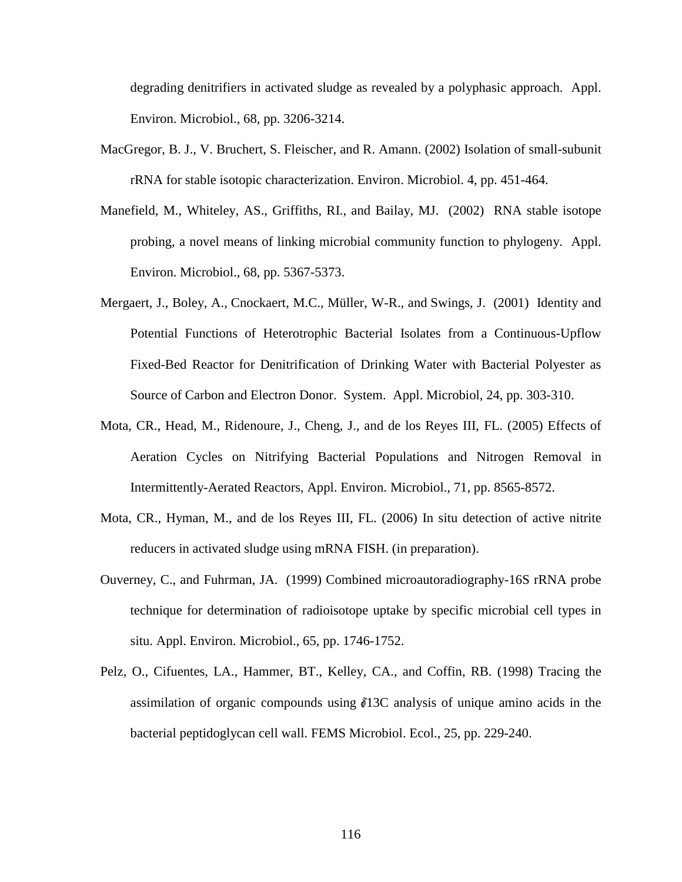degrading denitrifiers in activated sludge as revealed by a polyphasic approach. Appl. Environ. Microbiol., 68, pp. 3206-3214.

MacGregor, B. J., V. Bruchert, S. Fleischer, and R. Amann. (2002) Isolation of small-subunit rRNA for stable isotopic characterization. Environ. Microbiol. 4, pp. 451-464.

Manefield, M., Whiteley, AS., Griffiths, RI., and Bailay, MJ. (2002) RNA stable isotope probing, a novel means of linking microbial community function to phylogeny. Appl. Environ. Microbiol., 68, pp. 5367-5373.

Mergaert, J., Boley, A., Cnockaert, M.C., Müller, W-R., and Swings, J. (2001) Identity and Potential Functions of Heterotrophic Bacterial Isolates from a Continuous-Upflow Fixed-Bed Reactor for Denitrification of Drinking Water with Bacterial Polyester as Source of Carbon and Electron Donor. System. Appl. Microbiol, 24, pp. 303-310.

Mota, CR., Head, M., Ridenoure, J., Cheng, J., and de los Reyes III, FL. (2005) Effects of Aeration Cycles on Nitrifying Bacterial Populations and Nitrogen Removal in Intermittently-Aerated Reactors, Appl. Environ. Microbiol., 71, pp. 8565-8572.

Mota, CR., Hyman, M., and de los Reyes III, FL. (2006) In situ detection of active nitrite reducers in activated sludge using mRNA FISH. (in preparation).

Ouverney, C., and Fuhrman, JA. (1999) Combined microautoradiography-16S rRNA probe technique for determination of radioisotope uptake by specific microbial cell types in situ. Appl. Environ. Microbiol., 65, pp. 1746-1752.

Pelz, O., Cifuentes, LA., Hammer, BT., Kelley, CA., and Coffin, RB. (1998) Tracing the assimilation of organic compounds using $\delta$13C analysis of unique amino acids in the bacterial peptidoglycan cell wall. FEMS Microbiol. Ecol., 25, pp. 229-240.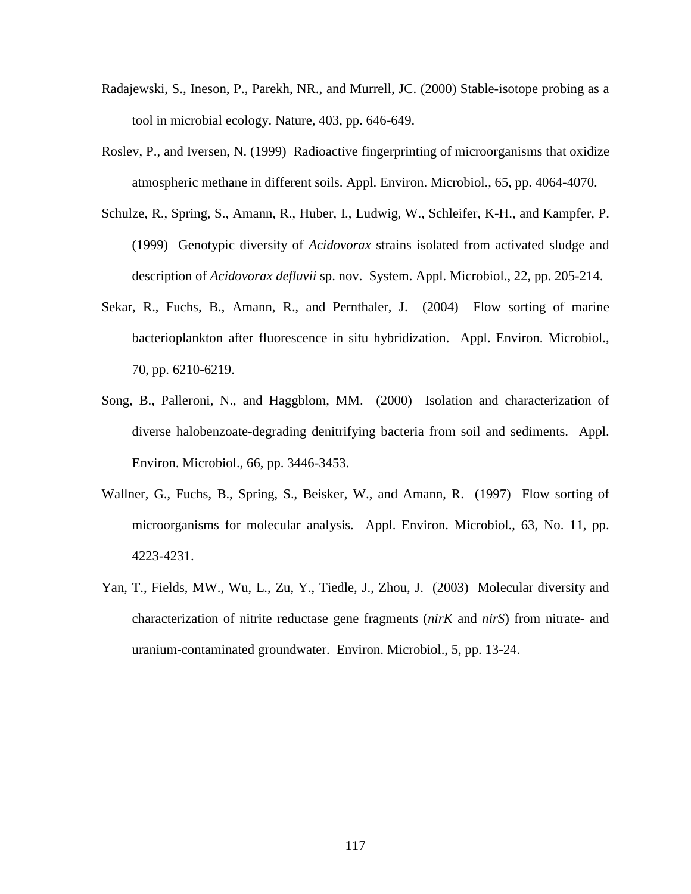Radajewski, S., Ineson, P., Parekh, NR., and Murrell, JC. (2000) Stable-isotope probing as a tool in microbial ecology. Nature, 403, pp. 646-649.

Roslev, P., and Iversen, N. (1999) Radioactive fingerprinting of microorganisms that oxidize atmospheric methane in different soils. Appl. Environ. Microbiol., 65, pp. 4064-4070.

Schulze, R., Spring, S., Amann, R., Huber, I., Ludwig, W., Schleifer, K-H., and Kampfer, P. (1999) Genotypic diversity of *Acidovorax* strains isolated from activated sludge and description of *Acidovorax defluvii* sp. nov. System. Appl. Microbiol., 22, pp. 205-214.

Sekar, R., Fuchs, B., Amann, R., and Pernthaler, J. (2004) Flow sorting of marine bacterioplankton after fluorescence in situ hybridization. Appl. Environ. Microbiol., 70, pp. 6210-6219.

Song, B., Palleroni, N., and Haggblom, MM. (2000) Isolation and characterization of diverse halobenzoate-degrading denitrifying bacteria from soil and sediments. Appl. Environ. Microbiol., 66, pp. 3446-3453.

Wallner, G., Fuchs, B., Spring, S., Beisker, W., and Amann, R. (1997) Flow sorting of microorganisms for molecular analysis. Appl. Environ. Microbiol., 63, No. 11, pp. 4223-4231.

Yan, T., Fields, MW., Wu, L., Zu, Y., Tiedle, J., Zhou, J. (2003) Molecular diversity and characterization of nitrite reductase gene fragments (*nirK* and *nirS*) from nitrate- and uranium-contaminated groundwater. Environ. Microbiol., 5, pp. 13-24.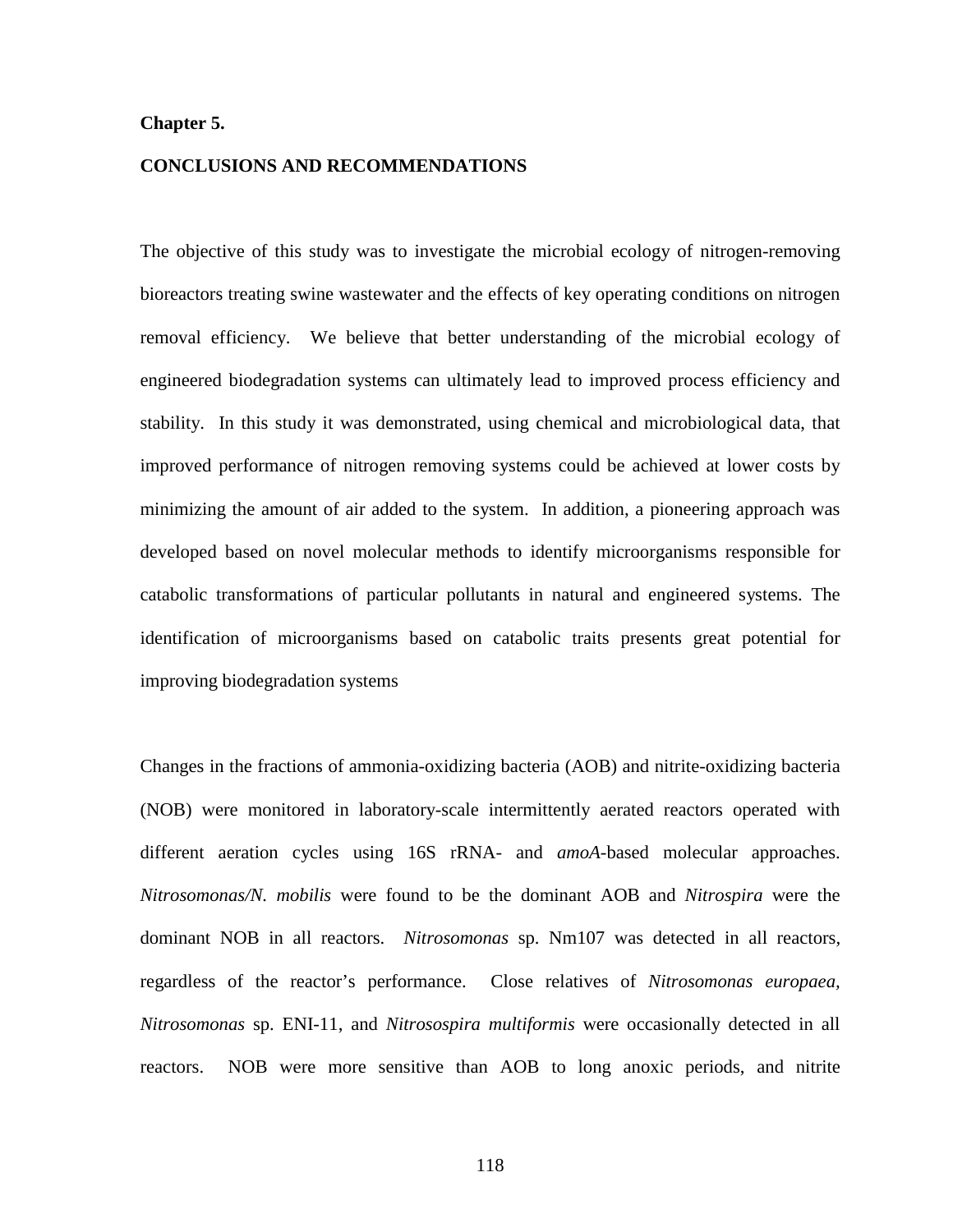**Chapter 5.**

**CONCLUSIONS AND RECOMMENDATIONS**

The objective of this study was to investigate the microbial ecology of nitrogen-removing bioreactors treating swine wastewater and the effects of key operating conditions on nitrogen removal efficiency. We believe that better understanding of the microbial ecology of engineered biodegradation systems can ultimately lead to improved process efficiency and stability. In this study it was demonstrated, using chemical and microbiological data, that improved performance of nitrogen removing systems could be achieved at lower costs by minimizing the amount of air added to the system. In addition, a pioneering approach was developed based on novel molecular methods to identify microorganisms responsible for catabolic transformations of particular pollutants in natural and engineered systems. The identification of microorganisms based on catabolic traits presents great potential for improving biodegradation systems

Changes in the fractions of ammonia-oxidizing bacteria (AOB) and nitrite-oxidizing bacteria (NOB) were monitored in laboratory-scale intermittently aerated reactors operated with different aeration cycles using 16S rRNA- and *amoA*-based molecular approaches. *Nitrosomonas/N. mobilis* were found to be the dominant AOB and *Nitrospira* were the dominant NOB in all reactors. *Nitrosomonas* sp. Nm107 was detected in all reactors, regardless of the reactor's performance. Close relatives of *Nitrosomonas europaea, Nitrosomonas* sp. ENI-11, and *Nitrosospira multiformis* were occasionally detected in all reactors. NOB were more sensitive than AOB to long anoxic periods, and nitrite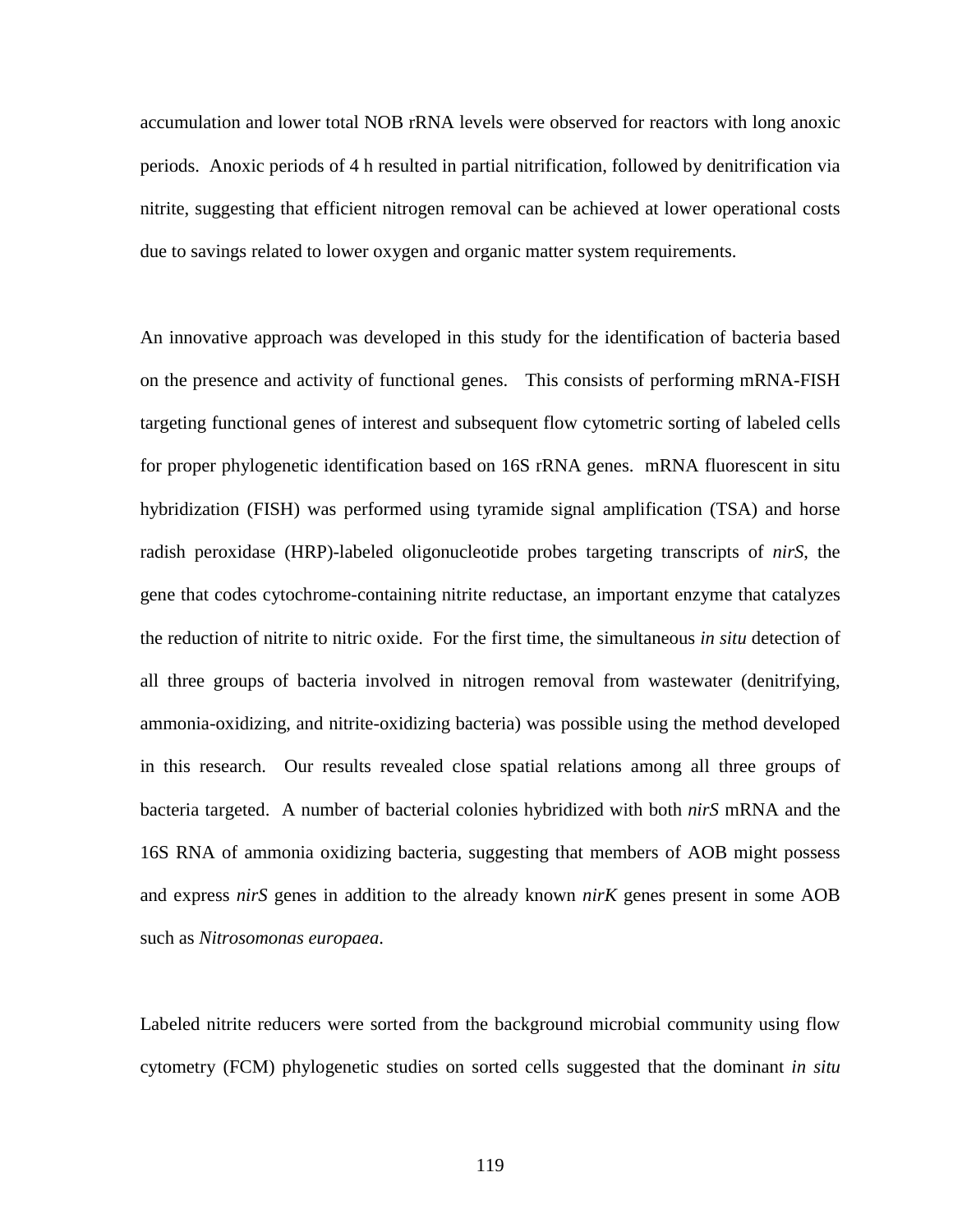accumulation and lower total NOB rRNA levels were observed for reactors with long anoxic periods. Anoxic periods of 4 h resulted in partial nitrification, followed by denitrification via nitrite, suggesting that efficient nitrogen removal can be achieved at lower operational costs due to savings related to lower oxygen and organic matter system requirements.

An innovative approach was developed in this study for the identification of bacteria based on the presence and activity of functional genes. This consists of performing mRNA-FISH targeting functional genes of interest and subsequent flow cytometric sorting of labeled cells for proper phylogenetic identification based on 16S rRNA genes. mRNA fluorescent in situ hybridization (FISH) was performed using tyramide signal amplification (TSA) and horse radish peroxidase (HRP)-labeled oligonucleotide probes targeting transcripts of *nirS*, the gene that codes cytochrome-containing nitrite reductase, an important enzyme that catalyzes the reduction of nitrite to nitric oxide. For the first time, the simultaneous *in situ* detection of all three groups of bacteria involved in nitrogen removal from wastewater (denitrifying, ammonia-oxidizing, and nitrite-oxidizing bacteria) was possible using the method developed in this research. Our results revealed close spatial relations among all three groups of bacteria targeted. A number of bacterial colonies hybridized with both *nirS* mRNA and the 16S RNA of ammonia oxidizing bacteria, suggesting that members of AOB might possess and express *nirS* genes in addition to the already known *nirK* genes present in some AOB such as *Nitrosomonas europaea*.

Labeled nitrite reducers were sorted from the background microbial community using flow cytometry (FCM) phylogenetic studies on sorted cells suggested that the dominant *in situ*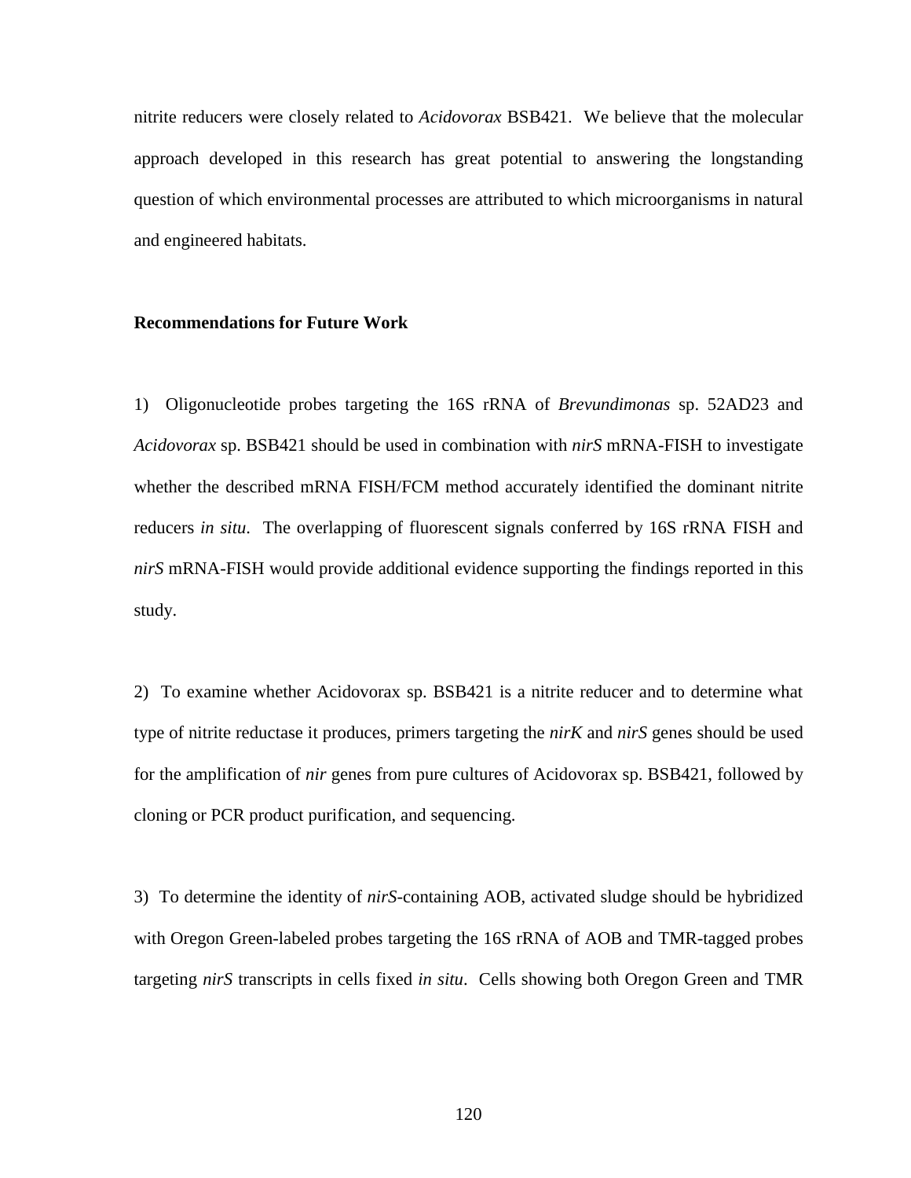nitrite reducers were closely related to *Acidovorax* BSB421. We believe that the molecular approach developed in this research has great potential to answering the longstanding question of which environmental processes are attributed to which microorganisms in natural and engineered habitats.

**Recommendations for Future Work**

1) Oligonucleotide probes targeting the 16S rRNA of *Brevundimonas* sp. 52AD23 and *Acidovorax* sp. BSB421 should be used in combination with *nirS* mRNA-FISH to investigate whether the described mRNA FISH/FCM method accurately identified the dominant nitrite reducers *in situ*. The overlapping of fluorescent signals conferred by 16S rRNA FISH and *nirS* mRNA-FISH would provide additional evidence supporting the findings reported in this study.

2) To examine whether Acidovorax sp. BSB421 is a nitrite reducer and to determine what type of nitrite reductase it produces, primers targeting the *nirK* and *nirS* genes should be used for the amplification of *nir* genes from pure cultures of Acidovorax sp. BSB421, followed by cloning or PCR product purification, and sequencing.

3) To determine the identity of *nirS*-containing AOB, activated sludge should be hybridized with Oregon Green-labeled probes targeting the 16S rRNA of AOB and TMR-tagged probes targeting *nirS* transcripts in cells fixed *in situ*. Cells showing both Oregon Green and TMR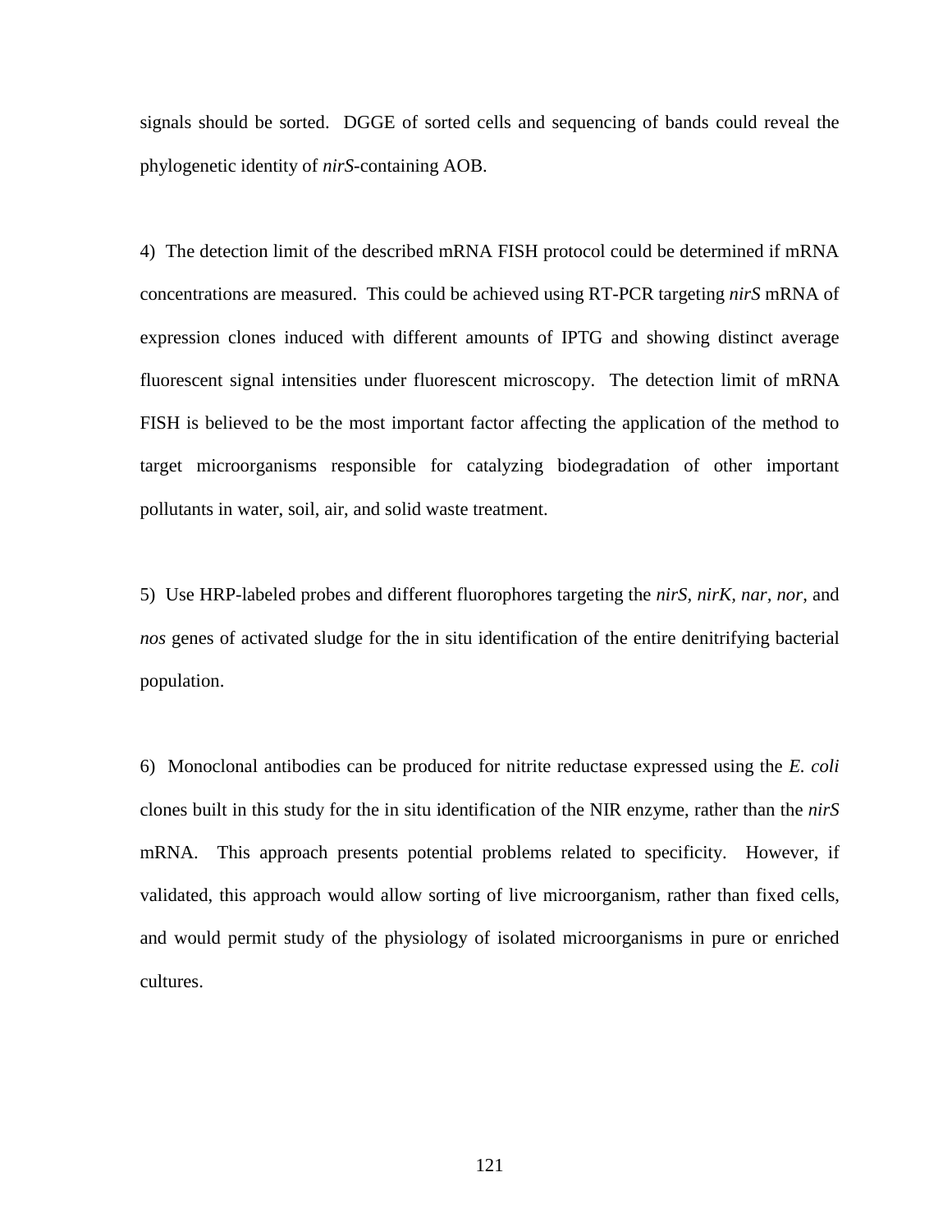signals should be sorted. DGGE of sorted cells and sequencing of bands could reveal the phylogenetic identity of *nirS*-containing AOB.

4) The detection limit of the described mRNA FISH protocol could be determined if mRNA concentrations are measured. This could be achieved using RT-PCR targeting *nirS* mRNA of expression clones induced with different amounts of IPTG and showing distinct average fluorescent signal intensities under fluorescent microscopy. The detection limit of mRNA FISH is believed to be the most important factor affecting the application of the method to target microorganisms responsible for catalyzing biodegradation of other important pollutants in water, soil, air, and solid waste treatment.

5) Use HRP-labeled probes and different fluorophores targeting the *nirS, nirK, nar, nor*, and *nos* genes of activated sludge for the in situ identification of the entire denitrifying bacterial population.

6) Monoclonal antibodies can be produced for nitrite reductase expressed using the *E. coli* clones built in this study for the in situ identification of the NIR enzyme, rather than the *nirS* mRNA. This approach presents potential problems related to specificity. However, if validated, this approach would allow sorting of live microorganism, rather than fixed cells, and would permit study of the physiology of isolated microorganisms in pure or enriched cultures.